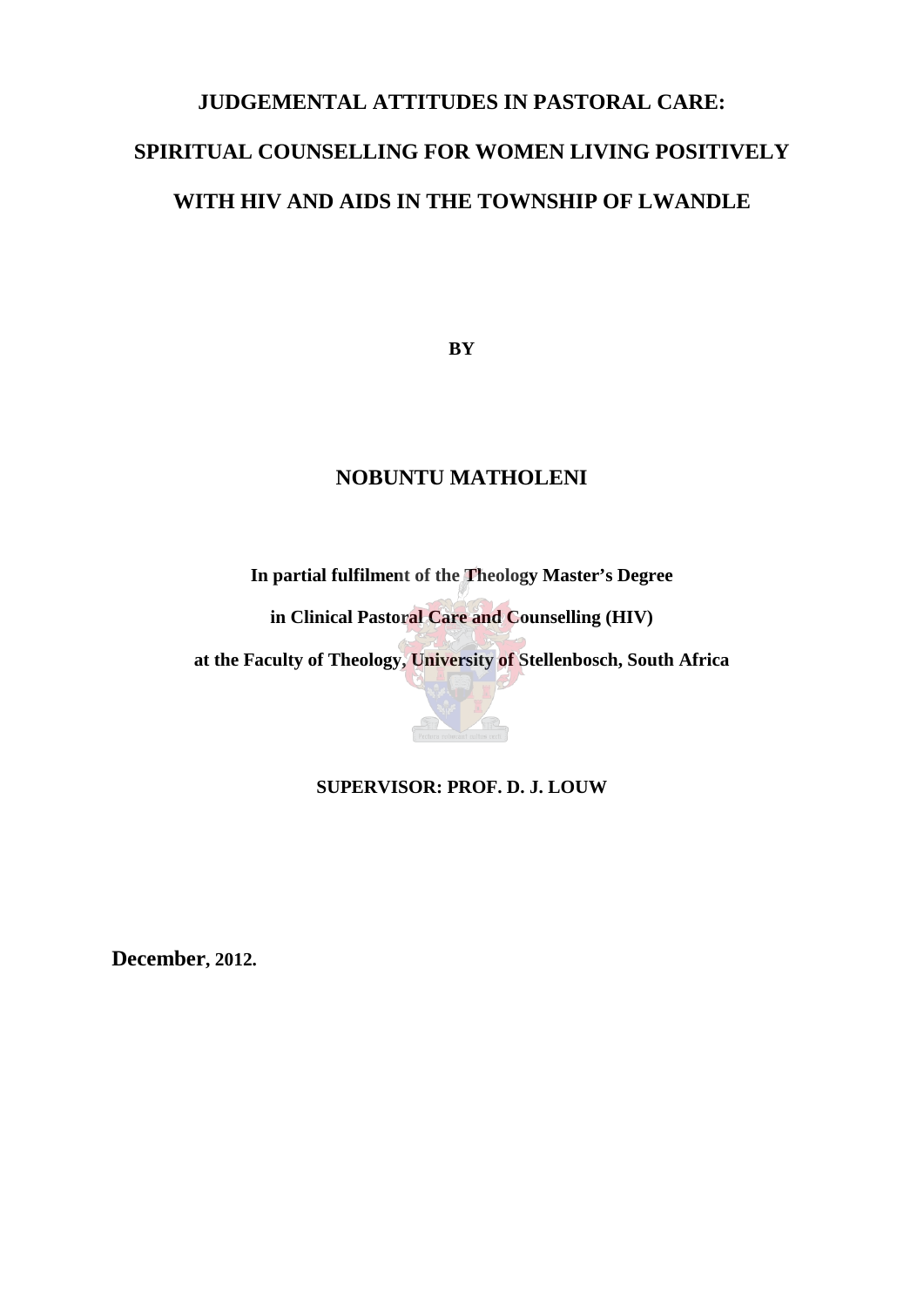# JUDGEMENTAL ATTITUDES IN PASTORAL CARE: SPIRITUAL COUNSELLING FOR WOMEN LIVING POSITIVELY WITH HIV AND AIDS IN THE TOWNSHIP OF LWANDLE

**BY**

## NOBUNTU MATHOLENI

**In partial fulfilment of the Theology Master's Degree**

**in Clinical Pastoral Care and Counselling (HIV)**

**at the Faculty of Theology, University of Stellenbosch, South Africa**

**SUPERVISOR: PROF. D. J. LOUW**

**December, 2012.**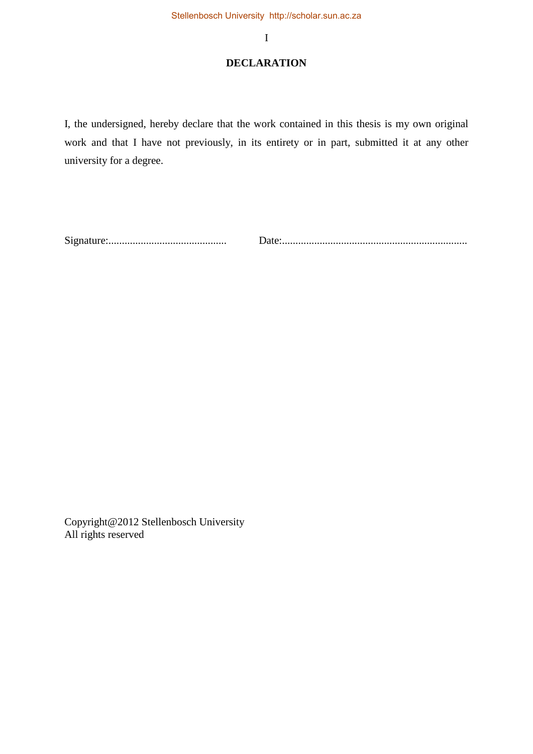# DECLARATION

I, the undersigned, hereby declare that the work contained in this thesis is my own original work and that I have not previously, in its entirety or in part, submitted it at any other university for a degree.

Signature:............................................ Date:.....................................................................

Copyright@2012 Stellenbosch University  
All rights reserved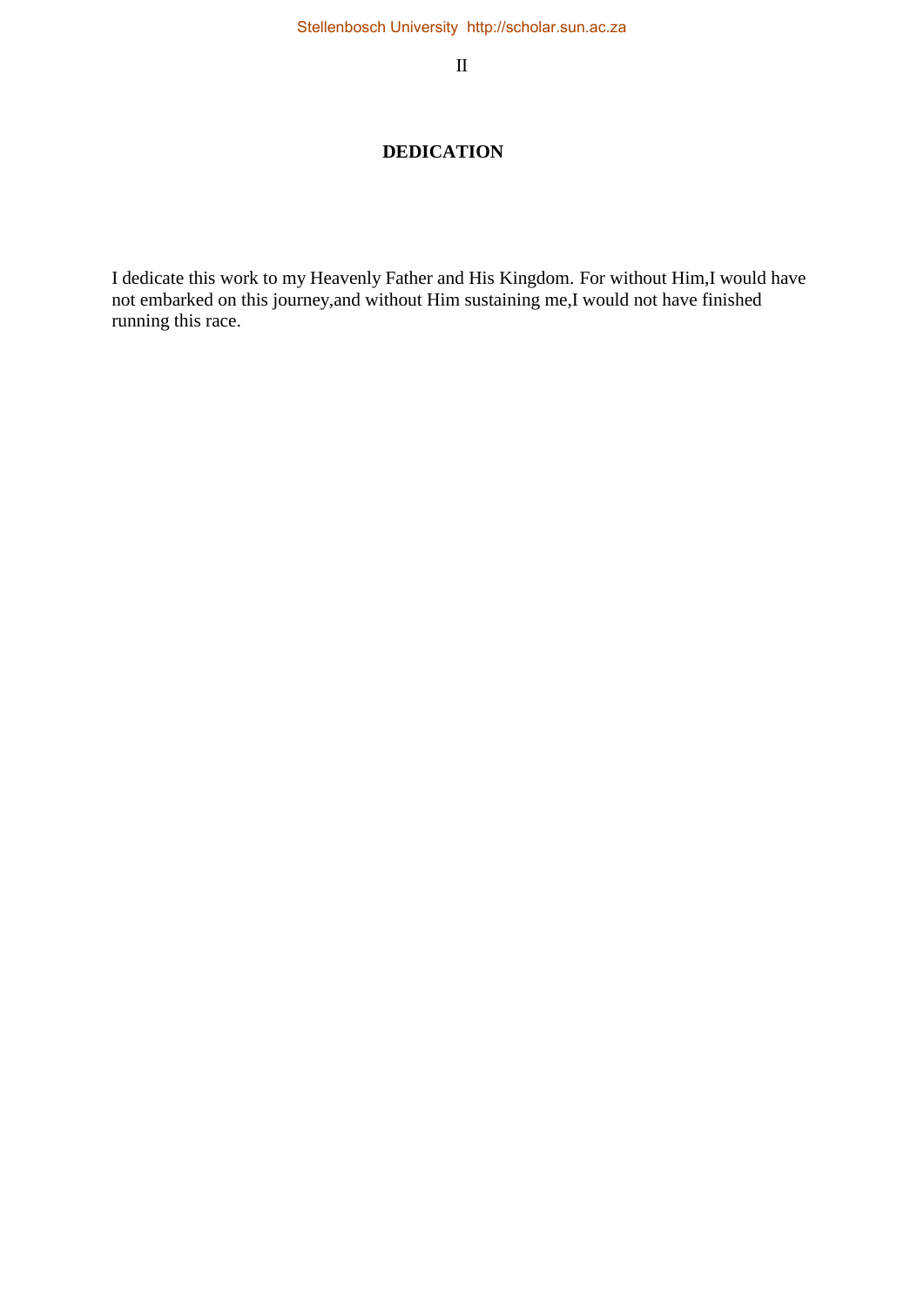# DEDICATION

I dedicate this work to my Heavenly Father and His Kingdom. For without Him,I would have not embarked on this journey,and without Him sustaining me,I would not have finished running this race.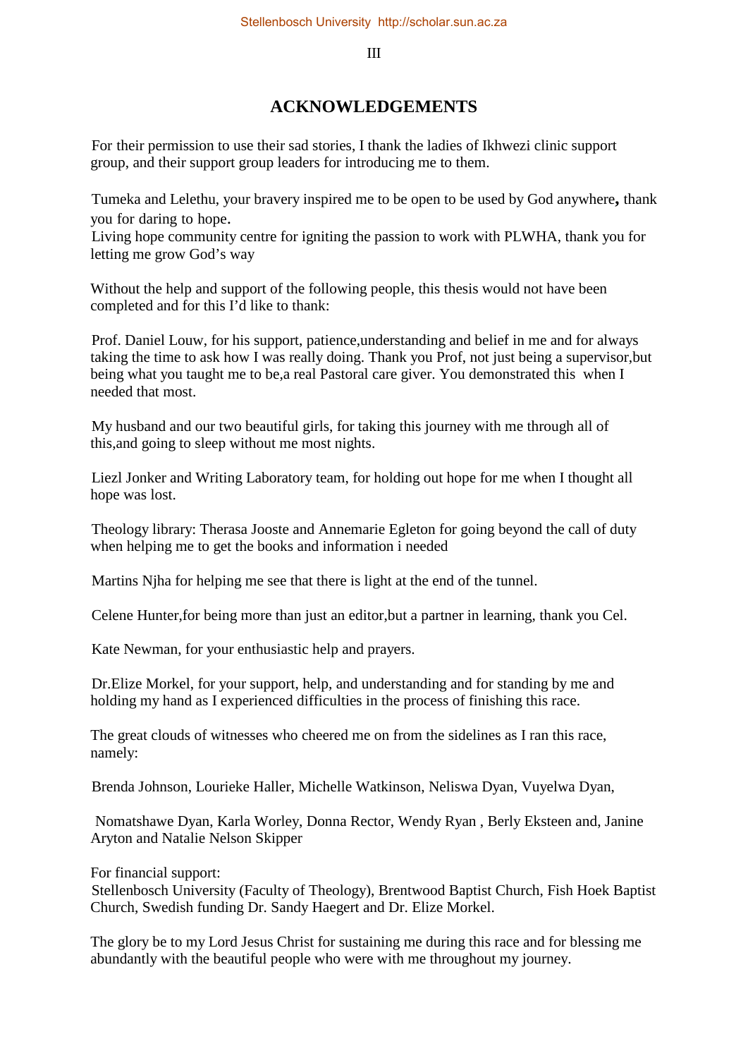# ACKNOWLEDGEMENTS

For their permission to use their sad stories, I thank the ladies of Ikhwezi clinic support group, and their support group leaders for introducing me to them.

Tumeka and Lelethu, your bravery inspired me to be open to be used by God anywhere**,** thank you for daring to hope**.**
Living hope community centre for igniting the passion to work with PLWHA, thank you for letting me grow God's way

Without the help and support of the following people, this thesis would not have been completed and for this I'd like to thank:

Prof. Daniel Louw, for his support, patience,understanding and belief in me and for always taking the time to ask how I was really doing. Thank you Prof, not just being a supervisor,but being what you taught me to be,a real Pastoral care giver. You demonstrated this when I needed that most.

My husband and our two beautiful girls, for taking this journey with me through all of this,and going to sleep without me most nights.

Liezl Jonker and Writing Laboratory team, for holding out hope for me when I thought all hope was lost.

Theology library: Therasa Jooste and Annemarie Egleton for going beyond the call of duty when helping me to get the books and information i needed

Martins Njha for helping me see that there is light at the end of the tunnel.

Celene Hunter,for being more than just an editor,but a partner in learning, thank you Cel.

Kate Newman, for your enthusiastic help and prayers.

Dr.Elize Morkel, for your support, help, and understanding and for standing by me and holding my hand as I experienced difficulties in the process of finishing this race.

The great clouds of witnesses who cheered me on from the sidelines as I ran this race, namely:

Brenda Johnson, Lourieke Haller, Michelle Watkinson, Neliswa Dyan, Vuyelwa Dyan,

Nomatshawe Dyan, Karla Worley, Donna Rector, Wendy Ryan , Berly Eksteen and, Janine Aryton and Natalie Nelson Skipper

For financial support:
Stellenbosch University (Faculty of Theology), Brentwood Baptist Church, Fish Hoek Baptist Church, Swedish funding Dr. Sandy Haegert and Dr. Elize Morkel.

The glory be to my Lord Jesus Christ for sustaining me during this race and for blessing me abundantly with the beautiful people who were with me throughout my journey.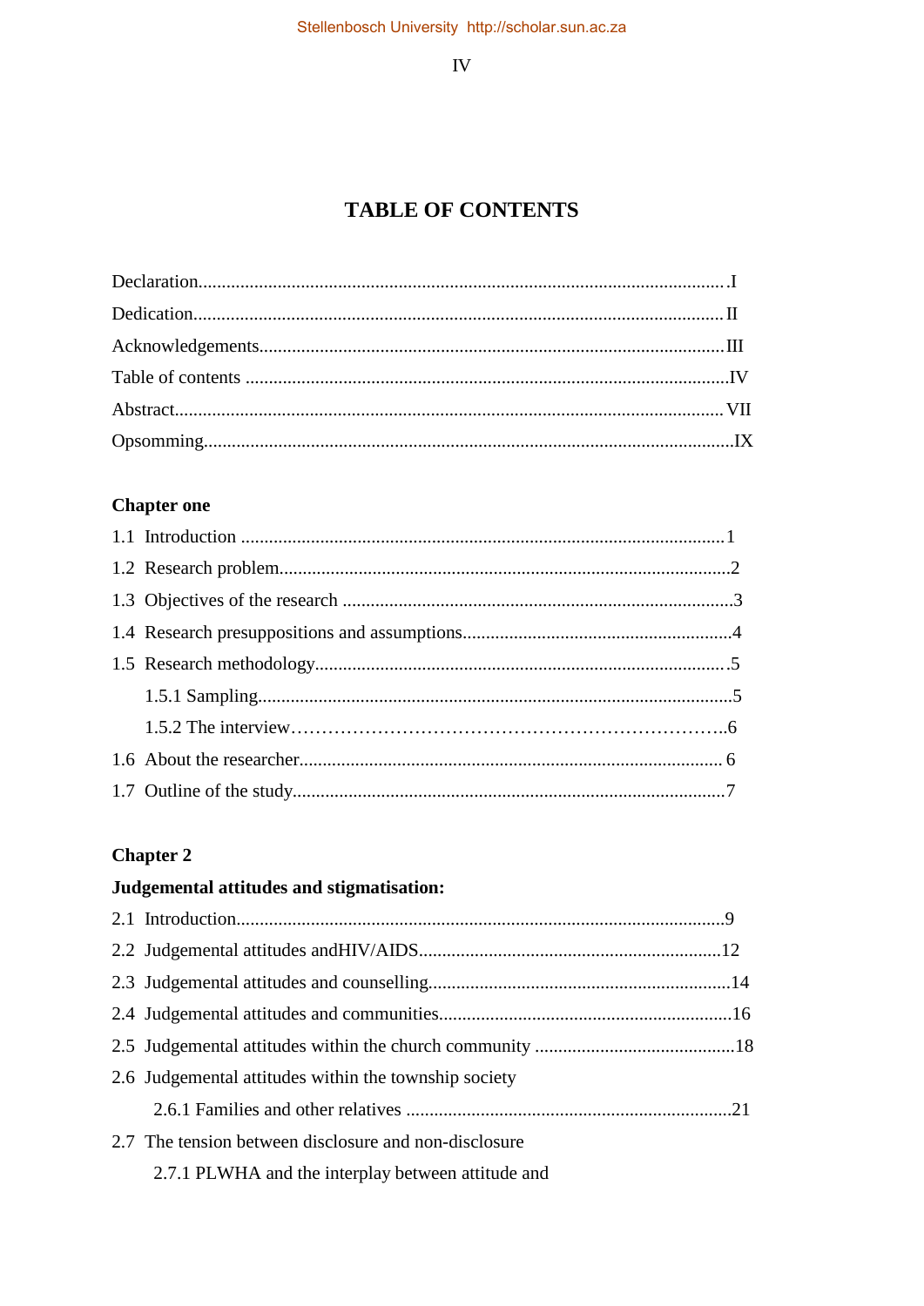# TABLE OF CONTENTS

Declaration....................................................................................................... I

Dedication......................................................................................................... II

Acknowledgements.......................................................................................... III

Table of contents ............................................................................................. IV

Abstract............................................................................................................. VII

Opsomming........................................................................................................ IX

**Chapter one**

1.1 Introduction ................................................................................................ 1

1.2 Research problem......................................................................................... 2

1.3 Objectives of the research ............................................................................ 3

1.4 Research presuppositions and assumptions.................................................... 4

1.5 Research methodology................................................................................. 5

  1.5.1 Sampling................................................................................................ 5

  1.5.2 The interview……………………………………………………………..6

1.6 About the researcher..................................................................................... 6

1.7 Outline of the study...................................................................................... 7

**Chapter 2**

**Judgemental attitudes and stigmatisation:**

2.1 Introduction.................................................................................................. 9

2.2 Judgemental attitudes andHIV/AIDS.............................................................. 12

2.3 Judgemental attitudes and counselling........................................................... 14

2.4 Judgemental attitudes and communities......................................................... 16

2.5 Judgemental attitudes within the church community ..................................... 18

2.6 Judgemental attitudes within the township society

  2.6.1 Families and other relatives ................................................................... 21

2.7 The tension between disclosure and non-disclosure

  2.7.1 PLWHA and the interplay between attitude and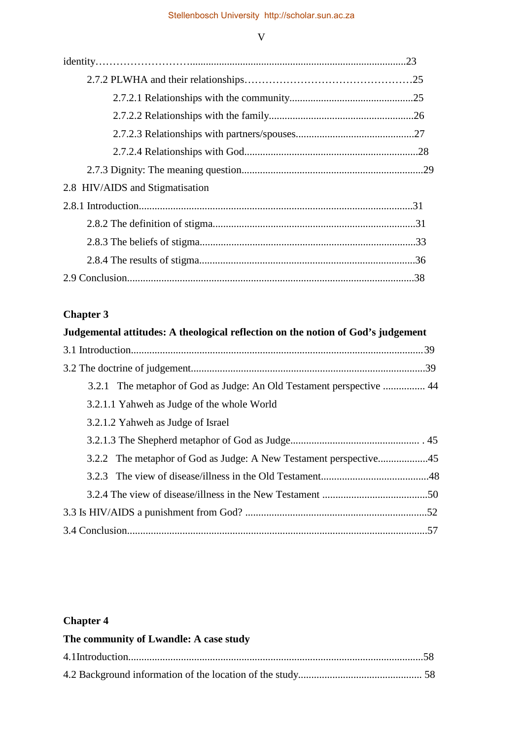identity……………………….................................................................................23

2.7.2 PLWHA and their relationships…………………………………………25

2.7.2.1 Relationships with the community...............................................25

2.7.2.2 Relationships with the family......................................................26

2.7.2.3 Relationships with partners/spouses............................................27

2.7.2.4 Relationships with God.................................................................28

2.7.3 Dignity: The meaning question....................................................................29

2.8 HIV/AIDS and Stigmatisation

2.8.1 Introduction.......................................................................................................31

2.8.2 The definition of stigma............................................................................31

2.8.3 The beliefs of stigma.................................................................................33

2.8.4 The results of stigma.................................................................................36

2.9 Conclusion............................................................................................................38

**Chapter 3**

**Judgemental attitudes: A theological reflection on the notion of God's judgement**

3.1 Introduction..............................................................................................................39

3.2 The doctrine of judgement........................................................................................39

3.2.1 The metaphor of God as Judge: An Old Testament perspective ................ 44

3.2.1.1 Yahweh as Judge of the whole World

3.2.1.2 Yahweh as Judge of Israel

3.2.1.3 The Shepherd metaphor of God as Judge................................................ . 45

3.2.2 The metaphor of God as Judge: A New Testament perspective..................45

3.2.3 The view of disease/illness in the Old Testament........................................48

3.2.4 The view of disease/illness in the New Testament ........................................50

3.3 Is HIV/AIDS a punishment from God? ....................................................................52

3.4 Conclusion................................................................................................................57

**Chapter 4**

**The community of Lwandle: A case study**

4.1Introduction..............................................................................................................58

4.2 Background information of the location of the study.............................................. 58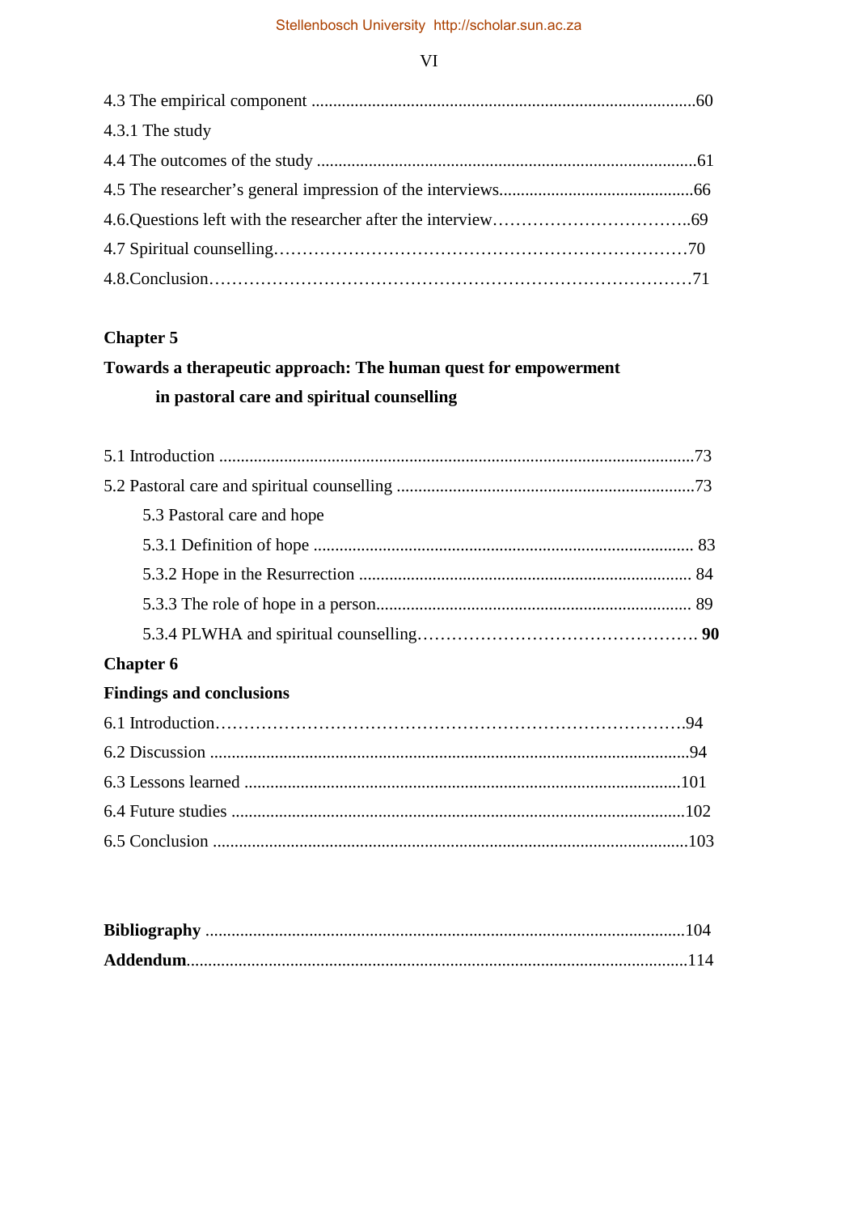4.3 The empirical component ........................................................................................60

4.3.1 The study

4.4 The outcomes of the study .......................................................................................61

4.5 The researcher's general impression of the interviews............................................66

4.6.Questions left with the researcher after the interview……………………………..69

4.7 Spiritual counselling………………………………………………………………70

4.8.Conclusion…………………………………………………………………………71

**Chapter 5**

**Towards a therapeutic approach: The human quest for empowerment in pastoral care and spiritual counselling**

5.1 Introduction .............................................................................................................73

5.2 Pastoral care and spiritual counselling ....................................................................73

5.3 Pastoral care and hope

5.3.1 Definition of hope ....................................................................................... 83

5.3.2 Hope in the Resurrection ............................................................................ 84

5.3.3 The role of hope in a person........................................................................ 89

5.3.4 PLWHA and spiritual counselling………………………………………… **90**

**Chapter 6**

**Findings and conclusions**

6.1 Introduction……………………………………………………………………….94

6.2 Discussion ..............................................................................................................94

6.3 Lessons learned ....................................................................................................101

6.4 Future studies ........................................................................................................102

6.5 Conclusion ............................................................................................................103

**Bibliography** .............................................................................................................104

**Addendum**..................................................................................................................114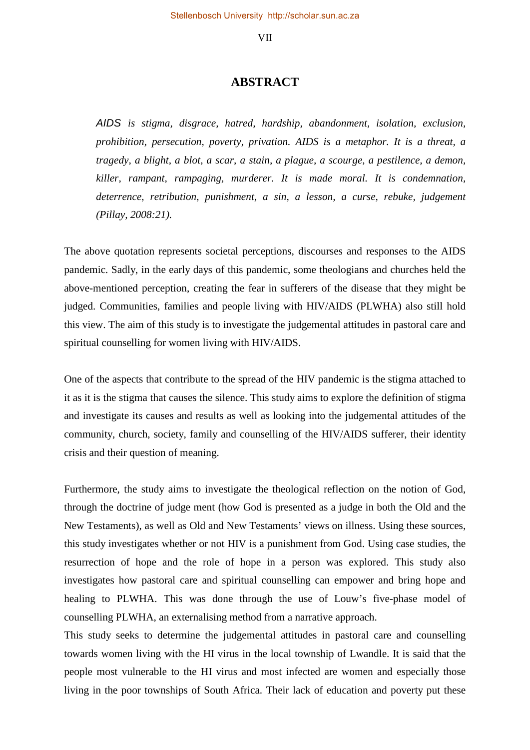# ABSTRACT

> *AIDS is stigma, disgrace, hatred, hardship, abandonment, isolation, exclusion, prohibition, persecution, poverty, privation. AIDS is a metaphor. It is a threat, a tragedy, a blight, a blot, a scar, a stain, a plague, a scourge, a pestilence, a demon, killer, rampant, rampaging, murderer. It is made moral. It is condemnation, deterrence, retribution, punishment, a sin, a lesson, a curse, rebuke, judgement (Pillay, 2008:21).*

The above quotation represents societal perceptions, discourses and responses to the AIDS pandemic. Sadly, in the early days of this pandemic, some theologians and churches held the above-mentioned perception, creating the fear in sufferers of the disease that they might be judged. Communities, families and people living with HIV/AIDS (PLWHA) also still hold this view. The aim of this study is to investigate the judgemental attitudes in pastoral care and spiritual counselling for women living with HIV/AIDS.

One of the aspects that contribute to the spread of the HIV pandemic is the stigma attached to it as it is the stigma that causes the silence. This study aims to explore the definition of stigma and investigate its causes and results as well as looking into the judgemental attitudes of the community, church, society, family and counselling of the HIV/AIDS sufferer, their identity crisis and their question of meaning.

Furthermore, the study aims to investigate the theological reflection on the notion of God, through the doctrine of judge ment (how God is presented as a judge in both the Old and the New Testaments), as well as Old and New Testaments' views on illness. Using these sources, this study investigates whether or not HIV is a punishment from God. Using case studies, the resurrection of hope and the role of hope in a person was explored. This study also investigates how pastoral care and spiritual counselling can empower and bring hope and healing to PLWHA. This was done through the use of Louw's five-phase model of counselling PLWHA, an externalising method from a narrative approach.

This study seeks to determine the judgemental attitudes in pastoral care and counselling towards women living with the HI virus in the local township of Lwandle. It is said that the people most vulnerable to the HI virus and most infected are women and especially those living in the poor townships of South Africa. Their lack of education and poverty put these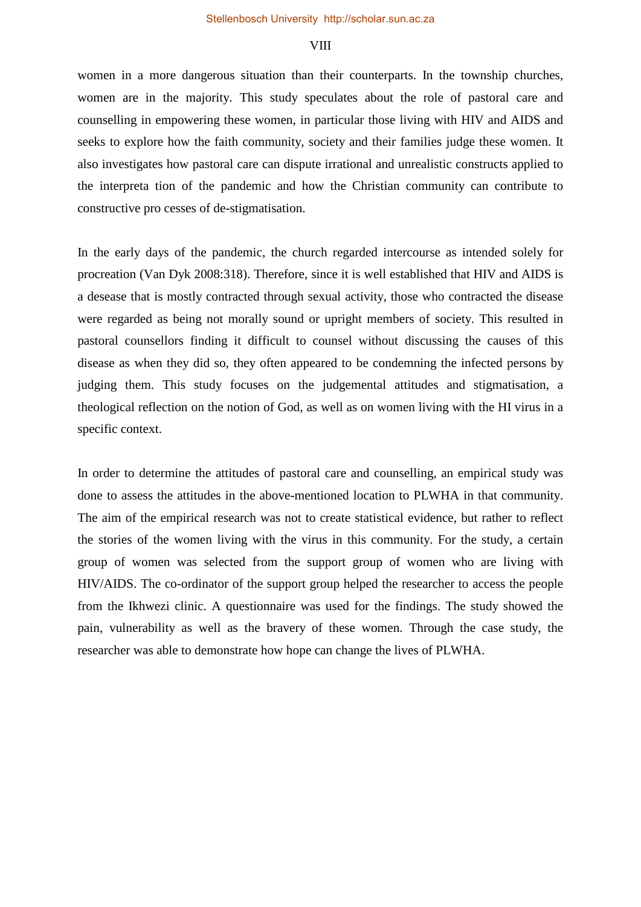women in a more dangerous situation than their counterparts. In the township churches, women are in the majority. This study speculates about the role of pastoral care and counselling in empowering these women, in particular those living with HIV and AIDS and seeks to explore how the faith community, society and their families judge these women. It also investigates how pastoral care can dispute irrational and unrealistic constructs applied to the interpreta tion of the pandemic and how the Christian community can contribute to constructive pro cesses of de-stigmatisation.

In the early days of the pandemic, the church regarded intercourse as intended solely for procreation (Van Dyk 2008:318). Therefore, since it is well established that HIV and AIDS is a desease that is mostly contracted through sexual activity, those who contracted the disease were regarded as being not morally sound or upright members of society. This resulted in pastoral counsellors finding it difficult to counsel without discussing the causes of this disease as when they did so, they often appeared to be condemning the infected persons by judging them. This study focuses on the judgemental attitudes and stigmatisation, a theological reflection on the notion of God, as well as on women living with the HI virus in a specific context.

In order to determine the attitudes of pastoral care and counselling, an empirical study was done to assess the attitudes in the above-mentioned location to PLWHA in that community. The aim of the empirical research was not to create statistical evidence, but rather to reflect the stories of the women living with the virus in this community. For the study, a certain group of women was selected from the support group of women who are living with HIV/AIDS. The co-ordinator of the support group helped the researcher to access the people from the Ikhwezi clinic. A questionnaire was used for the findings. The study showed the pain, vulnerability as well as the bravery of these women. Through the case study, the researcher was able to demonstrate how hope can change the lives of PLWHA.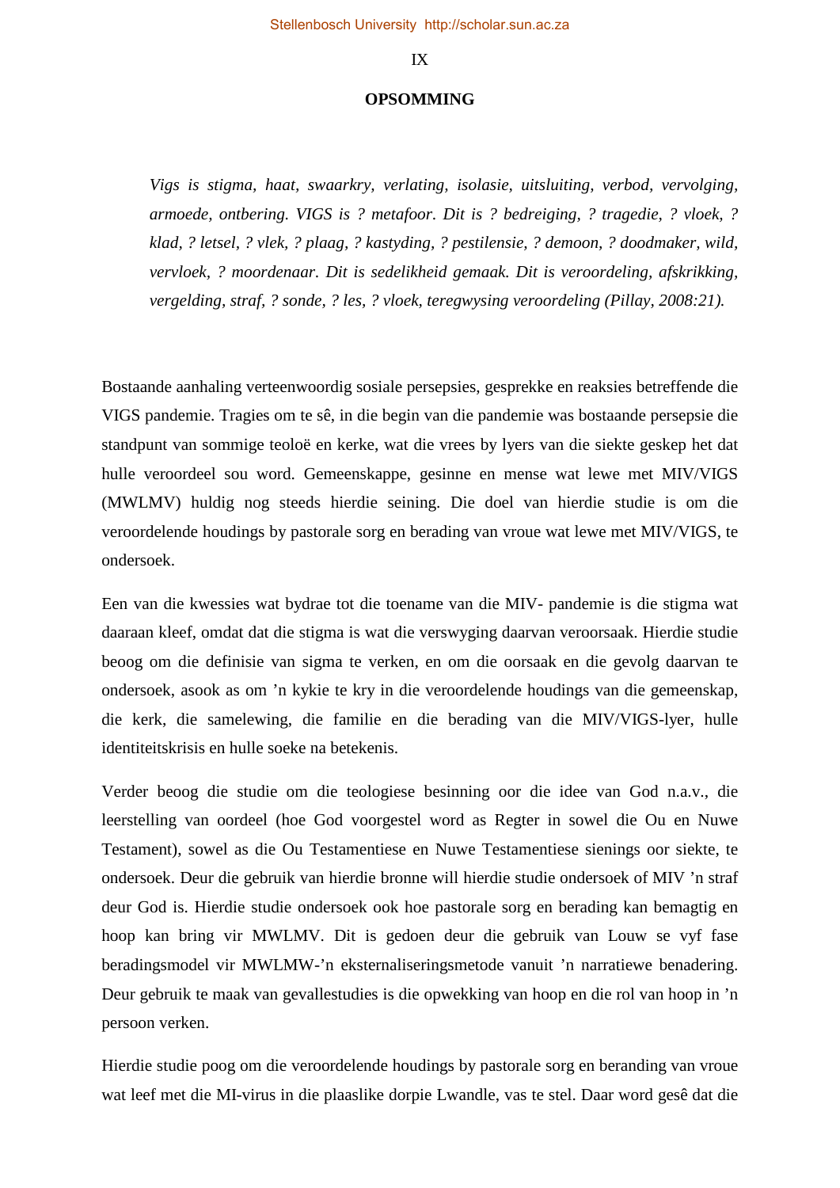## OPSOMMING

> *Vigs is stigma, haat, swaarkry, verlating, isolasie, uitsluiting, verbod, vervolging, armoede, ontbering. VIGS is ? metafoor. Dit is ? bedreiging, ? tragedie, ? vloek, ? klad, ? letsel, ? vlek, ? plaag, ? kastyding, ? pestilensie, ? demoon, ? doodmaker, wild, vervloek, ? moordenaar. Dit is sedelikheid gemaak. Dit is veroordeling, afskrikking, vergelding, straf, ? sonde, ? les, ? vloek, teregwysing veroordeling (Pillay, 2008:21).*

Bostaande aanhaling verteenwoordig sosiale persepsies, gesprekke en reaksies betreffende die VIGS pandemie. Tragies om te sê, in die begin van die pandemie was bostaande persepsie die standpunt van sommige teoloë en kerke, wat die vrees by lyers van die siekte geskep het dat hulle veroordeel sou word. Gemeenskappe, gesinne en mense wat lewe met MIV/VIGS (MWLMV) huldig nog steeds hierdie seining. Die doel van hierdie studie is om die veroordelende houdings by pastorale sorg en berading van vroue wat lewe met MIV/VIGS, te ondersoek.

Een van die kwessies wat bydrae tot die toename van die MIV- pandemie is die stigma wat daaraan kleef, omdat dat die stigma is wat die verswyging daarvan veroorsaak. Hierdie studie beoog om die definisie van sigma te verken, en om die oorsaak en die gevolg daarvan te ondersoek, asook as om ’n kykie te kry in die veroordelende houdings van die gemeenskap, die kerk, die samelewing, die familie en die berading van die MIV/VIGS-lyer, hulle identiteitskrisis en hulle soeke na betekenis.

Verder beoog die studie om die teologiese besinning oor die idee van God n.a.v., die leerstelling van oordeel (hoe God voorgestel word as Regter in sowel die Ou en Nuwe Testament), sowel as die Ou Testamentiese en Nuwe Testamentiese sienings oor siekte, te ondersoek. Deur die gebruik van hierdie bronne will hierdie studie ondersoek of MIV ’n straf deur God is. Hierdie studie ondersoek ook hoe pastorale sorg en berading kan bemagtig en hoop kan bring vir MWLMV. Dit is gedoen deur die gebruik van Louw se vyf fase beradingsmodel vir MWLMW-’n eksternaliseringsmetode vanuit ’n narratiewe benadering. Deur gebruik te maak van gevallestudies is die opwekking van hoop en die rol van hoop in ’n persoon verken.

Hierdie studie poog om die veroordelende houdings by pastorale sorg en beranding van vroue wat leef met die MI-virus in die plaaslike dorpie Lwandle, vas te stel. Daar word gesê dat die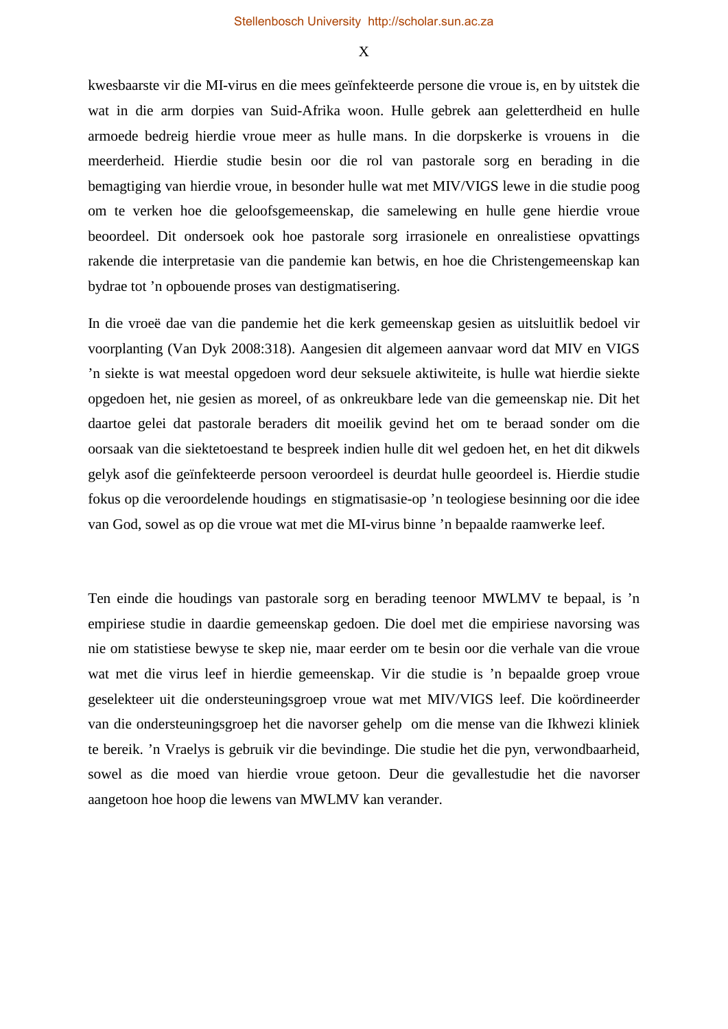kwesbaarste vir die MI-virus en die mees geïnfekteerde persone die vroue is, en by uitstek die wat in die arm dorpies van Suid-Afrika woon. Hulle gebrek aan geletterdheid en hulle armoede bedreig hierdie vroue meer as hulle mans. In die dorpskerke is vrouens in die meerderheid. Hierdie studie besin oor die rol van pastorale sorg en berading in die bemagtiging van hierdie vroue, in besonder hulle wat met MIV/VIGS lewe in die studie poog om te verken hoe die geloofsgemeenskap, die samelewing en hulle gene hierdie vroue beoordeel. Dit ondersoek ook hoe pastorale sorg irrasionele en onrealistiese opvattings rakende die interpretasie van die pandemie kan betwis, en hoe die Christengemeenskap kan bydrae tot 'n opbouende proses van destigmatisering.

In die vroeë dae van die pandemie het die kerk gemeenskap gesien as uitsluitlik bedoel vir voorplanting (Van Dyk 2008:318). Aangesien dit algemeen aanvaar word dat MIV en VIGS 'n siekte is wat meestal opgedoen word deur seksuele aktiwiteite, is hulle wat hierdie siekte opgedoen het, nie gesien as moreel, of as onkreukbare lede van die gemeenskap nie. Dit het daartoe gelei dat pastorale beraders dit moeilik gevind het om te beraad sonder om die oorsaak van die siektetoestand te bespreek indien hulle dit wel gedoen het, en het dit dikwels gelyk asof die geïnfekteerde persoon veroordeel is deurdat hulle geoordeel is. Hierdie studie fokus op die veroordelende houdings en stigmatisasie-op 'n teologiese besinning oor die idee van God, sowel as op die vroue wat met die MI-virus binne 'n bepaalde raamwerke leef.

Ten einde die houdings van pastorale sorg en berading teenoor MWLMV te bepaal, is 'n empiriese studie in daardie gemeenskap gedoen. Die doel met die empiriese navorsing was nie om statistiese bewyse te skep nie, maar eerder om te besin oor die verhale van die vroue wat met die virus leef in hierdie gemeenskap. Vir die studie is 'n bepaalde groep vroue geselekteer uit die ondersteuningsgroep vroue wat met MIV/VIGS leef. Die koördineerder van die ondersteuningsgroep het die navorser gehelp om die mense van die Ikhwezi kliniek te bereik. 'n Vraelys is gebruik vir die bevindinge. Die studie het die pyn, verwondbaarheid, sowel as die moed van hierdie vroue getoon. Deur die gevallestudie het die navorser aangetoon hoe hoop die lewens van MWLMV kan verander.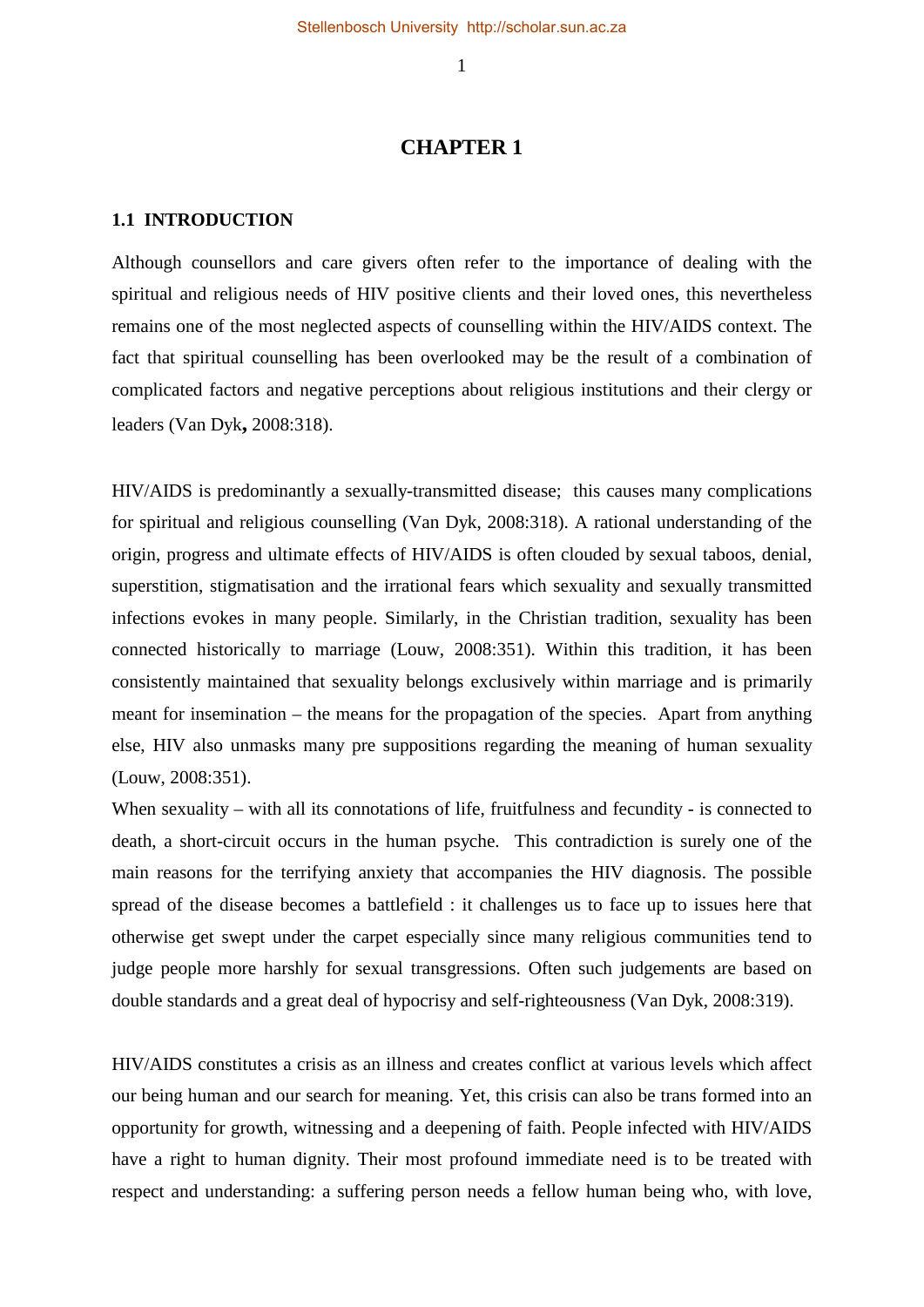# CHAPTER 1

## 1.1 INTRODUCTION

Although counsellors and care givers often refer to the importance of dealing with the spiritual and religious needs of HIV positive clients and their loved ones, this nevertheless remains one of the most neglected aspects of counselling within the HIV/AIDS context. The fact that spiritual counselling has been overlooked may be the result of a combination of complicated factors and negative perceptions about religious institutions and their clergy or leaders (Van Dyk**,** 2008:318).

HIV/AIDS is predominantly a sexually-transmitted disease; this causes many complications for spiritual and religious counselling (Van Dyk, 2008:318). A rational understanding of the origin, progress and ultimate effects of HIV/AIDS is often clouded by sexual taboos, denial, superstition, stigmatisation and the irrational fears which sexuality and sexually transmitted infections evokes in many people. Similarly, in the Christian tradition, sexuality has been connected historically to marriage (Louw, 2008:351). Within this tradition, it has been consistently maintained that sexuality belongs exclusively within marriage and is primarily meant for insemination – the means for the propagation of the species. Apart from anything else, HIV also unmasks many pre suppositions regarding the meaning of human sexuality (Louw, 2008:351).

When sexuality – with all its connotations of life, fruitfulness and fecundity - is connected to death, a short-circuit occurs in the human psyche. This contradiction is surely one of the main reasons for the terrifying anxiety that accompanies the HIV diagnosis. The possible spread of the disease becomes a battlefield : it challenges us to face up to issues here that otherwise get swept under the carpet especially since many religious communities tend to judge people more harshly for sexual transgressions. Often such judgements are based on double standards and a great deal of hypocrisy and self-righteousness (Van Dyk, 2008:319).

HIV/AIDS constitutes a crisis as an illness and creates conflict at various levels which affect our being human and our search for meaning. Yet, this crisis can also be trans formed into an opportunity for growth, witnessing and a deepening of faith. People infected with HIV/AIDS have a right to human dignity. Their most profound immediate need is to be treated with respect and understanding: a suffering person needs a fellow human being who, with love,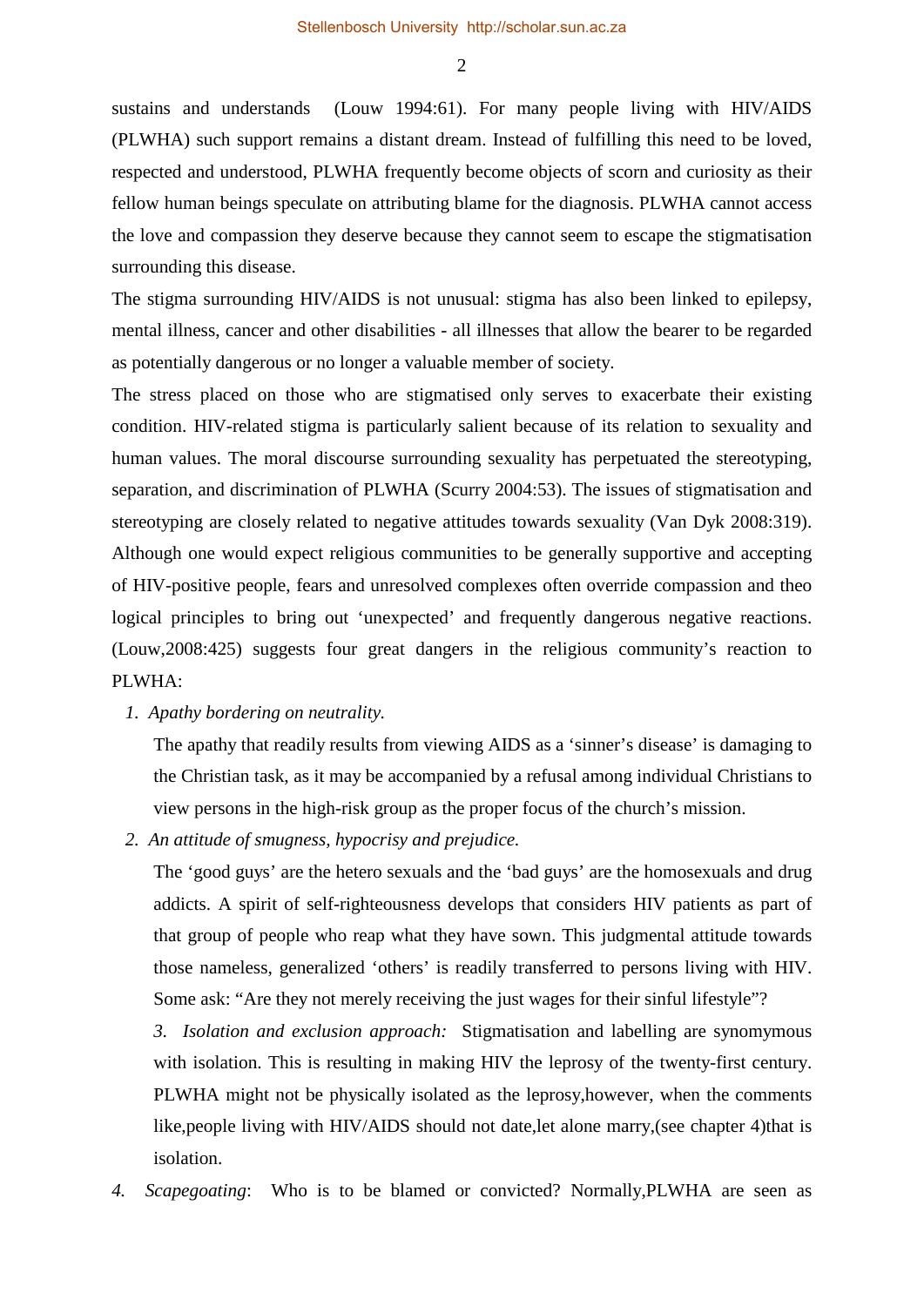sustains and understands (Louw 1994:61). For many people living with HIV/AIDS (PLWHA) such support remains a distant dream. Instead of fulfilling this need to be loved, respected and understood, PLWHA frequently become objects of scorn and curiosity as their fellow human beings speculate on attributing blame for the diagnosis. PLWHA cannot access the love and compassion they deserve because they cannot seem to escape the stigmatisation surrounding this disease.

The stigma surrounding HIV/AIDS is not unusual: stigma has also been linked to epilepsy, mental illness, cancer and other disabilities - all illnesses that allow the bearer to be regarded as potentially dangerous or no longer a valuable member of society.

The stress placed on those who are stigmatised only serves to exacerbate their existing condition. HIV-related stigma is particularly salient because of its relation to sexuality and human values. The moral discourse surrounding sexuality has perpetuated the stereotyping, separation, and discrimination of PLWHA (Scurry 2004:53). The issues of stigmatisation and stereotyping are closely related to negative attitudes towards sexuality (Van Dyk 2008:319). Although one would expect religious communities to be generally supportive and accepting of HIV-positive people, fears and unresolved complexes often override compassion and theo logical principles to bring out 'unexpected' and frequently dangerous negative reactions. (Louw,2008:425) suggests four great dangers in the religious community's reaction to PLWHA:

1. *Apathy bordering on neutrality.*

   The apathy that readily results from viewing AIDS as a 'sinner's disease' is damaging to the Christian task, as it may be accompanied by a refusal among individual Christians to view persons in the high-risk group as the proper focus of the church's mission.

2. *An attitude of smugness, hypocrisy and prejudice.*

   The 'good guys' are the hetero sexuals and the 'bad guys' are the homosexuals and drug addicts. A spirit of self-righteousness develops that considers HIV patients as part of that group of people who reap what they have sown. This judgmental attitude towards those nameless, generalized 'others' is readily transferred to persons living with HIV. Some ask: "Are they not merely receiving the just wages for their sinful lifestyle"?

3. *Isolation and exclusion approach:* Stigmatisation and labelling are synonymous with isolation. This is resulting in making HIV the leprosy of the twenty-first century. PLWHA might not be physically isolated as the leprosy,however, when the comments like,people living with HIV/AIDS should not date,let alone marry,(see chapter 4)that is isolation.

4. *Scapegoating*: Who is to be blamed or convicted? Normally,PLWHA are seen as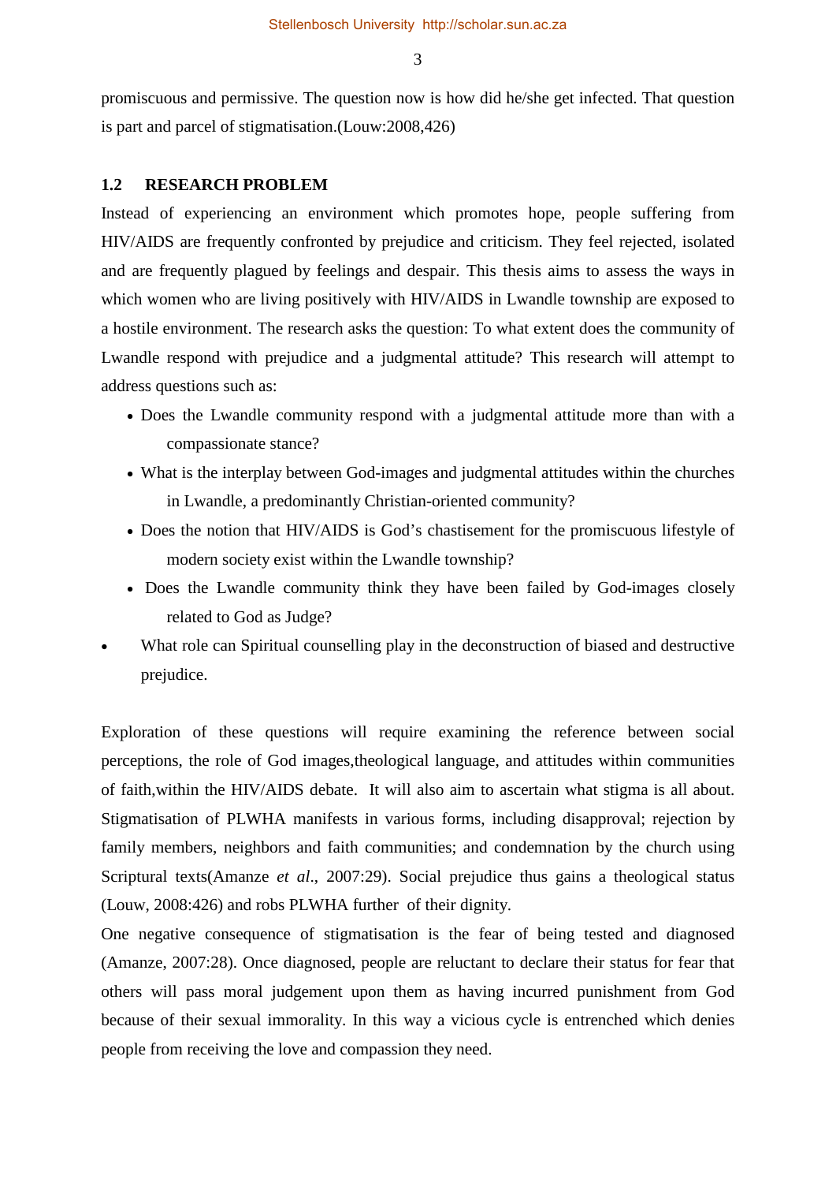promiscuous and permissive. The question now is how did he/she get infected. That question is part and parcel of stigmatisation.(Louw:2008,426)

## 1.2 RESEARCH PROBLEM

Instead of experiencing an environment which promotes hope, people suffering from HIV/AIDS are frequently confronted by prejudice and criticism. They feel rejected, isolated and are frequently plagued by feelings and despair. This thesis aims to assess the ways in which women who are living positively with HIV/AIDS in Lwandle township are exposed to a hostile environment. The research asks the question: To what extent does the community of Lwandle respond with prejudice and a judgmental attitude? This research will attempt to address questions such as:

- Does the Lwandle community respond with a judgmental attitude more than with a compassionate stance?
- What is the interplay between God-images and judgmental attitudes within the churches in Lwandle, a predominantly Christian-oriented community?
- Does the notion that HIV/AIDS is God's chastisement for the promiscuous lifestyle of modern society exist within the Lwandle township?
- Does the Lwandle community think they have been failed by God-images closely related to God as Judge?
- What role can Spiritual counselling play in the deconstruction of biased and destructive prejudice.

Exploration of these questions will require examining the reference between social perceptions, the role of God images,theological language, and attitudes within communities of faith,within the HIV/AIDS debate. It will also aim to ascertain what stigma is all about. Stigmatisation of PLWHA manifests in various forms, including disapproval; rejection by family members, neighbors and faith communities; and condemnation by the church using Scriptural texts(Amanze *et al*., 2007:29). Social prejudice thus gains a theological status (Louw, 2008:426) and robs PLWHA further of their dignity.

One negative consequence of stigmatisation is the fear of being tested and diagnosed (Amanze, 2007:28). Once diagnosed, people are reluctant to declare their status for fear that others will pass moral judgement upon them as having incurred punishment from God because of their sexual immorality. In this way a vicious cycle is entrenched which denies people from receiving the love and compassion they need.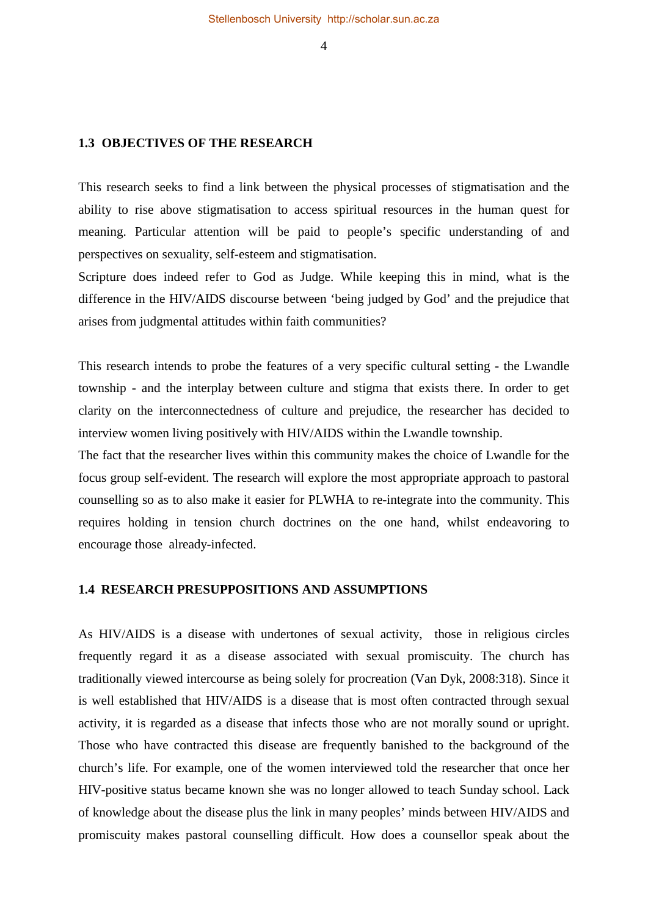## 1.3 OBJECTIVES OF THE RESEARCH

This research seeks to find a link between the physical processes of stigmatisation and the ability to rise above stigmatisation to access spiritual resources in the human quest for meaning. Particular attention will be paid to people's specific understanding of and perspectives on sexuality, self-esteem and stigmatisation.

Scripture does indeed refer to God as Judge. While keeping this in mind, what is the difference in the HIV/AIDS discourse between 'being judged by God' and the prejudice that arises from judgmental attitudes within faith communities?

This research intends to probe the features of a very specific cultural setting - the Lwandle township - and the interplay between culture and stigma that exists there. In order to get clarity on the interconnectedness of culture and prejudice, the researcher has decided to interview women living positively with HIV/AIDS within the Lwandle township.

The fact that the researcher lives within this community makes the choice of Lwandle for the focus group self-evident. The research will explore the most appropriate approach to pastoral counselling so as to also make it easier for PLWHA to re-integrate into the community. This requires holding in tension church doctrines on the one hand, whilst endeavoring to encourage those already-infected.

## 1.4 RESEARCH PRESUPPOSITIONS AND ASSUMPTIONS

As HIV/AIDS is a disease with undertones of sexual activity, those in religious circles frequently regard it as a disease associated with sexual promiscuity. The church has traditionally viewed intercourse as being solely for procreation (Van Dyk, 2008:318). Since it is well established that HIV/AIDS is a disease that is most often contracted through sexual activity, it is regarded as a disease that infects those who are not morally sound or upright. Those who have contracted this disease are frequently banished to the background of the church's life. For example, one of the women interviewed told the researcher that once her HIV-positive status became known she was no longer allowed to teach Sunday school. Lack of knowledge about the disease plus the link in many peoples' minds between HIV/AIDS and promiscuity makes pastoral counselling difficult. How does a counsellor speak about the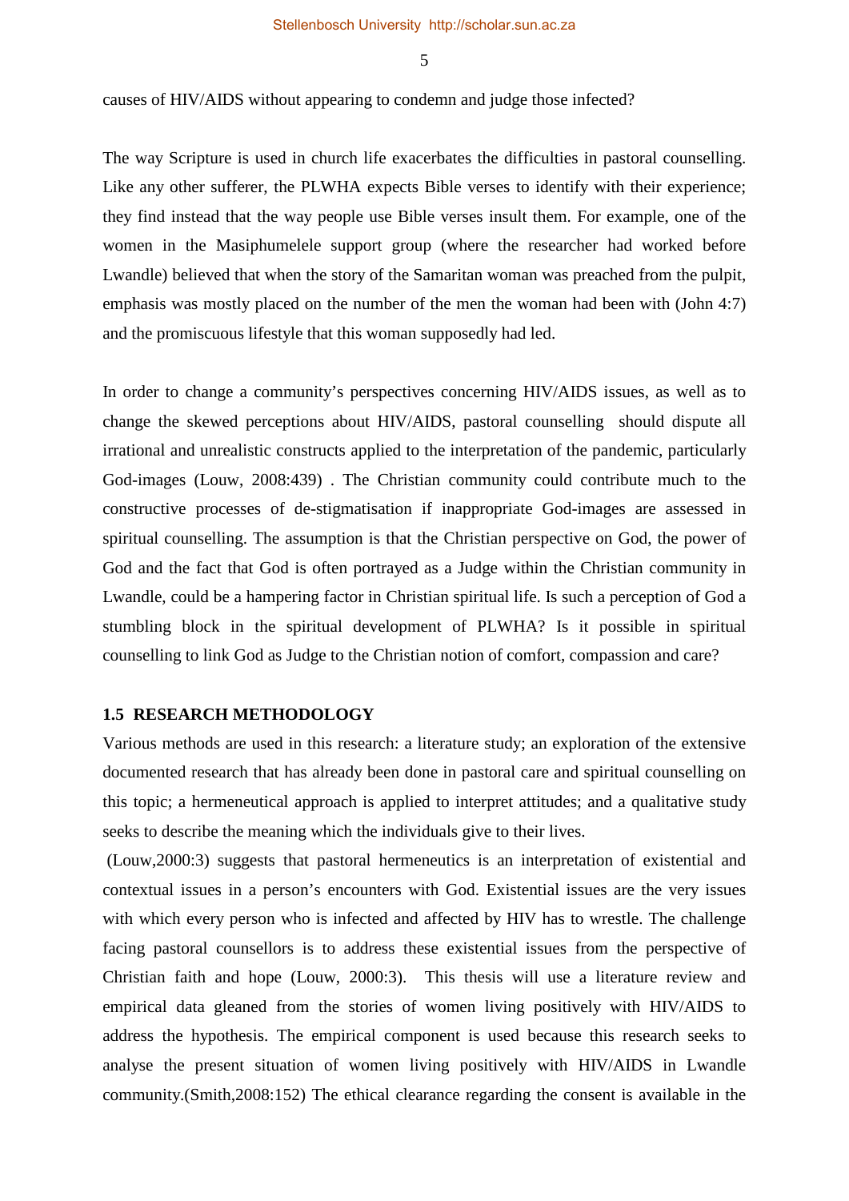causes of HIV/AIDS without appearing to condemn and judge those infected?

The way Scripture is used in church life exacerbates the difficulties in pastoral counselling. Like any other sufferer, the PLWHA expects Bible verses to identify with their experience; they find instead that the way people use Bible verses insult them. For example, one of the women in the Masiphumelele support group (where the researcher had worked before Lwandle) believed that when the story of the Samaritan woman was preached from the pulpit, emphasis was mostly placed on the number of the men the woman had been with (John 4:7) and the promiscuous lifestyle that this woman supposedly had led.

In order to change a community's perspectives concerning HIV/AIDS issues, as well as to change the skewed perceptions about HIV/AIDS, pastoral counselling should dispute all irrational and unrealistic constructs applied to the interpretation of the pandemic, particularly God-images (Louw, 2008:439) . The Christian community could contribute much to the constructive processes of de-stigmatisation if inappropriate God-images are assessed in spiritual counselling. The assumption is that the Christian perspective on God, the power of God and the fact that God is often portrayed as a Judge within the Christian community in Lwandle, could be a hampering factor in Christian spiritual life. Is such a perception of God a stumbling block in the spiritual development of PLWHA? Is it possible in spiritual counselling to link God as Judge to the Christian notion of comfort, compassion and care?

### 1.5 RESEARCH METHODOLOGY

Various methods are used in this research: a literature study; an exploration of the extensive documented research that has already been done in pastoral care and spiritual counselling on this topic; a hermeneutical approach is applied to interpret attitudes; and a qualitative study seeks to describe the meaning which the individuals give to their lives.

(Louw,2000:3) suggests that pastoral hermeneutics is an interpretation of existential and contextual issues in a person's encounters with God. Existential issues are the very issues with which every person who is infected and affected by HIV has to wrestle. The challenge facing pastoral counsellors is to address these existential issues from the perspective of Christian faith and hope (Louw, 2000:3). This thesis will use a literature review and empirical data gleaned from the stories of women living positively with HIV/AIDS to address the hypothesis. The empirical component is used because this research seeks to analyse the present situation of women living positively with HIV/AIDS in Lwandle community.(Smith,2008:152) The ethical clearance regarding the consent is available in the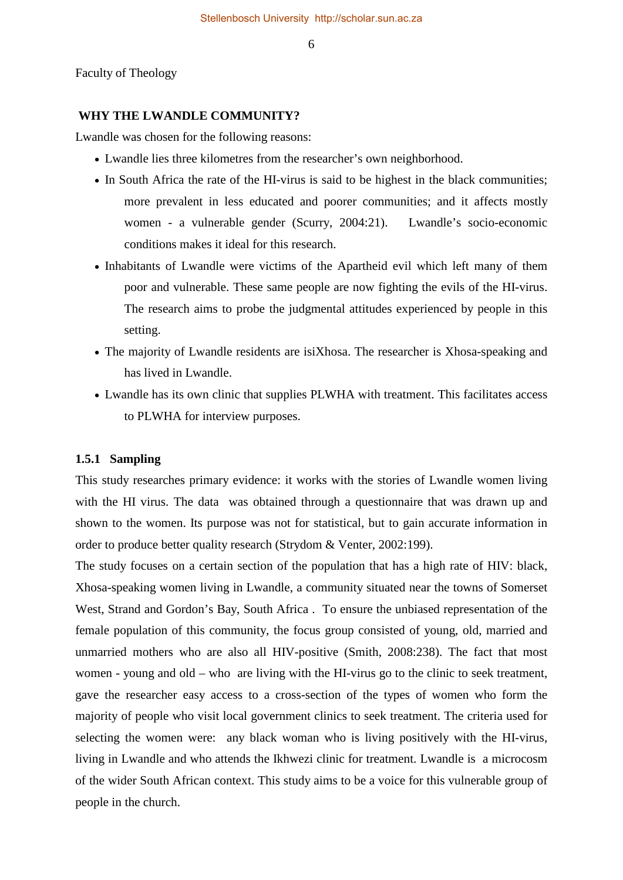Faculty of Theology

**WHY THE LWANDLE COMMUNITY?**

Lwandle was chosen for the following reasons:

- Lwandle lies three kilometres from the researcher's own neighborhood.
- In South Africa the rate of the HI-virus is said to be highest in the black communities; more prevalent in less educated and poorer communities; and it affects mostly women - a vulnerable gender (Scurry, 2004:21). Lwandle's socio-economic conditions makes it ideal for this research.
- Inhabitants of Lwandle were victims of the Apartheid evil which left many of them poor and vulnerable. These same people are now fighting the evils of the HI-virus. The research aims to probe the judgmental attitudes experienced by people in this setting.
- The majority of Lwandle residents are isiXhosa. The researcher is Xhosa-speaking and has lived in Lwandle.
- Lwandle has its own clinic that supplies PLWHA with treatment. This facilitates access to PLWHA for interview purposes.

### 1.5.1 Sampling

This study researches primary evidence: it works with the stories of Lwandle women living with the HI virus. The data was obtained through a questionnaire that was drawn up and shown to the women. Its purpose was not for statistical, but to gain accurate information in order to produce better quality research (Strydom & Venter, 2002:199).

The study focuses on a certain section of the population that has a high rate of HIV: black, Xhosa-speaking women living in Lwandle, a community situated near the towns of Somerset West, Strand and Gordon's Bay, South Africa . To ensure the unbiased representation of the female population of this community, the focus group consisted of young, old, married and unmarried mothers who are also all HIV-positive (Smith, 2008:238). The fact that most women - young and old – who are living with the HI-virus go to the clinic to seek treatment, gave the researcher easy access to a cross-section of the types of women who form the majority of people who visit local government clinics to seek treatment. The criteria used for selecting the women were: any black woman who is living positively with the HI-virus, living in Lwandle and who attends the Ikhwezi clinic for treatment. Lwandle is a microcosm of the wider South African context. This study aims to be a voice for this vulnerable group of people in the church.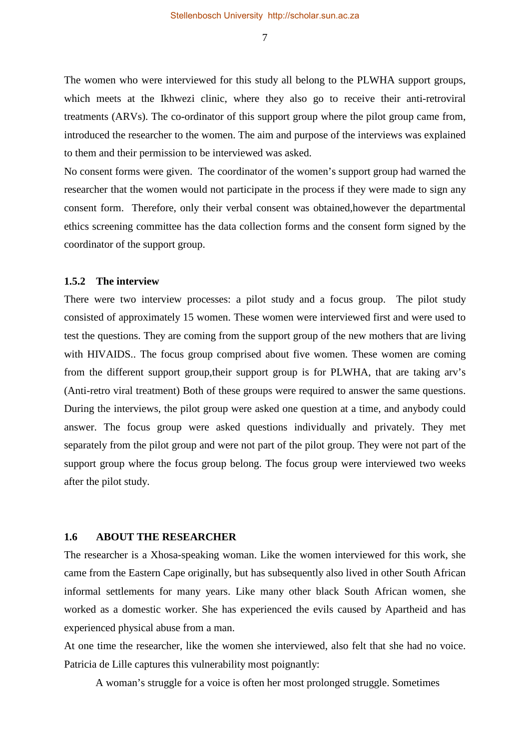The women who were interviewed for this study all belong to the PLWHA support groups, which meets at the Ikhwezi clinic, where they also go to receive their anti-retroviral treatments (ARVs). The co-ordinator of this support group where the pilot group came from, introduced the researcher to the women. The aim and purpose of the interviews was explained to them and their permission to be interviewed was asked.

No consent forms were given. The coordinator of the women's support group had warned the researcher that the women would not participate in the process if they were made to sign any consent form. Therefore, only their verbal consent was obtained,however the departmental ethics screening committee has the data collection forms and the consent form signed by the coordinator of the support group.

### 1.5.2 The interview

There were two interview processes: a pilot study and a focus group. The pilot study consisted of approximately 15 women. These women were interviewed first and were used to test the questions. They are coming from the support group of the new mothers that are living with HIVAIDS.. The focus group comprised about five women. These women are coming from the different support group,their support group is for PLWHA, that are taking arv's (Anti-retro viral treatment) Both of these groups were required to answer the same questions. During the interviews, the pilot group were asked one question at a time, and anybody could answer. The focus group were asked questions individually and privately. They met separately from the pilot group and were not part of the pilot group. They were not part of the support group where the focus group belong. The focus group were interviewed two weeks after the pilot study.

## 1.6 ABOUT THE RESEARCHER

The researcher is a Xhosa-speaking woman. Like the women interviewed for this work, she came from the Eastern Cape originally, but has subsequently also lived in other South African informal settlements for many years. Like many other black South African women, she worked as a domestic worker. She has experienced the evils caused by Apartheid and has experienced physical abuse from a man.

At one time the researcher, like the women she interviewed, also felt that she had no voice. Patricia de Lille captures this vulnerability most poignantly:

> A woman's struggle for a voice is often her most prolonged struggle. Sometimes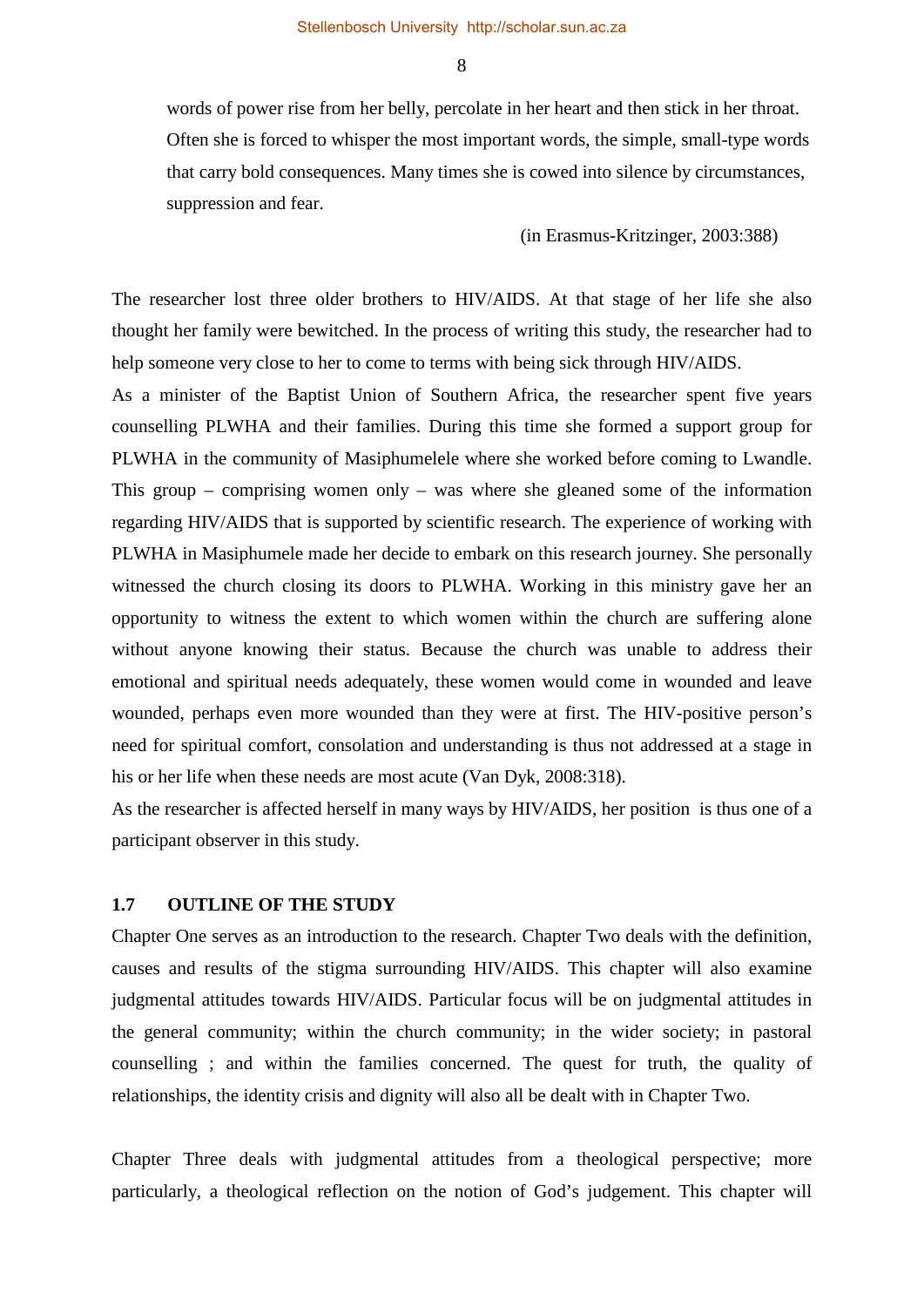> words of power rise from her belly, percolate in her heart and then stick in her throat. Often she is forced to whisper the most important words, the simple, small-type words that carry bold consequences. Many times she is cowed into silence by circumstances, suppression and fear.
>
> (in Erasmus-Kritzinger, 2003:388)

The researcher lost three older brothers to HIV/AIDS. At that stage of her life she also thought her family were bewitched. In the process of writing this study, the researcher had to help someone very close to her to come to terms with being sick through HIV/AIDS.

As a minister of the Baptist Union of Southern Africa, the researcher spent five years counselling PLWHA and their families. During this time she formed a support group for PLWHA in the community of Masiphumelele where she worked before coming to Lwandle. This group – comprising women only – was where she gleaned some of the information regarding HIV/AIDS that is supported by scientific research. The experience of working with PLWHA in Masiphumele made her decide to embark on this research journey. She personally witnessed the church closing its doors to PLWHA. Working in this ministry gave her an opportunity to witness the extent to which women within the church are suffering alone without anyone knowing their status. Because the church was unable to address their emotional and spiritual needs adequately, these women would come in wounded and leave wounded, perhaps even more wounded than they were at first. The HIV-positive person's need for spiritual comfort, consolation and understanding is thus not addressed at a stage in his or her life when these needs are most acute (Van Dyk, 2008:318).

As the researcher is affected herself in many ways by HIV/AIDS, her position is thus one of a participant observer in this study.

## 1.7 OUTLINE OF THE STUDY

Chapter One serves as an introduction to the research. Chapter Two deals with the definition, causes and results of the stigma surrounding HIV/AIDS. This chapter will also examine judgmental attitudes towards HIV/AIDS. Particular focus will be on judgmental attitudes in the general community; within the church community; in the wider society; in pastoral counselling ; and within the families concerned. The quest for truth, the quality of relationships, the identity crisis and dignity will also all be dealt with in Chapter Two.

Chapter Three deals with judgmental attitudes from a theological perspective; more particularly, a theological reflection on the notion of God's judgement. This chapter will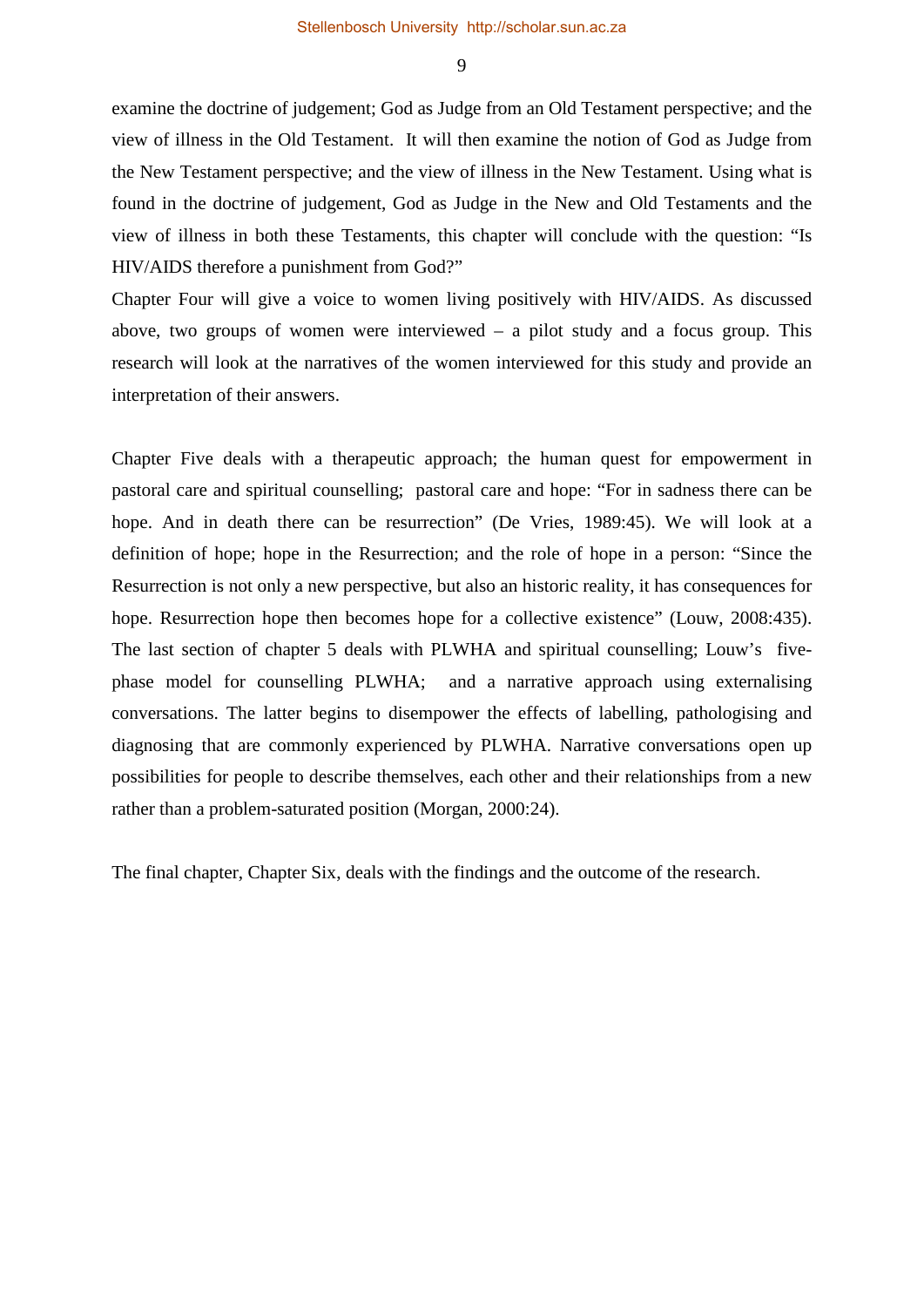examine the doctrine of judgement; God as Judge from an Old Testament perspective; and the view of illness in the Old Testament. It will then examine the notion of God as Judge from the New Testament perspective; and the view of illness in the New Testament. Using what is found in the doctrine of judgement, God as Judge in the New and Old Testaments and the view of illness in both these Testaments, this chapter will conclude with the question: "Is HIV/AIDS therefore a punishment from God?"

Chapter Four will give a voice to women living positively with HIV/AIDS. As discussed above, two groups of women were interviewed – a pilot study and a focus group. This research will look at the narratives of the women interviewed for this study and provide an interpretation of their answers.

Chapter Five deals with a therapeutic approach; the human quest for empowerment in pastoral care and spiritual counselling; pastoral care and hope: "For in sadness there can be hope. And in death there can be resurrection" (De Vries, 1989:45). We will look at a definition of hope; hope in the Resurrection; and the role of hope in a person: "Since the Resurrection is not only a new perspective, but also an historic reality, it has consequences for hope. Resurrection hope then becomes hope for a collective existence" (Louw, 2008:435). The last section of chapter 5 deals with PLWHA and spiritual counselling; Louw's five-phase model for counselling PLWHA; and a narrative approach using externalising conversations. The latter begins to disempower the effects of labelling, pathologising and diagnosing that are commonly experienced by PLWHA. Narrative conversations open up possibilities for people to describe themselves, each other and their relationships from a new rather than a problem-saturated position (Morgan, 2000:24).

The final chapter, Chapter Six, deals with the findings and the outcome of the research.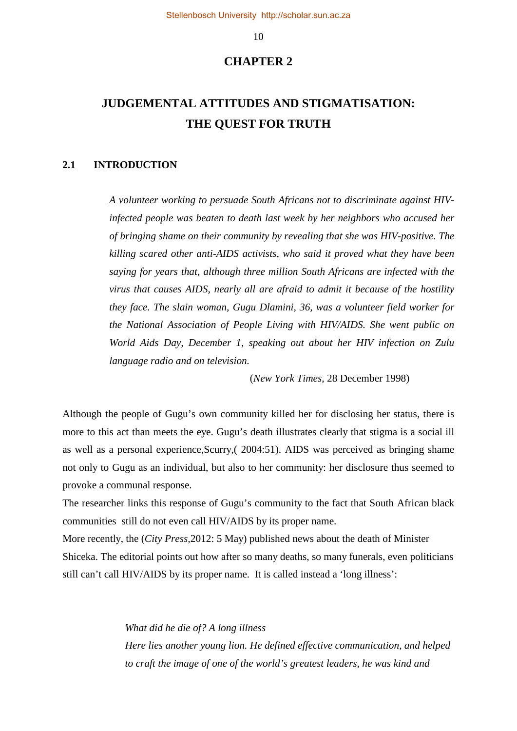# CHAPTER 2

# JUDGEMENTAL ATTITUDES AND STIGMATISATION: THE QUEST FOR TRUTH

## 2.1 INTRODUCTION

> *A volunteer working to persuade South Africans not to discriminate against HIV-infected people was beaten to death last week by her neighbors who accused her of bringing shame on their community by revealing that she was HIV-positive. The killing scared other anti-AIDS activists, who said it proved what they have been saying for years that, although three million South Africans are infected with the virus that causes AIDS, nearly all are afraid to admit it because of the hostility they face. The slain woman, Gugu Dlamini, 36, was a volunteer field worker for the National Association of People Living with HIV/AIDS. She went public on World Aids Day, December 1, speaking out about her HIV infection on Zulu language radio and on television.*
>
> (*New York Times*, 28 December 1998)

Although the people of Gugu's own community killed her for disclosing her status, there is more to this act than meets the eye. Gugu's death illustrates clearly that stigma is a social ill as well as a personal experience,Scurry,( 2004:51). AIDS was perceived as bringing shame not only to Gugu as an individual, but also to her community: her disclosure thus seemed to provoke a communal response.

The researcher links this response of Gugu's community to the fact that South African black communities still do not even call HIV/AIDS by its proper name.

More recently, the (*City Press*,2012: 5 May) published news about the death of Minister Shiceka. The editorial points out how after so many deaths, so many funerals, even politicians still can't call HIV/AIDS by its proper name. It is called instead a 'long illness':

> *What did he die of? A long illness*
>
> *Here lies another young lion. He defined effective communication, and helped to craft the image of one of the world's greatest leaders, he was kind and*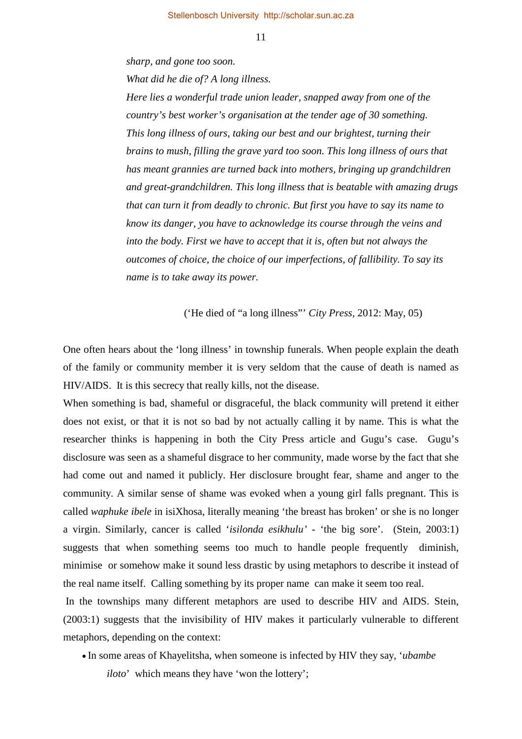*sharp, and gone too soon.*

*What did he die of? A long illness.*

*Here lies a wonderful trade union leader, snapped away from one of the country's best worker's organisation at the tender age of 30 something. This long illness of ours, taking our best and our brightest, turning their brains to mush, filling the grave yard too soon. This long illness of ours that has meant grannies are turned back into mothers, bringing up grandchildren and great-grandchildren. This long illness that is beatable with amazing drugs that can turn it from deadly to chronic. But first you have to say its name to know its danger, you have to acknowledge its course through the veins and into the body. First we have to accept that it is, often but not always the outcomes of choice, the choice of our imperfections, of fallibility. To say its name is to take away its power.*

('He died of "a long illness"' *City Press*, 2012: May, 05)

One often hears about the 'long illness' in township funerals. When people explain the death of the family or community member it is very seldom that the cause of death is named as HIV/AIDS. It is this secrecy that really kills, not the disease.

When something is bad, shameful or disgraceful, the black community will pretend it either does not exist, or that it is not so bad by not actually calling it by name. This is what the researcher thinks is happening in both the City Press article and Gugu's case. Gugu's disclosure was seen as a shameful disgrace to her community, made worse by the fact that she had come out and named it publicly. Her disclosure brought fear, shame and anger to the community. A similar sense of shame was evoked when a young girl falls pregnant. This is called *waphuke ibele* in isiXhosa, literally meaning 'the breast has broken' or she is no longer a virgin. Similarly, cancer is called '*isilonda esikhulu'* - 'the big sore'. (Stein, 2003:1) suggests that when something seems too much to handle people frequently diminish, minimise or somehow make it sound less drastic by using metaphors to describe it instead of the real name itself. Calling something by its proper name can make it seem too real.

In the townships many different metaphors are used to describe HIV and AIDS. Stein, (2003:1) suggests that the invisibility of HIV makes it particularly vulnerable to different metaphors, depending on the context:

- In some areas of Khayelitsha, when someone is infected by HIV they say, '*ubambe iloto*' which means they have 'won the lottery';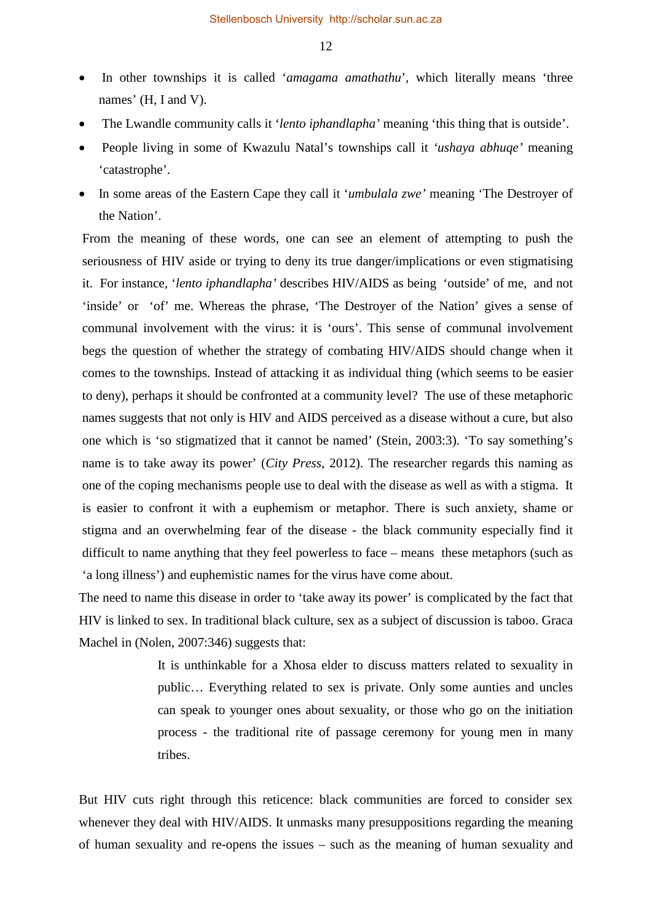- In other townships it is called '*amagama amathathu*', which literally means 'three names' (H, I and V).
- The Lwandle community calls it '*lento iphandlapha'* meaning 'this thing that is outside'.
- People living in some of Kwazulu Natal's townships call it *'ushaya abhuqe'* meaning 'catastrophe'.
- In some areas of the Eastern Cape they call it '*umbulala zwe'* meaning 'The Destroyer of the Nation'.

From the meaning of these words, one can see an element of attempting to push the seriousness of HIV aside or trying to deny its true danger/implications or even stigmatising it. For instance, '*lento iphandlapha'* describes HIV/AIDS as being 'outside' of me, and not 'inside' or 'of' me. Whereas the phrase, 'The Destroyer of the Nation' gives a sense of communal involvement with the virus: it is 'ours'. This sense of communal involvement begs the question of whether the strategy of combating HIV/AIDS should change when it comes to the townships. Instead of attacking it as individual thing (which seems to be easier to deny), perhaps it should be confronted at a community level? The use of these metaphoric names suggests that not only is HIV and AIDS perceived as a disease without a cure, but also one which is 'so stigmatized that it cannot be named' (Stein, 2003:3). 'To say something's name is to take away its power' (*City Press*, 2012). The researcher regards this naming as one of the coping mechanisms people use to deal with the disease as well as with a stigma. It is easier to confront it with a euphemism or metaphor. There is such anxiety, shame or stigma and an overwhelming fear of the disease - the black community especially find it difficult to name anything that they feel powerless to face – means these metaphors (such as 'a long illness') and euphemistic names for the virus have come about.

The need to name this disease in order to 'take away its power' is complicated by the fact that HIV is linked to sex. In traditional black culture, sex as a subject of discussion is taboo. Graca Machel in (Nolen, 2007:346) suggests that:

> It is unthinkable for a Xhosa elder to discuss matters related to sexuality in public… Everything related to sex is private. Only some aunties and uncles can speak to younger ones about sexuality, or those who go on the initiation process - the traditional rite of passage ceremony for young men in many tribes.

But HIV cuts right through this reticence: black communities are forced to consider sex whenever they deal with HIV/AIDS. It unmasks many presuppositions regarding the meaning of human sexuality and re-opens the issues – such as the meaning of human sexuality and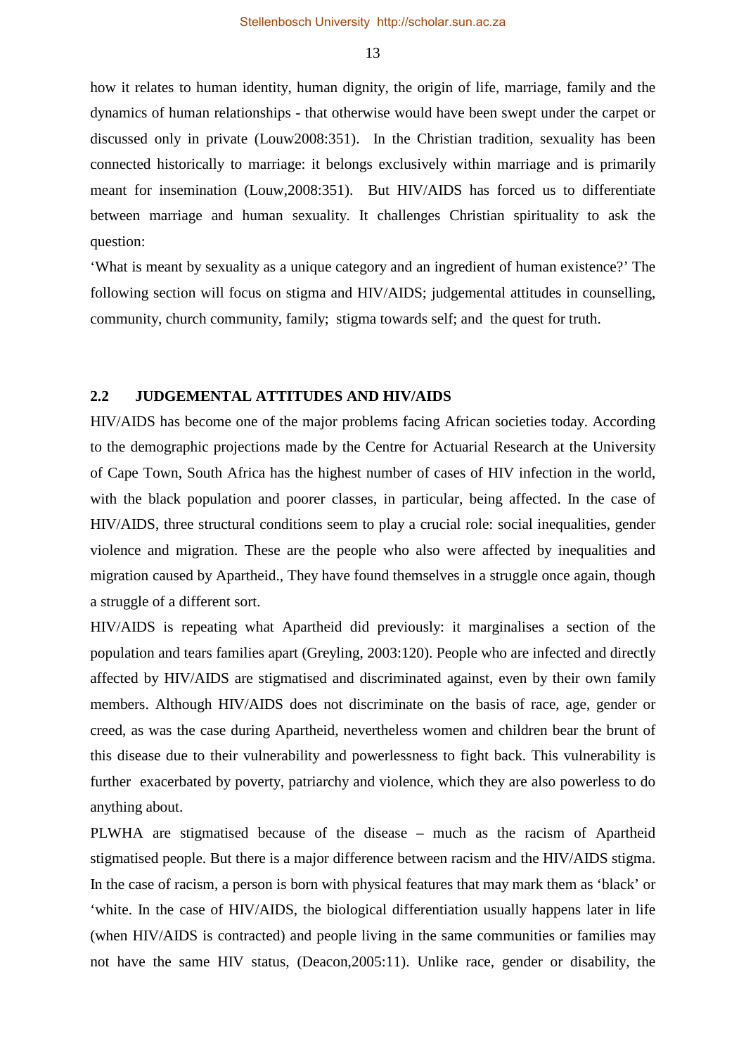how it relates to human identity, human dignity, the origin of life, marriage, family and the dynamics of human relationships - that otherwise would have been swept under the carpet or discussed only in private (Louw2008:351). In the Christian tradition, sexuality has been connected historically to marriage: it belongs exclusively within marriage and is primarily meant for insemination (Louw,2008:351). But HIV/AIDS has forced us to differentiate between marriage and human sexuality. It challenges Christian spirituality to ask the question:

'What is meant by sexuality as a unique category and an ingredient of human existence?' The following section will focus on stigma and HIV/AIDS; judgemental attitudes in counselling, community, church community, family; stigma towards self; and the quest for truth.

## 2.2 JUDGEMENTAL ATTITUDES AND HIV/AIDS

HIV/AIDS has become one of the major problems facing African societies today. According to the demographic projections made by the Centre for Actuarial Research at the University of Cape Town, South Africa has the highest number of cases of HIV infection in the world, with the black population and poorer classes, in particular, being affected. In the case of HIV/AIDS, three structural conditions seem to play a crucial role: social inequalities, gender violence and migration. These are the people who also were affected by inequalities and migration caused by Apartheid., They have found themselves in a struggle once again, though a struggle of a different sort.

HIV/AIDS is repeating what Apartheid did previously: it marginalises a section of the population and tears families apart (Greyling, 2003:120). People who are infected and directly affected by HIV/AIDS are stigmatised and discriminated against, even by their own family members. Although HIV/AIDS does not discriminate on the basis of race, age, gender or creed, as was the case during Apartheid, nevertheless women and children bear the brunt of this disease due to their vulnerability and powerlessness to fight back. This vulnerability is further exacerbated by poverty, patriarchy and violence, which they are also powerless to do anything about.

PLWHA are stigmatised because of the disease – much as the racism of Apartheid stigmatised people. But there is a major difference between racism and the HIV/AIDS stigma. In the case of racism, a person is born with physical features that may mark them as 'black' or 'white. In the case of HIV/AIDS, the biological differentiation usually happens later in life (when HIV/AIDS is contracted) and people living in the same communities or families may not have the same HIV status, (Deacon,2005:11). Unlike race, gender or disability, the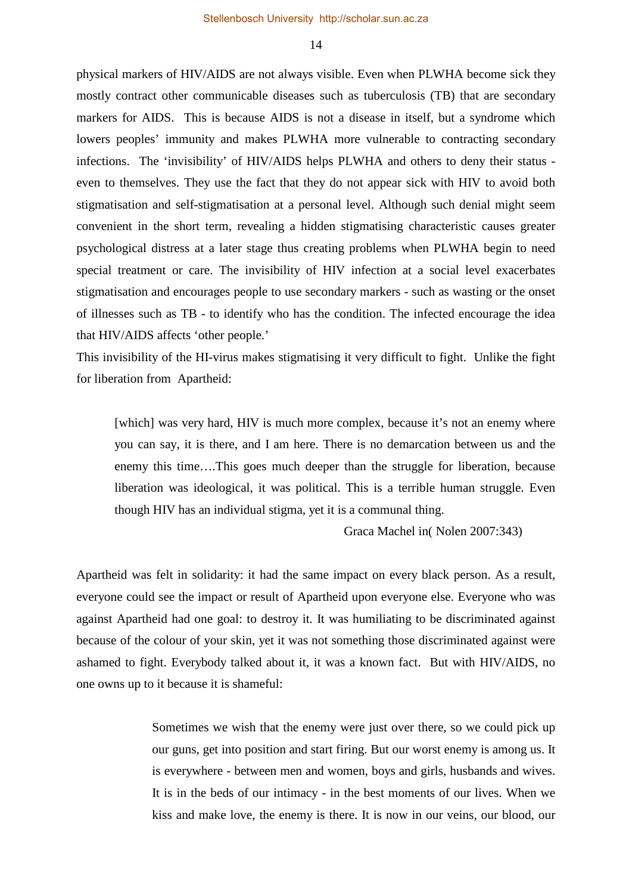physical markers of HIV/AIDS are not always visible. Even when PLWHA become sick they mostly contract other communicable diseases such as tuberculosis (TB) that are secondary markers for AIDS. This is because AIDS is not a disease in itself, but a syndrome which lowers peoples' immunity and makes PLWHA more vulnerable to contracting secondary infections. The 'invisibility' of HIV/AIDS helps PLWHA and others to deny their status - even to themselves. They use the fact that they do not appear sick with HIV to avoid both stigmatisation and self-stigmatisation at a personal level. Although such denial might seem convenient in the short term, revealing a hidden stigmatising characteristic causes greater psychological distress at a later stage thus creating problems when PLWHA begin to need special treatment or care. The invisibility of HIV infection at a social level exacerbates stigmatisation and encourages people to use secondary markers - such as wasting or the onset of illnesses such as TB - to identify who has the condition. The infected encourage the idea that HIV/AIDS affects 'other people.'

This invisibility of the HI-virus makes stigmatising it very difficult to fight. Unlike the fight for liberation from Apartheid:

> [which] was very hard, HIV is much more complex, because it's not an enemy where you can say, it is there, and I am here. There is no demarcation between us and the enemy this time….This goes much deeper than the struggle for liberation, because liberation was ideological, it was political. This is a terrible human struggle. Even though HIV has an individual stigma, yet it is a communal thing.
>
> Graca Machel in( Nolen 2007:343)

Apartheid was felt in solidarity: it had the same impact on every black person. As a result, everyone could see the impact or result of Apartheid upon everyone else. Everyone who was against Apartheid had one goal: to destroy it. It was humiliating to be discriminated against because of the colour of your skin, yet it was not something those discriminated against were ashamed to fight. Everybody talked about it, it was a known fact. But with HIV/AIDS, no one owns up to it because it is shameful:

> Sometimes we wish that the enemy were just over there, so we could pick up our guns, get into position and start firing. But our worst enemy is among us. It is everywhere - between men and women, boys and girls, husbands and wives. It is in the beds of our intimacy - in the best moments of our lives. When we kiss and make love, the enemy is there. It is now in our veins, our blood, our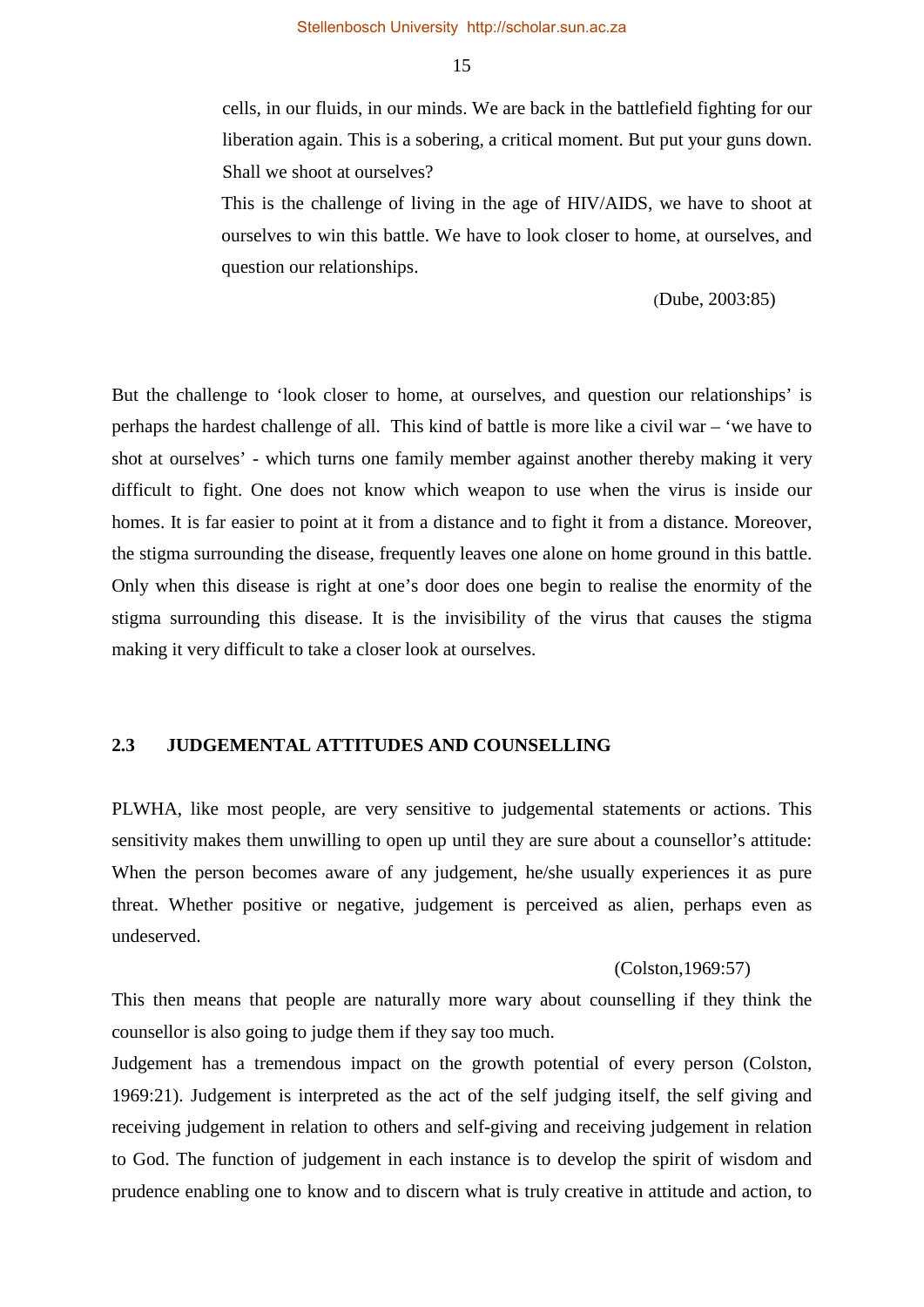> cells, in our fluids, in our minds. We are back in the battlefield fighting for our liberation again. This is a sobering, a critical moment. But put your guns down. Shall we shoot at ourselves?
>
> This is the challenge of living in the age of HIV/AIDS, we have to shoot at ourselves to win this battle. We have to look closer to home, at ourselves, and question our relationships.
>
> (Dube, 2003:85)

But the challenge to 'look closer to home, at ourselves, and question our relationships' is perhaps the hardest challenge of all. This kind of battle is more like a civil war – 'we have to shot at ourselves' - which turns one family member against another thereby making it very difficult to fight. One does not know which weapon to use when the virus is inside our homes. It is far easier to point at it from a distance and to fight it from a distance. Moreover, the stigma surrounding the disease, frequently leaves one alone on home ground in this battle. Only when this disease is right at one's door does one begin to realise the enormity of the stigma surrounding this disease. It is the invisibility of the virus that causes the stigma making it very difficult to take a closer look at ourselves.

## 2.3 JUDGEMENTAL ATTITUDES AND COUNSELLING

PLWHA, like most people, are very sensitive to judgemental statements or actions. This sensitivity makes them unwilling to open up until they are sure about a counsellor's attitude: When the person becomes aware of any judgement, he/she usually experiences it as pure threat. Whether positive or negative, judgement is perceived as alien, perhaps even as undeserved.

(Colston,1969:57)

This then means that people are naturally more wary about counselling if they think the counsellor is also going to judge them if they say too much.

Judgement has a tremendous impact on the growth potential of every person (Colston, 1969:21). Judgement is interpreted as the act of the self judging itself, the self giving and receiving judgement in relation to others and self-giving and receiving judgement in relation to God. The function of judgement in each instance is to develop the spirit of wisdom and prudence enabling one to know and to discern what is truly creative in attitude and action, to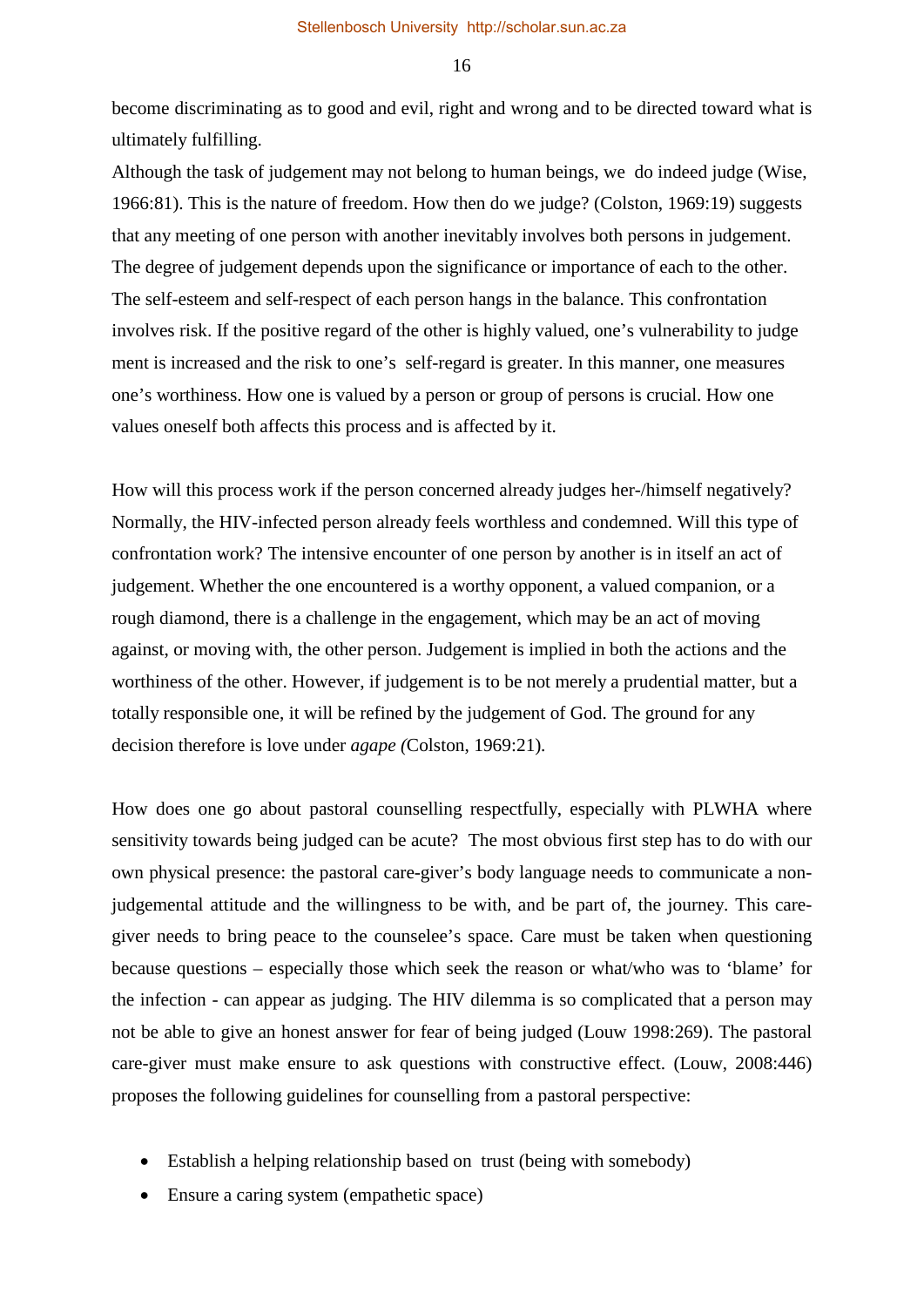become discriminating as to good and evil, right and wrong and to be directed toward what is ultimately fulfilling.
Although the task of judgement may not belong to human beings, we do indeed judge (Wise, 1966:81). This is the nature of freedom. How then do we judge? (Colston, 1969:19) suggests that any meeting of one person with another inevitably involves both persons in judgement. The degree of judgement depends upon the significance or importance of each to the other. The self-esteem and self-respect of each person hangs in the balance. This confrontation involves risk. If the positive regard of the other is highly valued, one's vulnerability to judge ment is increased and the risk to one's self-regard is greater. In this manner, one measures one's worthiness. How one is valued by a person or group of persons is crucial. How one values oneself both affects this process and is affected by it.

How will this process work if the person concerned already judges her-/himself negatively? Normally, the HIV-infected person already feels worthless and condemned. Will this type of confrontation work? The intensive encounter of one person by another is in itself an act of judgement. Whether the one encountered is a worthy opponent, a valued companion, or a rough diamond, there is a challenge in the engagement, which may be an act of moving against, or moving with, the other person. Judgement is implied in both the actions and the worthiness of the other. However, if judgement is to be not merely a prudential matter, but a totally responsible one, it will be refined by the judgement of God. The ground for any decision therefore is love under *agape (*Colston, 1969:21).

How does one go about pastoral counselling respectfully, especially with PLWHA where sensitivity towards being judged can be acute? The most obvious first step has to do with our own physical presence: the pastoral care-giver's body language needs to communicate a non-judgemental attitude and the willingness to be with, and be part of, the journey. This care-giver needs to bring peace to the counselee's space. Care must be taken when questioning because questions – especially those which seek the reason or what/who was to 'blame' for the infection - can appear as judging. The HIV dilemma is so complicated that a person may not be able to give an honest answer for fear of being judged (Louw 1998:269). The pastoral care-giver must make ensure to ask questions with constructive effect. (Louw, 2008:446) proposes the following guidelines for counselling from a pastoral perspective:

- Establish a helping relationship based on trust (being with somebody)
- Ensure a caring system (empathetic space)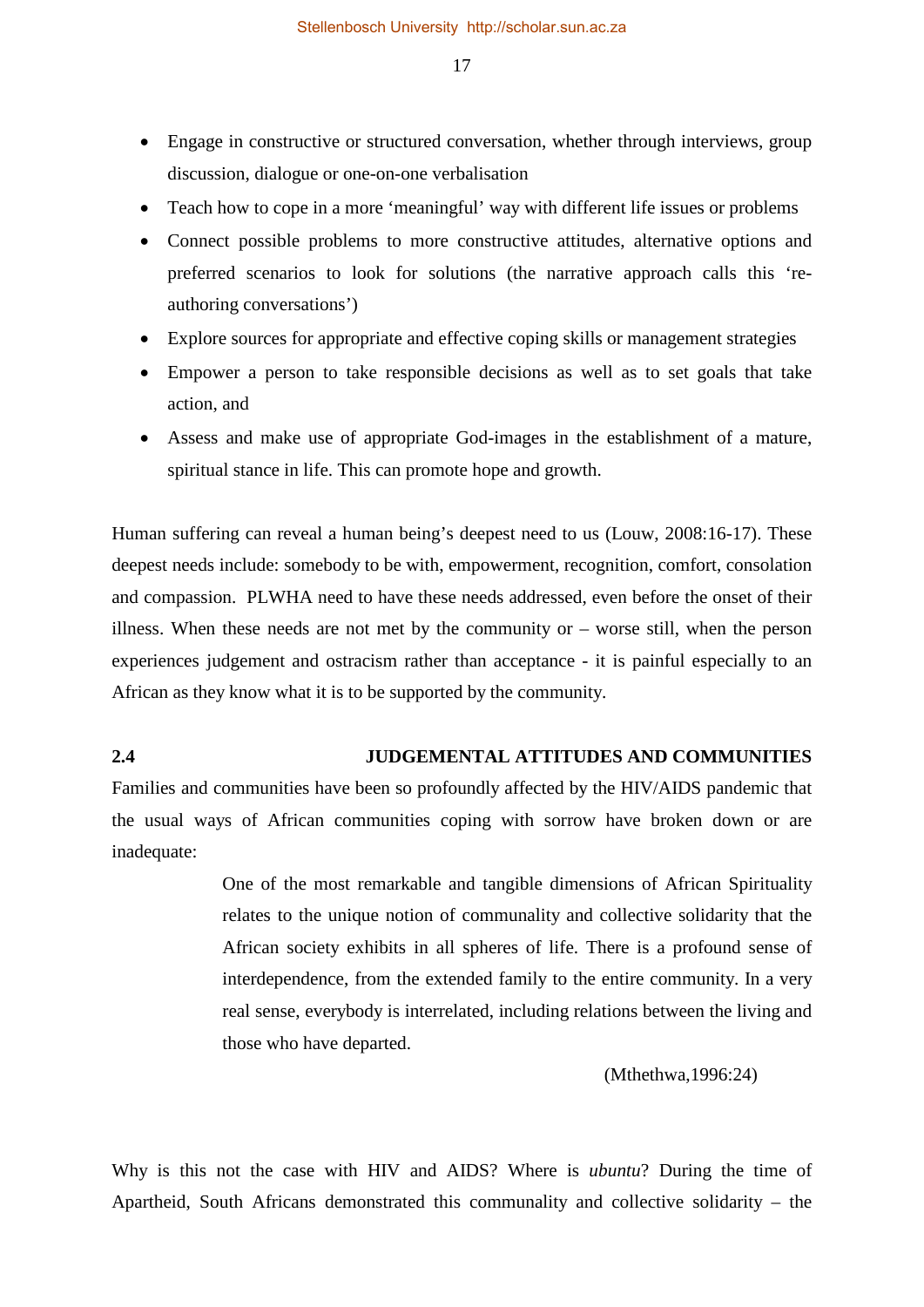- Engage in constructive or structured conversation, whether through interviews, group discussion, dialogue or one-on-one verbalisation
- Teach how to cope in a more 'meaningful' way with different life issues or problems
- Connect possible problems to more constructive attitudes, alternative options and preferred scenarios to look for solutions (the narrative approach calls this 're-authoring conversations')
- Explore sources for appropriate and effective coping skills or management strategies
- Empower a person to take responsible decisions as well as to set goals that take action, and
- Assess and make use of appropriate God-images in the establishment of a mature, spiritual stance in life. This can promote hope and growth.

Human suffering can reveal a human being's deepest need to us (Louw, 2008:16-17). These deepest needs include: somebody to be with, empowerment, recognition, comfort, consolation and compassion. PLWHA need to have these needs addressed, even before the onset of their illness. When these needs are not met by the community or – worse still, when the person experiences judgement and ostracism rather than acceptance - it is painful especially to an African as they know what it is to be supported by the community.

## 2.4 JUDGEMENTAL ATTITUDES AND COMMUNITIES

Families and communities have been so profoundly affected by the HIV/AIDS pandemic that the usual ways of African communities coping with sorrow have broken down or are inadequate:

> One of the most remarkable and tangible dimensions of African Spirituality relates to the unique notion of communality and collective solidarity that the African society exhibits in all spheres of life. There is a profound sense of interdependence, from the extended family to the entire community. In a very real sense, everybody is interrelated, including relations between the living and those who have departed.
>
> (Mthethwa,1996:24)

Why is this not the case with HIV and AIDS? Where is *ubuntu*? During the time of Apartheid, South Africans demonstrated this communality and collective solidarity – the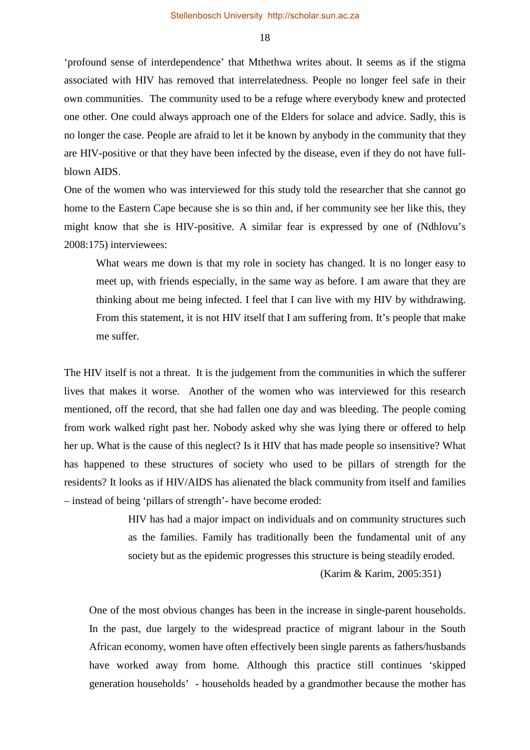'profound sense of interdependence' that Mthethwa writes about. It seems as if the stigma associated with HIV has removed that interrelatedness. People no longer feel safe in their own communities. The community used to be a refuge where everybody knew and protected one other. One could always approach one of the Elders for solace and advice. Sadly, this is no longer the case. People are afraid to let it be known by anybody in the community that they are HIV-positive or that they have been infected by the disease, even if they do not have full-blown AIDS.

One of the women who was interviewed for this study told the researcher that she cannot go home to the Eastern Cape because she is so thin and, if her community see her like this, they might know that she is HIV-positive. A similar fear is expressed by one of (Ndhlovu's 2008:175) interviewees:

> What wears me down is that my role in society has changed. It is no longer easy to meet up, with friends especially, in the same way as before. I am aware that they are thinking about me being infected. I feel that I can live with my HIV by withdrawing. From this statement, it is not HIV itself that I am suffering from. It's people that make me suffer.

The HIV itself is not a threat. It is the judgement from the communities in which the sufferer lives that makes it worse. Another of the women who was interviewed for this research mentioned, off the record, that she had fallen one day and was bleeding. The people coming from work walked right past her. Nobody asked why she was lying there or offered to help her up. What is the cause of this neglect? Is it HIV that has made people so insensitive? What has happened to these structures of society who used to be pillars of strength for the residents? It looks as if HIV/AIDS has alienated the black community from itself and families – instead of being 'pillars of strength'- have become eroded:

> HIV has had a major impact on individuals and on community structures such as the families. Family has traditionally been the fundamental unit of any society but as the epidemic progresses this structure is being steadily eroded.
>
> (Karim & Karim, 2005:351)

> One of the most obvious changes has been in the increase in single-parent households. In the past, due largely to the widespread practice of migrant labour in the South African economy, women have often effectively been single parents as fathers/husbands have worked away from home. Although this practice still continues 'skipped generation households' - households headed by a grandmother because the mother has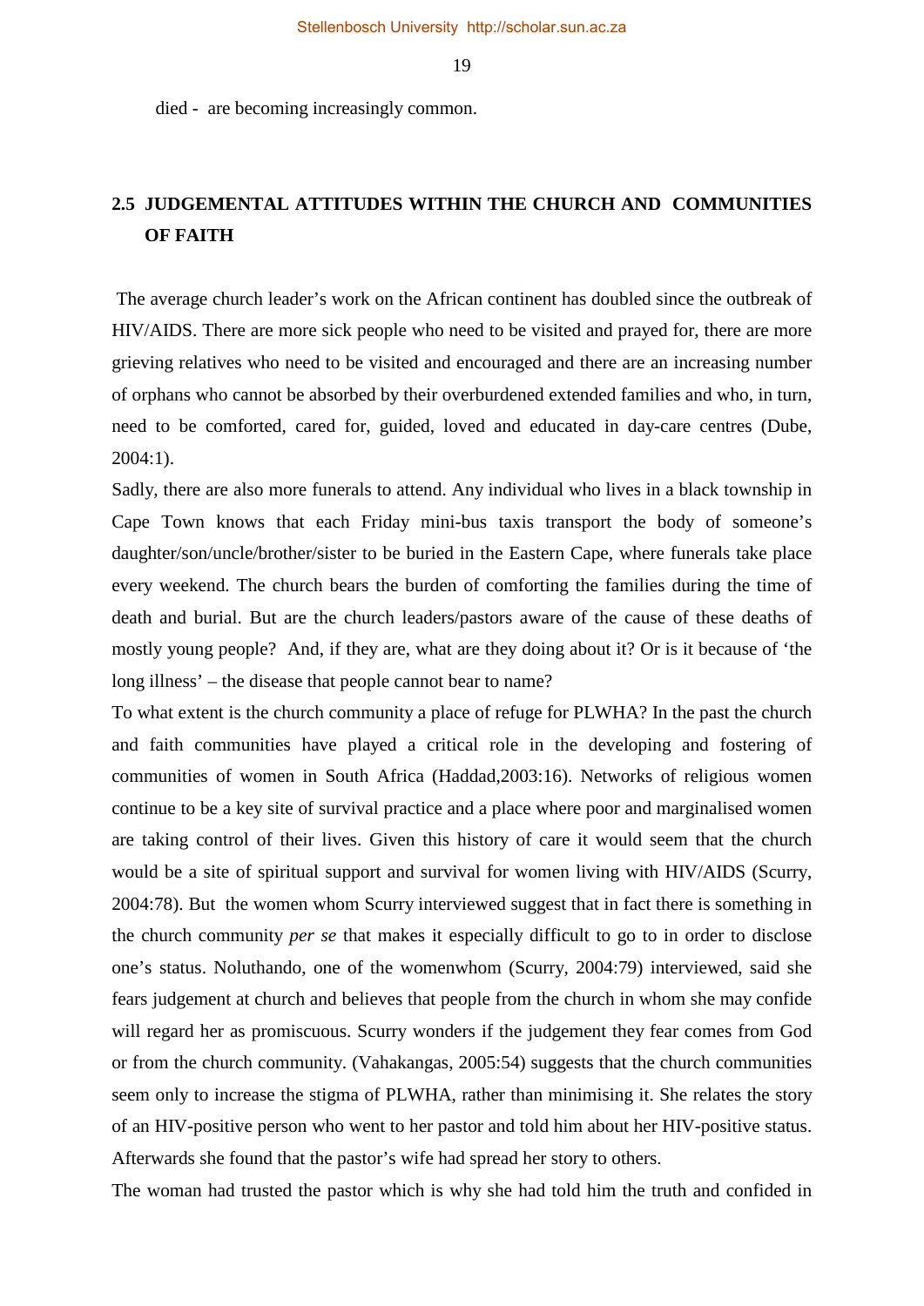died - are becoming increasingly common.

## 2.5 JUDGEMENTAL ATTITUDES WITHIN THE CHURCH AND COMMUNITIES OF FAITH

The average church leader's work on the African continent has doubled since the outbreak of HIV/AIDS. There are more sick people who need to be visited and prayed for, there are more grieving relatives who need to be visited and encouraged and there are an increasing number of orphans who cannot be absorbed by their overburdened extended families and who, in turn, need to be comforted, cared for, guided, loved and educated in day-care centres (Dube, 2004:1).

Sadly, there are also more funerals to attend. Any individual who lives in a black township in Cape Town knows that each Friday mini-bus taxis transport the body of someone's daughter/son/uncle/brother/sister to be buried in the Eastern Cape, where funerals take place every weekend. The church bears the burden of comforting the families during the time of death and burial. But are the church leaders/pastors aware of the cause of these deaths of mostly young people? And, if they are, what are they doing about it? Or is it because of 'the long illness' – the disease that people cannot bear to name?

To what extent is the church community a place of refuge for PLWHA? In the past the church and faith communities have played a critical role in the developing and fostering of communities of women in South Africa (Haddad,2003:16). Networks of religious women continue to be a key site of survival practice and a place where poor and marginalised women are taking control of their lives. Given this history of care it would seem that the church would be a site of spiritual support and survival for women living with HIV/AIDS (Scurry, 2004:78). But the women whom Scurry interviewed suggest that in fact there is something in the church community *per se* that makes it especially difficult to go to in order to disclose one's status. Noluthando, one of the womenwhom (Scurry, 2004:79) interviewed, said she fears judgement at church and believes that people from the church in whom she may confide will regard her as promiscuous. Scurry wonders if the judgement they fear comes from God or from the church community. (Vahakangas, 2005:54) suggests that the church communities seem only to increase the stigma of PLWHA, rather than minimising it. She relates the story of an HIV-positive person who went to her pastor and told him about her HIV-positive status. Afterwards she found that the pastor's wife had spread her story to others.

The woman had trusted the pastor which is why she had told him the truth and confided in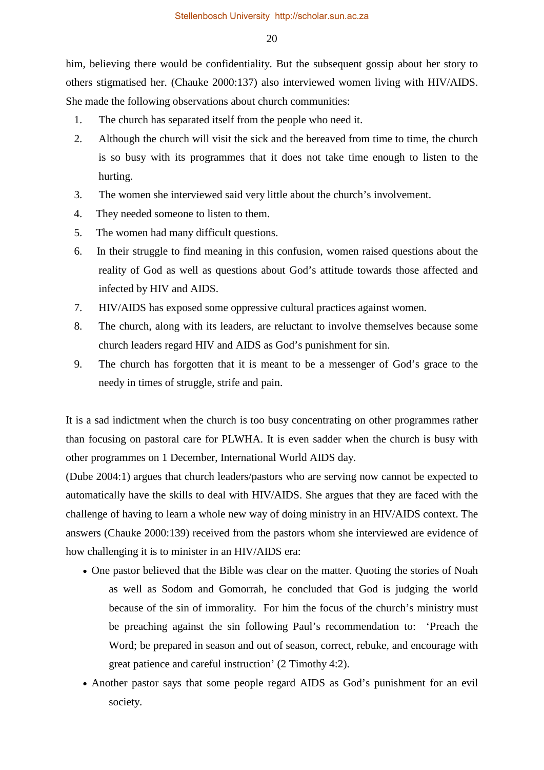him, believing there would be confidentiality. But the subsequent gossip about her story to others stigmatised her. (Chauke 2000:137) also interviewed women living with HIV/AIDS. She made the following observations about church communities:

1. The church has separated itself from the people who need it.
2. Although the church will visit the sick and the bereaved from time to time, the church is so busy with its programmes that it does not take time enough to listen to the hurting.
3. The women she interviewed said very little about the church's involvement.
4. They needed someone to listen to them.
5. The women had many difficult questions.
6. In their struggle to find meaning in this confusion, women raised questions about the reality of God as well as questions about God's attitude towards those affected and infected by HIV and AIDS.
7. HIV/AIDS has exposed some oppressive cultural practices against women.
8. The church, along with its leaders, are reluctant to involve themselves because some church leaders regard HIV and AIDS as God's punishment for sin.
9. The church has forgotten that it is meant to be a messenger of God's grace to the needy in times of struggle, strife and pain.

It is a sad indictment when the church is too busy concentrating on other programmes rather than focusing on pastoral care for PLWHA. It is even sadder when the church is busy with other programmes on 1 December, International World AIDS day.

(Dube 2004:1) argues that church leaders/pastors who are serving now cannot be expected to automatically have the skills to deal with HIV/AIDS. She argues that they are faced with the challenge of having to learn a whole new way of doing ministry in an HIV/AIDS context. The answers (Chauke 2000:139) received from the pastors whom she interviewed are evidence of how challenging it is to minister in an HIV/AIDS era:

- One pastor believed that the Bible was clear on the matter. Quoting the stories of Noah as well as Sodom and Gomorrah, he concluded that God is judging the world because of the sin of immorality. For him the focus of the church's ministry must be preaching against the sin following Paul's recommendation to: 'Preach the Word; be prepared in season and out of season, correct, rebuke, and encourage with great patience and careful instruction' (2 Timothy 4:2).
- Another pastor says that some people regard AIDS as God's punishment for an evil society.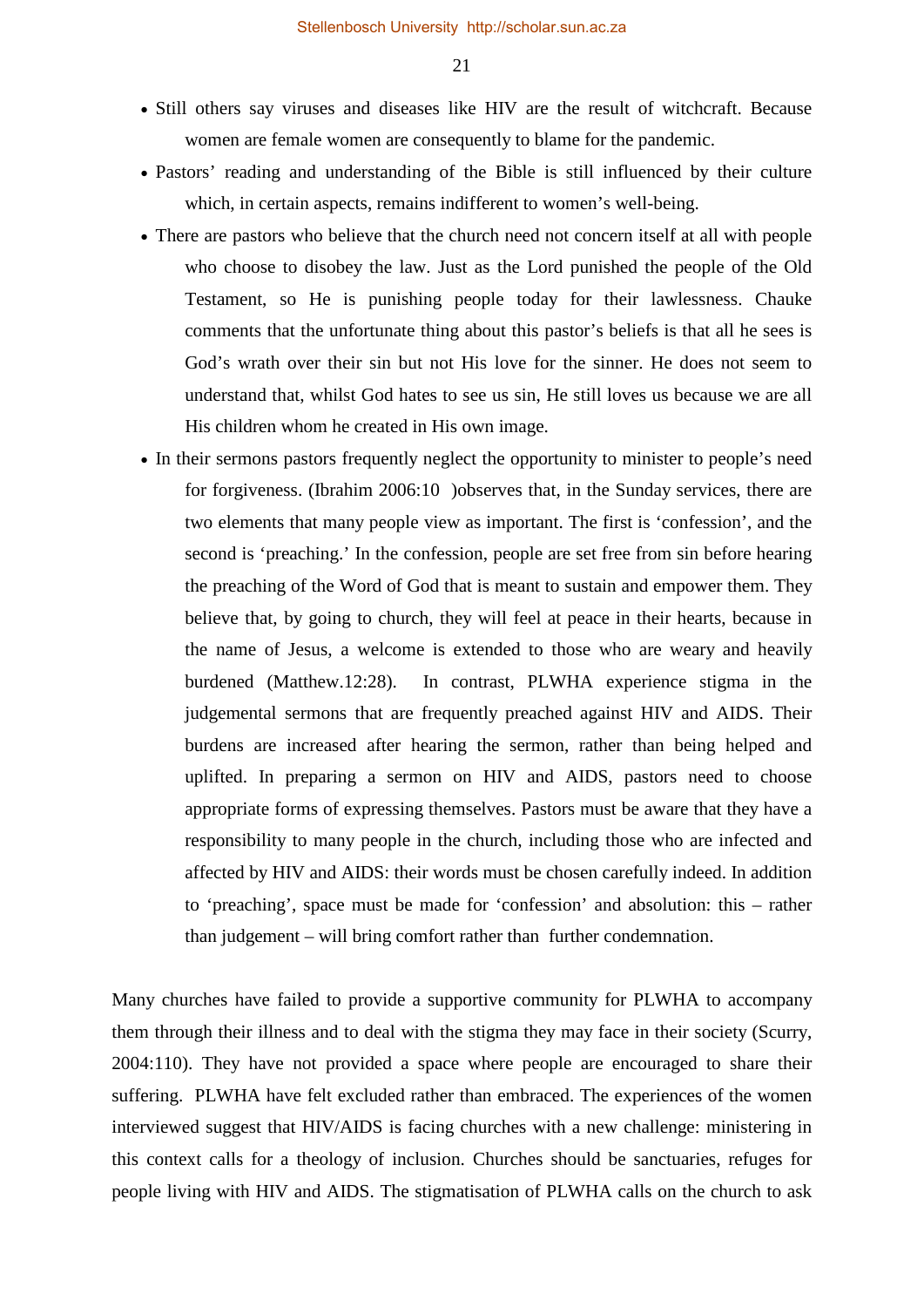- Still others say viruses and diseases like HIV are the result of witchcraft. Because women are female women are consequently to blame for the pandemic.
- Pastors' reading and understanding of the Bible is still influenced by their culture which, in certain aspects, remains indifferent to women's well-being.
- There are pastors who believe that the church need not concern itself at all with people who choose to disobey the law. Just as the Lord punished the people of the Old Testament, so He is punishing people today for their lawlessness. Chauke comments that the unfortunate thing about this pastor's beliefs is that all he sees is God's wrath over their sin but not His love for the sinner. He does not seem to understand that, whilst God hates to see us sin, He still loves us because we are all His children whom he created in His own image.
- In their sermons pastors frequently neglect the opportunity to minister to people's need for forgiveness. (Ibrahim 2006:10 )observes that, in the Sunday services, there are two elements that many people view as important. The first is 'confession', and the second is 'preaching.' In the confession, people are set free from sin before hearing the preaching of the Word of God that is meant to sustain and empower them. They believe that, by going to church, they will feel at peace in their hearts, because in the name of Jesus, a welcome is extended to those who are weary and heavily burdened (Matthew.12:28). In contrast, PLWHA experience stigma in the judgemental sermons that are frequently preached against HIV and AIDS. Their burdens are increased after hearing the sermon, rather than being helped and uplifted. In preparing a sermon on HIV and AIDS, pastors need to choose appropriate forms of expressing themselves. Pastors must be aware that they have a responsibility to many people in the church, including those who are infected and affected by HIV and AIDS: their words must be chosen carefully indeed. In addition to 'preaching', space must be made for 'confession' and absolution: this – rather than judgement – will bring comfort rather than further condemnation.

Many churches have failed to provide a supportive community for PLWHA to accompany them through their illness and to deal with the stigma they may face in their society (Scurry, 2004:110). They have not provided a space where people are encouraged to share their suffering. PLWHA have felt excluded rather than embraced. The experiences of the women interviewed suggest that HIV/AIDS is facing churches with a new challenge: ministering in this context calls for a theology of inclusion. Churches should be sanctuaries, refuges for people living with HIV and AIDS. The stigmatisation of PLWHA calls on the church to ask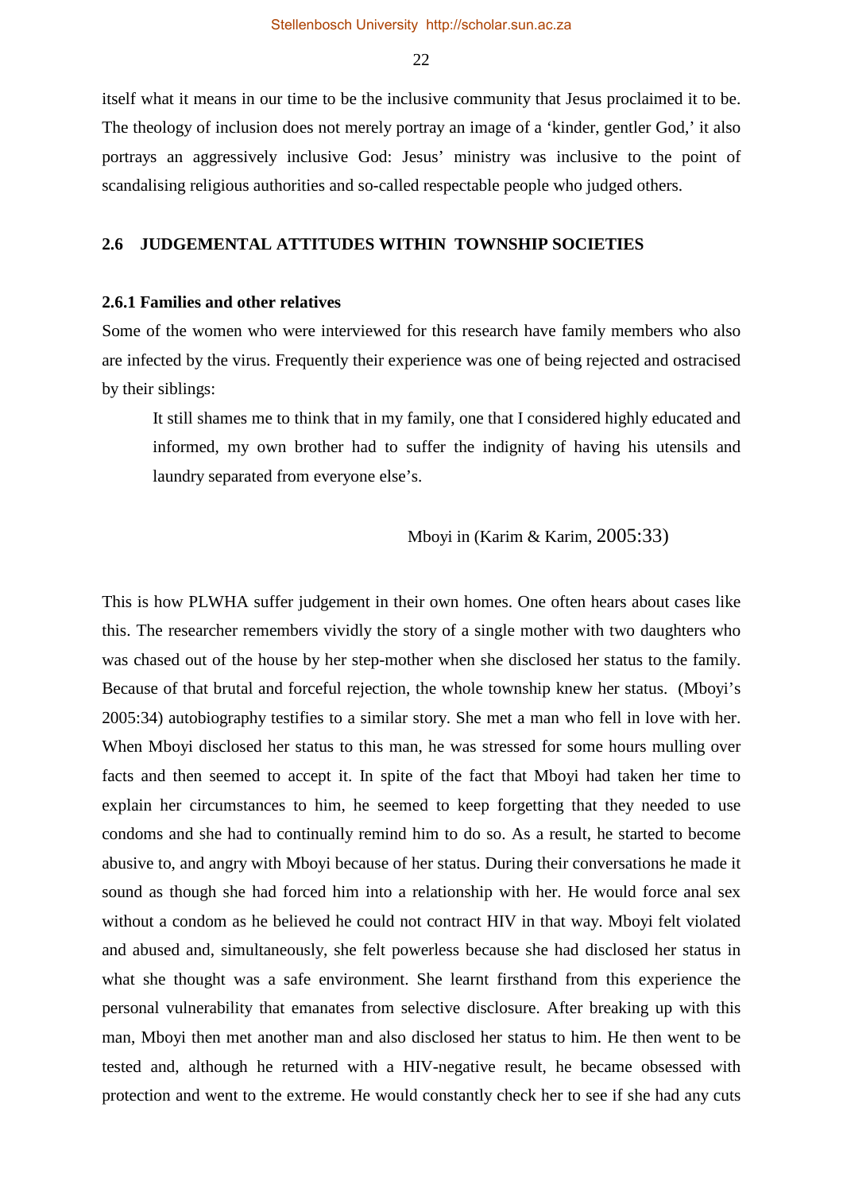itself what it means in our time to be the inclusive community that Jesus proclaimed it to be. The theology of inclusion does not merely portray an image of a 'kinder, gentler God,' it also portrays an aggressively inclusive God: Jesus' ministry was inclusive to the point of scandalising religious authorities and so-called respectable people who judged others.

## 2.6 JUDGEMENTAL ATTITUDES WITHIN TOWNSHIP SOCIETIES

### 2.6.1 Families and other relatives

Some of the women who were interviewed for this research have family members who also are infected by the virus. Frequently their experience was one of being rejected and ostracised by their siblings:

> It still shames me to think that in my family, one that I considered highly educated and informed, my own brother had to suffer the indignity of having his utensils and laundry separated from everyone else's.
>
> Mboyi in (Karim & Karim, 2005:33)

This is how PLWHA suffer judgement in their own homes. One often hears about cases like this. The researcher remembers vividly the story of a single mother with two daughters who was chased out of the house by her step-mother when she disclosed her status to the family. Because of that brutal and forceful rejection, the whole township knew her status. (Mboyi's 2005:34) autobiography testifies to a similar story. She met a man who fell in love with her. When Mboyi disclosed her status to this man, he was stressed for some hours mulling over facts and then seemed to accept it. In spite of the fact that Mboyi had taken her time to explain her circumstances to him, he seemed to keep forgetting that they needed to use condoms and she had to continually remind him to do so. As a result, he started to become abusive to, and angry with Mboyi because of her status. During their conversations he made it sound as though she had forced him into a relationship with her. He would force anal sex without a condom as he believed he could not contract HIV in that way. Mboyi felt violated and abused and, simultaneously, she felt powerless because she had disclosed her status in what she thought was a safe environment. She learnt firsthand from this experience the personal vulnerability that emanates from selective disclosure. After breaking up with this man, Mboyi then met another man and also disclosed her status to him. He then went to be tested and, although he returned with a HIV-negative result, he became obsessed with protection and went to the extreme. He would constantly check her to see if she had any cuts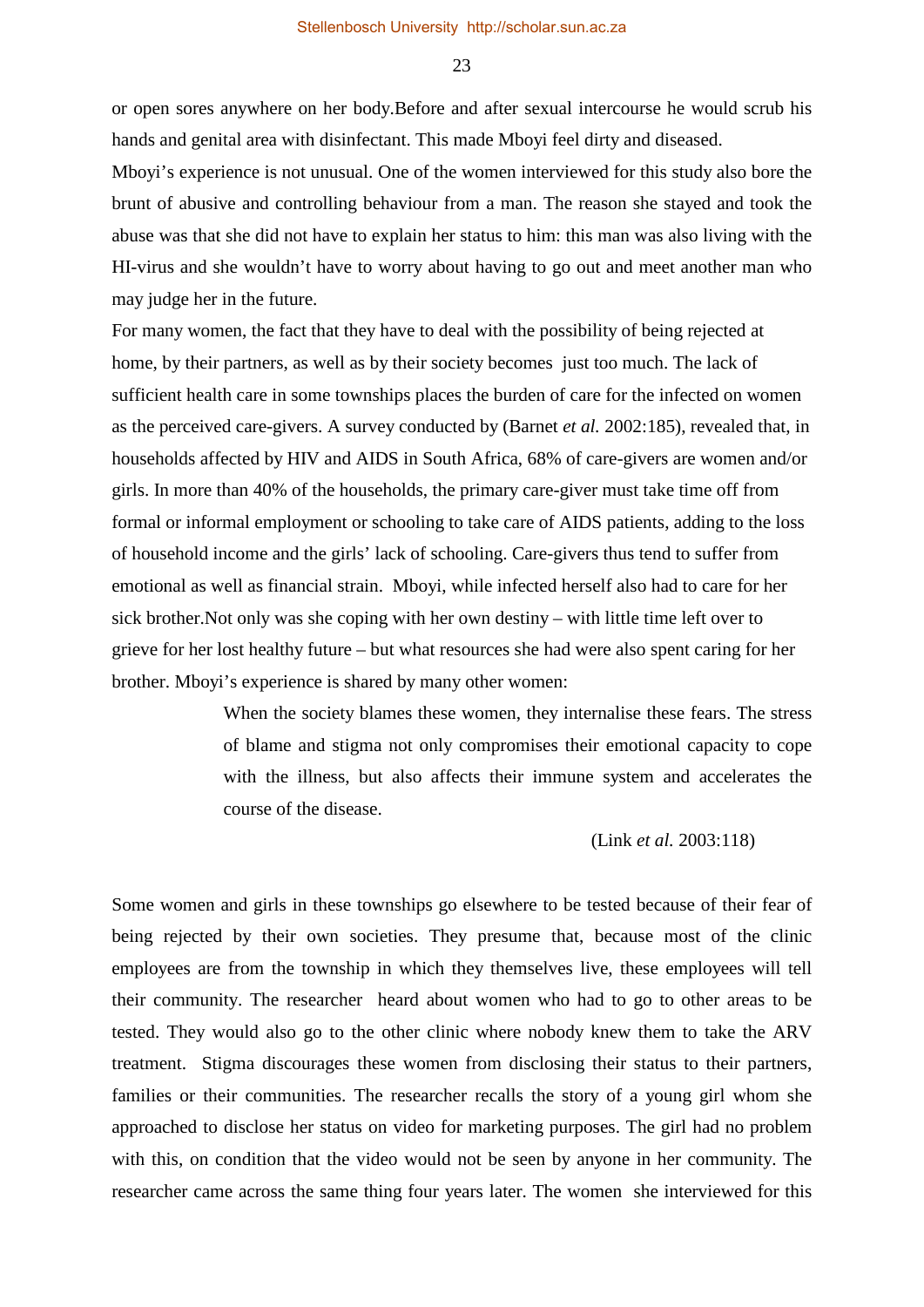or open sores anywhere on her body.Before and after sexual intercourse he would scrub his hands and genital area with disinfectant. This made Mboyi feel dirty and diseased.

Mboyi's experience is not unusual. One of the women interviewed for this study also bore the brunt of abusive and controlling behaviour from a man. The reason she stayed and took the abuse was that she did not have to explain her status to him: this man was also living with the HI-virus and she wouldn't have to worry about having to go out and meet another man who may judge her in the future.

For many women, the fact that they have to deal with the possibility of being rejected at home, by their partners, as well as by their society becomes just too much. The lack of sufficient health care in some townships places the burden of care for the infected on women as the perceived care-givers. A survey conducted by (Barnet *et al.* 2002:185), revealed that, in households affected by HIV and AIDS in South Africa, 68% of care-givers are women and/or girls. In more than 40% of the households, the primary care-giver must take time off from formal or informal employment or schooling to take care of AIDS patients, adding to the loss of household income and the girls' lack of schooling. Care-givers thus tend to suffer from emotional as well as financial strain. Mboyi, while infected herself also had to care for her sick brother.Not only was she coping with her own destiny – with little time left over to grieve for her lost healthy future – but what resources she had were also spent caring for her brother. Mboyi's experience is shared by many other women:

> When the society blames these women, they internalise these fears. The stress of blame and stigma not only compromises their emotional capacity to cope with the illness, but also affects their immune system and accelerates the course of the disease.
>
> (Link *et al.* 2003:118)

Some women and girls in these townships go elsewhere to be tested because of their fear of being rejected by their own societies. They presume that, because most of the clinic employees are from the township in which they themselves live, these employees will tell their community. The researcher heard about women who had to go to other areas to be tested. They would also go to the other clinic where nobody knew them to take the ARV treatment. Stigma discourages these women from disclosing their status to their partners, families or their communities. The researcher recalls the story of a young girl whom she approached to disclose her status on video for marketing purposes. The girl had no problem with this, on condition that the video would not be seen by anyone in her community. The researcher came across the same thing four years later. The women she interviewed for this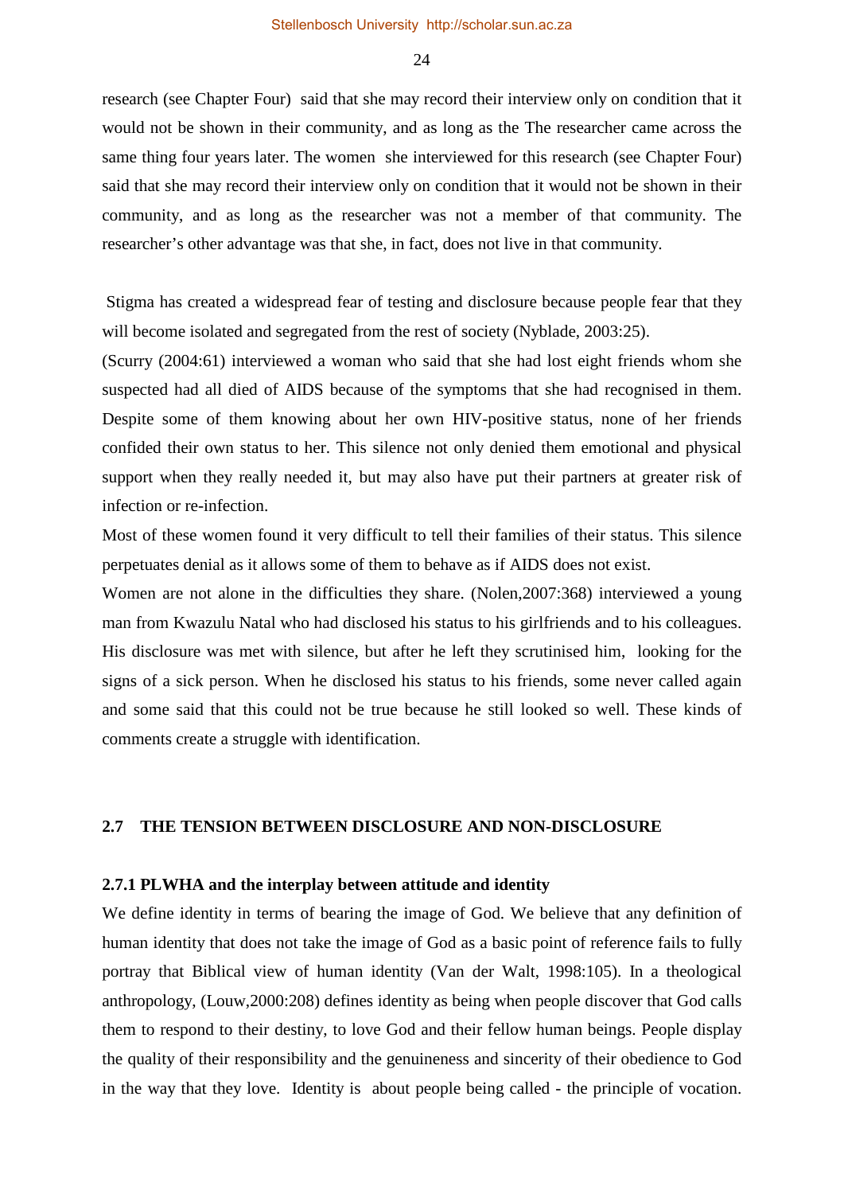research (see Chapter Four) said that she may record their interview only on condition that it would not be shown in their community, and as long as the The researcher came across the same thing four years later. The women she interviewed for this research (see Chapter Four) said that she may record their interview only on condition that it would not be shown in their community, and as long as the researcher was not a member of that community. The researcher's other advantage was that she, in fact, does not live in that community.

Stigma has created a widespread fear of testing and disclosure because people fear that they will become isolated and segregated from the rest of society (Nyblade, 2003:25).

(Scurry (2004:61) interviewed a woman who said that she had lost eight friends whom she suspected had all died of AIDS because of the symptoms that she had recognised in them. Despite some of them knowing about her own HIV-positive status, none of her friends confided their own status to her. This silence not only denied them emotional and physical support when they really needed it, but may also have put their partners at greater risk of infection or re-infection.

Most of these women found it very difficult to tell their families of their status. This silence perpetuates denial as it allows some of them to behave as if AIDS does not exist.

Women are not alone in the difficulties they share. (Nolen,2007:368) interviewed a young man from Kwazulu Natal who had disclosed his status to his girlfriends and to his colleagues. His disclosure was met with silence, but after he left they scrutinised him, looking for the signs of a sick person. When he disclosed his status to his friends, some never called again and some said that this could not be true because he still looked so well. These kinds of comments create a struggle with identification.

## 2.7 THE TENSION BETWEEN DISCLOSURE AND NON-DISCLOSURE

### 2.7.1 PLWHA and the interplay between attitude and identity

We define identity in terms of bearing the image of God. We believe that any definition of human identity that does not take the image of God as a basic point of reference fails to fully portray that Biblical view of human identity (Van der Walt, 1998:105). In a theological anthropology, (Louw,2000:208) defines identity as being when people discover that God calls them to respond to their destiny, to love God and their fellow human beings. People display the quality of their responsibility and the genuineness and sincerity of their obedience to God in the way that they love. Identity is about people being called - the principle of vocation.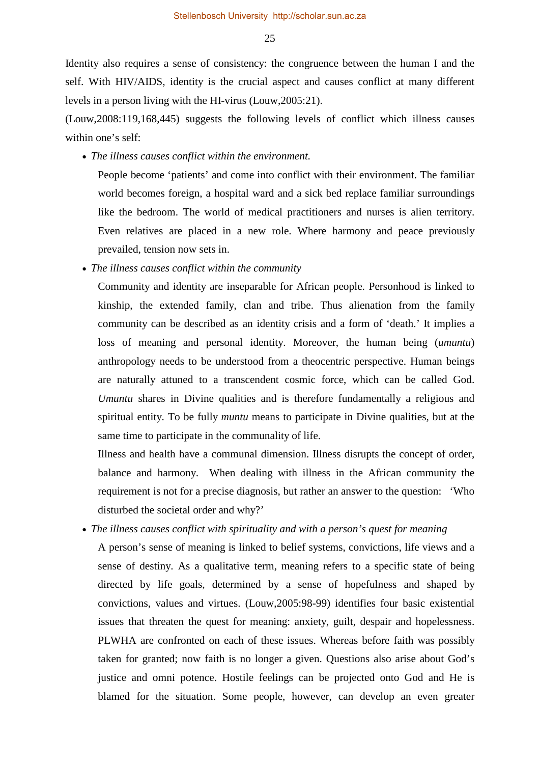Identity also requires a sense of consistency: the congruence between the human I and the self. With HIV/AIDS, identity is the crucial aspect and causes conflict at many different levels in a person living with the HI-virus (Louw,2005:21).

(Louw,2008:119,168,445) suggests the following levels of conflict which illness causes within one's self:

- *The illness causes conflict within the environment.*

  People become 'patients' and come into conflict with their environment. The familiar world becomes foreign, a hospital ward and a sick bed replace familiar surroundings like the bedroom. The world of medical practitioners and nurses is alien territory. Even relatives are placed in a new role. Where harmony and peace previously prevailed, tension now sets in.

- *The illness causes conflict within the community*

  Community and identity are inseparable for African people. Personhood is linked to kinship, the extended family, clan and tribe. Thus alienation from the family community can be described as an identity crisis and a form of 'death.' It implies a loss of meaning and personal identity. Moreover, the human being (*umuntu*) anthropology needs to be understood from a theocentric perspective. Human beings are naturally attuned to a transcendent cosmic force, which can be called God. *Umuntu* shares in Divine qualities and is therefore fundamentally a religious and spiritual entity. To be fully *muntu* means to participate in Divine qualities, but at the same time to participate in the communality of life.

  Illness and health have a communal dimension. Illness disrupts the concept of order, balance and harmony. When dealing with illness in the African community the requirement is not for a precise diagnosis, but rather an answer to the question: 'Who disturbed the societal order and why?'

- *The illness causes conflict with spirituality and with a person's quest for meaning*

  A person's sense of meaning is linked to belief systems, convictions, life views and a sense of destiny. As a qualitative term, meaning refers to a specific state of being directed by life goals, determined by a sense of hopefulness and shaped by convictions, values and virtues. (Louw,2005:98-99) identifies four basic existential issues that threaten the quest for meaning: anxiety, guilt, despair and hopelessness. PLWHA are confronted on each of these issues. Whereas before faith was possibly taken for granted; now faith is no longer a given. Questions also arise about God's justice and omni potence. Hostile feelings can be projected onto God and He is blamed for the situation. Some people, however, can develop an even greater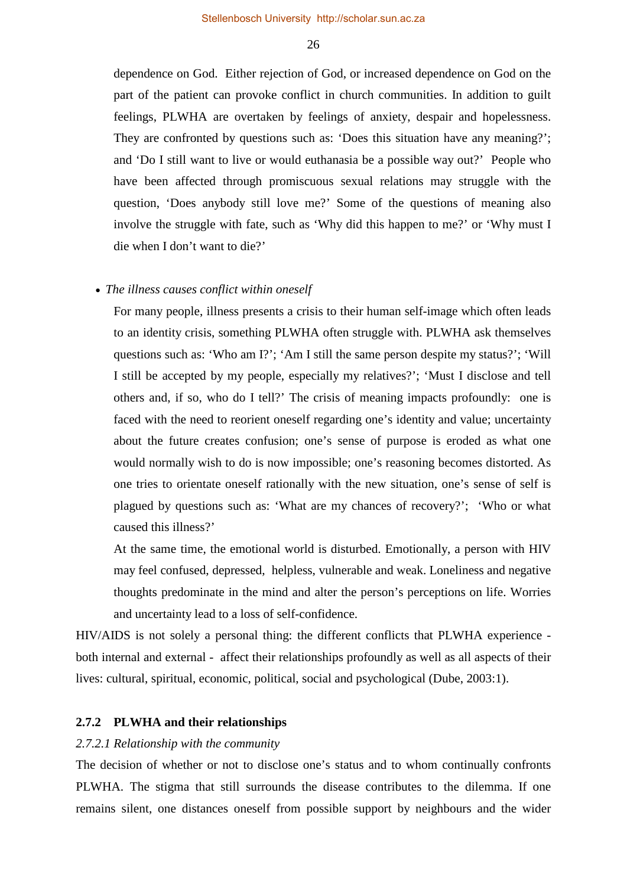dependence on God. Either rejection of God, or increased dependence on God on the part of the patient can provoke conflict in church communities. In addition to guilt feelings, PLWHA are overtaken by feelings of anxiety, despair and hopelessness. They are confronted by questions such as: 'Does this situation have any meaning?'; and 'Do I still want to live or would euthanasia be a possible way out?' People who have been affected through promiscuous sexual relations may struggle with the question, 'Does anybody still love me?' Some of the questions of meaning also involve the struggle with fate, such as 'Why did this happen to me?' or 'Why must I die when I don't want to die?'

- *The illness causes conflict within oneself*

  For many people, illness presents a crisis to their human self-image which often leads to an identity crisis, something PLWHA often struggle with. PLWHA ask themselves questions such as: 'Who am I?'; 'Am I still the same person despite my status?'; 'Will I still be accepted by my people, especially my relatives?'; 'Must I disclose and tell others and, if so, who do I tell?' The crisis of meaning impacts profoundly: one is faced with the need to reorient oneself regarding one's identity and value; uncertainty about the future creates confusion; one's sense of purpose is eroded as what one would normally wish to do is now impossible; one's reasoning becomes distorted. As one tries to orientate oneself rationally with the new situation, one's sense of self is plagued by questions such as: 'What are my chances of recovery?'; 'Who or what caused this illness?'

  At the same time, the emotional world is disturbed. Emotionally, a person with HIV may feel confused, depressed, helpless, vulnerable and weak. Loneliness and negative thoughts predominate in the mind and alter the person's perceptions on life. Worries and uncertainty lead to a loss of self-confidence.

HIV/AIDS is not solely a personal thing: the different conflicts that PLWHA experience - both internal and external - affect their relationships profoundly as well as all aspects of their lives: cultural, spiritual, economic, political, social and psychological (Dube, 2003:1).

### 2.7.2 PLWHA and their relationships

#### *2.7.2.1 Relationship with the community*

The decision of whether or not to disclose one's status and to whom continually confronts PLWHA. The stigma that still surrounds the disease contributes to the dilemma. If one remains silent, one distances oneself from possible support by neighbours and the wider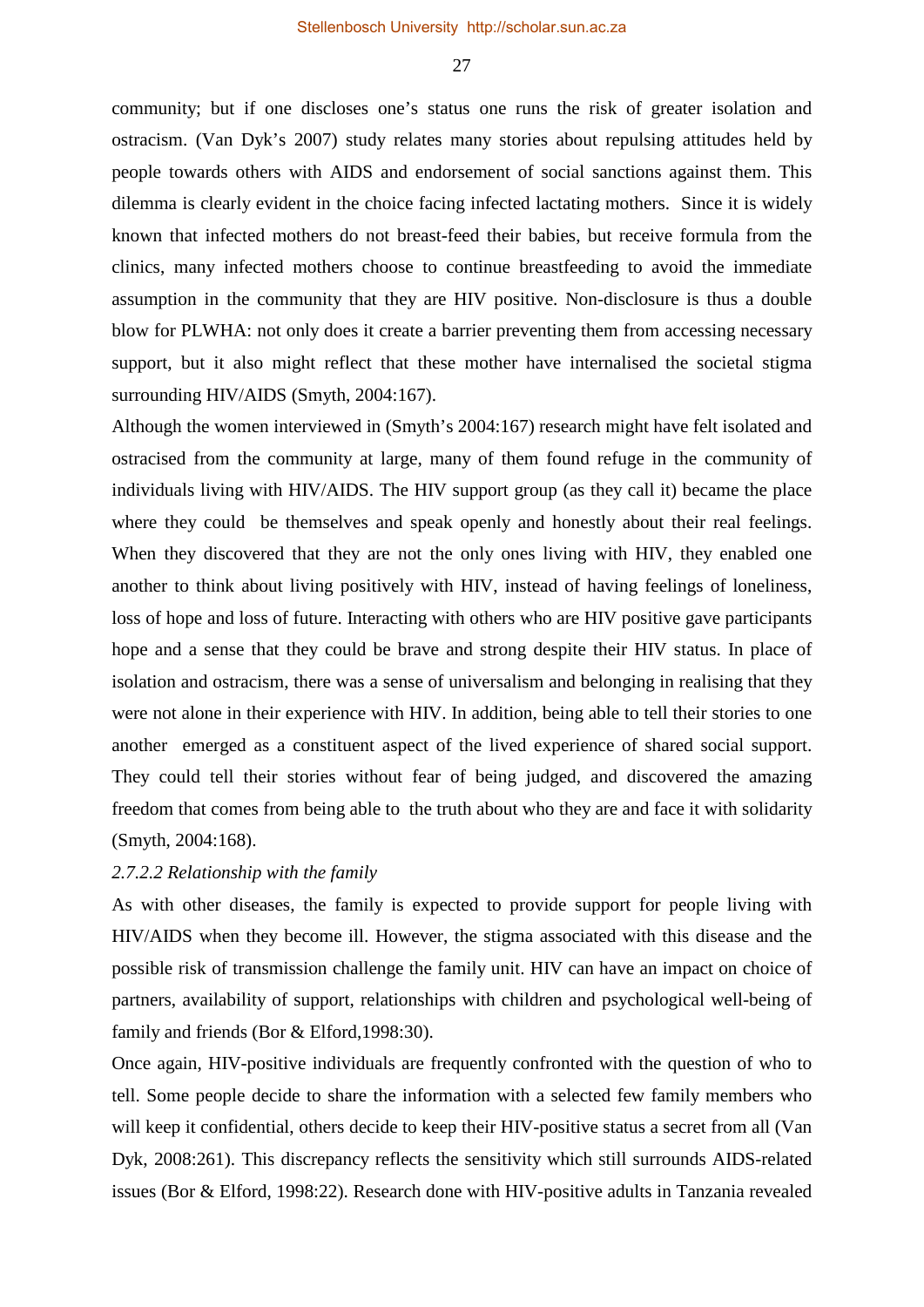community; but if one discloses one's status one runs the risk of greater isolation and ostracism. (Van Dyk's 2007) study relates many stories about repulsing attitudes held by people towards others with AIDS and endorsement of social sanctions against them. This dilemma is clearly evident in the choice facing infected lactating mothers. Since it is widely known that infected mothers do not breast-feed their babies, but receive formula from the clinics, many infected mothers choose to continue breastfeeding to avoid the immediate assumption in the community that they are HIV positive. Non-disclosure is thus a double blow for PLWHA: not only does it create a barrier preventing them from accessing necessary support, but it also might reflect that these mother have internalised the societal stigma surrounding HIV/AIDS (Smyth, 2004:167).

Although the women interviewed in (Smyth's 2004:167) research might have felt isolated and ostracised from the community at large, many of them found refuge in the community of individuals living with HIV/AIDS. The HIV support group (as they call it) became the place where they could be themselves and speak openly and honestly about their real feelings. When they discovered that they are not the only ones living with HIV, they enabled one another to think about living positively with HIV, instead of having feelings of loneliness, loss of hope and loss of future. Interacting with others who are HIV positive gave participants hope and a sense that they could be brave and strong despite their HIV status. In place of isolation and ostracism, there was a sense of universalism and belonging in realising that they were not alone in their experience with HIV. In addition, being able to tell their stories to one another emerged as a constituent aspect of the lived experience of shared social support. They could tell their stories without fear of being judged, and discovered the amazing freedom that comes from being able to the truth about who they are and face it with solidarity (Smyth, 2004:168).

*2.7.2.2 Relationship with the family*

As with other diseases, the family is expected to provide support for people living with HIV/AIDS when they become ill. However, the stigma associated with this disease and the possible risk of transmission challenge the family unit. HIV can have an impact on choice of partners, availability of support, relationships with children and psychological well-being of family and friends (Bor & Elford,1998:30).

Once again, HIV-positive individuals are frequently confronted with the question of who to tell. Some people decide to share the information with a selected few family members who will keep it confidential, others decide to keep their HIV-positive status a secret from all (Van Dyk, 2008:261). This discrepancy reflects the sensitivity which still surrounds AIDS-related issues (Bor & Elford, 1998:22). Research done with HIV-positive adults in Tanzania revealed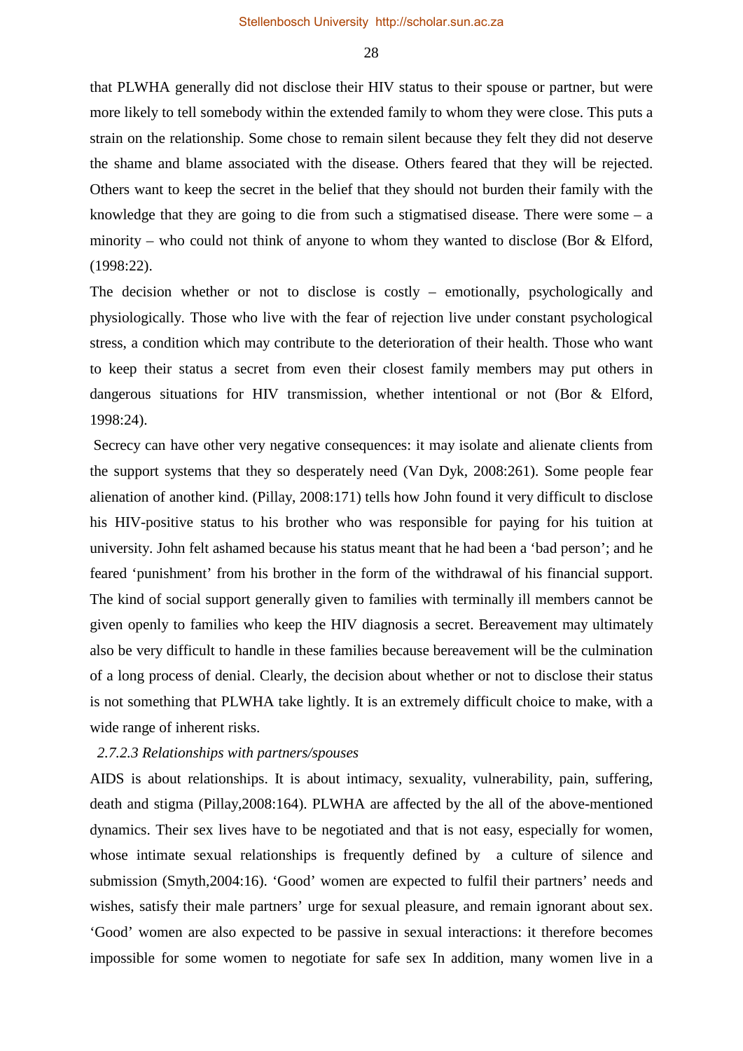that PLWHA generally did not disclose their HIV status to their spouse or partner, but were more likely to tell somebody within the extended family to whom they were close. This puts a strain on the relationship. Some chose to remain silent because they felt they did not deserve the shame and blame associated with the disease. Others feared that they will be rejected. Others want to keep the secret in the belief that they should not burden their family with the knowledge that they are going to die from such a stigmatised disease. There were some – a minority – who could not think of anyone to whom they wanted to disclose (Bor & Elford, (1998:22).

The decision whether or not to disclose is costly – emotionally, psychologically and physiologically. Those who live with the fear of rejection live under constant psychological stress, a condition which may contribute to the deterioration of their health. Those who want to keep their status a secret from even their closest family members may put others in dangerous situations for HIV transmission, whether intentional or not (Bor & Elford, 1998:24).

Secrecy can have other very negative consequences: it may isolate and alienate clients from the support systems that they so desperately need (Van Dyk, 2008:261). Some people fear alienation of another kind. (Pillay, 2008:171) tells how John found it very difficult to disclose his HIV-positive status to his brother who was responsible for paying for his tuition at university. John felt ashamed because his status meant that he had been a 'bad person'; and he feared 'punishment' from his brother in the form of the withdrawal of his financial support. The kind of social support generally given to families with terminally ill members cannot be given openly to families who keep the HIV diagnosis a secret. Bereavement may ultimately also be very difficult to handle in these families because bereavement will be the culmination of a long process of denial. Clearly, the decision about whether or not to disclose their status is not something that PLWHA take lightly. It is an extremely difficult choice to make, with a wide range of inherent risks.

*2.7.2.3 Relationships with partners/spouses*

AIDS is about relationships. It is about intimacy, sexuality, vulnerability, pain, suffering, death and stigma (Pillay,2008:164). PLWHA are affected by the all of the above-mentioned dynamics. Their sex lives have to be negotiated and that is not easy, especially for women, whose intimate sexual relationships is frequently defined by a culture of silence and submission (Smyth,2004:16). 'Good' women are expected to fulfil their partners' needs and wishes, satisfy their male partners' urge for sexual pleasure, and remain ignorant about sex. 'Good' women are also expected to be passive in sexual interactions: it therefore becomes impossible for some women to negotiate for safe sex In addition, many women live in a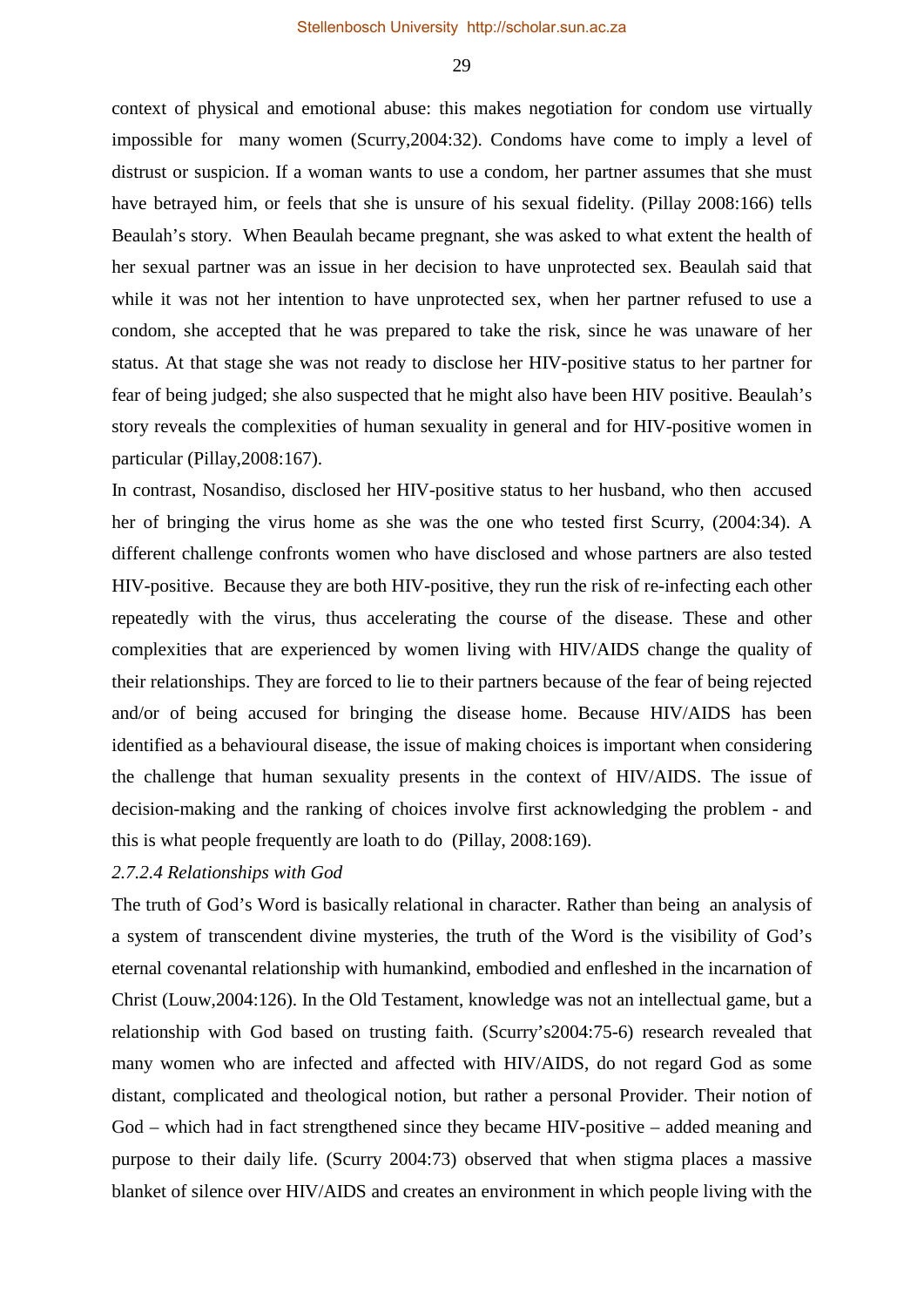context of physical and emotional abuse: this makes negotiation for condom use virtually impossible for many women (Scurry,2004:32). Condoms have come to imply a level of distrust or suspicion. If a woman wants to use a condom, her partner assumes that she must have betrayed him, or feels that she is unsure of his sexual fidelity. (Pillay 2008:166) tells Beaulah's story. When Beaulah became pregnant, she was asked to what extent the health of her sexual partner was an issue in her decision to have unprotected sex. Beaulah said that while it was not her intention to have unprotected sex, when her partner refused to use a condom, she accepted that he was prepared to take the risk, since he was unaware of her status. At that stage she was not ready to disclose her HIV-positive status to her partner for fear of being judged; she also suspected that he might also have been HIV positive. Beaulah's story reveals the complexities of human sexuality in general and for HIV-positive women in particular (Pillay,2008:167).

In contrast, Nosandiso, disclosed her HIV-positive status to her husband, who then accused her of bringing the virus home as she was the one who tested first Scurry, (2004:34). A different challenge confronts women who have disclosed and whose partners are also tested HIV-positive. Because they are both HIV-positive, they run the risk of re-infecting each other repeatedly with the virus, thus accelerating the course of the disease. These and other complexities that are experienced by women living with HIV/AIDS change the quality of their relationships. They are forced to lie to their partners because of the fear of being rejected and/or of being accused for bringing the disease home. Because HIV/AIDS has been identified as a behavioural disease, the issue of making choices is important when considering the challenge that human sexuality presents in the context of HIV/AIDS. The issue of decision-making and the ranking of choices involve first acknowledging the problem - and this is what people frequently are loath to do (Pillay, 2008:169).

*2.7.2.4 Relationships with God*

The truth of God's Word is basically relational in character. Rather than being an analysis of a system of transcendent divine mysteries, the truth of the Word is the visibility of God's eternal covenantal relationship with humankind, embodied and enfleshed in the incarnation of Christ (Louw,2004:126). In the Old Testament, knowledge was not an intellectual game, but a relationship with God based on trusting faith. (Scurry's2004:75-6) research revealed that many women who are infected and affected with HIV/AIDS, do not regard God as some distant, complicated and theological notion, but rather a personal Provider. Their notion of God – which had in fact strengthened since they became HIV-positive – added meaning and purpose to their daily life. (Scurry 2004:73) observed that when stigma places a massive blanket of silence over HIV/AIDS and creates an environment in which people living with the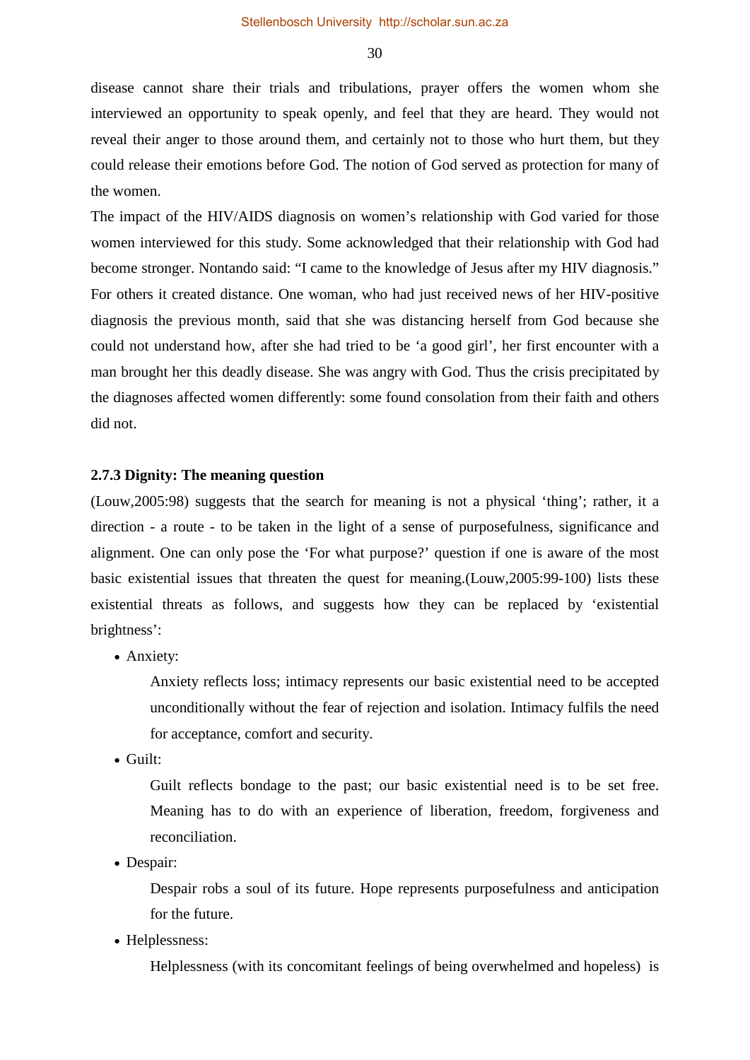disease cannot share their trials and tribulations, prayer offers the women whom she interviewed an opportunity to speak openly, and feel that they are heard. They would not reveal their anger to those around them, and certainly not to those who hurt them, but they could release their emotions before God. The notion of God served as protection for many of the women.

The impact of the HIV/AIDS diagnosis on women's relationship with God varied for those women interviewed for this study. Some acknowledged that their relationship with God had become stronger. Nontando said: "I came to the knowledge of Jesus after my HIV diagnosis." For others it created distance. One woman, who had just received news of her HIV-positive diagnosis the previous month, said that she was distancing herself from God because she could not understand how, after she had tried to be 'a good girl', her first encounter with a man brought her this deadly disease. She was angry with God. Thus the crisis precipitated by the diagnoses affected women differently: some found consolation from their faith and others did not.

### 2.7.3 Dignity: The meaning question

(Louw,2005:98) suggests that the search for meaning is not a physical 'thing'; rather, it a direction - a route - to be taken in the light of a sense of purposefulness, significance and alignment. One can only pose the 'For what purpose?' question if one is aware of the most basic existential issues that threaten the quest for meaning.(Louw,2005:99-100) lists these existential threats as follows, and suggests how they can be replaced by 'existential brightness':

- Anxiety:

  Anxiety reflects loss; intimacy represents our basic existential need to be accepted unconditionally without the fear of rejection and isolation. Intimacy fulfils the need for acceptance, comfort and security.

- Guilt:

  Guilt reflects bondage to the past; our basic existential need is to be set free. Meaning has to do with an experience of liberation, freedom, forgiveness and reconciliation.

- Despair:

  Despair robs a soul of its future. Hope represents purposefulness and anticipation for the future.

- Helplessness:

  Helplessness (with its concomitant feelings of being overwhelmed and hopeless) is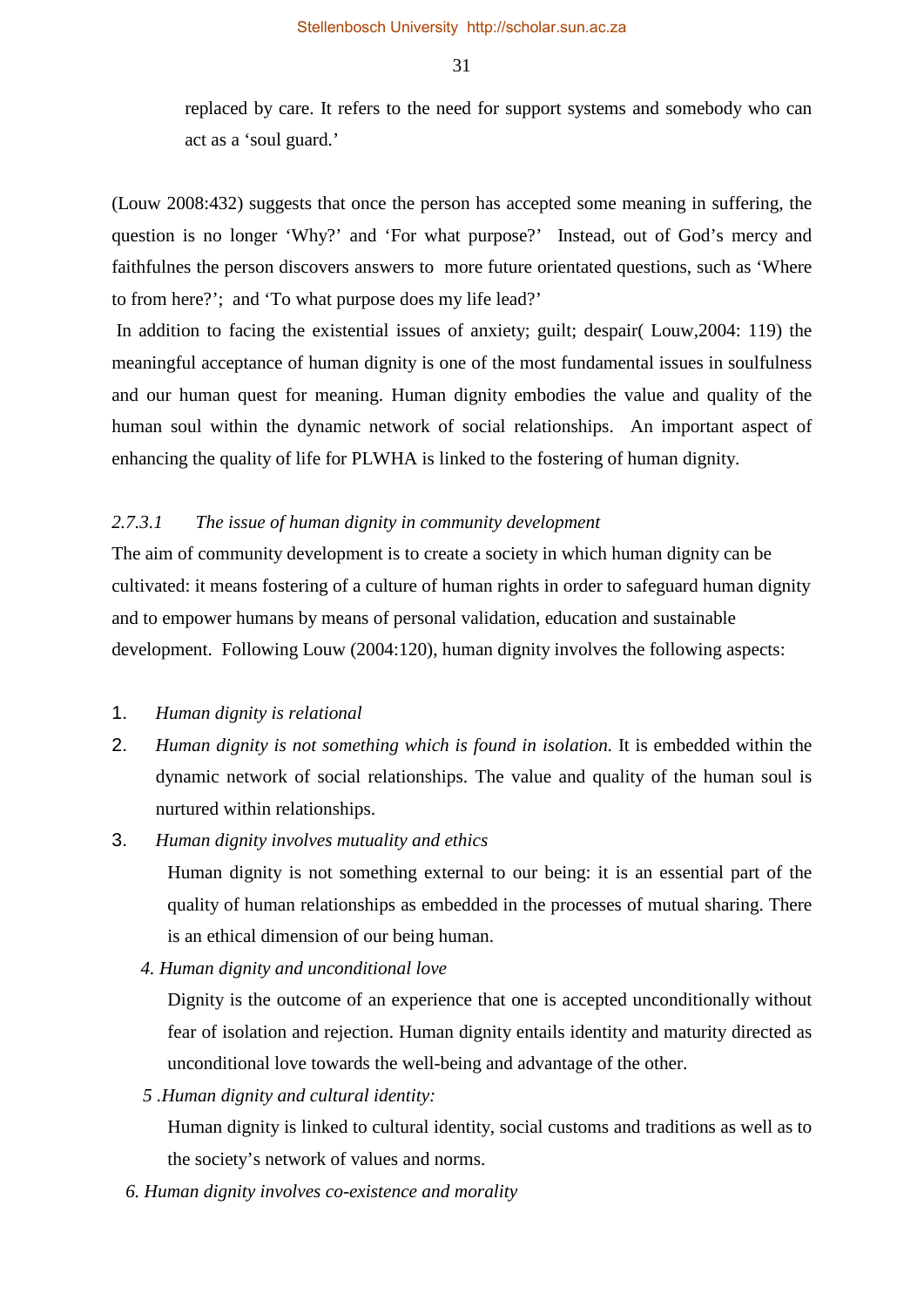replaced by care. It refers to the need for support systems and somebody who can act as a 'soul guard.'

(Louw 2008:432) suggests that once the person has accepted some meaning in suffering, the question is no longer 'Why?' and 'For what purpose?' Instead, out of God's mercy and faithfulnes the person discovers answers to more future orientated questions, such as 'Where to from here?'; and 'To what purpose does my life lead?'

In addition to facing the existential issues of anxiety; guilt; despair( Louw,2004: 119) the meaningful acceptance of human dignity is one of the most fundamental issues in soulfulness and our human quest for meaning. Human dignity embodies the value and quality of the human soul within the dynamic network of social relationships. An important aspect of enhancing the quality of life for PLWHA is linked to the fostering of human dignity.

#### *2.7.3.1 The issue of human dignity in community development*

The aim of community development is to create a society in which human dignity can be cultivated: it means fostering of a culture of human rights in order to safeguard human dignity and to empower humans by means of personal validation, education and sustainable development. Following Louw (2004:120), human dignity involves the following aspects:

1. *Human dignity is relational*
2. *Human dignity is not something which is found in isolation.* It is embedded within the dynamic network of social relationships. The value and quality of the human soul is nurtured within relationships.
3. *Human dignity involves mutuality and ethics*

   Human dignity is not something external to our being: it is an essential part of the quality of human relationships as embedded in the processes of mutual sharing. There is an ethical dimension of our being human.

4. *Human dignity and unconditional love*

   Dignity is the outcome of an experience that one is accepted unconditionally without fear of isolation and rejection. Human dignity entails identity and maturity directed as unconditional love towards the well-being and advantage of the other.

5. *Human dignity and cultural identity:*

   Human dignity is linked to cultural identity, social customs and traditions as well as to the society's network of values and norms.

6. *Human dignity involves co-existence and morality*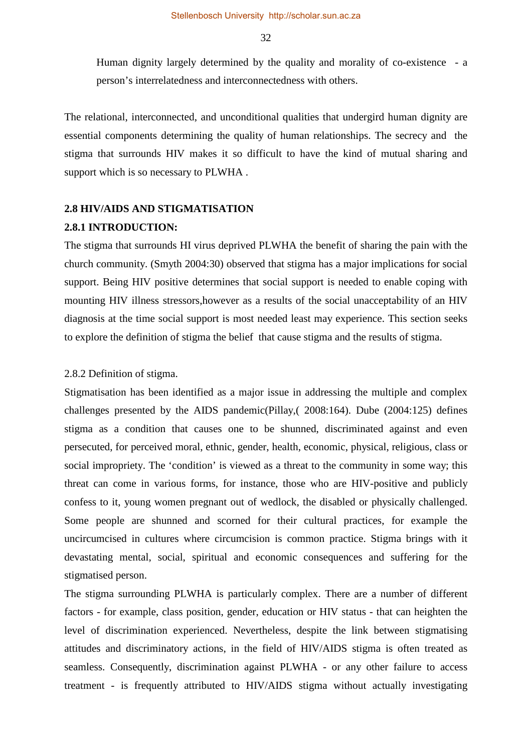Human dignity largely determined by the quality and morality of co-existence - a person's interrelatedness and interconnectedness with others.

The relational, interconnected, and unconditional qualities that undergird human dignity are essential components determining the quality of human relationships. The secrecy and the stigma that surrounds HIV makes it so difficult to have the kind of mutual sharing and support which is so necessary to PLWHA .

## 2.8 HIV/AIDS AND STIGMATISATION

### 2.8.1 INTRODUCTION:

The stigma that surrounds HI virus deprived PLWHA the benefit of sharing the pain with the church community. (Smyth 2004:30) observed that stigma has a major implications for social support. Being HIV positive determines that social support is needed to enable coping with mounting HIV illness stressors,however as a results of the social unacceptability of an HIV diagnosis at the time social support is most needed least may experience. This section seeks to explore the definition of stigma the belief that cause stigma and the results of stigma.

### 2.8.2 Definition of stigma.

Stigmatisation has been identified as a major issue in addressing the multiple and complex challenges presented by the AIDS pandemic(Pillay,( 2008:164). Dube (2004:125) defines stigma as a condition that causes one to be shunned, discriminated against and even persecuted, for perceived moral, ethnic, gender, health, economic, physical, religious, class or social impropriety. The 'condition' is viewed as a threat to the community in some way; this threat can come in various forms, for instance, those who are HIV-positive and publicly confess to it, young women pregnant out of wedlock, the disabled or physically challenged. Some people are shunned and scorned for their cultural practices, for example the uncircumcised in cultures where circumcision is common practice. Stigma brings with it devastating mental, social, spiritual and economic consequences and suffering for the stigmatised person.

The stigma surrounding PLWHA is particularly complex. There are a number of different factors - for example, class position, gender, education or HIV status - that can heighten the level of discrimination experienced. Nevertheless, despite the link between stigmatising attitudes and discriminatory actions, in the field of HIV/AIDS stigma is often treated as seamless. Consequently, discrimination against PLWHA - or any other failure to access treatment - is frequently attributed to HIV/AIDS stigma without actually investigating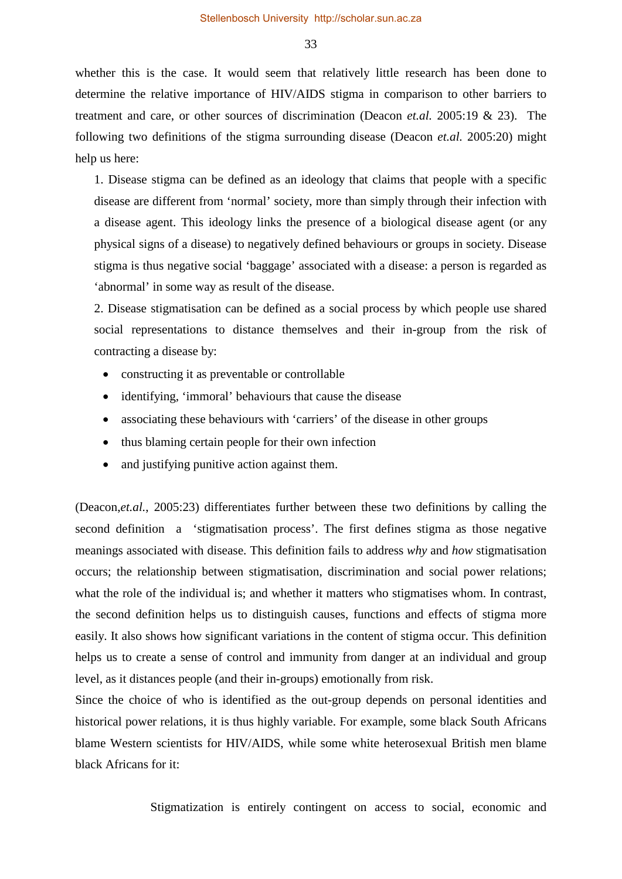whether this is the case. It would seem that relatively little research has been done to determine the relative importance of HIV/AIDS stigma in comparison to other barriers to treatment and care, or other sources of discrimination (Deacon *et.al.* 2005:19 & 23). The following two definitions of the stigma surrounding disease (Deacon *et.al.* 2005:20) might help us here:

1. Disease stigma can be defined as an ideology that claims that people with a specific disease are different from 'normal' society, more than simply through their infection with a disease agent. This ideology links the presence of a biological disease agent (or any physical signs of a disease) to negatively defined behaviours or groups in society. Disease stigma is thus negative social 'baggage' associated with a disease: a person is regarded as 'abnormal' in some way as result of the disease.

2. Disease stigmatisation can be defined as a social process by which people use shared social representations to distance themselves and their in-group from the risk of contracting a disease by:

   - constructing it as preventable or controllable
   - identifying, 'immoral' behaviours that cause the disease
   - associating these behaviours with 'carriers' of the disease in other groups
   - thus blaming certain people for their own infection
   - and justifying punitive action against them.

(Deacon,*et.al.*, 2005:23) differentiates further between these two definitions by calling the second definition a 'stigmatisation process'. The first defines stigma as those negative meanings associated with disease. This definition fails to address *why* and *how* stigmatisation occurs; the relationship between stigmatisation, discrimination and social power relations; what the role of the individual is; and whether it matters who stigmatises whom. In contrast, the second definition helps us to distinguish causes, functions and effects of stigma more easily. It also shows how significant variations in the content of stigma occur. This definition helps us to create a sense of control and immunity from danger at an individual and group level, as it distances people (and their in-groups) emotionally from risk.

Since the choice of who is identified as the out-group depends on personal identities and historical power relations, it is thus highly variable. For example, some black South Africans blame Western scientists for HIV/AIDS, while some white heterosexual British men blame black Africans for it:

> Stigmatization is entirely contingent on access to social, economic and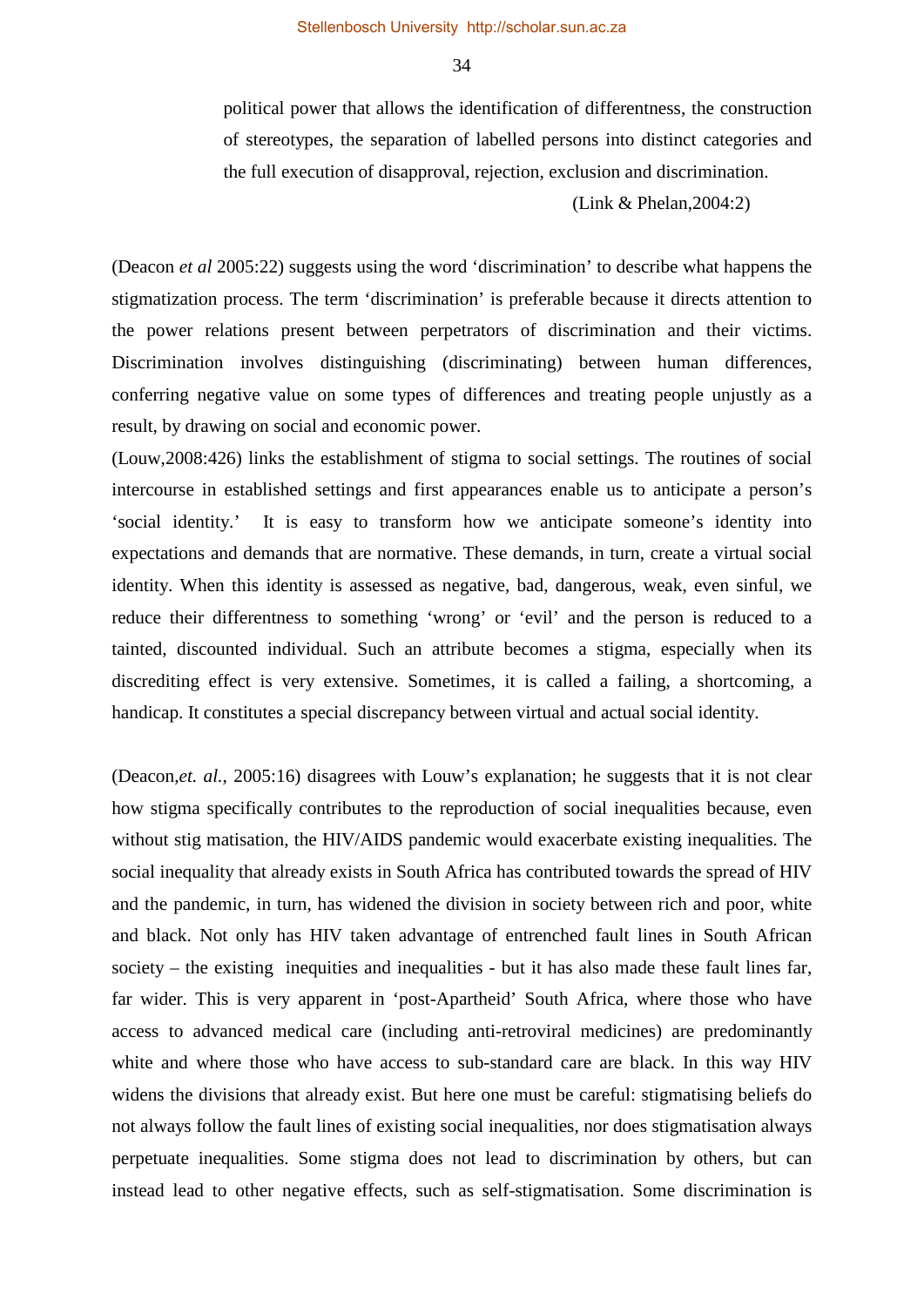> political power that allows the identification of differentness, the construction of stereotypes, the separation of labelled persons into distinct categories and the full execution of disapproval, rejection, exclusion and discrimination.
>
> (Link & Phelan,2004:2)

(Deacon *et al* 2005:22) suggests using the word 'discrimination' to describe what happens the stigmatization process. The term 'discrimination' is preferable because it directs attention to the power relations present between perpetrators of discrimination and their victims. Discrimination involves distinguishing (discriminating) between human differences, conferring negative value on some types of differences and treating people unjustly as a result, by drawing on social and economic power.

(Louw,2008:426) links the establishment of stigma to social settings. The routines of social intercourse in established settings and first appearances enable us to anticipate a person's 'social identity.' It is easy to transform how we anticipate someone's identity into expectations and demands that are normative. These demands, in turn, create a virtual social identity. When this identity is assessed as negative, bad, dangerous, weak, even sinful, we reduce their differentness to something 'wrong' or 'evil' and the person is reduced to a tainted, discounted individual. Such an attribute becomes a stigma, especially when its discrediting effect is very extensive. Sometimes, it is called a failing, a shortcoming, a handicap. It constitutes a special discrepancy between virtual and actual social identity.

(Deacon,*et. al.*, 2005:16) disagrees with Louw's explanation; he suggests that it is not clear how stigma specifically contributes to the reproduction of social inequalities because, even without stig matisation, the HIV/AIDS pandemic would exacerbate existing inequalities. The social inequality that already exists in South Africa has contributed towards the spread of HIV and the pandemic, in turn, has widened the division in society between rich and poor, white and black. Not only has HIV taken advantage of entrenched fault lines in South African society – the existing inequities and inequalities - but it has also made these fault lines far, far wider. This is very apparent in 'post-Apartheid' South Africa, where those who have access to advanced medical care (including anti-retroviral medicines) are predominantly white and where those who have access to sub-standard care are black. In this way HIV widens the divisions that already exist. But here one must be careful: stigmatising beliefs do not always follow the fault lines of existing social inequalities, nor does stigmatisation always perpetuate inequalities. Some stigma does not lead to discrimination by others, but can instead lead to other negative effects, such as self-stigmatisation. Some discrimination is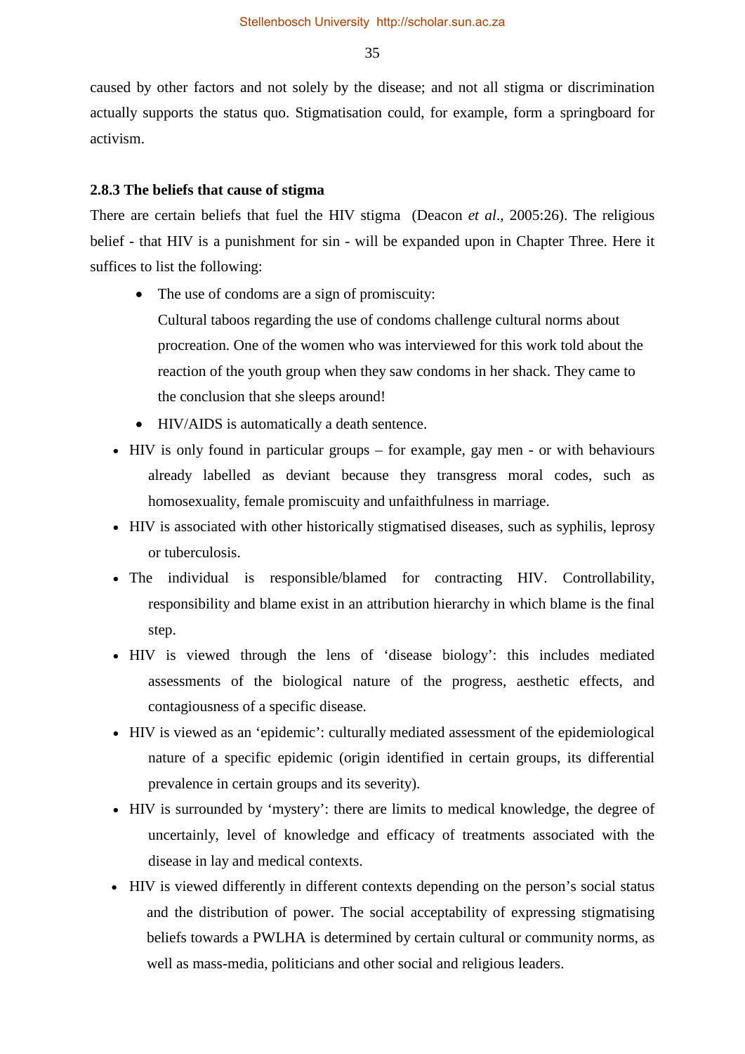caused by other factors and not solely by the disease; and not all stigma or discrimination actually supports the status quo. Stigmatisation could, for example, form a springboard for activism.

### 2.8.3 The beliefs that cause of stigma

There are certain beliefs that fuel the HIV stigma (Deacon *et al*., 2005:26). The religious belief - that HIV is a punishment for sin - will be expanded upon in Chapter Three. Here it suffices to list the following:

- The use of condoms are a sign of promiscuity:
  Cultural taboos regarding the use of condoms challenge cultural norms about procreation. One of the women who was interviewed for this work told about the reaction of the youth group when they saw condoms in her shack. They came to the conclusion that she sleeps around!
- HIV/AIDS is automatically a death sentence.
- HIV is only found in particular groups – for example, gay men - or with behaviours already labelled as deviant because they transgress moral codes, such as homosexuality, female promiscuity and unfaithfulness in marriage.
- HIV is associated with other historically stigmatised diseases, such as syphilis, leprosy or tuberculosis.
- The individual is responsible/blamed for contracting HIV. Controllability, responsibility and blame exist in an attribution hierarchy in which blame is the final step.
- HIV is viewed through the lens of 'disease biology': this includes mediated assessments of the biological nature of the progress, aesthetic effects, and contagiousness of a specific disease.
- HIV is viewed as an 'epidemic': culturally mediated assessment of the epidemiological nature of a specific epidemic (origin identified in certain groups, its differential prevalence in certain groups and its severity).
- HIV is surrounded by 'mystery': there are limits to medical knowledge, the degree of uncertainly, level of knowledge and efficacy of treatments associated with the disease in lay and medical contexts.
- HIV is viewed differently in different contexts depending on the person's social status and the distribution of power. The social acceptability of expressing stigmatising beliefs towards a PWLHA is determined by certain cultural or community norms, as well as mass-media, politicians and other social and religious leaders.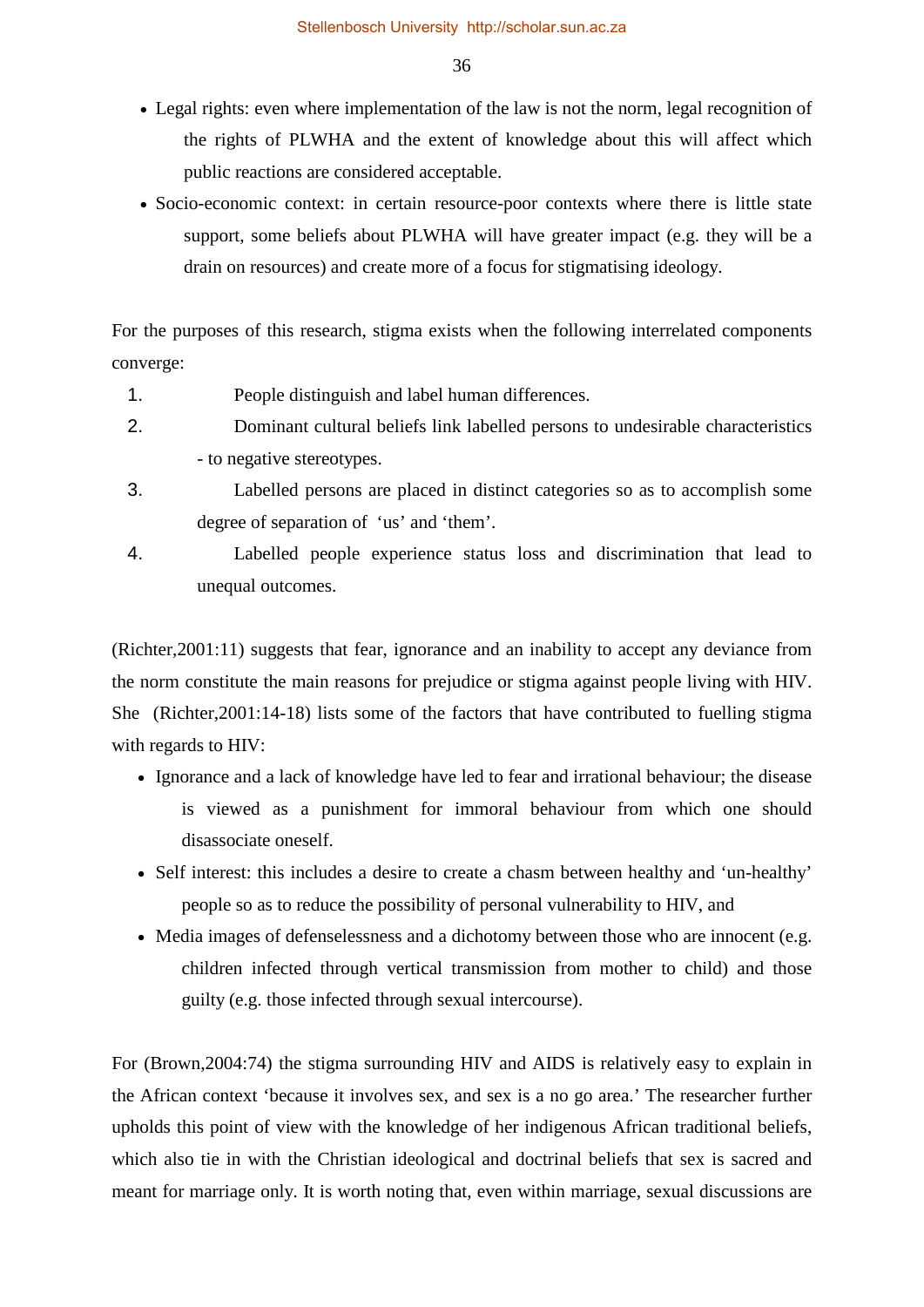- Legal rights: even where implementation of the law is not the norm, legal recognition of the rights of PLWHA and the extent of knowledge about this will affect which public reactions are considered acceptable.
- Socio-economic context: in certain resource-poor contexts where there is little state support, some beliefs about PLWHA will have greater impact (e.g. they will be a drain on resources) and create more of a focus for stigmatising ideology.

For the purposes of this research, stigma exists when the following interrelated components converge:

1. People distinguish and label human differences.
2. Dominant cultural beliefs link labelled persons to undesirable characteristics - to negative stereotypes.
3. Labelled persons are placed in distinct categories so as to accomplish some degree of separation of 'us' and 'them'.
4. Labelled people experience status loss and discrimination that lead to unequal outcomes.

(Richter,2001:11) suggests that fear, ignorance and an inability to accept any deviance from the norm constitute the main reasons for prejudice or stigma against people living with HIV. She (Richter,2001:14-18) lists some of the factors that have contributed to fuelling stigma with regards to HIV:

- Ignorance and a lack of knowledge have led to fear and irrational behaviour; the disease is viewed as a punishment for immoral behaviour from which one should disassociate oneself.
- Self interest: this includes a desire to create a chasm between healthy and 'un-healthy' people so as to reduce the possibility of personal vulnerability to HIV, and
- Media images of defenselessness and a dichotomy between those who are innocent (e.g. children infected through vertical transmission from mother to child) and those guilty (e.g. those infected through sexual intercourse).

For (Brown,2004:74) the stigma surrounding HIV and AIDS is relatively easy to explain in the African context 'because it involves sex, and sex is a no go area.' The researcher further upholds this point of view with the knowledge of her indigenous African traditional beliefs, which also tie in with the Christian ideological and doctrinal beliefs that sex is sacred and meant for marriage only. It is worth noting that, even within marriage, sexual discussions are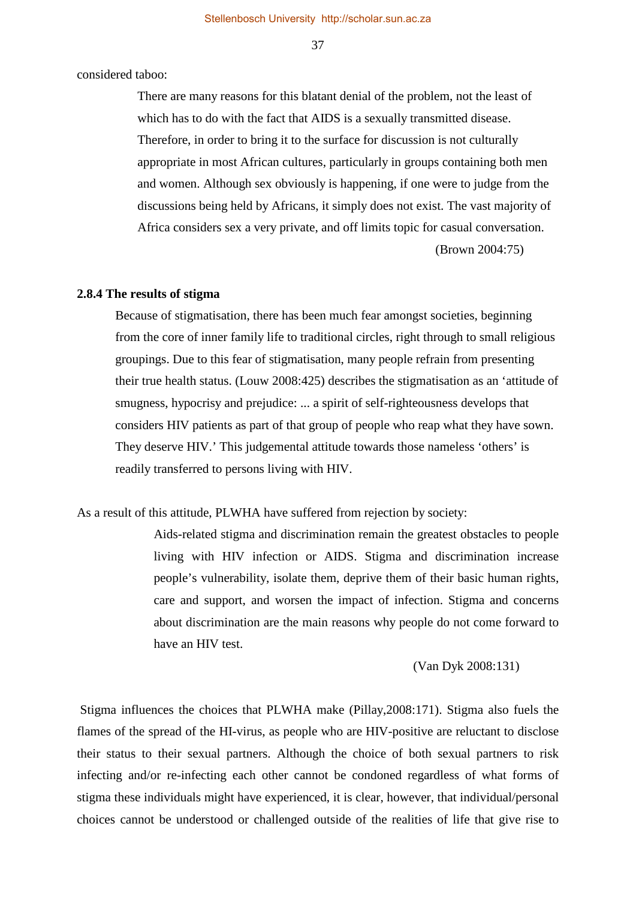considered taboo:

> There are many reasons for this blatant denial of the problem, not the least of which has to do with the fact that AIDS is a sexually transmitted disease. Therefore, in order to bring it to the surface for discussion is not culturally appropriate in most African cultures, particularly in groups containing both men and women. Although sex obviously is happening, if one were to judge from the discussions being held by Africans, it simply does not exist. The vast majority of Africa considers sex a very private, and off limits topic for casual conversation.
>
> (Brown 2004:75)

**2.8.4 The results of stigma**

Because of stigmatisation, there has been much fear amongst societies, beginning from the core of inner family life to traditional circles, right through to small religious groupings. Due to this fear of stigmatisation, many people refrain from presenting their true health status. (Louw 2008:425) describes the stigmatisation as an 'attitude of smugness, hypocrisy and prejudice: ... a spirit of self-righteousness develops that considers HIV patients as part of that group of people who reap what they have sown. They deserve HIV.' This judgemental attitude towards those nameless 'others' is readily transferred to persons living with HIV.

As a result of this attitude, PLWHA have suffered from rejection by society:

> Aids-related stigma and discrimination remain the greatest obstacles to people living with HIV infection or AIDS. Stigma and discrimination increase people's vulnerability, isolate them, deprive them of their basic human rights, care and support, and worsen the impact of infection. Stigma and concerns about discrimination are the main reasons why people do not come forward to have an HIV test.
>
> (Van Dyk 2008:131)

Stigma influences the choices that PLWHA make (Pillay,2008:171). Stigma also fuels the flames of the spread of the HI-virus, as people who are HIV-positive are reluctant to disclose their status to their sexual partners. Although the choice of both sexual partners to risk infecting and/or re-infecting each other cannot be condoned regardless of what forms of stigma these individuals might have experienced, it is clear, however, that individual/personal choices cannot be understood or challenged outside of the realities of life that give rise to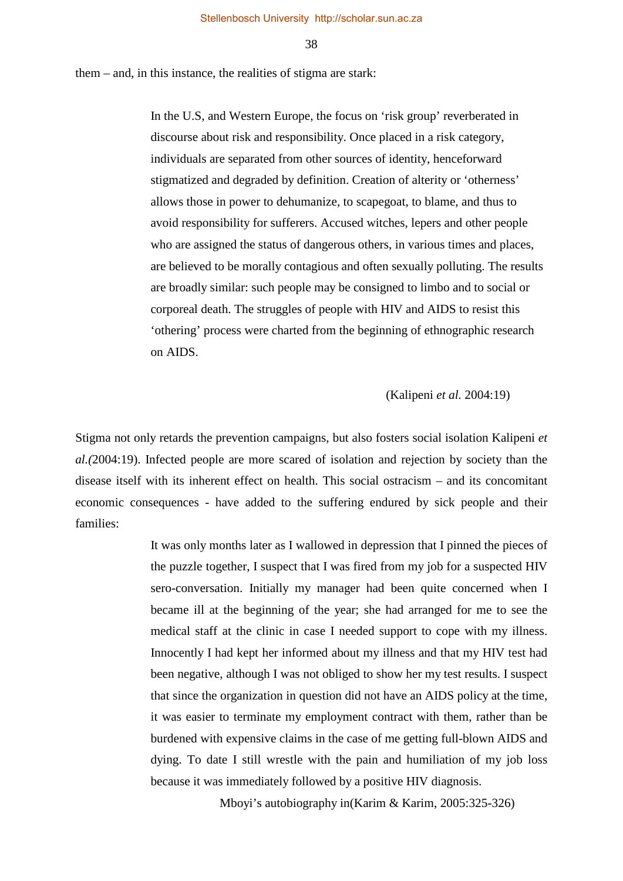them – and, in this instance, the realities of stigma are stark:

> In the U.S, and Western Europe, the focus on 'risk group' reverberated in discourse about risk and responsibility. Once placed in a risk category, individuals are separated from other sources of identity, henceforward stigmatized and degraded by definition. Creation of alterity or 'otherness' allows those in power to dehumanize, to scapegoat, to blame, and thus to avoid responsibility for sufferers. Accused witches, lepers and other people who are assigned the status of dangerous others, in various times and places, are believed to be morally contagious and often sexually polluting. The results are broadly similar: such people may be consigned to limbo and to social or corporeal death. The struggles of people with HIV and AIDS to resist this 'othering' process were charted from the beginning of ethnographic research on AIDS.
>
> (Kalipeni *et al.* 2004:19)

Stigma not only retards the prevention campaigns, but also fosters social isolation Kalipeni *et al.(*2004:19). Infected people are more scared of isolation and rejection by society than the disease itself with its inherent effect on health. This social ostracism – and its concomitant economic consequences - have added to the suffering endured by sick people and their families:

> It was only months later as I wallowed in depression that I pinned the pieces of the puzzle together, I suspect that I was fired from my job for a suspected HIV sero-conversation. Initially my manager had been quite concerned when I became ill at the beginning of the year; she had arranged for me to see the medical staff at the clinic in case I needed support to cope with my illness. Innocently I had kept her informed about my illness and that my HIV test had been negative, although I was not obliged to show her my test results. I suspect that since the organization in question did not have an AIDS policy at the time, it was easier to terminate my employment contract with them, rather than be burdened with expensive claims in the case of me getting full-blown AIDS and dying. To date I still wrestle with the pain and humiliation of my job loss because it was immediately followed by a positive HIV diagnosis.
>
> Mboyi's autobiography in(Karim & Karim, 2005:325-326)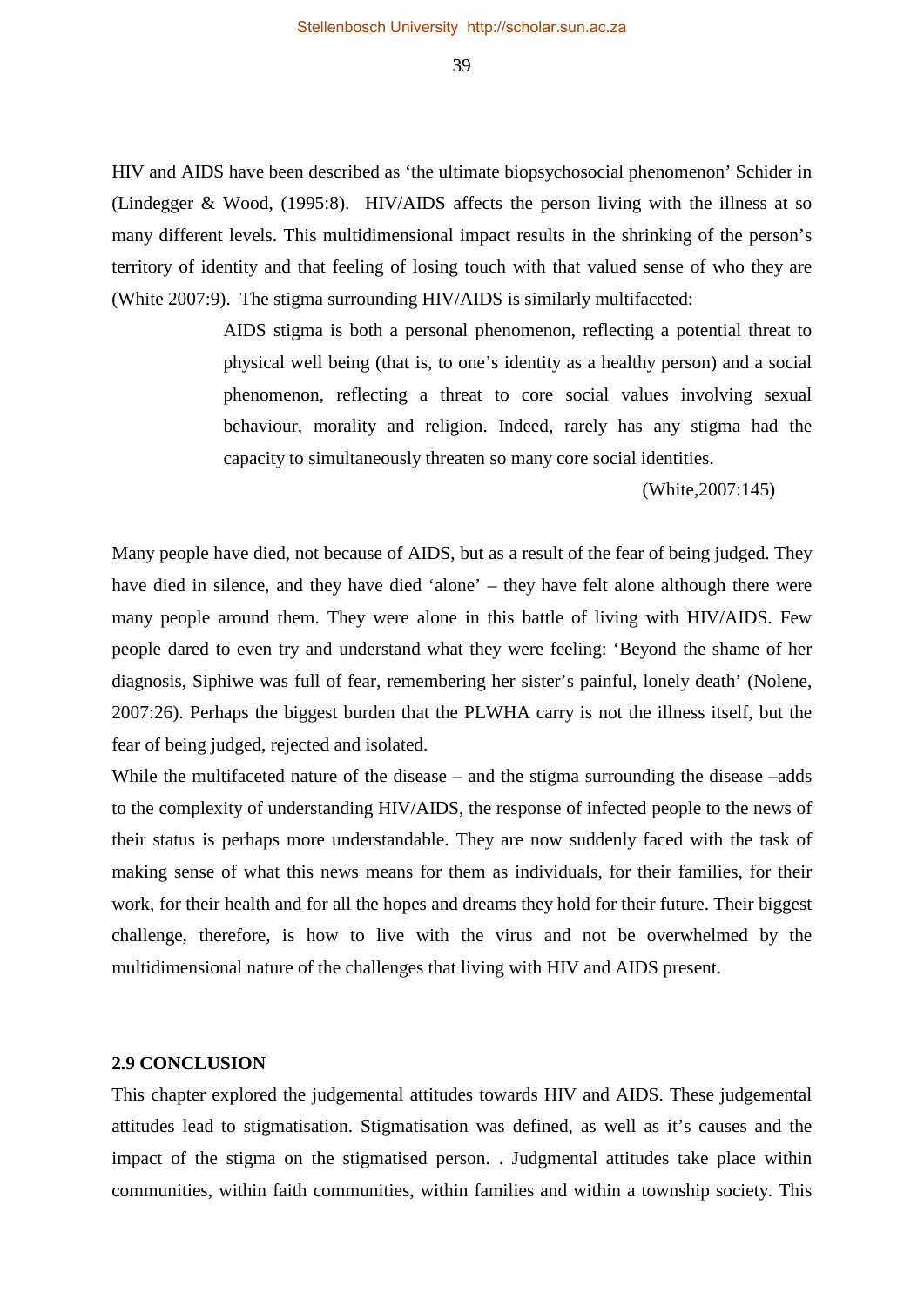HIV and AIDS have been described as 'the ultimate biopsychosocial phenomenon' Schider in (Lindegger & Wood, (1995:8). HIV/AIDS affects the person living with the illness at so many different levels. This multidimensional impact results in the shrinking of the person's territory of identity and that feeling of losing touch with that valued sense of who they are (White 2007:9). The stigma surrounding HIV/AIDS is similarly multifaceted:

> AIDS stigma is both a personal phenomenon, reflecting a potential threat to physical well being (that is, to one's identity as a healthy person) and a social phenomenon, reflecting a threat to core social values involving sexual behaviour, morality and religion. Indeed, rarely has any stigma had the capacity to simultaneously threaten so many core social identities.
>
> (White,2007:145)

Many people have died, not because of AIDS, but as a result of the fear of being judged. They have died in silence, and they have died 'alone' – they have felt alone although there were many people around them. They were alone in this battle of living with HIV/AIDS. Few people dared to even try and understand what they were feeling: 'Beyond the shame of her diagnosis, Siphiwe was full of fear, remembering her sister's painful, lonely death' (Nolene, 2007:26). Perhaps the biggest burden that the PLWHA carry is not the illness itself, but the fear of being judged, rejected and isolated.

While the multifaceted nature of the disease – and the stigma surrounding the disease –adds to the complexity of understanding HIV/AIDS, the response of infected people to the news of their status is perhaps more understandable. They are now suddenly faced with the task of making sense of what this news means for them as individuals, for their families, for their work, for their health and for all the hopes and dreams they hold for their future. Their biggest challenge, therefore, is how to live with the virus and not be overwhelmed by the multidimensional nature of the challenges that living with HIV and AIDS present.

## 2.9 CONCLUSION

This chapter explored the judgemental attitudes towards HIV and AIDS. These judgemental attitudes lead to stigmatisation. Stigmatisation was defined, as well as it's causes and the impact of the stigma on the stigmatised person. . Judgmental attitudes take place within communities, within faith communities, within families and within a township society. This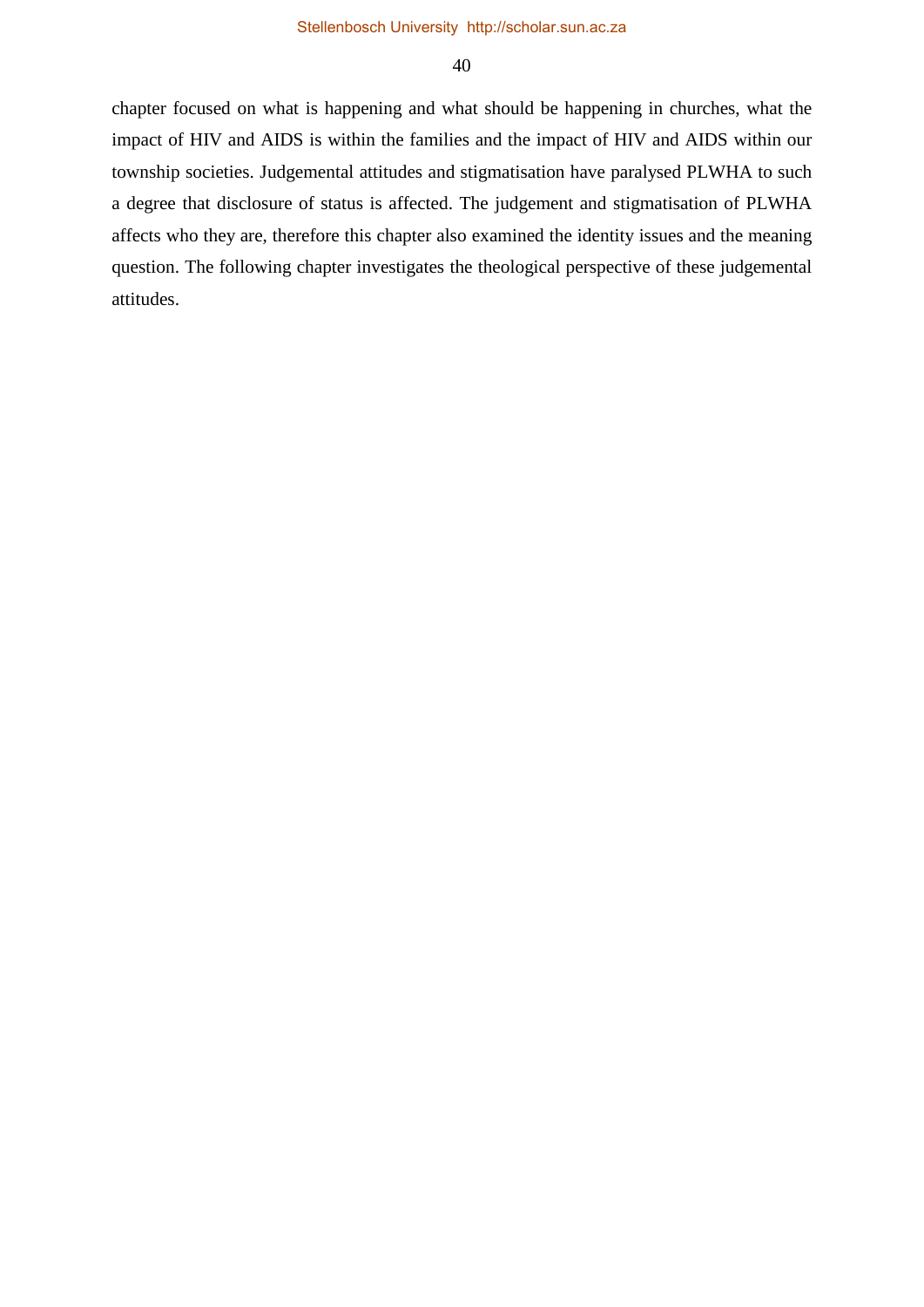chapter focused on what is happening and what should be happening in churches, what the impact of HIV and AIDS is within the families and the impact of HIV and AIDS within our township societies. Judgemental attitudes and stigmatisation have paralysed PLWHA to such a degree that disclosure of status is affected. The judgement and stigmatisation of PLWHA affects who they are, therefore this chapter also examined the identity issues and the meaning question. The following chapter investigates the theological perspective of these judgemental attitudes.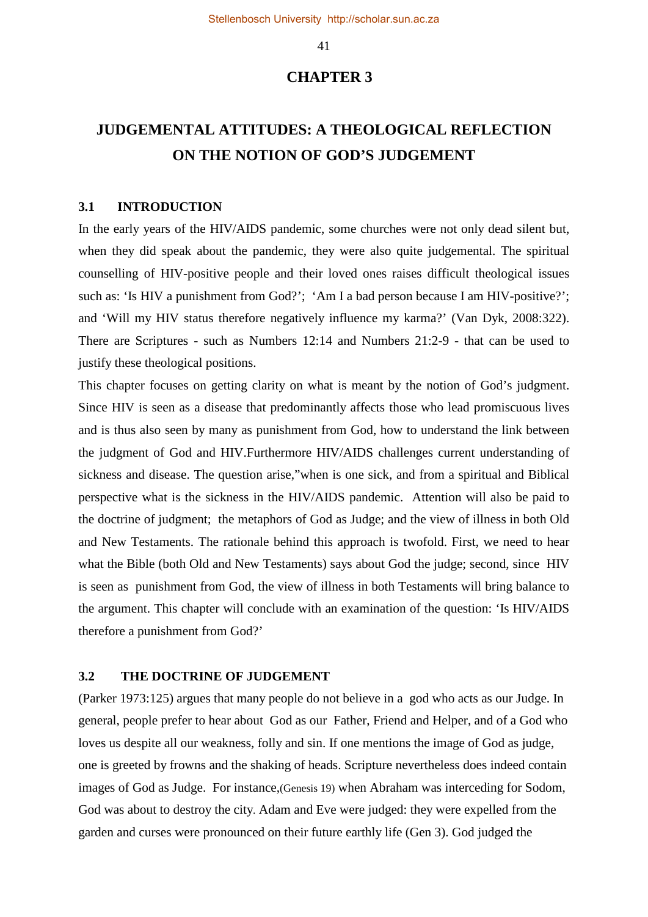# CHAPTER 3

# JUDGEMENTAL ATTITUDES: A THEOLOGICAL REFLECTION ON THE NOTION OF GOD'S JUDGEMENT

## 3.1 INTRODUCTION

In the early years of the HIV/AIDS pandemic, some churches were not only dead silent but, when they did speak about the pandemic, they were also quite judgemental. The spiritual counselling of HIV-positive people and their loved ones raises difficult theological issues such as: 'Is HIV a punishment from God?'; 'Am I a bad person because I am HIV-positive?'; and 'Will my HIV status therefore negatively influence my karma?' (Van Dyk, 2008:322). There are Scriptures - such as Numbers 12:14 and Numbers 21:2-9 - that can be used to justify these theological positions.

This chapter focuses on getting clarity on what is meant by the notion of God's judgment. Since HIV is seen as a disease that predominantly affects those who lead promiscuous lives and is thus also seen by many as punishment from God, how to understand the link between the judgment of God and HIV.Furthermore HIV/AIDS challenges current understanding of sickness and disease. The question arise,"when is one sick, and from a spiritual and Biblical perspective what is the sickness in the HIV/AIDS pandemic. Attention will also be paid to the doctrine of judgment; the metaphors of God as Judge; and the view of illness in both Old and New Testaments. The rationale behind this approach is twofold. First, we need to hear what the Bible (both Old and New Testaments) says about God the judge; second, since HIV is seen as punishment from God, the view of illness in both Testaments will bring balance to the argument. This chapter will conclude with an examination of the question: 'Is HIV/AIDS therefore a punishment from God?'

## 3.2 THE DOCTRINE OF JUDGEMENT

(Parker 1973:125) argues that many people do not believe in a god who acts as our Judge. In general, people prefer to hear about God as our Father, Friend and Helper, and of a God who loves us despite all our weakness, folly and sin. If one mentions the image of God as judge, one is greeted by frowns and the shaking of heads. Scripture nevertheless does indeed contain images of God as Judge. For instance,(Genesis 19) when Abraham was interceding for Sodom, God was about to destroy the city. Adam and Eve were judged: they were expelled from the garden and curses were pronounced on their future earthly life (Gen 3). God judged the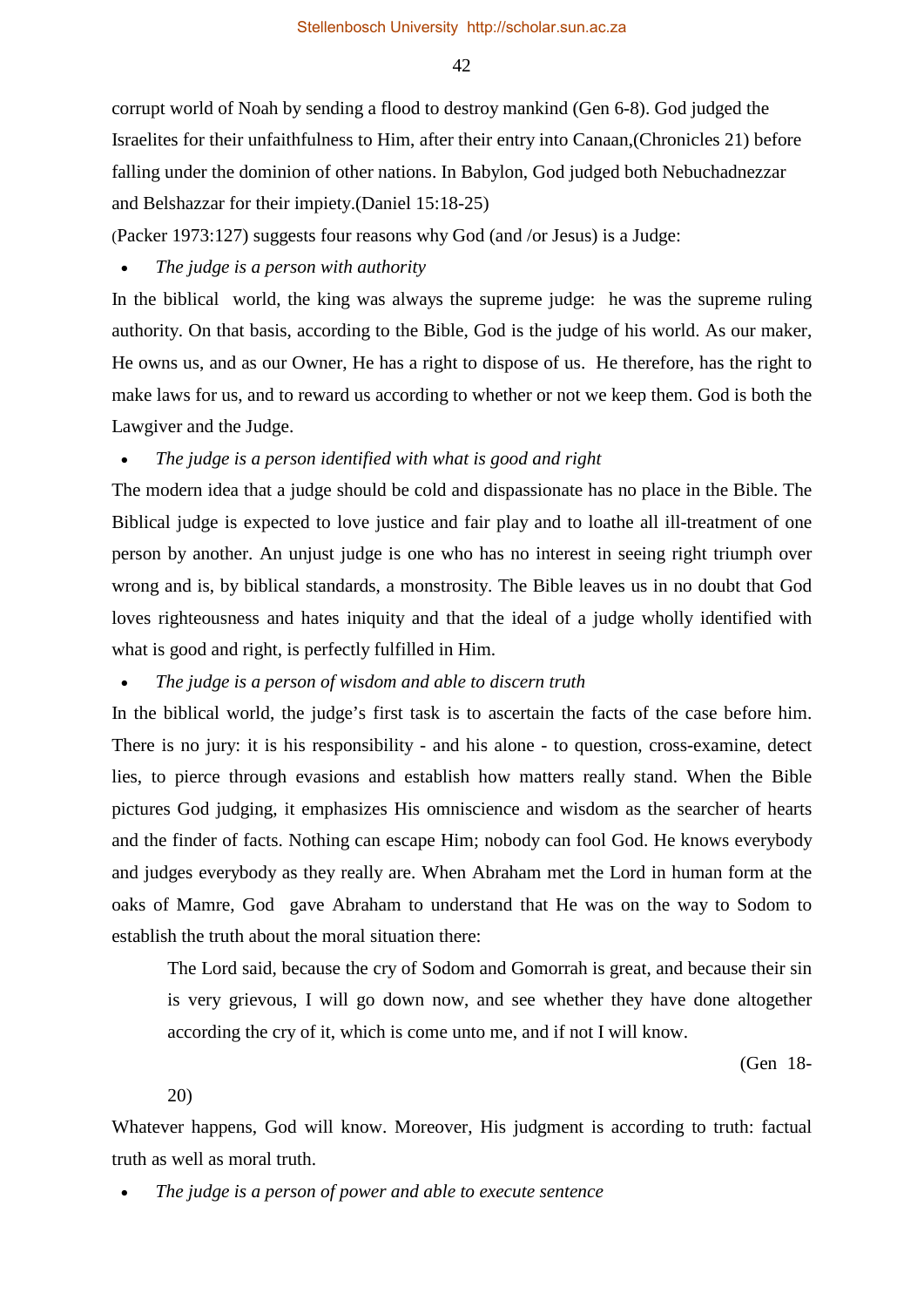corrupt world of Noah by sending a flood to destroy mankind (Gen 6-8). God judged the Israelites for their unfaithfulness to Him, after their entry into Canaan,(Chronicles 21) before falling under the dominion of other nations. In Babylon, God judged both Nebuchadnezzar and Belshazzar for their impiety.(Daniel 15:18-25)

(Packer 1973:127) suggests four reasons why God (and /or Jesus) is a Judge:

- *The judge is a person with authority*

In the biblical world, the king was always the supreme judge: he was the supreme ruling authority. On that basis, according to the Bible, God is the judge of his world. As our maker, He owns us, and as our Owner, He has a right to dispose of us. He therefore, has the right to make laws for us, and to reward us according to whether or not we keep them. God is both the Lawgiver and the Judge.

- *The judge is a person identified with what is good and right*

The modern idea that a judge should be cold and dispassionate has no place in the Bible. The Biblical judge is expected to love justice and fair play and to loathe all ill-treatment of one person by another. An unjust judge is one who has no interest in seeing right triumph over wrong and is, by biblical standards, a monstrosity. The Bible leaves us in no doubt that God loves righteousness and hates iniquity and that the ideal of a judge wholly identified with what is good and right, is perfectly fulfilled in Him.

- *The judge is a person of wisdom and able to discern truth*

In the biblical world, the judge's first task is to ascertain the facts of the case before him. There is no jury: it is his responsibility - and his alone - to question, cross-examine, detect lies, to pierce through evasions and establish how matters really stand. When the Bible pictures God judging, it emphasizes His omniscience and wisdom as the searcher of hearts and the finder of facts. Nothing can escape Him; nobody can fool God. He knows everybody and judges everybody as they really are. When Abraham met the Lord in human form at the oaks of Mamre, God gave Abraham to understand that He was on the way to Sodom to establish the truth about the moral situation there:

> The Lord said, because the cry of Sodom and Gomorrah is great, and because their sin is very grievous, I will go down now, and see whether they have done altogether according the cry of it, which is come unto me, and if not I will know.
>
> (Gen 18-20)

Whatever happens, God will know. Moreover, His judgment is according to truth: factual truth as well as moral truth.

- *The judge is a person of power and able to execute sentence*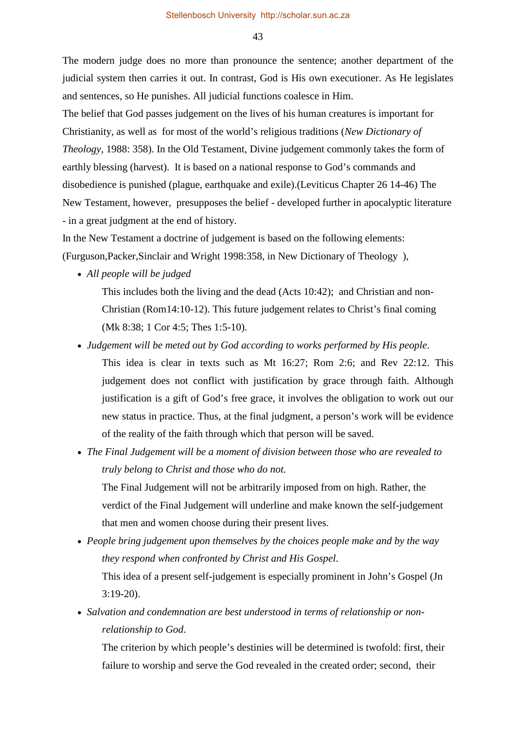The modern judge does no more than pronounce the sentence; another department of the judicial system then carries it out. In contrast, God is His own executioner. As He legislates and sentences, so He punishes. All judicial functions coalesce in Him.

The belief that God passes judgement on the lives of his human creatures is important for Christianity, as well as for most of the world's religious traditions (*New Dictionary of Theology*, 1988: 358). In the Old Testament, Divine judgement commonly takes the form of earthly blessing (harvest). It is based on a national response to God's commands and disobedience is punished (plague, earthquake and exile).(Leviticus Chapter 26 14-46) The New Testament, however, presupposes the belief - developed further in apocalyptic literature - in a great judgment at the end of history.

In the New Testament a doctrine of judgement is based on the following elements: (Furguson,Packer,Sinclair and Wright 1998:358, in New Dictionary of Theology ),

- *All people will be judged*

  This includes both the living and the dead (Acts 10:42); and Christian and non-Christian (Rom14:10-12). This future judgement relates to Christ's final coming (Mk 8:38; 1 Cor 4:5; Thes 1:5-10).

- *Judgement will be meted out by God according to works performed by His people*.

  This idea is clear in texts such as Mt 16:27; Rom 2:6; and Rev 22:12. This judgement does not conflict with justification by grace through faith. Although justification is a gift of God's free grace, it involves the obligation to work out our new status in practice. Thus, at the final judgment, a person's work will be evidence of the reality of the faith through which that person will be saved.

- *The Final Judgement will be a moment of division between those who are revealed to truly belong to Christ and those who do not.*

  The Final Judgement will not be arbitrarily imposed from on high. Rather, the verdict of the Final Judgement will underline and make known the self-judgement that men and women choose during their present lives.

- *People bring judgement upon themselves by the choices people make and by the way they respond when confronted by Christ and His Gospel*.

  This idea of a present self-judgement is especially prominent in John's Gospel (Jn 3:19-20).

- *Salvation and condemnation are best understood in terms of relationship or non-relationship to God*.

  The criterion by which people's destinies will be determined is twofold: first, their failure to worship and serve the God revealed in the created order; second, their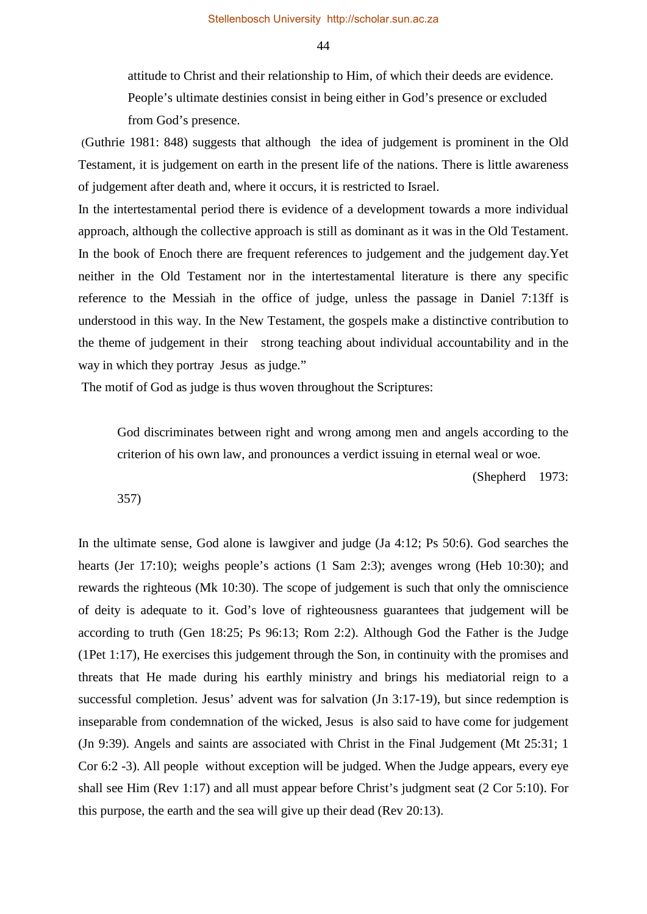> attitude to Christ and their relationship to Him, of which their deeds are evidence. People's ultimate destinies consist in being either in God's presence or excluded from God's presence.

(Guthrie 1981: 848) suggests that although the idea of judgement is prominent in the Old Testament, it is judgement on earth in the present life of the nations. There is little awareness of judgement after death and, where it occurs, it is restricted to Israel.

In the intertestamental period there is evidence of a development towards a more individual approach, although the collective approach is still as dominant as it was in the Old Testament. In the book of Enoch there are frequent references to judgement and the judgement day.Yet neither in the Old Testament nor in the intertestamental literature is there any specific reference to the Messiah in the office of judge, unless the passage in Daniel 7:13ff is understood in this way. In the New Testament, the gospels make a distinctive contribution to the theme of judgement in their strong teaching about individual accountability and in the way in which they portray Jesus as judge."

The motif of God as judge is thus woven throughout the Scriptures:

> God discriminates between right and wrong among men and angels according to the criterion of his own law, and pronounces a verdict issuing in eternal weal or woe.
>
> (Shepherd 1973: 357)

In the ultimate sense, God alone is lawgiver and judge (Ja 4:12; Ps 50:6). God searches the hearts (Jer 17:10); weighs people's actions (1 Sam 2:3); avenges wrong (Heb 10:30); and rewards the righteous (Mk 10:30). The scope of judgement is such that only the omniscience of deity is adequate to it. God's love of righteousness guarantees that judgement will be according to truth (Gen 18:25; Ps 96:13; Rom 2:2). Although God the Father is the Judge (1Pet 1:17), He exercises this judgement through the Son, in continuity with the promises and threats that He made during his earthly ministry and brings his mediatorial reign to a successful completion. Jesus' advent was for salvation (Jn 3:17-19), but since redemption is inseparable from condemnation of the wicked, Jesus is also said to have come for judgement (Jn 9:39). Angels and saints are associated with Christ in the Final Judgement (Mt 25:31; 1 Cor 6:2 -3). All people without exception will be judged. When the Judge appears, every eye shall see Him (Rev 1:17) and all must appear before Christ's judgment seat (2 Cor 5:10). For this purpose, the earth and the sea will give up their dead (Rev 20:13).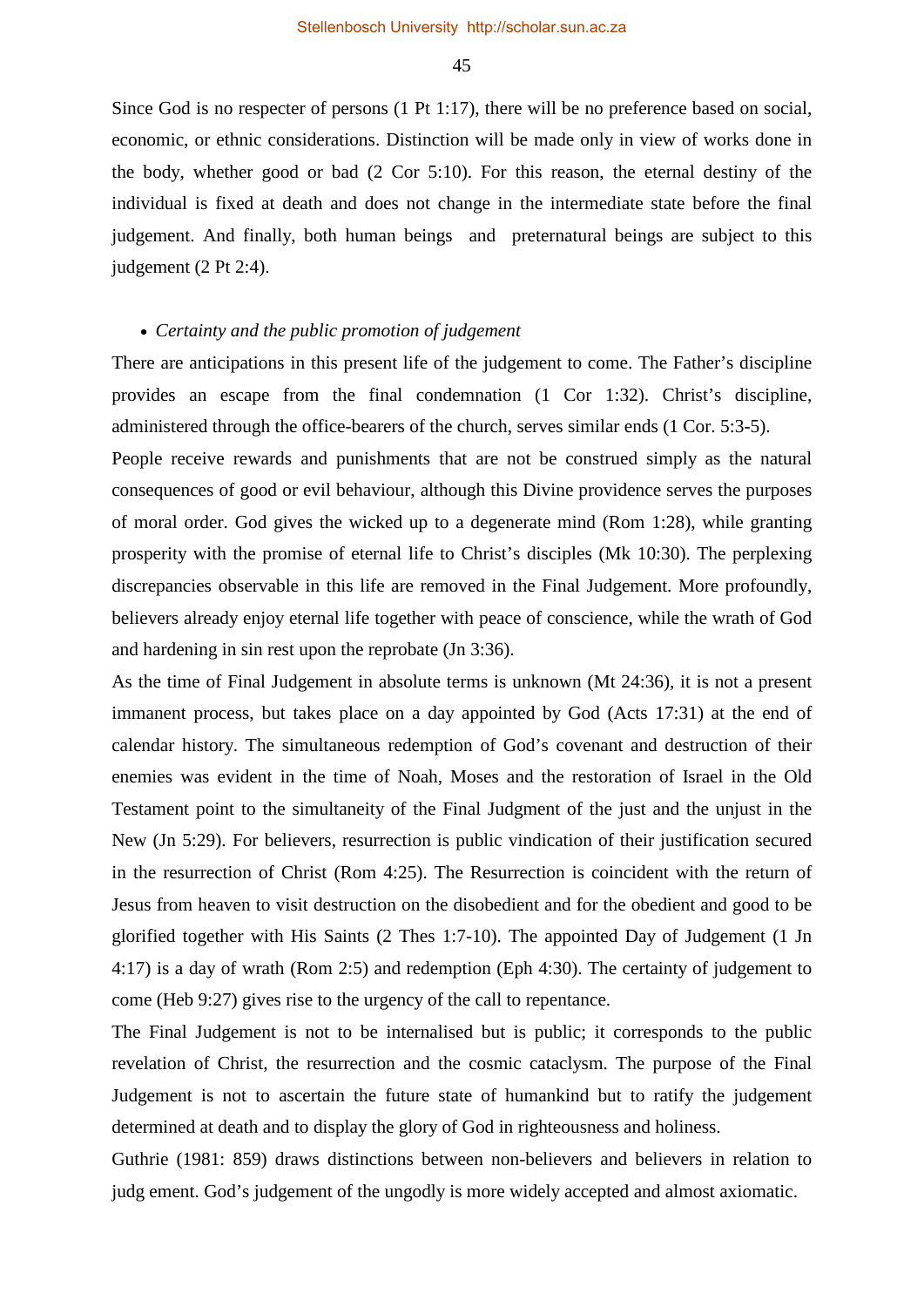Since God is no respecter of persons (1 Pt 1:17), there will be no preference based on social, economic, or ethnic considerations. Distinction will be made only in view of works done in the body, whether good or bad (2 Cor 5:10). For this reason, the eternal destiny of the individual is fixed at death and does not change in the intermediate state before the final judgement. And finally, both human beings and preternatural beings are subject to this judgement (2 Pt 2:4).

- *Certainty and the public promotion of judgement*

There are anticipations in this present life of the judgement to come. The Father's discipline provides an escape from the final condemnation (1 Cor 1:32). Christ's discipline, administered through the office-bearers of the church, serves similar ends (1 Cor. 5:3-5).

People receive rewards and punishments that are not be construed simply as the natural consequences of good or evil behaviour, although this Divine providence serves the purposes of moral order. God gives the wicked up to a degenerate mind (Rom 1:28), while granting prosperity with the promise of eternal life to Christ's disciples (Mk 10:30). The perplexing discrepancies observable in this life are removed in the Final Judgement. More profoundly, believers already enjoy eternal life together with peace of conscience, while the wrath of God and hardening in sin rest upon the reprobate (Jn 3:36).

As the time of Final Judgement in absolute terms is unknown (Mt 24:36), it is not a present immanent process, but takes place on a day appointed by God (Acts 17:31) at the end of calendar history. The simultaneous redemption of God's covenant and destruction of their enemies was evident in the time of Noah, Moses and the restoration of Israel in the Old Testament point to the simultaneity of the Final Judgment of the just and the unjust in the New (Jn 5:29). For believers, resurrection is public vindication of their justification secured in the resurrection of Christ (Rom 4:25). The Resurrection is coincident with the return of Jesus from heaven to visit destruction on the disobedient and for the obedient and good to be glorified together with His Saints (2 Thes 1:7-10). The appointed Day of Judgement (1 Jn 4:17) is a day of wrath (Rom 2:5) and redemption (Eph 4:30). The certainty of judgement to come (Heb 9:27) gives rise to the urgency of the call to repentance.

The Final Judgement is not to be internalised but is public; it corresponds to the public revelation of Christ, the resurrection and the cosmic cataclysm. The purpose of the Final Judgement is not to ascertain the future state of humankind but to ratify the judgement determined at death and to display the glory of God in righteousness and holiness.

Guthrie (1981: 859) draws distinctions between non-believers and believers in relation to judg ement. God's judgement of the ungodly is more widely accepted and almost axiomatic.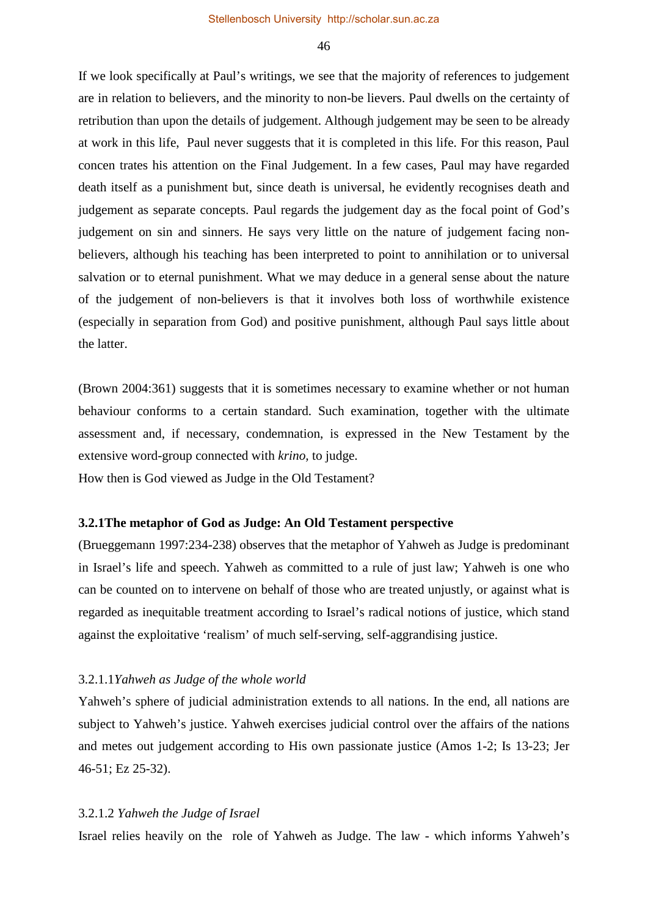If we look specifically at Paul's writings, we see that the majority of references to judgement are in relation to believers, and the minority to non-be lievers. Paul dwells on the certainty of retribution than upon the details of judgement. Although judgement may be seen to be already at work in this life, Paul never suggests that it is completed in this life. For this reason, Paul concen trates his attention on the Final Judgement. In a few cases, Paul may have regarded death itself as a punishment but, since death is universal, he evidently recognises death and judgement as separate concepts. Paul regards the judgement day as the focal point of God's judgement on sin and sinners. He says very little on the nature of judgement facing non-believers, although his teaching has been interpreted to point to annihilation or to universal salvation or to eternal punishment. What we may deduce in a general sense about the nature of the judgement of non-believers is that it involves both loss of worthwhile existence (especially in separation from God) and positive punishment, although Paul says little about the latter.

(Brown 2004:361) suggests that it is sometimes necessary to examine whether or not human behaviour conforms to a certain standard. Such examination, together with the ultimate assessment and, if necessary, condemnation, is expressed in the New Testament by the extensive word-group connected with *krino*, to judge.

How then is God viewed as Judge in the Old Testament?

### 3.2.1The metaphor of God as Judge: An Old Testament perspective

(Brueggemann 1997:234-238) observes that the metaphor of Yahweh as Judge is predominant in Israel's life and speech. Yahweh as committed to a rule of just law; Yahweh is one who can be counted on to intervene on behalf of those who are treated unjustly, or against what is regarded as inequitable treatment according to Israel's radical notions of justice, which stand against the exploitative 'realism' of much self-serving, self-aggrandising justice.

#### 3.2.1.1*Yahweh as Judge of the whole world*

Yahweh's sphere of judicial administration extends to all nations. In the end, all nations are subject to Yahweh's justice. Yahweh exercises judicial control over the affairs of the nations and metes out judgement according to His own passionate justice (Amos 1-2; Is 13-23; Jer 46-51; Ez 25-32).

#### 3.2.1.2 *Yahweh the Judge of Israel*

Israel relies heavily on the role of Yahweh as Judge. The law - which informs Yahweh's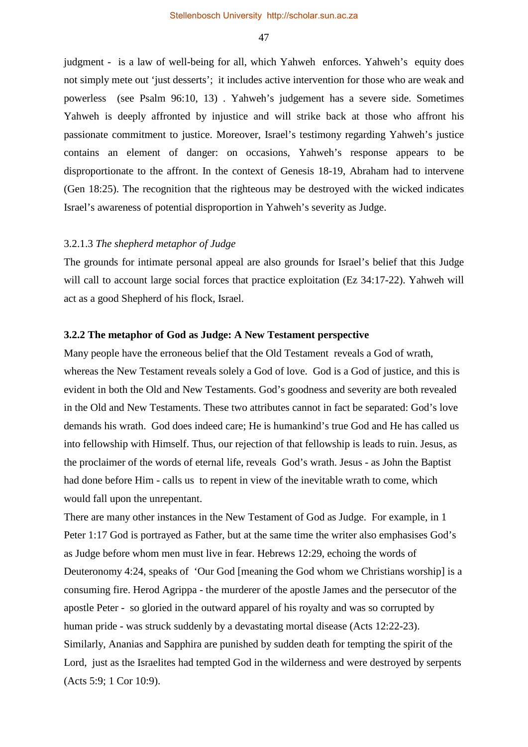judgment - is a law of well-being for all, which Yahweh enforces. Yahweh's equity does not simply mete out 'just desserts'; it includes active intervention for those who are weak and powerless (see Psalm 96:10, 13) . Yahweh's judgement has a severe side. Sometimes Yahweh is deeply affronted by injustice and will strike back at those who affront his passionate commitment to justice. Moreover, Israel's testimony regarding Yahweh's justice contains an element of danger: on occasions, Yahweh's response appears to be disproportionate to the affront. In the context of Genesis 18-19, Abraham had to intervene (Gen 18:25). The recognition that the righteous may be destroyed with the wicked indicates Israel's awareness of potential disproportion in Yahweh's severity as Judge.

#### 3.2.1.3 *The shepherd metaphor of Judge*

The grounds for intimate personal appeal are also grounds for Israel's belief that this Judge will call to account large social forces that practice exploitation (Ez 34:17-22). Yahweh will act as a good Shepherd of his flock, Israel.

### 3.2.2 The metaphor of God as Judge: A New Testament perspective

Many people have the erroneous belief that the Old Testament reveals a God of wrath, whereas the New Testament reveals solely a God of love. God is a God of justice, and this is evident in both the Old and New Testaments. God's goodness and severity are both revealed in the Old and New Testaments. These two attributes cannot in fact be separated: God's love demands his wrath. God does indeed care; He is humankind's true God and He has called us into fellowship with Himself. Thus, our rejection of that fellowship is leads to ruin. Jesus, as the proclaimer of the words of eternal life, reveals God's wrath. Jesus - as John the Baptist had done before Him - calls us to repent in view of the inevitable wrath to come, which would fall upon the unrepentant.

There are many other instances in the New Testament of God as Judge. For example, in 1 Peter 1:17 God is portrayed as Father, but at the same time the writer also emphasises God's as Judge before whom men must live in fear. Hebrews 12:29, echoing the words of Deuteronomy 4:24, speaks of 'Our God [meaning the God whom we Christians worship] is a consuming fire. Herod Agrippa - the murderer of the apostle James and the persecutor of the apostle Peter - so gloried in the outward apparel of his royalty and was so corrupted by human pride - was struck suddenly by a devastating mortal disease (Acts 12:22-23). Similarly, Ananias and Sapphira are punished by sudden death for tempting the spirit of the Lord, just as the Israelites had tempted God in the wilderness and were destroyed by serpents (Acts 5:9; 1 Cor 10:9).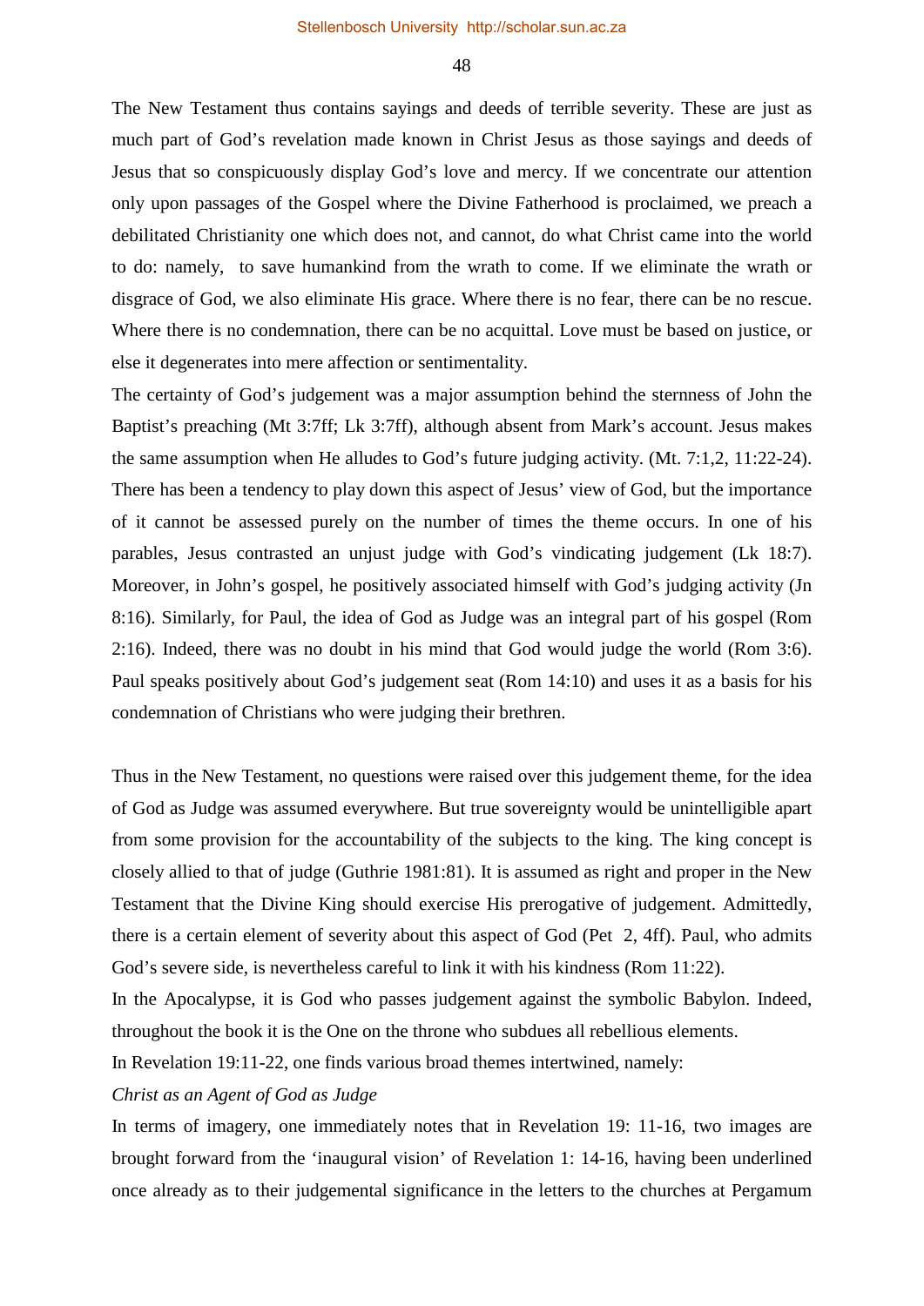The New Testament thus contains sayings and deeds of terrible severity. These are just as much part of God's revelation made known in Christ Jesus as those sayings and deeds of Jesus that so conspicuously display God's love and mercy. If we concentrate our attention only upon passages of the Gospel where the Divine Fatherhood is proclaimed, we preach a debilitated Christianity one which does not, and cannot, do what Christ came into the world to do: namely, to save humankind from the wrath to come. If we eliminate the wrath or disgrace of God, we also eliminate His grace. Where there is no fear, there can be no rescue. Where there is no condemnation, there can be no acquittal. Love must be based on justice, or else it degenerates into mere affection or sentimentality.

The certainty of God's judgement was a major assumption behind the sternness of John the Baptist's preaching (Mt 3:7ff; Lk 3:7ff), although absent from Mark's account. Jesus makes the same assumption when He alludes to God's future judging activity. (Mt. 7:1,2, 11:22-24). There has been a tendency to play down this aspect of Jesus' view of God, but the importance of it cannot be assessed purely on the number of times the theme occurs. In one of his parables, Jesus contrasted an unjust judge with God's vindicating judgement (Lk 18:7). Moreover, in John's gospel, he positively associated himself with God's judging activity (Jn 8:16). Similarly, for Paul, the idea of God as Judge was an integral part of his gospel (Rom 2:16). Indeed, there was no doubt in his mind that God would judge the world (Rom 3:6). Paul speaks positively about God's judgement seat (Rom 14:10) and uses it as a basis for his condemnation of Christians who were judging their brethren.

Thus in the New Testament, no questions were raised over this judgement theme, for the idea of God as Judge was assumed everywhere. But true sovereignty would be unintelligible apart from some provision for the accountability of the subjects to the king. The king concept is closely allied to that of judge (Guthrie 1981:81). It is assumed as right and proper in the New Testament that the Divine King should exercise His prerogative of judgement. Admittedly, there is a certain element of severity about this aspect of God (Pet 2, 4ff). Paul, who admits God's severe side, is nevertheless careful to link it with his kindness (Rom 11:22).

In the Apocalypse, it is God who passes judgement against the symbolic Babylon. Indeed, throughout the book it is the One on the throne who subdues all rebellious elements.

In Revelation 19:11-22, one finds various broad themes intertwined, namely:

*Christ as an Agent of God as Judge*

In terms of imagery, one immediately notes that in Revelation 19: 11-16, two images are brought forward from the 'inaugural vision' of Revelation 1: 14-16, having been underlined once already as to their judgemental significance in the letters to the churches at Pergamum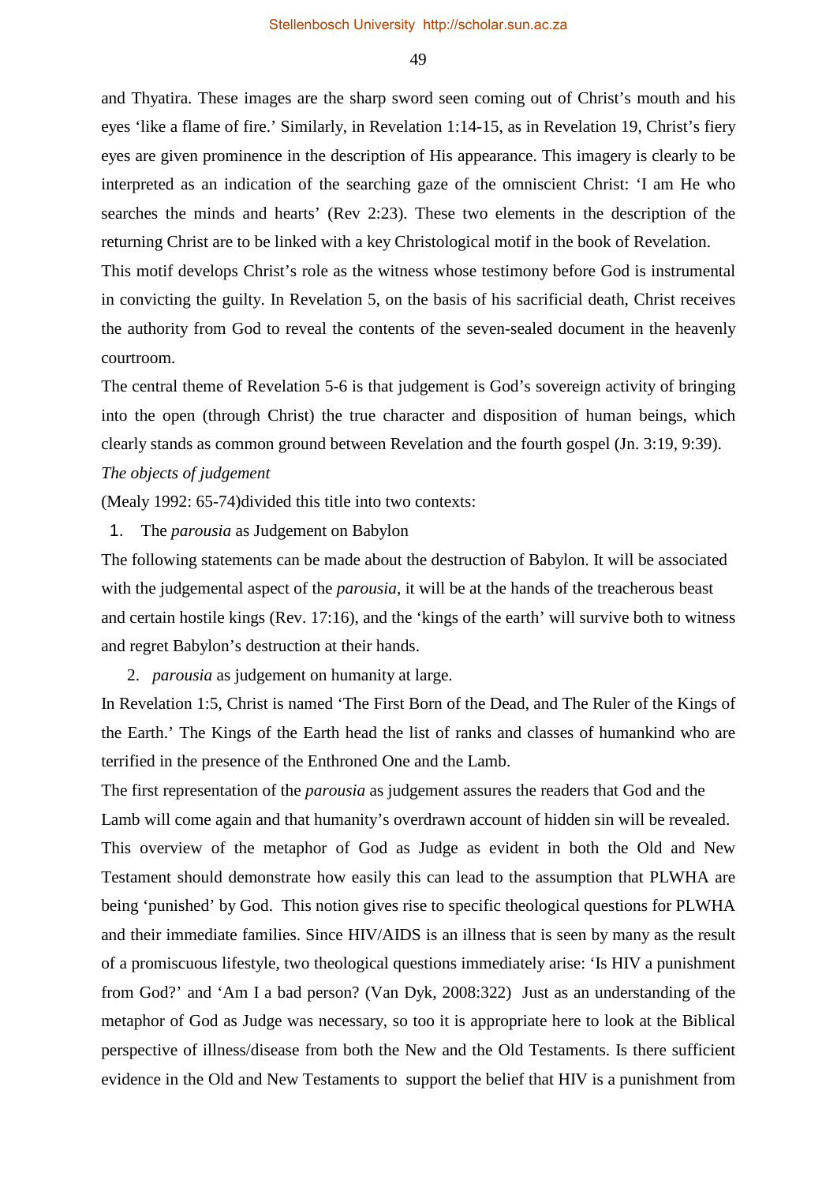and Thyatira. These images are the sharp sword seen coming out of Christ's mouth and his eyes 'like a flame of fire.' Similarly, in Revelation 1:14-15, as in Revelation 19, Christ's fiery eyes are given prominence in the description of His appearance. This imagery is clearly to be interpreted as an indication of the searching gaze of the omniscient Christ: 'I am He who searches the minds and hearts' (Rev 2:23). These two elements in the description of the returning Christ are to be linked with a key Christological motif in the book of Revelation. This motif develops Christ's role as the witness whose testimony before God is instrumental in convicting the guilty. In Revelation 5, on the basis of his sacrificial death, Christ receives the authority from God to reveal the contents of the seven-sealed document in the heavenly courtroom.

The central theme of Revelation 5-6 is that judgement is God's sovereign activity of bringing into the open (through Christ) the true character and disposition of human beings, which clearly stands as common ground between Revelation and the fourth gospel (Jn. 3:19, 9:39).

*The objects of judgement*

(Mealy 1992: 65-74)divided this title into two contexts:

1. The *parousia* as Judgement on Babylon

The following statements can be made about the destruction of Babylon. It will be associated with the judgemental aspect of the *parousia*, it will be at the hands of the treacherous beast and certain hostile kings (Rev. 17:16), and the 'kings of the earth' will survive both to witness and regret Babylon's destruction at their hands.

2. *parousia* as judgement on humanity at large.

In Revelation 1:5, Christ is named 'The First Born of the Dead, and The Ruler of the Kings of the Earth.' The Kings of the Earth head the list of ranks and classes of humankind who are terrified in the presence of the Enthroned One and the Lamb.

The first representation of the *parousia* as judgement assures the readers that God and the Lamb will come again and that humanity's overdrawn account of hidden sin will be revealed. This overview of the metaphor of God as Judge as evident in both the Old and New Testament should demonstrate how easily this can lead to the assumption that PLWHA are being 'punished' by God. This notion gives rise to specific theological questions for PLWHA and their immediate families. Since HIV/AIDS is an illness that is seen by many as the result of a promiscuous lifestyle, two theological questions immediately arise: 'Is HIV a punishment from God?' and 'Am I a bad person? (Van Dyk, 2008:322) Just as an understanding of the metaphor of God as Judge was necessary, so too it is appropriate here to look at the Biblical perspective of illness/disease from both the New and the Old Testaments. Is there sufficient evidence in the Old and New Testaments to support the belief that HIV is a punishment from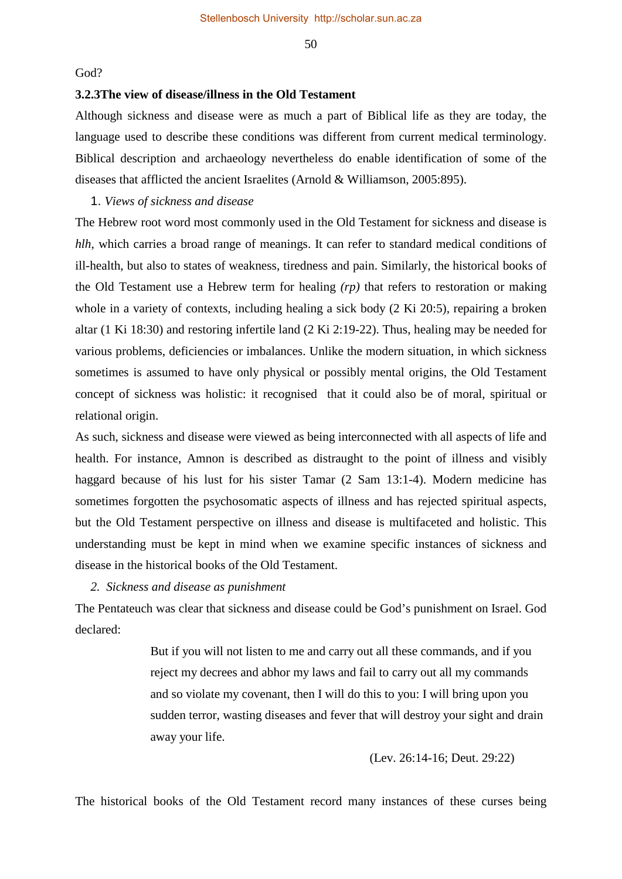God?

### 3.2.3The view of disease/illness in the Old Testament

Although sickness and disease were as much a part of Biblical life as they are today, the language used to describe these conditions was different from current medical terminology. Biblical description and archaeology nevertheless do enable identification of some of the diseases that afflicted the ancient Israelites (Arnold & Williamson, 2005:895).

1. *Views of sickness and disease*

The Hebrew root word most commonly used in the Old Testament for sickness and disease is *hlh,* which carries a broad range of meanings. It can refer to standard medical conditions of ill-health, but also to states of weakness, tiredness and pain. Similarly, the historical books of the Old Testament use a Hebrew term for healing *(rp)* that refers to restoration or making whole in a variety of contexts, including healing a sick body (2 Ki 20:5), repairing a broken altar (1 Ki 18:30) and restoring infertile land (2 Ki 2:19-22). Thus, healing may be needed for various problems, deficiencies or imbalances. Unlike the modern situation, in which sickness sometimes is assumed to have only physical or possibly mental origins, the Old Testament concept of sickness was holistic: it recognised that it could also be of moral, spiritual or relational origin.

As such, sickness and disease were viewed as being interconnected with all aspects of life and health. For instance, Amnon is described as distraught to the point of illness and visibly haggard because of his lust for his sister Tamar (2 Sam 13:1-4). Modern medicine has sometimes forgotten the psychosomatic aspects of illness and has rejected spiritual aspects, but the Old Testament perspective on illness and disease is multifaceted and holistic. This understanding must be kept in mind when we examine specific instances of sickness and disease in the historical books of the Old Testament.

2. *Sickness and disease as punishment*

The Pentateuch was clear that sickness and disease could be God's punishment on Israel. God declared:

> But if you will not listen to me and carry out all these commands, and if you reject my decrees and abhor my laws and fail to carry out all my commands and so violate my covenant, then I will do this to you: I will bring upon you sudden terror, wasting diseases and fever that will destroy your sight and drain away your life.
>
> (Lev. 26:14-16; Deut. 29:22)

The historical books of the Old Testament record many instances of these curses being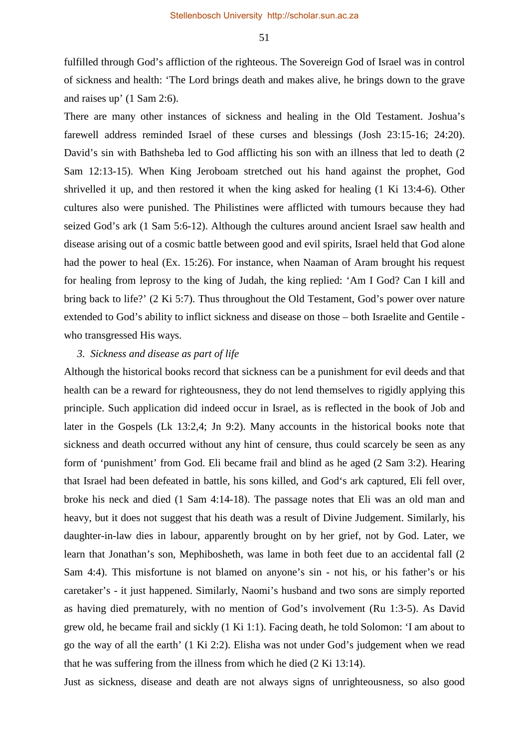fulfilled through God's affliction of the righteous. The Sovereign God of Israel was in control of sickness and health: 'The Lord brings death and makes alive, he brings down to the grave and raises up' (1 Sam 2:6).

There are many other instances of sickness and healing in the Old Testament. Joshua's farewell address reminded Israel of these curses and blessings (Josh 23:15-16; 24:20). David's sin with Bathsheba led to God afflicting his son with an illness that led to death (2 Sam 12:13-15). When King Jeroboam stretched out his hand against the prophet, God shrivelled it up, and then restored it when the king asked for healing (1 Ki 13:4-6). Other cultures also were punished. The Philistines were afflicted with tumours because they had seized God's ark (1 Sam 5:6-12). Although the cultures around ancient Israel saw health and disease arising out of a cosmic battle between good and evil spirits, Israel held that God alone had the power to heal (Ex. 15:26). For instance, when Naaman of Aram brought his request for healing from leprosy to the king of Judah, the king replied: 'Am I God? Can I kill and bring back to life?' (2 Ki 5:7). Thus throughout the Old Testament, God's power over nature extended to God's ability to inflict sickness and disease on those – both Israelite and Gentile - who transgressed His ways.

3. *Sickness and disease as part of life*

Although the historical books record that sickness can be a punishment for evil deeds and that health can be a reward for righteousness, they do not lend themselves to rigidly applying this principle. Such application did indeed occur in Israel, as is reflected in the book of Job and later in the Gospels (Lk 13:2,4; Jn 9:2). Many accounts in the historical books note that sickness and death occurred without any hint of censure, thus could scarcely be seen as any form of 'punishment' from God. Eli became frail and blind as he aged (2 Sam 3:2). Hearing that Israel had been defeated in battle, his sons killed, and God's ark captured, Eli fell over, broke his neck and died (1 Sam 4:14-18). The passage notes that Eli was an old man and heavy, but it does not suggest that his death was a result of Divine Judgement. Similarly, his daughter-in-law dies in labour, apparently brought on by her grief, not by God. Later, we learn that Jonathan's son, Mephibosheth, was lame in both feet due to an accidental fall (2 Sam 4:4). This misfortune is not blamed on anyone's sin - not his, or his father's or his caretaker's - it just happened. Similarly, Naomi's husband and two sons are simply reported as having died prematurely, with no mention of God's involvement (Ru 1:3-5). As David grew old, he became frail and sickly (1 Ki 1:1). Facing death, he told Solomon: 'I am about to go the way of all the earth' (1 Ki 2:2). Elisha was not under God's judgement when we read that he was suffering from the illness from which he died (2 Ki 13:14).

Just as sickness, disease and death are not always signs of unrighteousness, so also good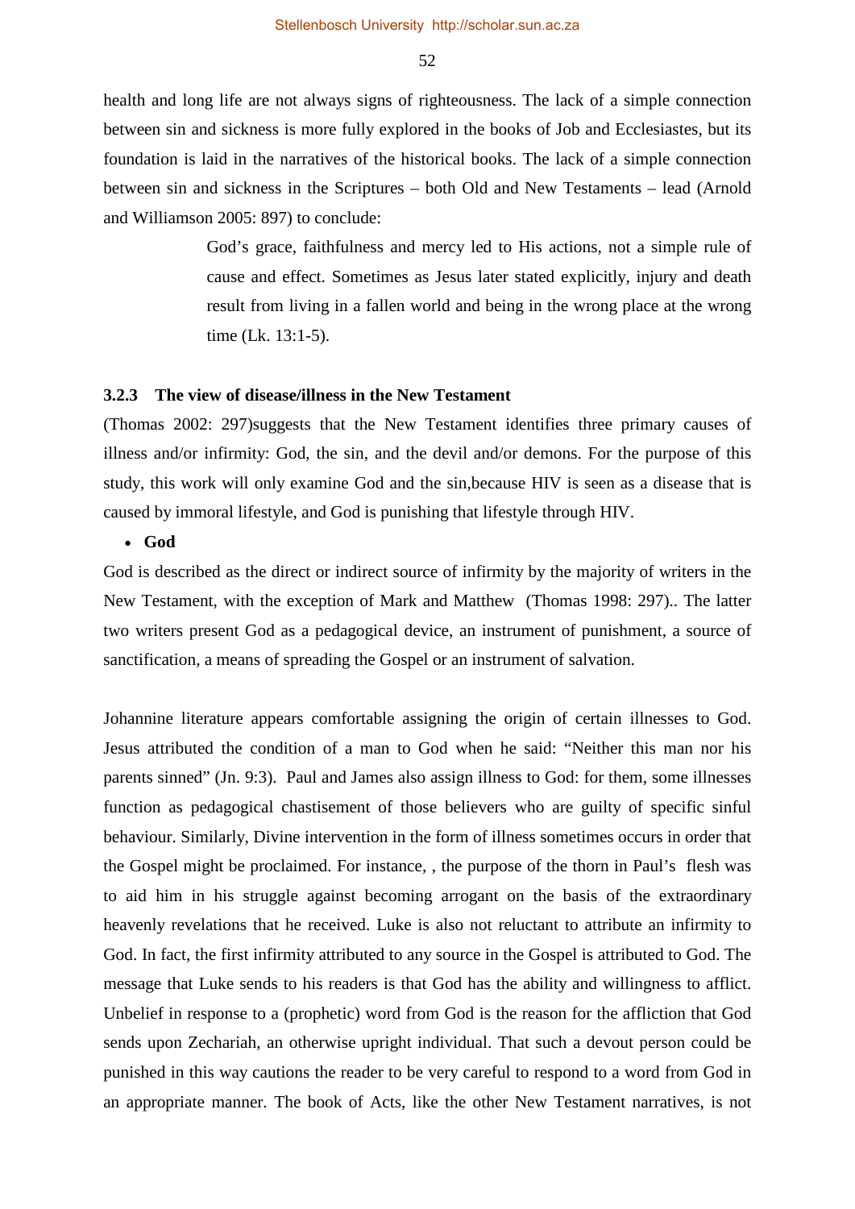health and long life are not always signs of righteousness. The lack of a simple connection between sin and sickness is more fully explored in the books of Job and Ecclesiastes, but its foundation is laid in the narratives of the historical books. The lack of a simple connection between sin and sickness in the Scriptures – both Old and New Testaments – lead (Arnold and Williamson 2005: 897) to conclude:

> God's grace, faithfulness and mercy led to His actions, not a simple rule of cause and effect. Sometimes as Jesus later stated explicitly, injury and death result from living in a fallen world and being in the wrong place at the wrong time (Lk. 13:1-5).

### 3.2.3 The view of disease/illness in the New Testament

(Thomas 2002: 297)suggests that the New Testament identifies three primary causes of illness and/or infirmity: God, the sin, and the devil and/or demons. For the purpose of this study, this work will only examine God and the sin,because HIV is seen as a disease that is caused by immoral lifestyle, and God is punishing that lifestyle through HIV.

- **God**

God is described as the direct or indirect source of infirmity by the majority of writers in the New Testament, with the exception of Mark and Matthew (Thomas 1998: 297).. The latter two writers present God as a pedagogical device, an instrument of punishment, a source of sanctification, a means of spreading the Gospel or an instrument of salvation.

Johannine literature appears comfortable assigning the origin of certain illnesses to God. Jesus attributed the condition of a man to God when he said: "Neither this man nor his parents sinned" (Jn. 9:3). Paul and James also assign illness to God: for them, some illnesses function as pedagogical chastisement of those believers who are guilty of specific sinful behaviour. Similarly, Divine intervention in the form of illness sometimes occurs in order that the Gospel might be proclaimed. For instance, , the purpose of the thorn in Paul's flesh was to aid him in his struggle against becoming arrogant on the basis of the extraordinary heavenly revelations that he received. Luke is also not reluctant to attribute an infirmity to God. In fact, the first infirmity attributed to any source in the Gospel is attributed to God. The message that Luke sends to his readers is that God has the ability and willingness to afflict. Unbelief in response to a (prophetic) word from God is the reason for the affliction that God sends upon Zechariah, an otherwise upright individual. That such a devout person could be punished in this way cautions the reader to be very careful to respond to a word from God in an appropriate manner. The book of Acts, like the other New Testament narratives, is not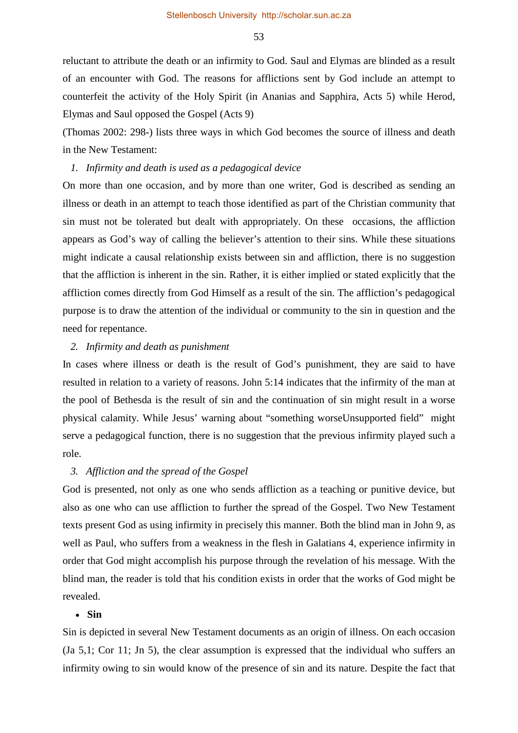reluctant to attribute the death or an infirmity to God. Saul and Elymas are blinded as a result of an encounter with God. The reasons for afflictions sent by God include an attempt to counterfeit the activity of the Holy Spirit (in Ananias and Sapphira, Acts 5) while Herod, Elymas and Saul opposed the Gospel (Acts 9)

(Thomas 2002: 298-) lists three ways in which God becomes the source of illness and death in the New Testament:

1. *Infirmity and death is used as a pedagogical device*

On more than one occasion, and by more than one writer, God is described as sending an illness or death in an attempt to teach those identified as part of the Christian community that sin must not be tolerated but dealt with appropriately. On these occasions, the affliction appears as God's way of calling the believer's attention to their sins. While these situations might indicate a causal relationship exists between sin and affliction, there is no suggestion that the affliction is inherent in the sin. Rather, it is either implied or stated explicitly that the affliction comes directly from God Himself as a result of the sin. The affliction's pedagogical purpose is to draw the attention of the individual or community to the sin in question and the need for repentance.

2. *Infirmity and death as punishment*

In cases where illness or death is the result of God's punishment, they are said to have resulted in relation to a variety of reasons. John 5:14 indicates that the infirmity of the man at the pool of Bethesda is the result of sin and the continuation of sin might result in a worse physical calamity. While Jesus' warning about "something worseUnsupported field" might serve a pedagogical function, there is no suggestion that the previous infirmity played such a role.

3. *Affliction and the spread of the Gospel*

God is presented, not only as one who sends affliction as a teaching or punitive device, but also as one who can use affliction to further the spread of the Gospel. Two New Testament texts present God as using infirmity in precisely this manner. Both the blind man in John 9, as well as Paul, who suffers from a weakness in the flesh in Galatians 4, experience infirmity in order that God might accomplish his purpose through the revelation of his message. With the blind man, the reader is told that his condition exists in order that the works of God might be revealed.

- **Sin**

Sin is depicted in several New Testament documents as an origin of illness. On each occasion (Ja 5,1; Cor 11; Jn 5), the clear assumption is expressed that the individual who suffers an infirmity owing to sin would know of the presence of sin and its nature. Despite the fact that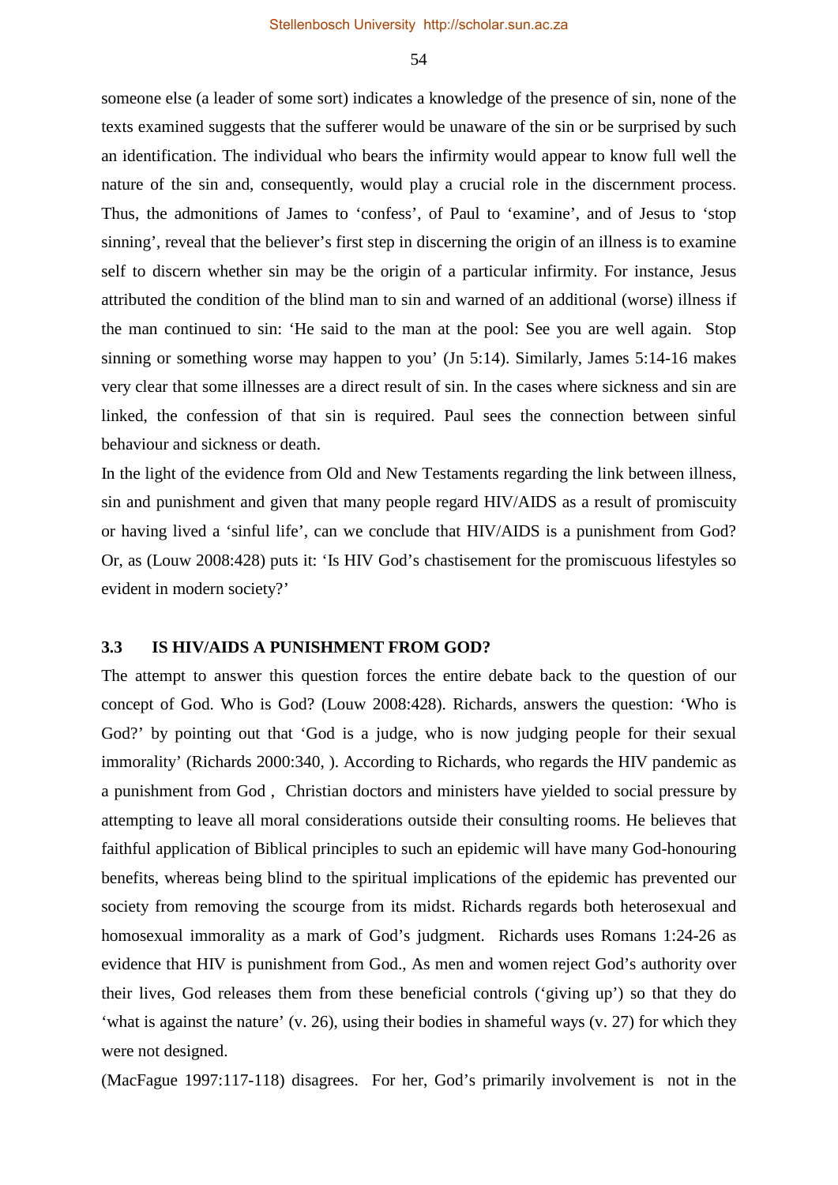someone else (a leader of some sort) indicates a knowledge of the presence of sin, none of the texts examined suggests that the sufferer would be unaware of the sin or be surprised by such an identification. The individual who bears the infirmity would appear to know full well the nature of the sin and, consequently, would play a crucial role in the discernment process. Thus, the admonitions of James to 'confess', of Paul to 'examine', and of Jesus to 'stop sinning', reveal that the believer's first step in discerning the origin of an illness is to examine self to discern whether sin may be the origin of a particular infirmity. For instance, Jesus attributed the condition of the blind man to sin and warned of an additional (worse) illness if the man continued to sin: 'He said to the man at the pool: See you are well again. Stop sinning or something worse may happen to you' (Jn 5:14). Similarly, James 5:14-16 makes very clear that some illnesses are a direct result of sin. In the cases where sickness and sin are linked, the confession of that sin is required. Paul sees the connection between sinful behaviour and sickness or death.

In the light of the evidence from Old and New Testaments regarding the link between illness, sin and punishment and given that many people regard HIV/AIDS as a result of promiscuity or having lived a 'sinful life', can we conclude that HIV/AIDS is a punishment from God? Or, as (Louw 2008:428) puts it: 'Is HIV God's chastisement for the promiscuous lifestyles so evident in modern society?'

### 3.3 IS HIV/AIDS A PUNISHMENT FROM GOD?

The attempt to answer this question forces the entire debate back to the question of our concept of God. Who is God? (Louw 2008:428). Richards, answers the question: 'Who is God?' by pointing out that 'God is a judge, who is now judging people for their sexual immorality' (Richards 2000:340, ). According to Richards, who regards the HIV pandemic as a punishment from God , Christian doctors and ministers have yielded to social pressure by attempting to leave all moral considerations outside their consulting rooms. He believes that faithful application of Biblical principles to such an epidemic will have many God-honouring benefits, whereas being blind to the spiritual implications of the epidemic has prevented our society from removing the scourge from its midst. Richards regards both heterosexual and homosexual immorality as a mark of God's judgment. Richards uses Romans 1:24-26 as evidence that HIV is punishment from God., As men and women reject God's authority over their lives, God releases them from these beneficial controls ('giving up') so that they do 'what is against the nature' (v. 26), using their bodies in shameful ways (v. 27) for which they were not designed.

(MacFague 1997:117-118) disagrees. For her, God's primarily involvement is not in the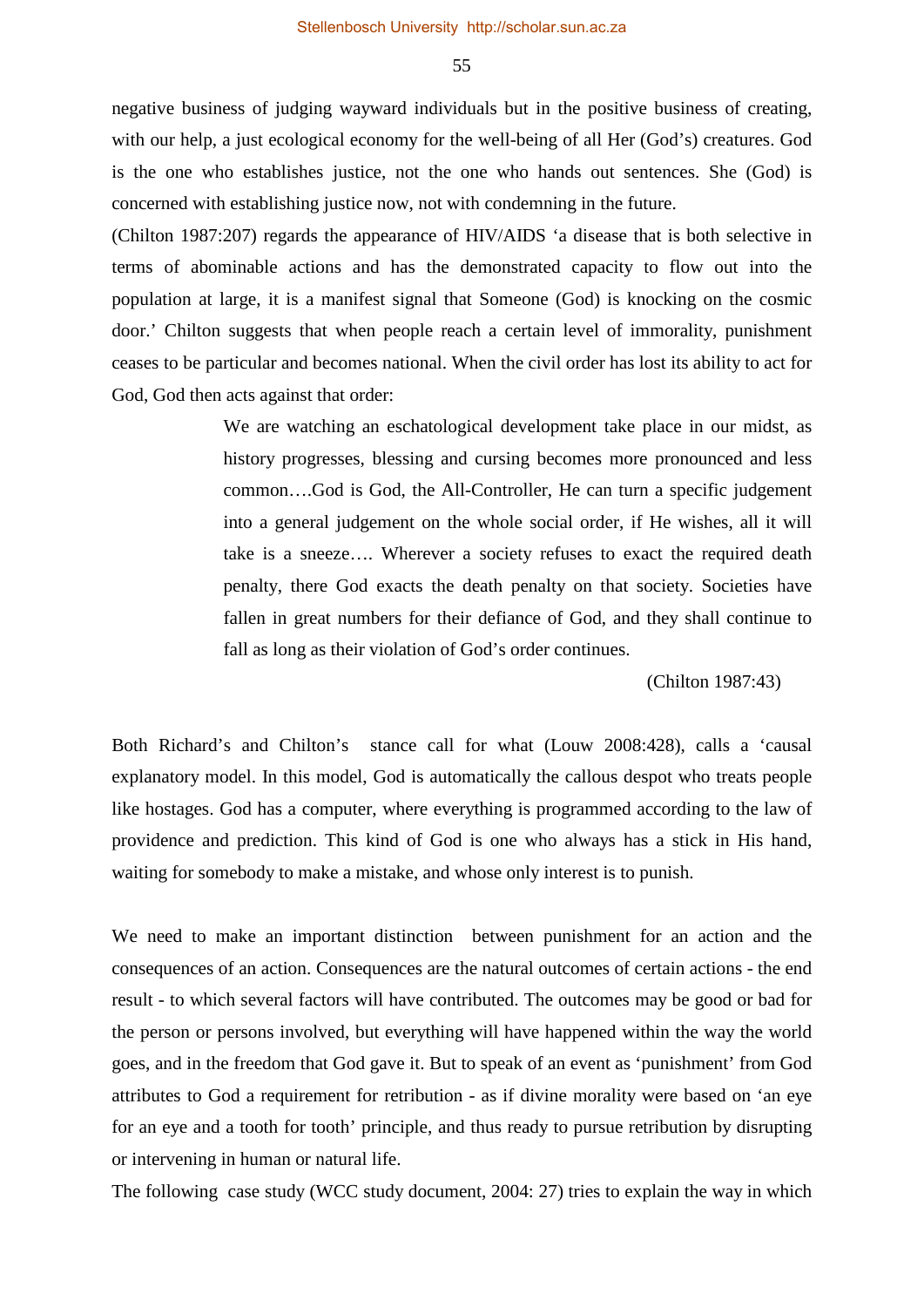negative business of judging wayward individuals but in the positive business of creating, with our help, a just ecological economy for the well-being of all Her (God's) creatures. God is the one who establishes justice, not the one who hands out sentences. She (God) is concerned with establishing justice now, not with condemning in the future.

(Chilton 1987:207) regards the appearance of HIV/AIDS 'a disease that is both selective in terms of abominable actions and has the demonstrated capacity to flow out into the population at large, it is a manifest signal that Someone (God) is knocking on the cosmic door.' Chilton suggests that when people reach a certain level of immorality, punishment ceases to be particular and becomes national. When the civil order has lost its ability to act for God, God then acts against that order:

> We are watching an eschatological development take place in our midst, as history progresses, blessing and cursing becomes more pronounced and less common….God is God, the All-Controller, He can turn a specific judgement into a general judgement on the whole social order, if He wishes, all it will take is a sneeze…. Wherever a society refuses to exact the required death penalty, there God exacts the death penalty on that society. Societies have fallen in great numbers for their defiance of God, and they shall continue to fall as long as their violation of God's order continues.
>
> (Chilton 1987:43)

Both Richard's and Chilton's stance call for what (Louw 2008:428), calls a 'causal explanatory model. In this model, God is automatically the callous despot who treats people like hostages. God has a computer, where everything is programmed according to the law of providence and prediction. This kind of God is one who always has a stick in His hand, waiting for somebody to make a mistake, and whose only interest is to punish.

We need to make an important distinction between punishment for an action and the consequences of an action. Consequences are the natural outcomes of certain actions - the end result - to which several factors will have contributed. The outcomes may be good or bad for the person or persons involved, but everything will have happened within the way the world goes, and in the freedom that God gave it. But to speak of an event as 'punishment' from God attributes to God a requirement for retribution - as if divine morality were based on 'an eye for an eye and a tooth for tooth' principle, and thus ready to pursue retribution by disrupting or intervening in human or natural life.

The following case study (WCC study document, 2004: 27) tries to explain the way in which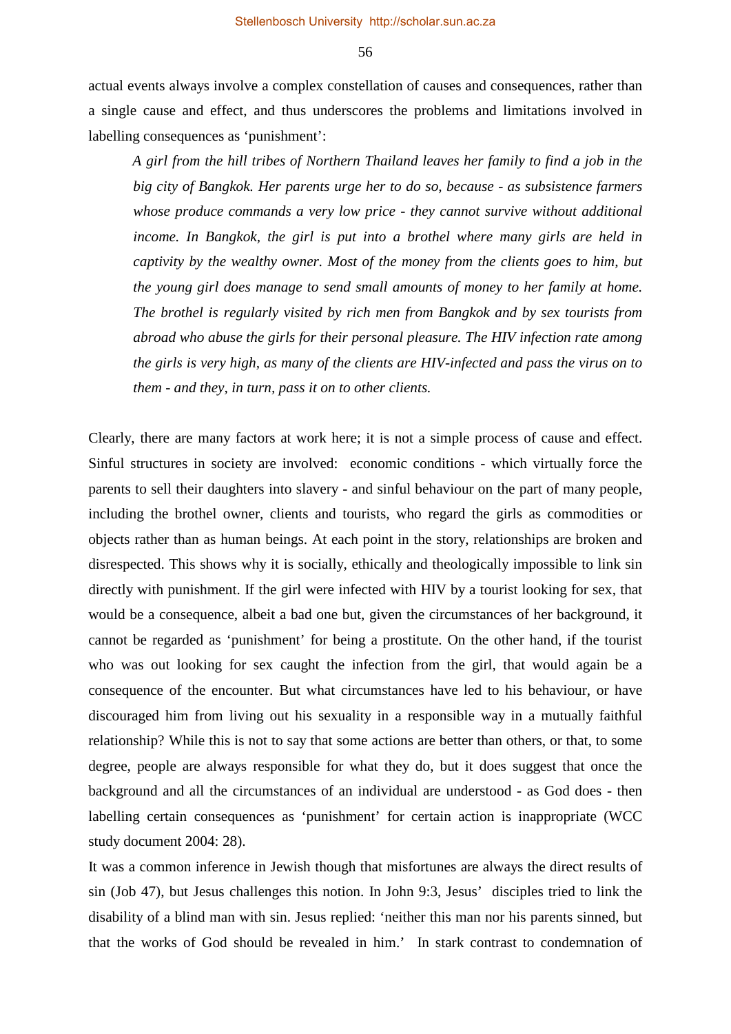actual events always involve a complex constellation of causes and consequences, rather than a single cause and effect, and thus underscores the problems and limitations involved in labelling consequences as 'punishment':

> *A girl from the hill tribes of Northern Thailand leaves her family to find a job in the big city of Bangkok. Her parents urge her to do so, because - as subsistence farmers whose produce commands a very low price - they cannot survive without additional income. In Bangkok, the girl is put into a brothel where many girls are held in captivity by the wealthy owner. Most of the money from the clients goes to him, but the young girl does manage to send small amounts of money to her family at home. The brothel is regularly visited by rich men from Bangkok and by sex tourists from abroad who abuse the girls for their personal pleasure. The HIV infection rate among the girls is very high, as many of the clients are HIV-infected and pass the virus on to them - and they, in turn, pass it on to other clients.*

Clearly, there are many factors at work here; it is not a simple process of cause and effect. Sinful structures in society are involved: economic conditions - which virtually force the parents to sell their daughters into slavery - and sinful behaviour on the part of many people, including the brothel owner, clients and tourists, who regard the girls as commodities or objects rather than as human beings. At each point in the story, relationships are broken and disrespected. This shows why it is socially, ethically and theologically impossible to link sin directly with punishment. If the girl were infected with HIV by a tourist looking for sex, that would be a consequence, albeit a bad one but, given the circumstances of her background, it cannot be regarded as 'punishment' for being a prostitute. On the other hand, if the tourist who was out looking for sex caught the infection from the girl, that would again be a consequence of the encounter. But what circumstances have led to his behaviour, or have discouraged him from living out his sexuality in a responsible way in a mutually faithful relationship? While this is not to say that some actions are better than others, or that, to some degree, people are always responsible for what they do, but it does suggest that once the background and all the circumstances of an individual are understood - as God does - then labelling certain consequences as 'punishment' for certain action is inappropriate (WCC study document 2004: 28).

It was a common inference in Jewish though that misfortunes are always the direct results of sin (Job 47), but Jesus challenges this notion. In John 9:3, Jesus' disciples tried to link the disability of a blind man with sin. Jesus replied: 'neither this man nor his parents sinned, but that the works of God should be revealed in him.' In stark contrast to condemnation of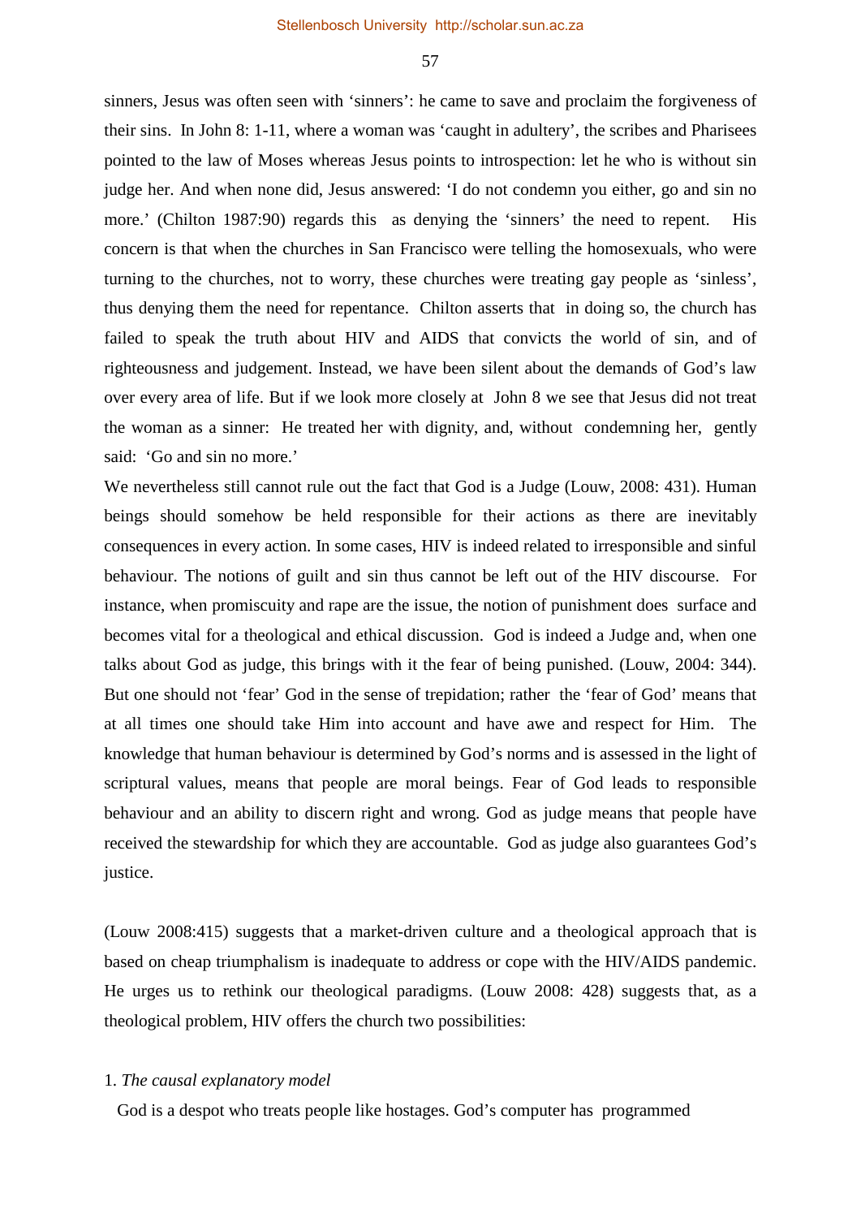sinners, Jesus was often seen with 'sinners': he came to save and proclaim the forgiveness of their sins. In John 8: 1-11, where a woman was 'caught in adultery', the scribes and Pharisees pointed to the law of Moses whereas Jesus points to introspection: let he who is without sin judge her. And when none did, Jesus answered: 'I do not condemn you either, go and sin no more.' (Chilton 1987:90) regards this as denying the 'sinners' the need to repent. His concern is that when the churches in San Francisco were telling the homosexuals, who were turning to the churches, not to worry, these churches were treating gay people as 'sinless', thus denying them the need for repentance. Chilton asserts that in doing so, the church has failed to speak the truth about HIV and AIDS that convicts the world of sin, and of righteousness and judgement. Instead, we have been silent about the demands of God's law over every area of life. But if we look more closely at John 8 we see that Jesus did not treat the woman as a sinner: He treated her with dignity, and, without condemning her, gently said: 'Go and sin no more.'

We nevertheless still cannot rule out the fact that God is a Judge (Louw, 2008: 431). Human beings should somehow be held responsible for their actions as there are inevitably consequences in every action. In some cases, HIV is indeed related to irresponsible and sinful behaviour. The notions of guilt and sin thus cannot be left out of the HIV discourse. For instance, when promiscuity and rape are the issue, the notion of punishment does surface and becomes vital for a theological and ethical discussion. God is indeed a Judge and, when one talks about God as judge, this brings with it the fear of being punished. (Louw, 2004: 344). But one should not 'fear' God in the sense of trepidation; rather the 'fear of God' means that at all times one should take Him into account and have awe and respect for Him. The knowledge that human behaviour is determined by God's norms and is assessed in the light of scriptural values, means that people are moral beings. Fear of God leads to responsible behaviour and an ability to discern right and wrong. God as judge means that people have received the stewardship for which they are accountable. God as judge also guarantees God's justice.

(Louw 2008:415) suggests that a market-driven culture and a theological approach that is based on cheap triumphalism is inadequate to address or cope with the HIV/AIDS pandemic. He urges us to rethink our theological paradigms. (Louw 2008: 428) suggests that, as a theological problem, HIV offers the church two possibilities:

1. *The causal explanatory model*

God is a despot who treats people like hostages. God's computer has programmed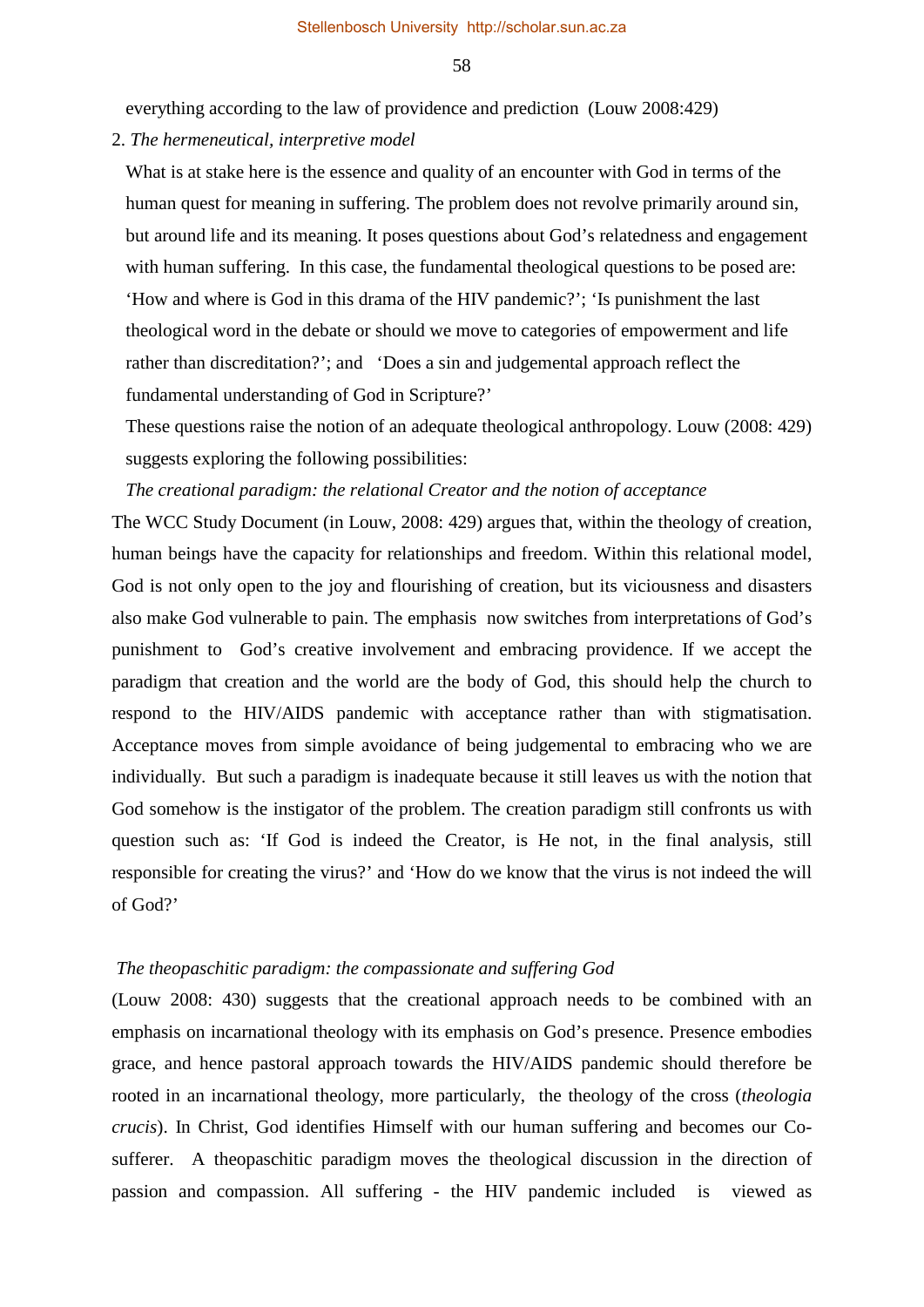everything according to the law of providence and prediction (Louw 2008:429)

2. *The hermeneutical, interpretive model*

What is at stake here is the essence and quality of an encounter with God in terms of the human quest for meaning in suffering. The problem does not revolve primarily around sin, but around life and its meaning. It poses questions about God's relatedness and engagement with human suffering. In this case, the fundamental theological questions to be posed are: 'How and where is God in this drama of the HIV pandemic?'; 'Is punishment the last theological word in the debate or should we move to categories of empowerment and life rather than discreditation?'; and 'Does a sin and judgemental approach reflect the fundamental understanding of God in Scripture?'

These questions raise the notion of an adequate theological anthropology. Louw (2008: 429) suggests exploring the following possibilities:

*The creational paradigm: the relational Creator and the notion of acceptance*

The WCC Study Document (in Louw, 2008: 429) argues that, within the theology of creation, human beings have the capacity for relationships and freedom. Within this relational model, God is not only open to the joy and flourishing of creation, but its viciousness and disasters also make God vulnerable to pain. The emphasis now switches from interpretations of God's punishment to God's creative involvement and embracing providence. If we accept the paradigm that creation and the world are the body of God, this should help the church to respond to the HIV/AIDS pandemic with acceptance rather than with stigmatisation. Acceptance moves from simple avoidance of being judgemental to embracing who we are individually. But such a paradigm is inadequate because it still leaves us with the notion that God somehow is the instigator of the problem. The creation paradigm still confronts us with question such as: 'If God is indeed the Creator, is He not, in the final analysis, still responsible for creating the virus?' and 'How do we know that the virus is not indeed the will of God?'

*The theopaschitic paradigm: the compassionate and suffering God*

(Louw 2008: 430) suggests that the creational approach needs to be combined with an emphasis on incarnational theology with its emphasis on God's presence. Presence embodies grace, and hence pastoral approach towards the HIV/AIDS pandemic should therefore be rooted in an incarnational theology, more particularly, the theology of the cross (*theologia crucis*). In Christ, God identifies Himself with our human suffering and becomes our Co-sufferer. A theopaschitic paradigm moves the theological discussion in the direction of passion and compassion. All suffering - the HIV pandemic included is viewed as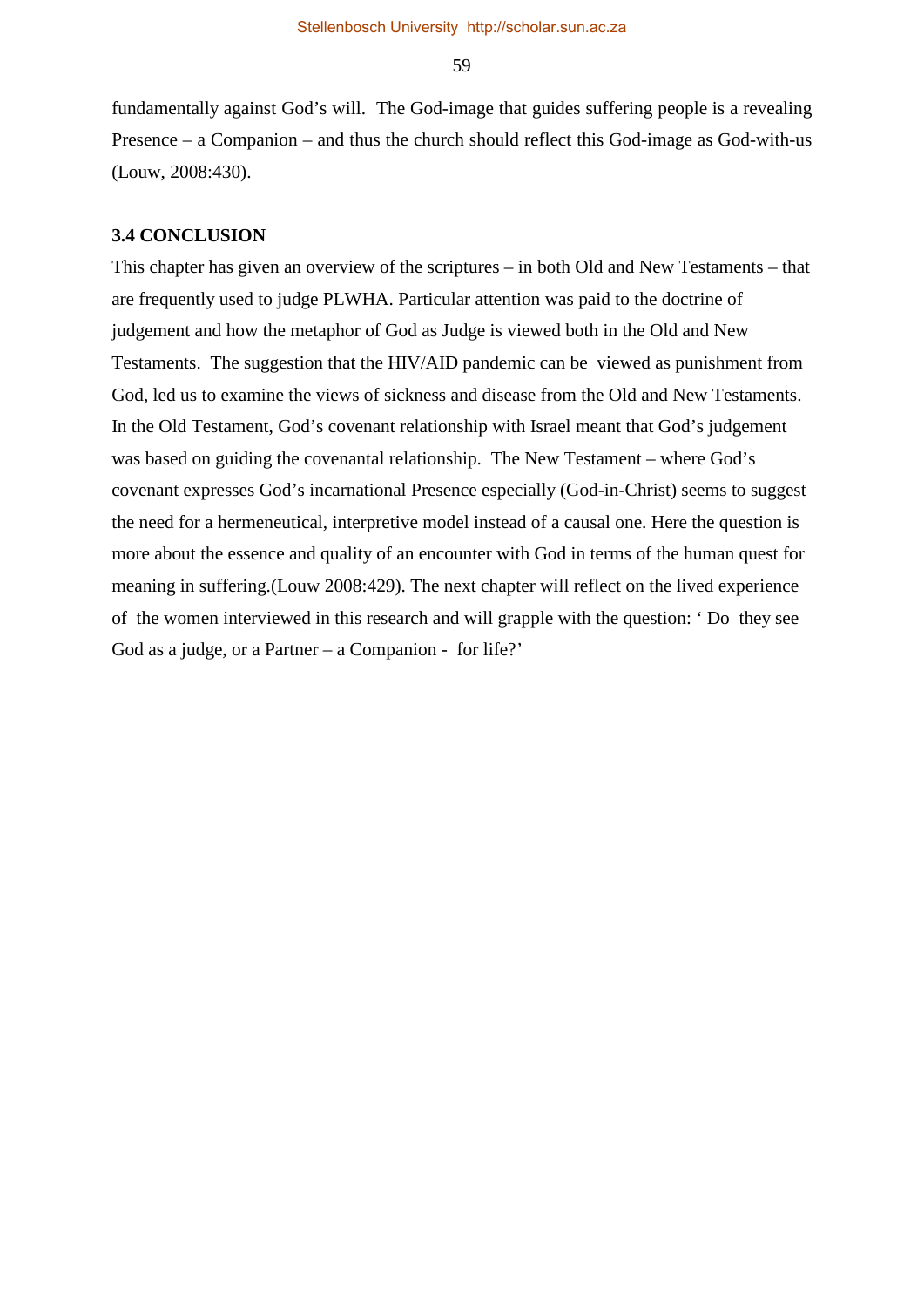fundamentally against God's will. The God-image that guides suffering people is a revealing Presence – a Companion – and thus the church should reflect this God-image as God-with-us (Louw, 2008:430).

**3.4 CONCLUSION**

This chapter has given an overview of the scriptures – in both Old and New Testaments – that are frequently used to judge PLWHA. Particular attention was paid to the doctrine of judgement and how the metaphor of God as Judge is viewed both in the Old and New Testaments. The suggestion that the HIV/AID pandemic can be viewed as punishment from God, led us to examine the views of sickness and disease from the Old and New Testaments. In the Old Testament, God's covenant relationship with Israel meant that God's judgement was based on guiding the covenantal relationship. The New Testament – where God's covenant expresses God's incarnational Presence especially (God-in-Christ) seems to suggest the need for a hermeneutical, interpretive model instead of a causal one. Here the question is more about the essence and quality of an encounter with God in terms of the human quest for meaning in suffering.(Louw 2008:429). The next chapter will reflect on the lived experience of the women interviewed in this research and will grapple with the question: ' Do they see God as a judge, or a Partner – a Companion - for life?'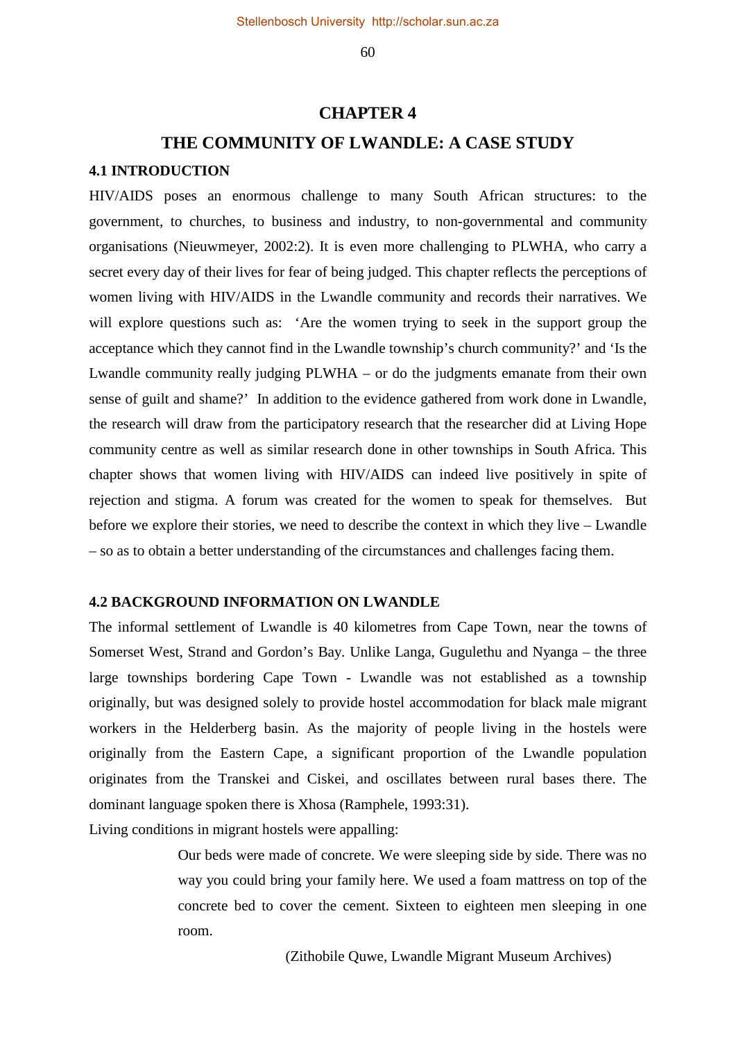# CHAPTER 4

# THE COMMUNITY OF LWANDLE: A CASE STUDY

## 4.1 INTRODUCTION

HIV/AIDS poses an enormous challenge to many South African structures: to the government, to churches, to business and industry, to non-governmental and community organisations (Nieuwmeyer, 2002:2). It is even more challenging to PLWHA, who carry a secret every day of their lives for fear of being judged. This chapter reflects the perceptions of women living with HIV/AIDS in the Lwandle community and records their narratives. We will explore questions such as: 'Are the women trying to seek in the support group the acceptance which they cannot find in the Lwandle township's church community?' and 'Is the Lwandle community really judging PLWHA – or do the judgments emanate from their own sense of guilt and shame?' In addition to the evidence gathered from work done in Lwandle, the research will draw from the participatory research that the researcher did at Living Hope community centre as well as similar research done in other townships in South Africa. This chapter shows that women living with HIV/AIDS can indeed live positively in spite of rejection and stigma. A forum was created for the women to speak for themselves. But before we explore their stories, we need to describe the context in which they live – Lwandle – so as to obtain a better understanding of the circumstances and challenges facing them.

## 4.2 BACKGROUND INFORMATION ON LWANDLE

The informal settlement of Lwandle is 40 kilometres from Cape Town, near the towns of Somerset West, Strand and Gordon's Bay. Unlike Langa, Gugulethu and Nyanga – the three large townships bordering Cape Town - Lwandle was not established as a township originally, but was designed solely to provide hostel accommodation for black male migrant workers in the Helderberg basin. As the majority of people living in the hostels were originally from the Eastern Cape, a significant proportion of the Lwandle population originates from the Transkei and Ciskei, and oscillates between rural bases there. The dominant language spoken there is Xhosa (Ramphele, 1993:31).

Living conditions in migrant hostels were appalling:

> Our beds were made of concrete. We were sleeping side by side. There was no way you could bring your family here. We used a foam mattress on top of the concrete bed to cover the cement. Sixteen to eighteen men sleeping in one room.
>
> (Zithobile Quwe, Lwandle Migrant Museum Archives)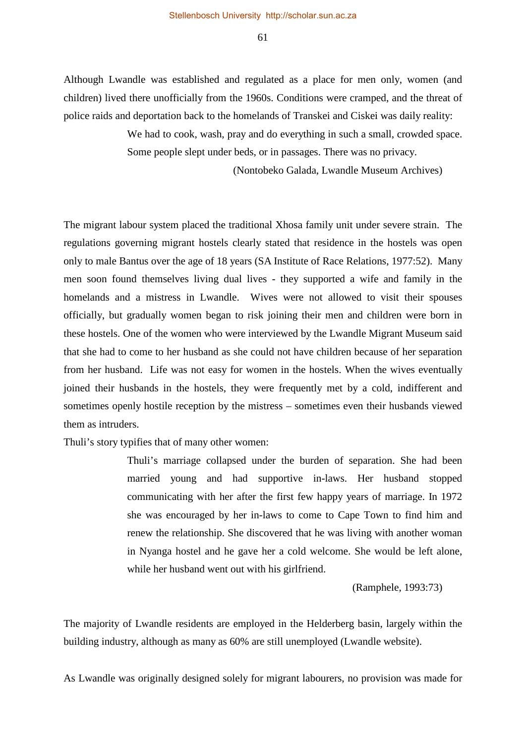Although Lwandle was established and regulated as a place for men only, women (and children) lived there unofficially from the 1960s. Conditions were cramped, and the threat of police raids and deportation back to the homelands of Transkei and Ciskei was daily reality:

> We had to cook, wash, pray and do everything in such a small, crowded space. Some people slept under beds, or in passages. There was no privacy.
>
> (Nontobeko Galada, Lwandle Museum Archives)

The migrant labour system placed the traditional Xhosa family unit under severe strain. The regulations governing migrant hostels clearly stated that residence in the hostels was open only to male Bantus over the age of 18 years (SA Institute of Race Relations, 1977:52). Many men soon found themselves living dual lives - they supported a wife and family in the homelands and a mistress in Lwandle. Wives were not allowed to visit their spouses officially, but gradually women began to risk joining their men and children were born in these hostels. One of the women who were interviewed by the Lwandle Migrant Museum said that she had to come to her husband as she could not have children because of her separation from her husband. Life was not easy for women in the hostels. When the wives eventually joined their husbands in the hostels, they were frequently met by a cold, indifferent and sometimes openly hostile reception by the mistress – sometimes even their husbands viewed them as intruders.

Thuli's story typifies that of many other women:

> Thuli's marriage collapsed under the burden of separation. She had been married young and had supportive in-laws. Her husband stopped communicating with her after the first few happy years of marriage. In 1972 she was encouraged by her in-laws to come to Cape Town to find him and renew the relationship. She discovered that he was living with another woman in Nyanga hostel and he gave her a cold welcome. She would be left alone, while her husband went out with his girlfriend.
>
> (Ramphele, 1993:73)

The majority of Lwandle residents are employed in the Helderberg basin, largely within the building industry, although as many as 60% are still unemployed (Lwandle website).

As Lwandle was originally designed solely for migrant labourers, no provision was made for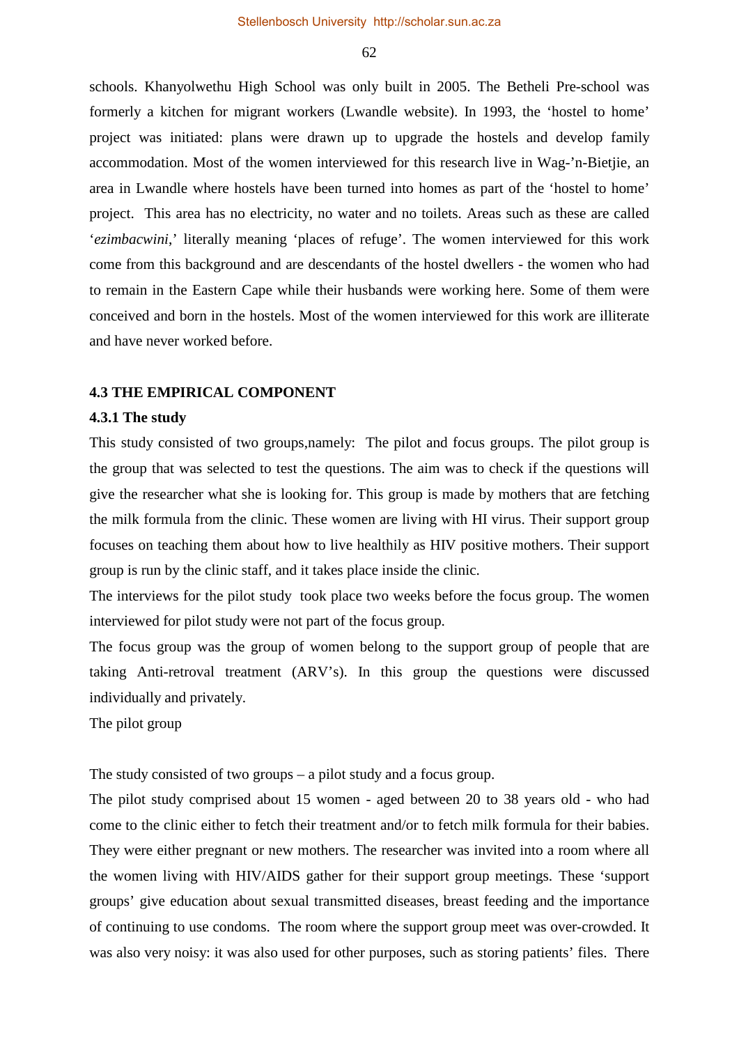schools. Khanyolwethu High School was only built in 2005. The Betheli Pre-school was formerly a kitchen for migrant workers (Lwandle website). In 1993, the 'hostel to home' project was initiated: plans were drawn up to upgrade the hostels and develop family accommodation. Most of the women interviewed for this research live in Wag-'n-Bietjie, an area in Lwandle where hostels have been turned into homes as part of the 'hostel to home' project. This area has no electricity, no water and no toilets. Areas such as these are called '*ezimbacwini*,' literally meaning 'places of refuge'. The women interviewed for this work come from this background and are descendants of the hostel dwellers - the women who had to remain in the Eastern Cape while their husbands were working here. Some of them were conceived and born in the hostels. Most of the women interviewed for this work are illiterate and have never worked before.

### 4.3 THE EMPIRICAL COMPONENT

#### 4.3.1 The study

This study consisted of two groups,namely: The pilot and focus groups. The pilot group is the group that was selected to test the questions. The aim was to check if the questions will give the researcher what she is looking for. This group is made by mothers that are fetching the milk formula from the clinic. These women are living with HI virus. Their support group focuses on teaching them about how to live healthily as HIV positive mothers. Their support group is run by the clinic staff, and it takes place inside the clinic.

The interviews for the pilot study took place two weeks before the focus group. The women interviewed for pilot study were not part of the focus group.

The focus group was the group of women belong to the support group of people that are taking Anti-retroval treatment (ARV's). In this group the questions were discussed individually and privately.

The pilot group

The study consisted of two groups – a pilot study and a focus group.

The pilot study comprised about 15 women - aged between 20 to 38 years old - who had come to the clinic either to fetch their treatment and/or to fetch milk formula for their babies. They were either pregnant or new mothers. The researcher was invited into a room where all the women living with HIV/AIDS gather for their support group meetings. These 'support groups' give education about sexual transmitted diseases, breast feeding and the importance of continuing to use condoms. The room where the support group meet was over-crowded. It was also very noisy: it was also used for other purposes, such as storing patients' files. There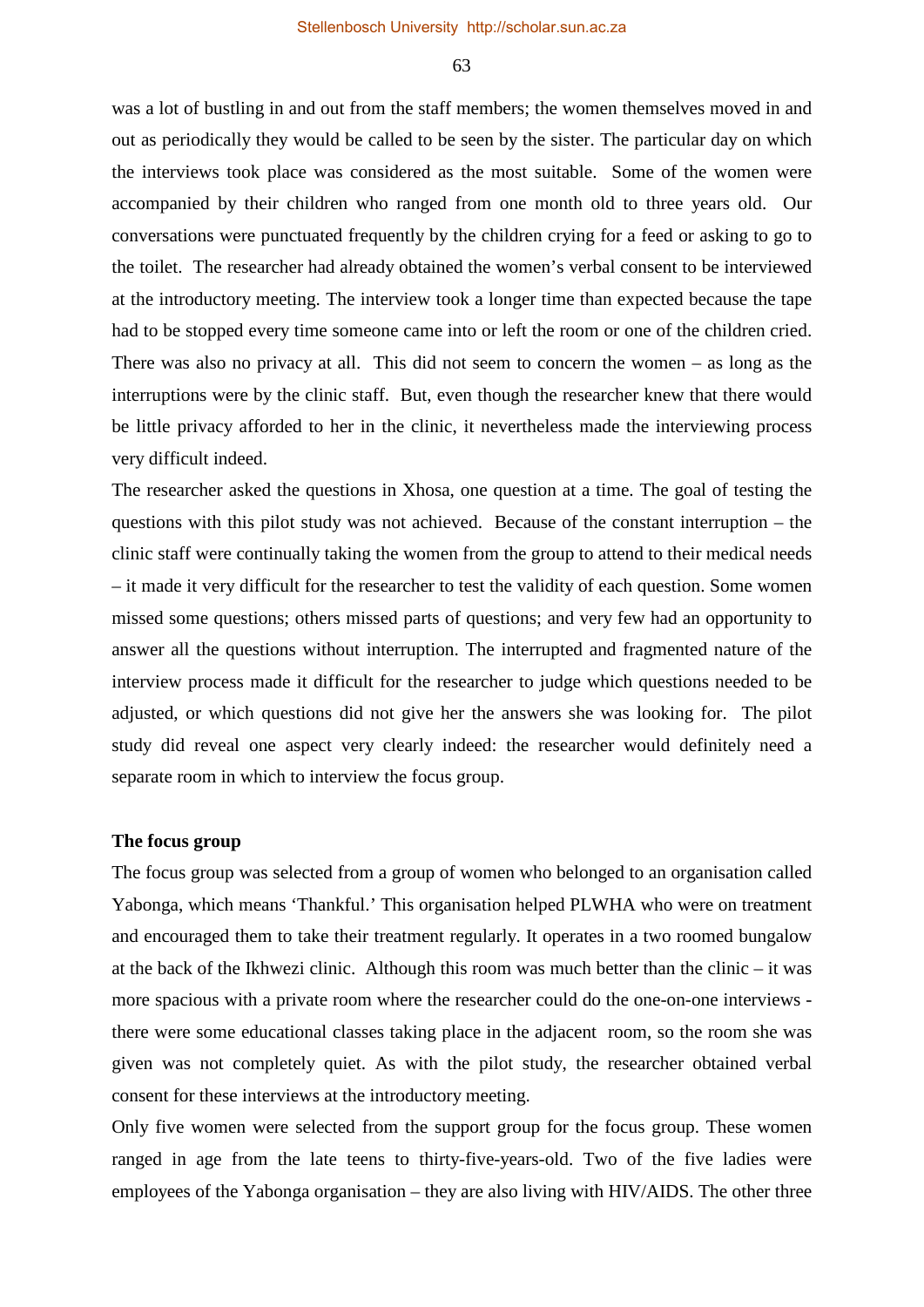was a lot of bustling in and out from the staff members; the women themselves moved in and out as periodically they would be called to be seen by the sister. The particular day on which the interviews took place was considered as the most suitable. Some of the women were accompanied by their children who ranged from one month old to three years old. Our conversations were punctuated frequently by the children crying for a feed or asking to go to the toilet. The researcher had already obtained the women's verbal consent to be interviewed at the introductory meeting. The interview took a longer time than expected because the tape had to be stopped every time someone came into or left the room or one of the children cried. There was also no privacy at all. This did not seem to concern the women – as long as the interruptions were by the clinic staff. But, even though the researcher knew that there would be little privacy afforded to her in the clinic, it nevertheless made the interviewing process very difficult indeed.

The researcher asked the questions in Xhosa, one question at a time. The goal of testing the questions with this pilot study was not achieved. Because of the constant interruption – the clinic staff were continually taking the women from the group to attend to their medical needs – it made it very difficult for the researcher to test the validity of each question. Some women missed some questions; others missed parts of questions; and very few had an opportunity to answer all the questions without interruption. The interrupted and fragmented nature of the interview process made it difficult for the researcher to judge which questions needed to be adjusted, or which questions did not give her the answers she was looking for. The pilot study did reveal one aspect very clearly indeed: the researcher would definitely need a separate room in which to interview the focus group.

**The focus group**

The focus group was selected from a group of women who belonged to an organisation called Yabonga, which means 'Thankful.' This organisation helped PLWHA who were on treatment and encouraged them to take their treatment regularly. It operates in a two roomed bungalow at the back of the Ikhwezi clinic. Although this room was much better than the clinic – it was more spacious with a private room where the researcher could do the one-on-one interviews - there were some educational classes taking place in the adjacent room, so the room she was given was not completely quiet. As with the pilot study, the researcher obtained verbal consent for these interviews at the introductory meeting.

Only five women were selected from the support group for the focus group. These women ranged in age from the late teens to thirty-five-years-old. Two of the five ladies were employees of the Yabonga organisation – they are also living with HIV/AIDS. The other three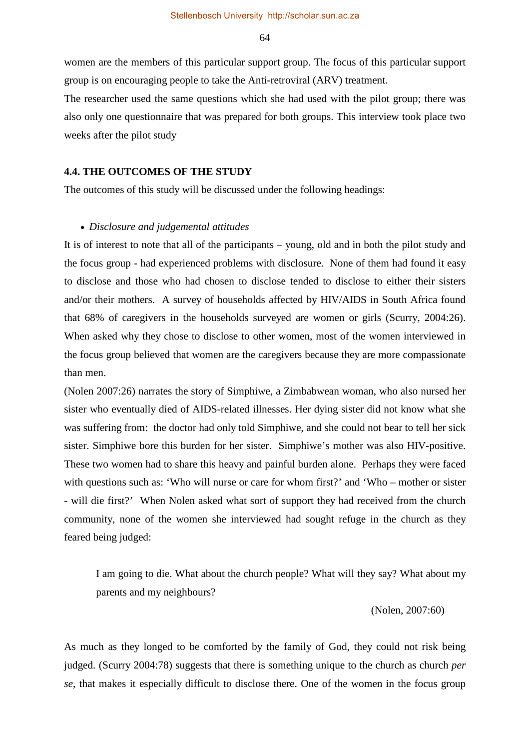women are the members of this particular support group. The focus of this particular support group is on encouraging people to take the Anti-retroviral (ARV) treatment.

The researcher used the same questions which she had used with the pilot group; there was also only one questionnaire that was prepared for both groups. This interview took place two weeks after the pilot study

### 4.4. THE OUTCOMES OF THE STUDY

The outcomes of this study will be discussed under the following headings:

- *Disclosure and judgemental attitudes*

It is of interest to note that all of the participants – young, old and in both the pilot study and the focus group - had experienced problems with disclosure. None of them had found it easy to disclose and those who had chosen to disclose tended to disclose to either their sisters and/or their mothers. A survey of households affected by HIV/AIDS in South Africa found that 68% of caregivers in the households surveyed are women or girls (Scurry, 2004:26). When asked why they chose to disclose to other women, most of the women interviewed in the focus group believed that women are the caregivers because they are more compassionate than men.

(Nolen 2007:26) narrates the story of Simphiwe, a Zimbabwean woman, who also nursed her sister who eventually died of AIDS-related illnesses. Her dying sister did not know what she was suffering from: the doctor had only told Simphiwe, and she could not bear to tell her sick sister. Simphiwe bore this burden for her sister. Simphiwe's mother was also HIV-positive. These two women had to share this heavy and painful burden alone. Perhaps they were faced with questions such as: 'Who will nurse or care for whom first?' and 'Who – mother or sister - will die first?' When Nolen asked what sort of support they had received from the church community, none of the women she interviewed had sought refuge in the church as they feared being judged:

> I am going to die. What about the church people? What will they say? What about my parents and my neighbours?
>
> (Nolen, 2007:60)

As much as they longed to be comforted by the family of God, they could not risk being judged. (Scurry 2004:78) suggests that there is something unique to the church as church *per se*, that makes it especially difficult to disclose there. One of the women in the focus group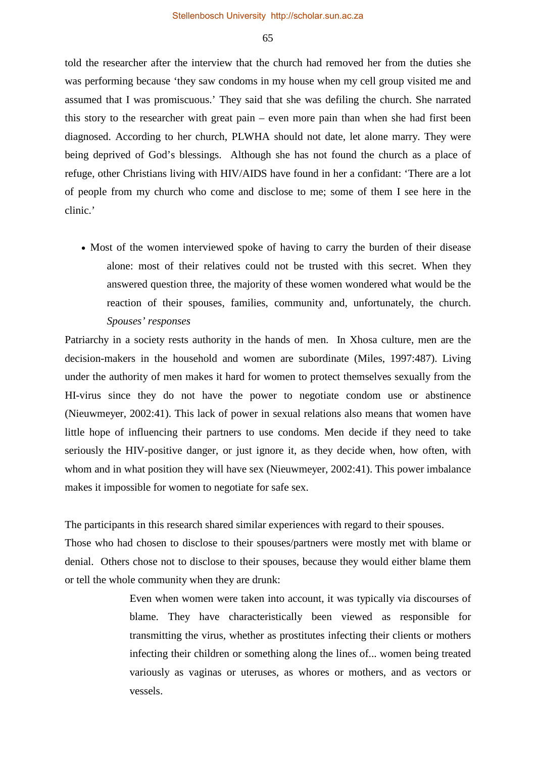told the researcher after the interview that the church had removed her from the duties she was performing because 'they saw condoms in my house when my cell group visited me and assumed that I was promiscuous.' They said that she was defiling the church. She narrated this story to the researcher with great pain – even more pain than when she had first been diagnosed. According to her church, PLWHA should not date, let alone marry. They were being deprived of God's blessings. Although she has not found the church as a place of refuge, other Christians living with HIV/AIDS have found in her a confidant: 'There are a lot of people from my church who come and disclose to me; some of them I see here in the clinic.'

- Most of the women interviewed spoke of having to carry the burden of their disease alone: most of their relatives could not be trusted with this secret. When they answered question three, the majority of these women wondered what would be the reaction of their spouses, families, community and, unfortunately, the church. *Spouses' responses*

Patriarchy in a society rests authority in the hands of men. In Xhosa culture, men are the decision-makers in the household and women are subordinate (Miles, 1997:487). Living under the authority of men makes it hard for women to protect themselves sexually from the HI-virus since they do not have the power to negotiate condom use or abstinence (Nieuwmeyer, 2002:41). This lack of power in sexual relations also means that women have little hope of influencing their partners to use condoms. Men decide if they need to take seriously the HIV-positive danger, or just ignore it, as they decide when, how often, with whom and in what position they will have sex (Nieuwmeyer, 2002:41). This power imbalance makes it impossible for women to negotiate for safe sex.

The participants in this research shared similar experiences with regard to their spouses. Those who had chosen to disclose to their spouses/partners were mostly met with blame or denial. Others chose not to disclose to their spouses, because they would either blame them or tell the whole community when they are drunk:

> Even when women were taken into account, it was typically via discourses of blame. They have characteristically been viewed as responsible for transmitting the virus, whether as prostitutes infecting their clients or mothers infecting their children or something along the lines of... women being treated variously as vaginas or uteruses, as whores or mothers, and as vectors or vessels.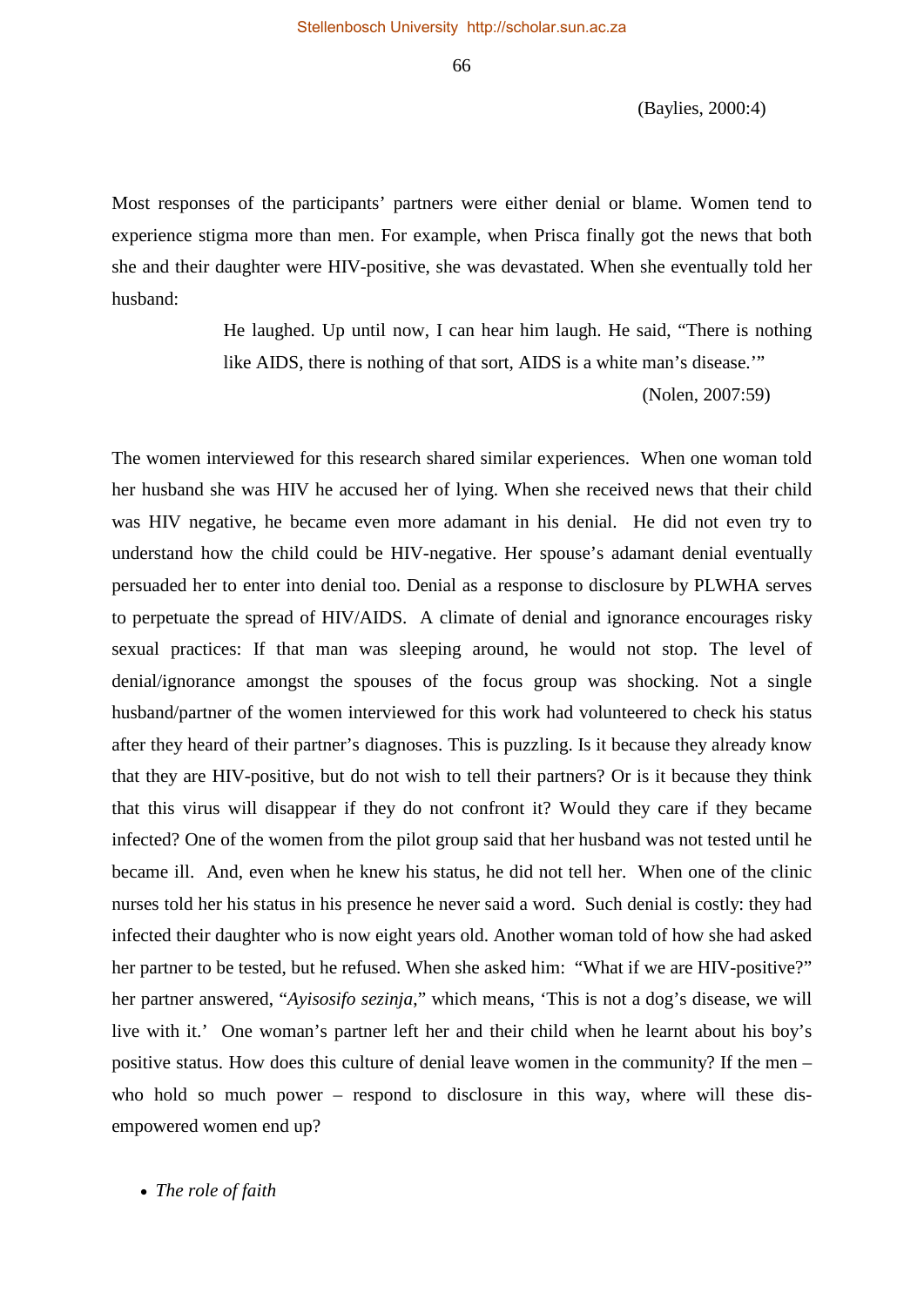(Baylies, 2000:4)

Most responses of the participants' partners were either denial or blame. Women tend to experience stigma more than men. For example, when Prisca finally got the news that both she and their daughter were HIV-positive, she was devastated. When she eventually told her husband:

> He laughed. Up until now, I can hear him laugh. He said, "There is nothing like AIDS, there is nothing of that sort, AIDS is a white man's disease.'"
>
> (Nolen, 2007:59)

The women interviewed for this research shared similar experiences. When one woman told her husband she was HIV he accused her of lying. When she received news that their child was HIV negative, he became even more adamant in his denial. He did not even try to understand how the child could be HIV-negative. Her spouse's adamant denial eventually persuaded her to enter into denial too. Denial as a response to disclosure by PLWHA serves to perpetuate the spread of HIV/AIDS. A climate of denial and ignorance encourages risky sexual practices: If that man was sleeping around, he would not stop. The level of denial/ignorance amongst the spouses of the focus group was shocking. Not a single husband/partner of the women interviewed for this work had volunteered to check his status after they heard of their partner's diagnoses. This is puzzling. Is it because they already know that they are HIV-positive, but do not wish to tell their partners? Or is it because they think that this virus will disappear if they do not confront it? Would they care if they became infected? One of the women from the pilot group said that her husband was not tested until he became ill. And, even when he knew his status, he did not tell her. When one of the clinic nurses told her his status in his presence he never said a word. Such denial is costly: they had infected their daughter who is now eight years old. Another woman told of how she had asked her partner to be tested, but he refused. When she asked him: "What if we are HIV-positive?" her partner answered, "*Ayisosifo sezinja*," which means, 'This is not a dog's disease, we will live with it.' One woman's partner left her and their child when he learnt about his boy's positive status. How does this culture of denial leave women in the community? If the men – who hold so much power – respond to disclosure in this way, where will these dis-empowered women end up?

- *The role of faith*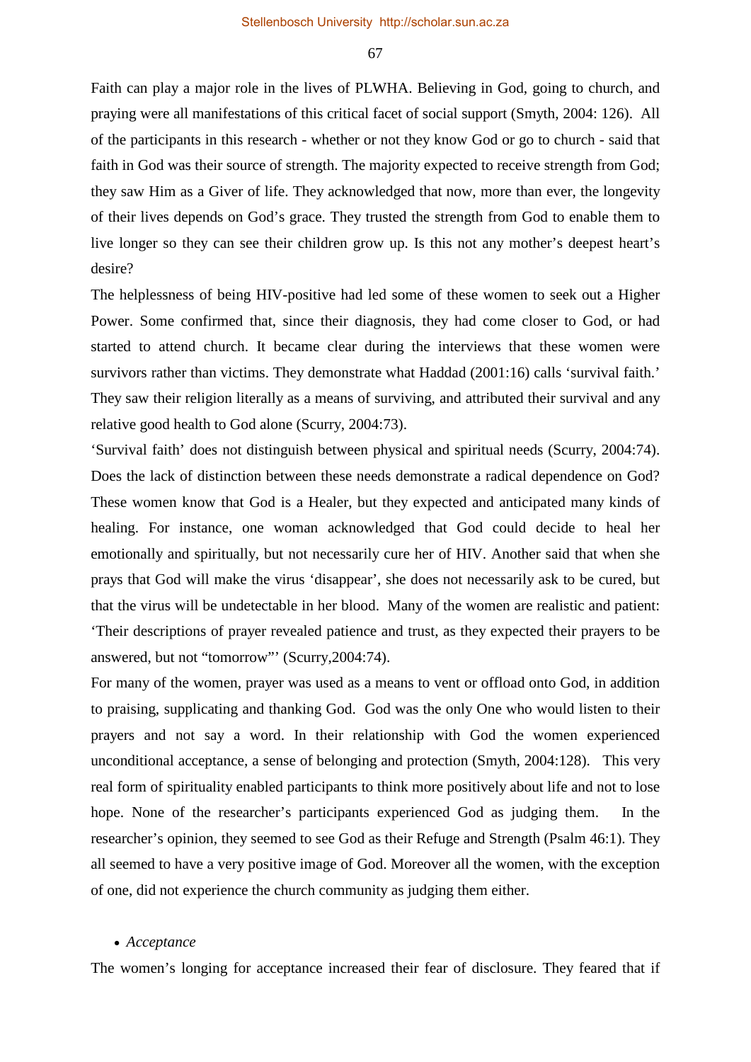Faith can play a major role in the lives of PLWHA. Believing in God, going to church, and praying were all manifestations of this critical facet of social support (Smyth, 2004: 126). All of the participants in this research - whether or not they know God or go to church - said that faith in God was their source of strength. The majority expected to receive strength from God; they saw Him as a Giver of life. They acknowledged that now, more than ever, the longevity of their lives depends on God's grace. They trusted the strength from God to enable them to live longer so they can see their children grow up. Is this not any mother's deepest heart's desire?

The helplessness of being HIV-positive had led some of these women to seek out a Higher Power. Some confirmed that, since their diagnosis, they had come closer to God, or had started to attend church. It became clear during the interviews that these women were survivors rather than victims. They demonstrate what Haddad (2001:16) calls 'survival faith.' They saw their religion literally as a means of surviving, and attributed their survival and any relative good health to God alone (Scurry, 2004:73).

'Survival faith' does not distinguish between physical and spiritual needs (Scurry, 2004:74). Does the lack of distinction between these needs demonstrate a radical dependence on God? These women know that God is a Healer, but they expected and anticipated many kinds of healing. For instance, one woman acknowledged that God could decide to heal her emotionally and spiritually, but not necessarily cure her of HIV. Another said that when she prays that God will make the virus 'disappear', she does not necessarily ask to be cured, but that the virus will be undetectable in her blood. Many of the women are realistic and patient: 'Their descriptions of prayer revealed patience and trust, as they expected their prayers to be answered, but not "tomorrow"' (Scurry,2004:74).

For many of the women, prayer was used as a means to vent or offload onto God, in addition to praising, supplicating and thanking God. God was the only One who would listen to their prayers and not say a word. In their relationship with God the women experienced unconditional acceptance, a sense of belonging and protection (Smyth, 2004:128). This very real form of spirituality enabled participants to think more positively about life and not to lose hope. None of the researcher's participants experienced God as judging them. In the researcher's opinion, they seemed to see God as their Refuge and Strength (Psalm 46:1). They all seemed to have a very positive image of God. Moreover all the women, with the exception of one, did not experience the church community as judging them either.

- *Acceptance*

The women's longing for acceptance increased their fear of disclosure. They feared that if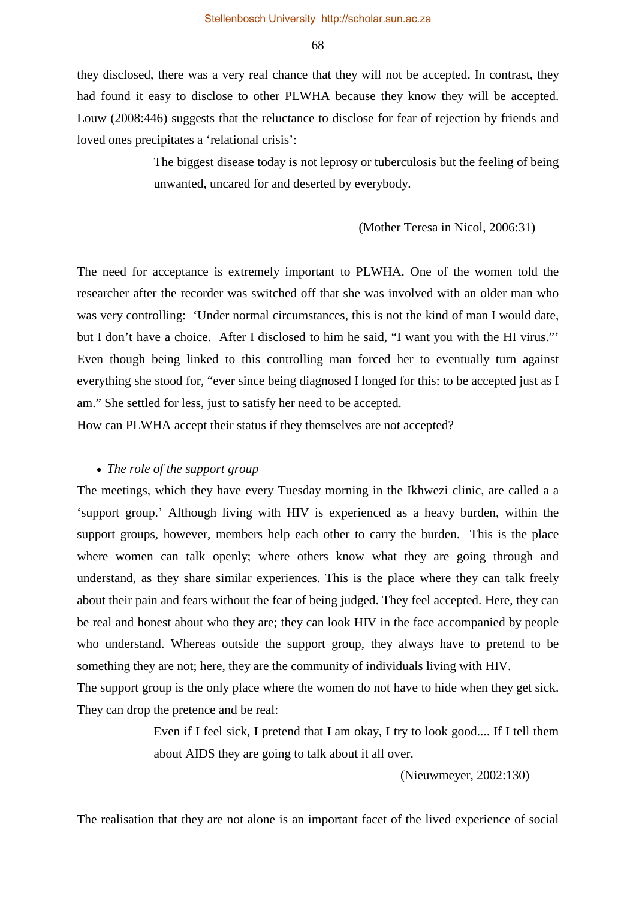they disclosed, there was a very real chance that they will not be accepted. In contrast, they had found it easy to disclose to other PLWHA because they know they will be accepted. Louw (2008:446) suggests that the reluctance to disclose for fear of rejection by friends and loved ones precipitates a 'relational crisis':

> The biggest disease today is not leprosy or tuberculosis but the feeling of being unwanted, uncared for and deserted by everybody.
>
> (Mother Teresa in Nicol, 2006:31)

The need for acceptance is extremely important to PLWHA. One of the women told the researcher after the recorder was switched off that she was involved with an older man who was very controlling: 'Under normal circumstances, this is not the kind of man I would date, but I don't have a choice. After I disclosed to him he said, "I want you with the HI virus."' Even though being linked to this controlling man forced her to eventually turn against everything she stood for, "ever since being diagnosed I longed for this: to be accepted just as I am." She settled for less, just to satisfy her need to be accepted.

How can PLWHA accept their status if they themselves are not accepted?

- *The role of the support group*

The meetings, which they have every Tuesday morning in the Ikhwezi clinic, are called a a 'support group.' Although living with HIV is experienced as a heavy burden, within the support groups, however, members help each other to carry the burden. This is the place where women can talk openly; where others know what they are going through and understand, as they share similar experiences. This is the place where they can talk freely about their pain and fears without the fear of being judged. They feel accepted. Here, they can be real and honest about who they are; they can look HIV in the face accompanied by people who understand. Whereas outside the support group, they always have to pretend to be something they are not; here, they are the community of individuals living with HIV.

The support group is the only place where the women do not have to hide when they get sick. They can drop the pretence and be real:

> Even if I feel sick, I pretend that I am okay, I try to look good.... If I tell them about AIDS they are going to talk about it all over.
>
> (Nieuwmeyer, 2002:130)

The realisation that they are not alone is an important facet of the lived experience of social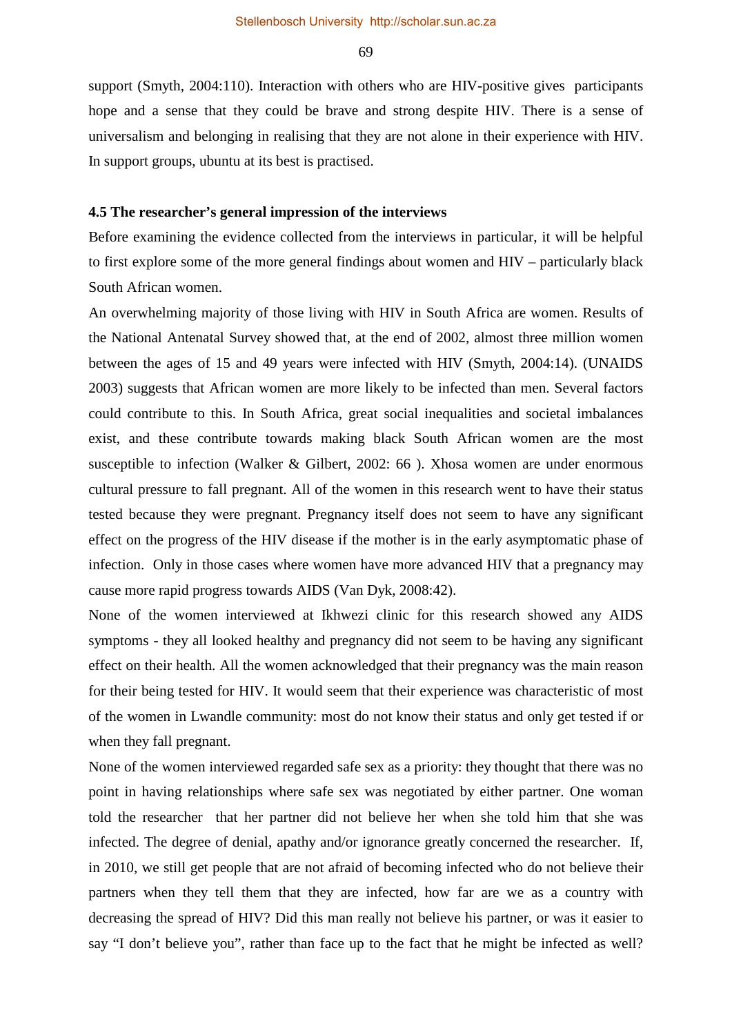support (Smyth, 2004:110). Interaction with others who are HIV-positive gives participants hope and a sense that they could be brave and strong despite HIV. There is a sense of universalism and belonging in realising that they are not alone in their experience with HIV. In support groups, ubuntu at its best is practised.

**4.5 The researcher's general impression of the interviews**

Before examining the evidence collected from the interviews in particular, it will be helpful to first explore some of the more general findings about women and HIV – particularly black South African women.

An overwhelming majority of those living with HIV in South Africa are women. Results of the National Antenatal Survey showed that, at the end of 2002, almost three million women between the ages of 15 and 49 years were infected with HIV (Smyth, 2004:14). (UNAIDS 2003) suggests that African women are more likely to be infected than men. Several factors could contribute to this. In South Africa, great social inequalities and societal imbalances exist, and these contribute towards making black South African women are the most susceptible to infection (Walker & Gilbert, 2002: 66 ). Xhosa women are under enormous cultural pressure to fall pregnant. All of the women in this research went to have their status tested because they were pregnant. Pregnancy itself does not seem to have any significant effect on the progress of the HIV disease if the mother is in the early asymptomatic phase of infection. Only in those cases where women have more advanced HIV that a pregnancy may cause more rapid progress towards AIDS (Van Dyk, 2008:42).

None of the women interviewed at Ikhwezi clinic for this research showed any AIDS symptoms - they all looked healthy and pregnancy did not seem to be having any significant effect on their health. All the women acknowledged that their pregnancy was the main reason for their being tested for HIV. It would seem that their experience was characteristic of most of the women in Lwandle community: most do not know their status and only get tested if or when they fall pregnant.

None of the women interviewed regarded safe sex as a priority: they thought that there was no point in having relationships where safe sex was negotiated by either partner. One woman told the researcher that her partner did not believe her when she told him that she was infected. The degree of denial, apathy and/or ignorance greatly concerned the researcher. If, in 2010, we still get people that are not afraid of becoming infected who do not believe their partners when they tell them that they are infected, how far are we as a country with decreasing the spread of HIV? Did this man really not believe his partner, or was it easier to say "I don't believe you", rather than face up to the fact that he might be infected as well?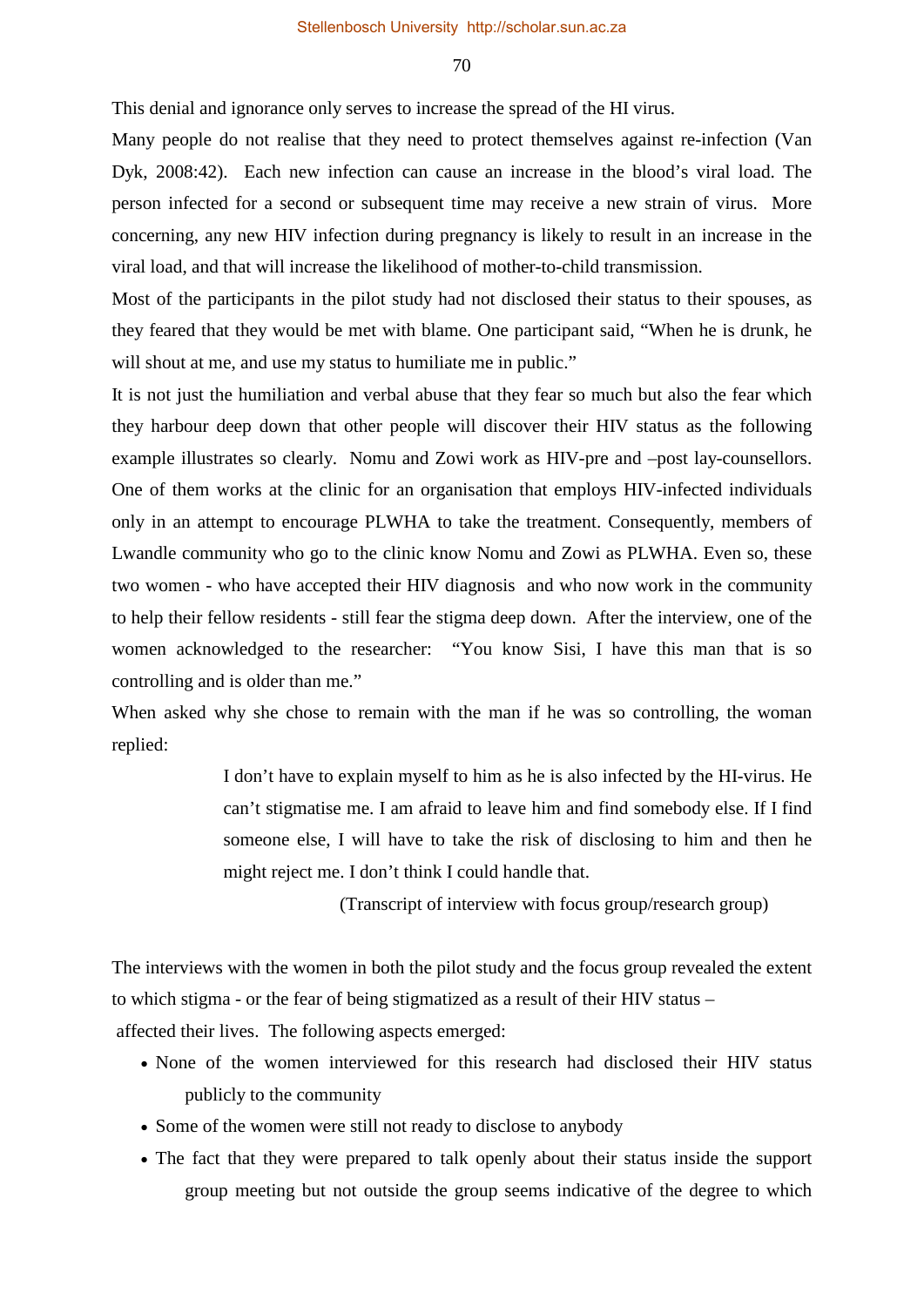This denial and ignorance only serves to increase the spread of the HI virus.

Many people do not realise that they need to protect themselves against re-infection (Van Dyk, 2008:42). Each new infection can cause an increase in the blood's viral load. The person infected for a second or subsequent time may receive a new strain of virus. More concerning, any new HIV infection during pregnancy is likely to result in an increase in the viral load, and that will increase the likelihood of mother-to-child transmission.

Most of the participants in the pilot study had not disclosed their status to their spouses, as they feared that they would be met with blame. One participant said, "When he is drunk, he will shout at me, and use my status to humiliate me in public."

It is not just the humiliation and verbal abuse that they fear so much but also the fear which they harbour deep down that other people will discover their HIV status as the following example illustrates so clearly. Nomu and Zowi work as HIV-pre and –post lay-counsellors. One of them works at the clinic for an organisation that employs HIV-infected individuals only in an attempt to encourage PLWHA to take the treatment. Consequently, members of Lwandle community who go to the clinic know Nomu and Zowi as PLWHA. Even so, these two women - who have accepted their HIV diagnosis and who now work in the community to help their fellow residents - still fear the stigma deep down. After the interview, one of the women acknowledged to the researcher: "You know Sisi, I have this man that is so controlling and is older than me."

When asked why she chose to remain with the man if he was so controlling, the woman replied:

> I don't have to explain myself to him as he is also infected by the HI-virus. He can't stigmatise me. I am afraid to leave him and find somebody else. If I find someone else, I will have to take the risk of disclosing to him and then he might reject me. I don't think I could handle that.
>
> (Transcript of interview with focus group/research group)

The interviews with the women in both the pilot study and the focus group revealed the extent to which stigma - or the fear of being stigmatized as a result of their HIV status – affected their lives. The following aspects emerged:

- None of the women interviewed for this research had disclosed their HIV status publicly to the community
- Some of the women were still not ready to disclose to anybody
- The fact that they were prepared to talk openly about their status inside the support group meeting but not outside the group seems indicative of the degree to which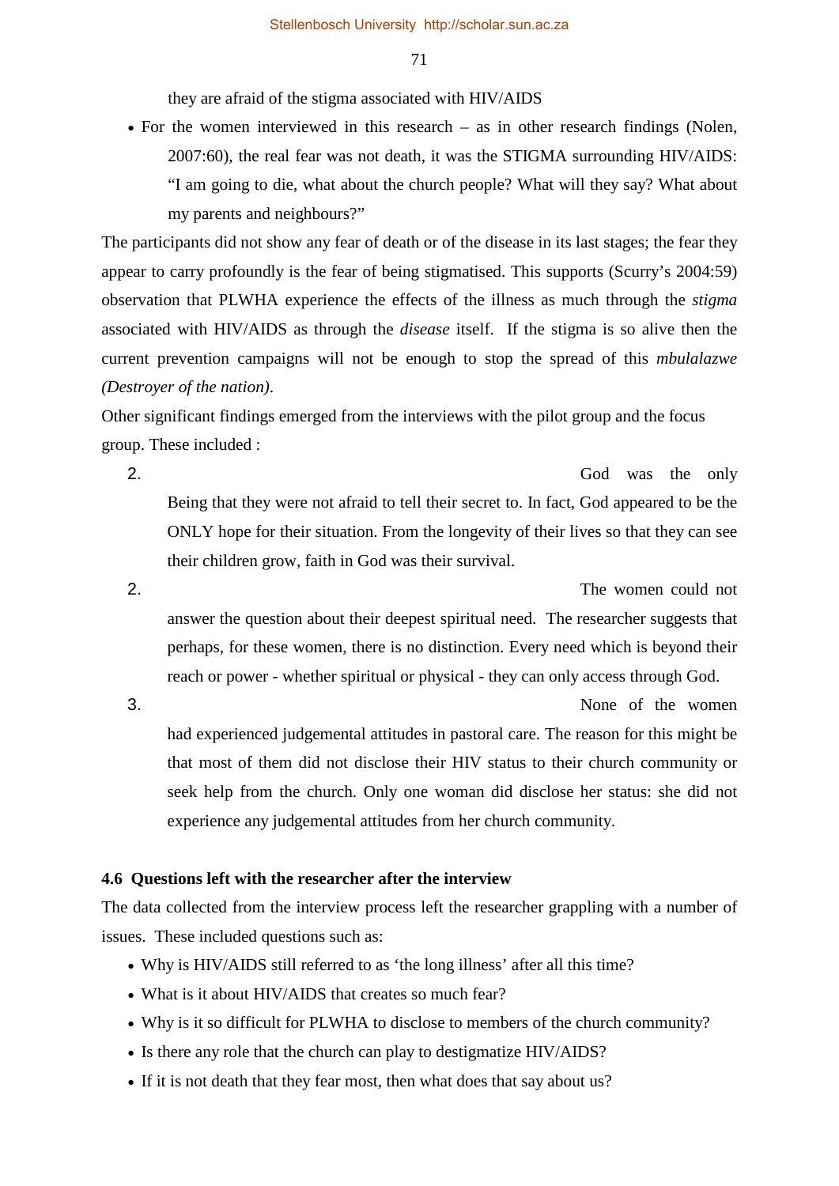they are afraid of the stigma associated with HIV/AIDS

- For the women interviewed in this research – as in other research findings (Nolen, 2007:60), the real fear was not death, it was the STIGMA surrounding HIV/AIDS: "I am going to die, what about the church people? What will they say? What about my parents and neighbours?"

The participants did not show any fear of death or of the disease in its last stages; the fear they appear to carry profoundly is the fear of being stigmatised. This supports (Scurry's 2004:59) observation that PLWHA experience the effects of the illness as much through the *stigma* associated with HIV/AIDS as through the *disease* itself. If the stigma is so alive then the current prevention campaigns will not be enough to stop the spread of this *mbulalazwe (Destroyer of the nation).*

Other significant findings emerged from the interviews with the pilot group and the focus group. These included :

2. God was the only Being that they were not afraid to tell their secret to. In fact, God appeared to be the ONLY hope for their situation. From the longevity of their lives so that they can see their children grow, faith in God was their survival.
2. The women could not answer the question about their deepest spiritual need. The researcher suggests that perhaps, for these women, there is no distinction. Every need which is beyond their reach or power - whether spiritual or physical - they can only access through God.
3. None of the women had experienced judgemental attitudes in pastoral care. The reason for this might be that most of them did not disclose their HIV status to their church community or seek help from the church. Only one woman did disclose her status: she did not experience any judgemental attitudes from her church community.

**4.6 Questions left with the researcher after the interview**

The data collected from the interview process left the researcher grappling with a number of issues. These included questions such as:

- Why is HIV/AIDS still referred to as 'the long illness' after all this time?
- What is it about HIV/AIDS that creates so much fear?
- Why is it so difficult for PLWHA to disclose to members of the church community?
- Is there any role that the church can play to destigmatize HIV/AIDS?
- If it is not death that they fear most, then what does that say about us?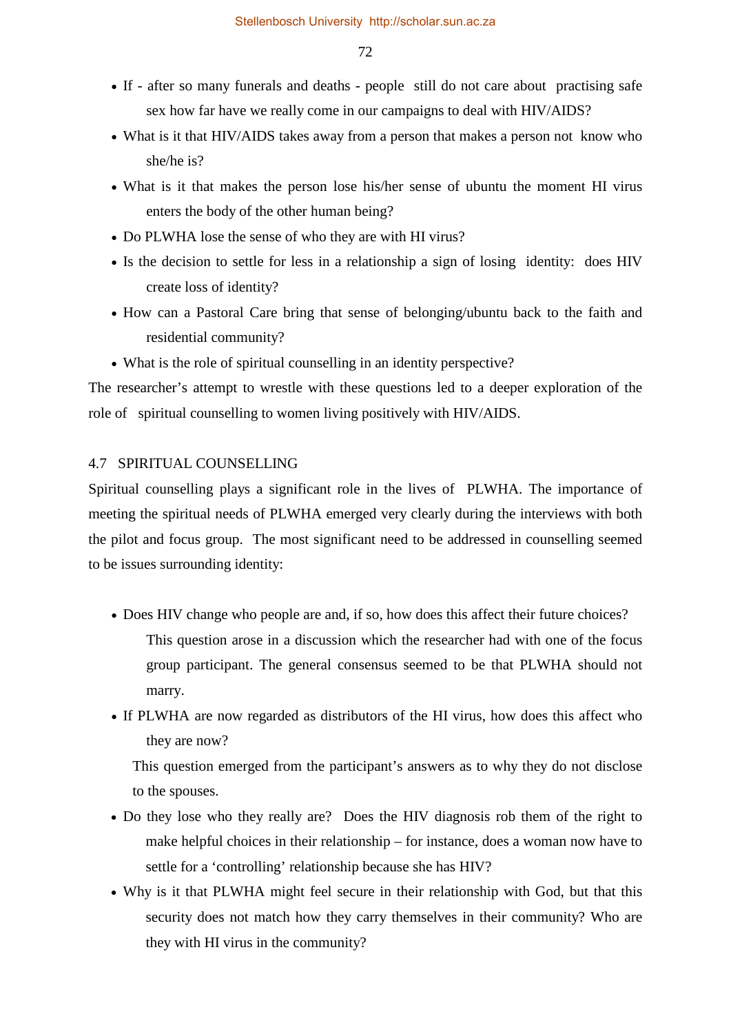- If - after so many funerals and deaths - people still do not care about practising safe sex how far have we really come in our campaigns to deal with HIV/AIDS?
- What is it that HIV/AIDS takes away from a person that makes a person not know who she/he is?
- What is it that makes the person lose his/her sense of ubuntu the moment HI virus enters the body of the other human being?
- Do PLWHA lose the sense of who they are with HI virus?
- Is the decision to settle for less in a relationship a sign of losing identity: does HIV create loss of identity?
- How can a Pastoral Care bring that sense of belonging/ubuntu back to the faith and residential community?
- What is the role of spiritual counselling in an identity perspective?

The researcher's attempt to wrestle with these questions led to a deeper exploration of the role of spiritual counselling to women living positively with HIV/AIDS.

## 4.7 SPIRITUAL COUNSELLING

Spiritual counselling plays a significant role in the lives of PLWHA. The importance of meeting the spiritual needs of PLWHA emerged very clearly during the interviews with both the pilot and focus group. The most significant need to be addressed in counselling seemed to be issues surrounding identity:

- Does HIV change who people are and, if so, how does this affect their future choices?
  This question arose in a discussion which the researcher had with one of the focus group participant. The general consensus seemed to be that PLWHA should not marry.
- If PLWHA are now regarded as distributors of the HI virus, how does this affect who they are now?
  This question emerged from the participant's answers as to why they do not disclose to the spouses.
- Do they lose who they really are? Does the HIV diagnosis rob them of the right to make helpful choices in their relationship – for instance, does a woman now have to settle for a 'controlling' relationship because she has HIV?
- Why is it that PLWHA might feel secure in their relationship with God, but that this security does not match how they carry themselves in their community? Who are they with HI virus in the community?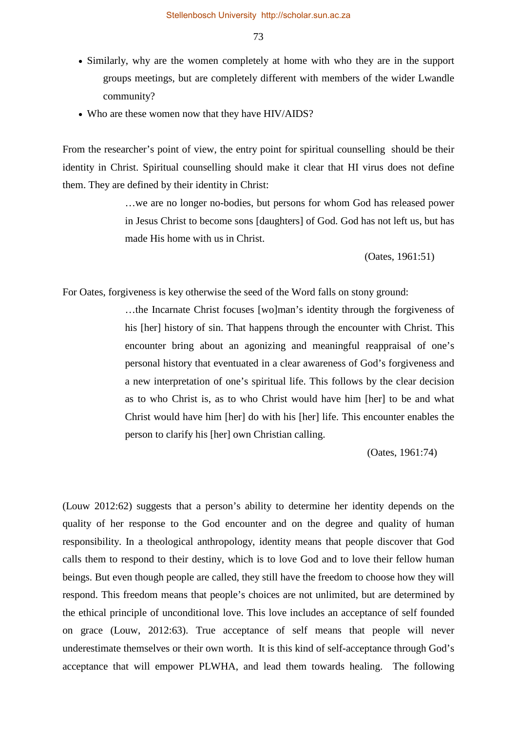- Similarly, why are the women completely at home with who they are in the support groups meetings, but are completely different with members of the wider Lwandle community?
- Who are these women now that they have HIV/AIDS?

From the researcher's point of view, the entry point for spiritual counselling should be their identity in Christ. Spiritual counselling should make it clear that HI virus does not define them. They are defined by their identity in Christ:

> …we are no longer no-bodies, but persons for whom God has released power in Jesus Christ to become sons [daughters] of God. God has not left us, but has made His home with us in Christ.
>
> (Oates, 1961:51)

For Oates, forgiveness is key otherwise the seed of the Word falls on stony ground:

> …the Incarnate Christ focuses [wo]man's identity through the forgiveness of his [her] history of sin. That happens through the encounter with Christ. This encounter bring about an agonizing and meaningful reappraisal of one's personal history that eventuated in a clear awareness of God's forgiveness and a new interpretation of one's spiritual life. This follows by the clear decision as to who Christ is, as to who Christ would have him [her] to be and what Christ would have him [her] do with his [her] life. This encounter enables the person to clarify his [her] own Christian calling.
>
> (Oates, 1961:74)

(Louw 2012:62) suggests that a person's ability to determine her identity depends on the quality of her response to the God encounter and on the degree and quality of human responsibility. In a theological anthropology, identity means that people discover that God calls them to respond to their destiny, which is to love God and to love their fellow human beings. But even though people are called, they still have the freedom to choose how they will respond. This freedom means that people's choices are not unlimited, but are determined by the ethical principle of unconditional love. This love includes an acceptance of self founded on grace (Louw, 2012:63). True acceptance of self means that people will never underestimate themselves or their own worth. It is this kind of self-acceptance through God's acceptance that will empower PLWHA, and lead them towards healing. The following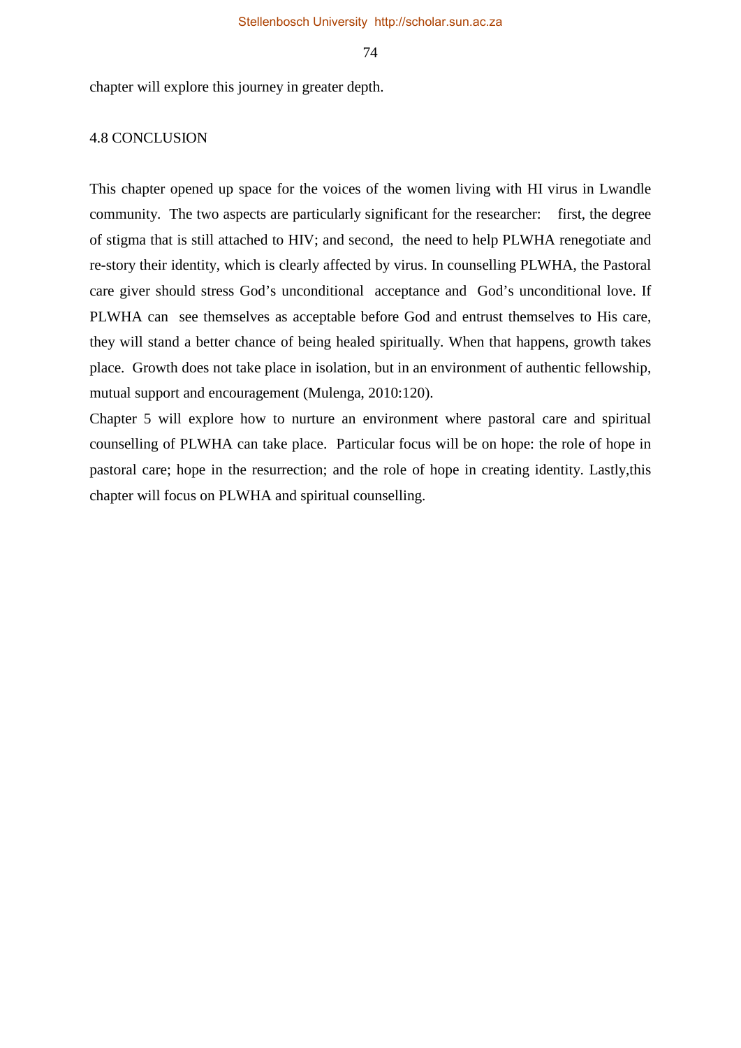chapter will explore this journey in greater depth.

## 4.8 CONCLUSION

This chapter opened up space for the voices of the women living with HI virus in Lwandle community. The two aspects are particularly significant for the researcher: first, the degree of stigma that is still attached to HIV; and second, the need to help PLWHA renegotiate and re-story their identity, which is clearly affected by virus. In counselling PLWHA, the Pastoral care giver should stress God's unconditional acceptance and God's unconditional love. If PLWHA can see themselves as acceptable before God and entrust themselves to His care, they will stand a better chance of being healed spiritually. When that happens, growth takes place. Growth does not take place in isolation, but in an environment of authentic fellowship, mutual support and encouragement (Mulenga, 2010:120).

Chapter 5 will explore how to nurture an environment where pastoral care and spiritual counselling of PLWHA can take place. Particular focus will be on hope: the role of hope in pastoral care; hope in the resurrection; and the role of hope in creating identity. Lastly,this chapter will focus on PLWHA and spiritual counselling.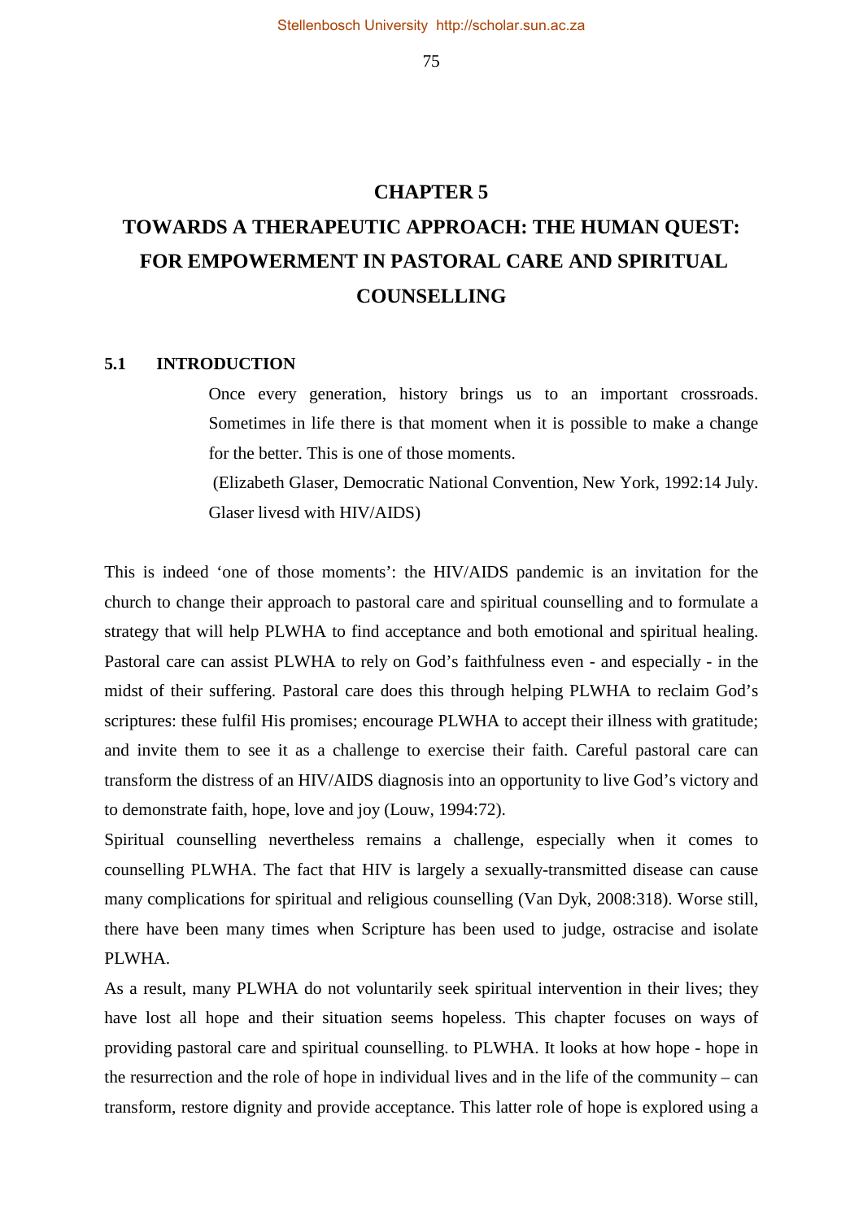# CHAPTER 5

# TOWARDS A THERAPEUTIC APPROACH: THE HUMAN QUEST: FOR EMPOWERMENT IN PASTORAL CARE AND SPIRITUAL COUNSELLING

## 5.1 INTRODUCTION

> Once every generation, history brings us to an important crossroads. Sometimes in life there is that moment when it is possible to make a change for the better. This is one of those moments.
>
> (Elizabeth Glaser, Democratic National Convention, New York, 1992:14 July. Glaser livesd with HIV/AIDS)

This is indeed 'one of those moments': the HIV/AIDS pandemic is an invitation for the church to change their approach to pastoral care and spiritual counselling and to formulate a strategy that will help PLWHA to find acceptance and both emotional and spiritual healing. Pastoral care can assist PLWHA to rely on God's faithfulness even - and especially - in the midst of their suffering. Pastoral care does this through helping PLWHA to reclaim God's scriptures: these fulfil His promises; encourage PLWHA to accept their illness with gratitude; and invite them to see it as a challenge to exercise their faith. Careful pastoral care can transform the distress of an HIV/AIDS diagnosis into an opportunity to live God's victory and to demonstrate faith, hope, love and joy (Louw, 1994:72).

Spiritual counselling nevertheless remains a challenge, especially when it comes to counselling PLWHA. The fact that HIV is largely a sexually-transmitted disease can cause many complications for spiritual and religious counselling (Van Dyk, 2008:318). Worse still, there have been many times when Scripture has been used to judge, ostracise and isolate PLWHA.

As a result, many PLWHA do not voluntarily seek spiritual intervention in their lives; they have lost all hope and their situation seems hopeless. This chapter focuses on ways of providing pastoral care and spiritual counselling. to PLWHA. It looks at how hope - hope in the resurrection and the role of hope in individual lives and in the life of the community – can transform, restore dignity and provide acceptance. This latter role of hope is explored using a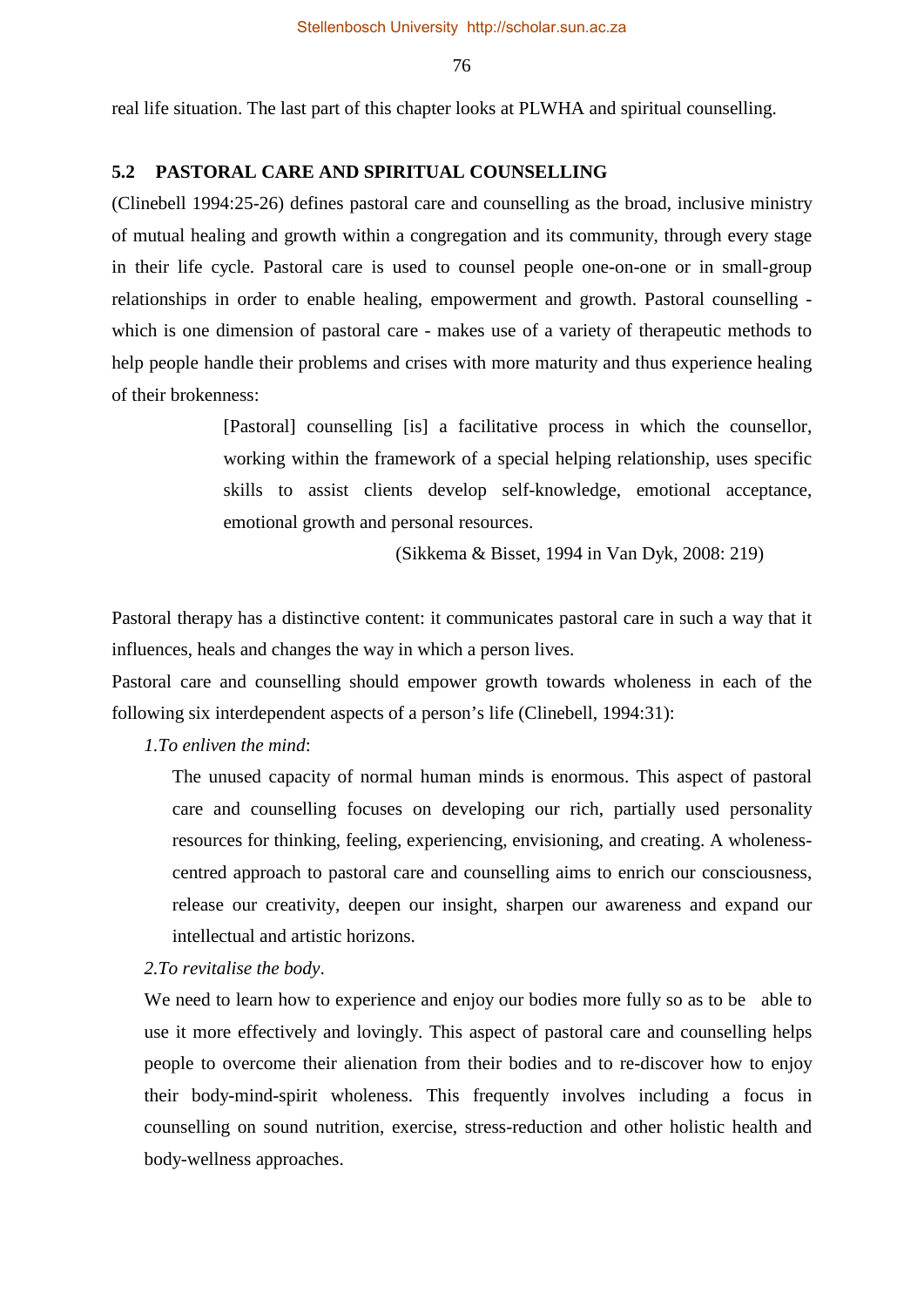real life situation. The last part of this chapter looks at PLWHA and spiritual counselling.

## 5.2 PASTORAL CARE AND SPIRITUAL COUNSELLING

(Clinebell 1994:25-26) defines pastoral care and counselling as the broad, inclusive ministry of mutual healing and growth within a congregation and its community, through every stage in their life cycle. Pastoral care is used to counsel people one-on-one or in small-group relationships in order to enable healing, empowerment and growth. Pastoral counselling - which is one dimension of pastoral care - makes use of a variety of therapeutic methods to help people handle their problems and crises with more maturity and thus experience healing of their brokenness:

> [Pastoral] counselling [is] a facilitative process in which the counsellor, working within the framework of a special helping relationship, uses specific skills to assist clients develop self-knowledge, emotional acceptance, emotional growth and personal resources.
>
> (Sikkema & Bisset, 1994 in Van Dyk, 2008: 219)

Pastoral therapy has a distinctive content: it communicates pastoral care in such a way that it influences, heals and changes the way in which a person lives.

Pastoral care and counselling should empower growth towards wholeness in each of the following six interdependent aspects of a person's life (Clinebell, 1994:31):

*1.To enliven the mind*:

The unused capacity of normal human minds is enormous. This aspect of pastoral care and counselling focuses on developing our rich, partially used personality resources for thinking, feeling, experiencing, envisioning, and creating. A wholeness-centred approach to pastoral care and counselling aims to enrich our consciousness, release our creativity, deepen our insight, sharpen our awareness and expand our intellectual and artistic horizons.

*2.To revitalise the body*.

We need to learn how to experience and enjoy our bodies more fully so as to be able to use it more effectively and lovingly. This aspect of pastoral care and counselling helps people to overcome their alienation from their bodies and to re-discover how to enjoy their body-mind-spirit wholeness. This frequently involves including a focus in counselling on sound nutrition, exercise, stress-reduction and other holistic health and body-wellness approaches.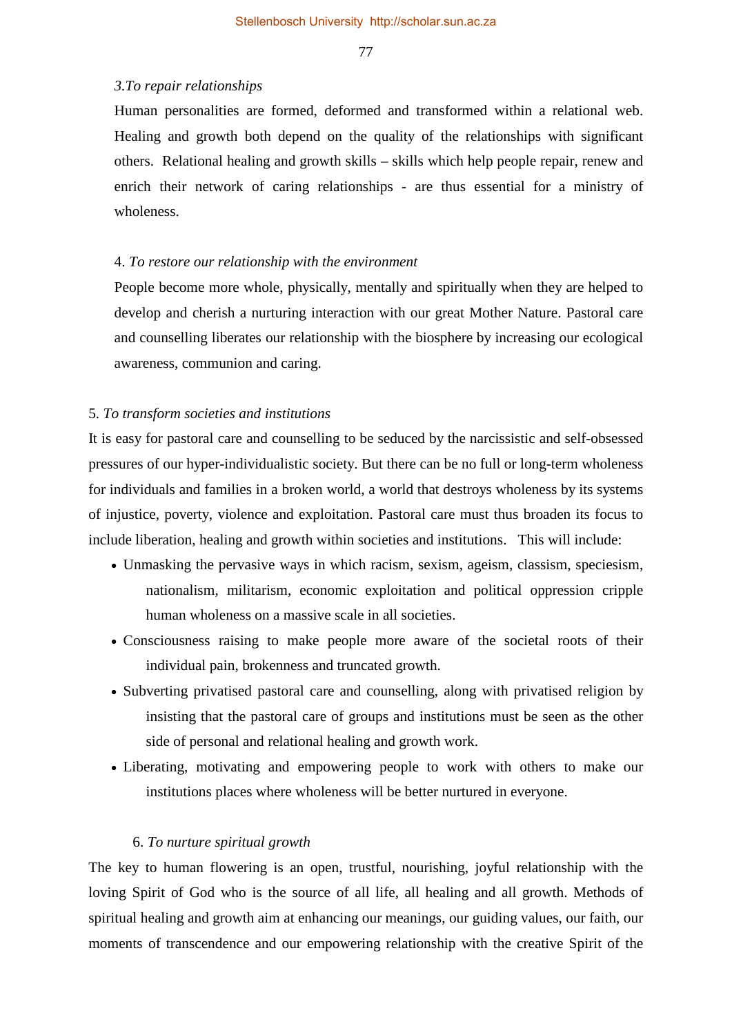*3.To repair relationships*

Human personalities are formed, deformed and transformed within a relational web. Healing and growth both depend on the quality of the relationships with significant others. Relational healing and growth skills – skills which help people repair, renew and enrich their network of caring relationships - are thus essential for a ministry of wholeness.

4. *To restore our relationship with the environment*

People become more whole, physically, mentally and spiritually when they are helped to develop and cherish a nurturing interaction with our great Mother Nature. Pastoral care and counselling liberates our relationship with the biosphere by increasing our ecological awareness, communion and caring.

5. *To transform societies and institutions*

It is easy for pastoral care and counselling to be seduced by the narcissistic and self-obsessed pressures of our hyper-individualistic society. But there can be no full or long-term wholeness for individuals and families in a broken world, a world that destroys wholeness by its systems of injustice, poverty, violence and exploitation. Pastoral care must thus broaden its focus to include liberation, healing and growth within societies and institutions. This will include:

- Unmasking the pervasive ways in which racism, sexism, ageism, classism, speciesism, nationalism, militarism, economic exploitation and political oppression cripple human wholeness on a massive scale in all societies.
- Consciousness raising to make people more aware of the societal roots of their individual pain, brokenness and truncated growth.
- Subverting privatised pastoral care and counselling, along with privatised religion by insisting that the pastoral care of groups and institutions must be seen as the other side of personal and relational healing and growth work.
- Liberating, motivating and empowering people to work with others to make our institutions places where wholeness will be better nurtured in everyone.

6. *To nurture spiritual growth*

The key to human flowering is an open, trustful, nourishing, joyful relationship with the loving Spirit of God who is the source of all life, all healing and all growth. Methods of spiritual healing and growth aim at enhancing our meanings, our guiding values, our faith, our moments of transcendence and our empowering relationship with the creative Spirit of the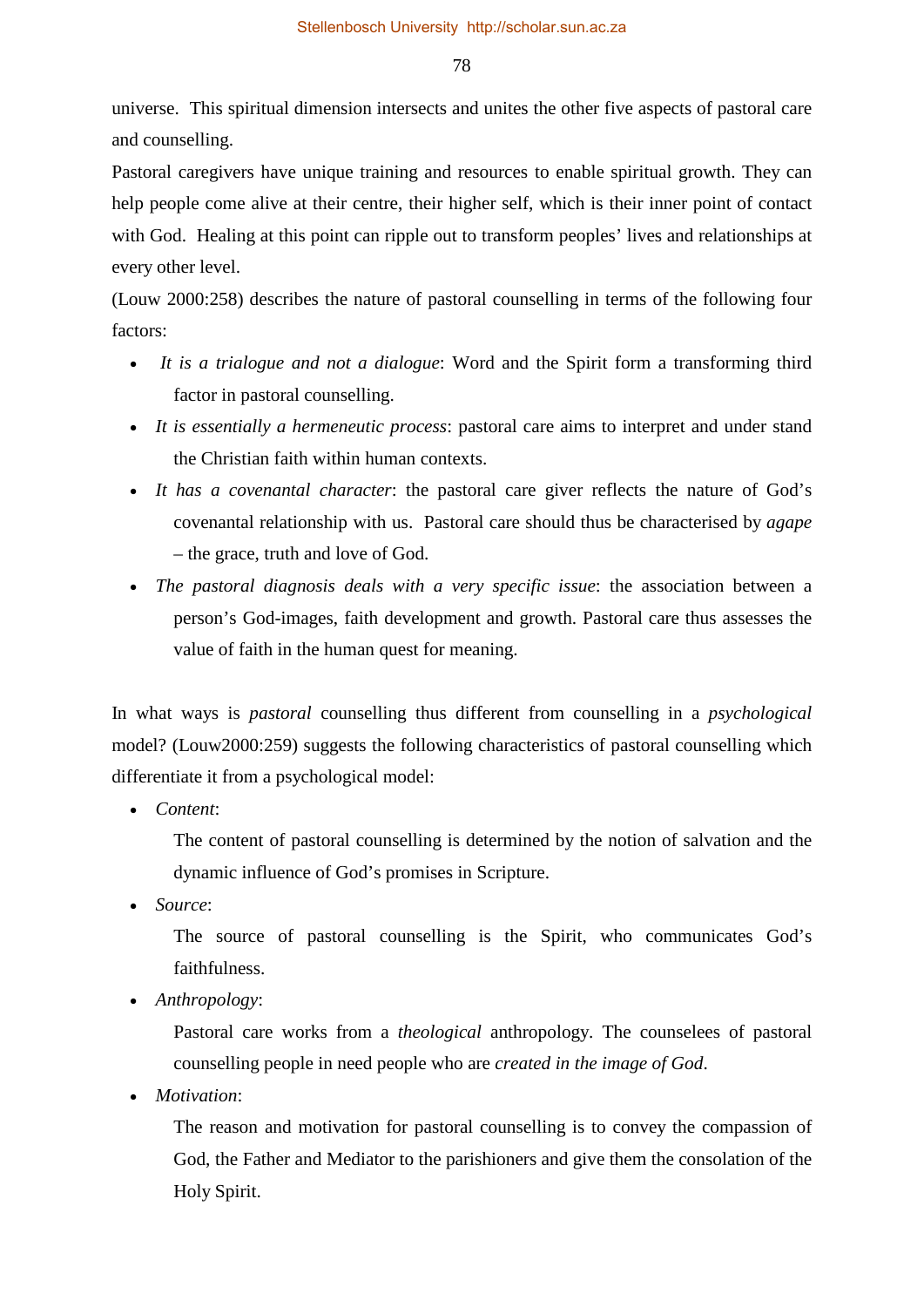universe. This spiritual dimension intersects and unites the other five aspects of pastoral care and counselling.

Pastoral caregivers have unique training and resources to enable spiritual growth. They can help people come alive at their centre, their higher self, which is their inner point of contact with God. Healing at this point can ripple out to transform peoples' lives and relationships at every other level.

(Louw 2000:258) describes the nature of pastoral counselling in terms of the following four factors:

- *It is a trialogue and not a dialogue*: Word and the Spirit form a transforming third factor in pastoral counselling.
- *It is essentially a hermeneutic process*: pastoral care aims to interpret and under stand the Christian faith within human contexts.
- *It has a covenantal character*: the pastoral care giver reflects the nature of God's covenantal relationship with us. Pastoral care should thus be characterised by *agape* – the grace, truth and love of God.
- *The pastoral diagnosis deals with a very specific issue*: the association between a person's God-images, faith development and growth. Pastoral care thus assesses the value of faith in the human quest for meaning.

In what ways is *pastoral* counselling thus different from counselling in a *psychological* model? (Louw2000:259) suggests the following characteristics of pastoral counselling which differentiate it from a psychological model:

- *Content*:

  The content of pastoral counselling is determined by the notion of salvation and the dynamic influence of God's promises in Scripture.

- *Source*:

  The source of pastoral counselling is the Spirit, who communicates God's faithfulness.

- *Anthropology*:

  Pastoral care works from a *theological* anthropology. The counselees of pastoral counselling people in need people who are *created in the image of God*.

- *Motivation*:

  The reason and motivation for pastoral counselling is to convey the compassion of God, the Father and Mediator to the parishioners and give them the consolation of the Holy Spirit.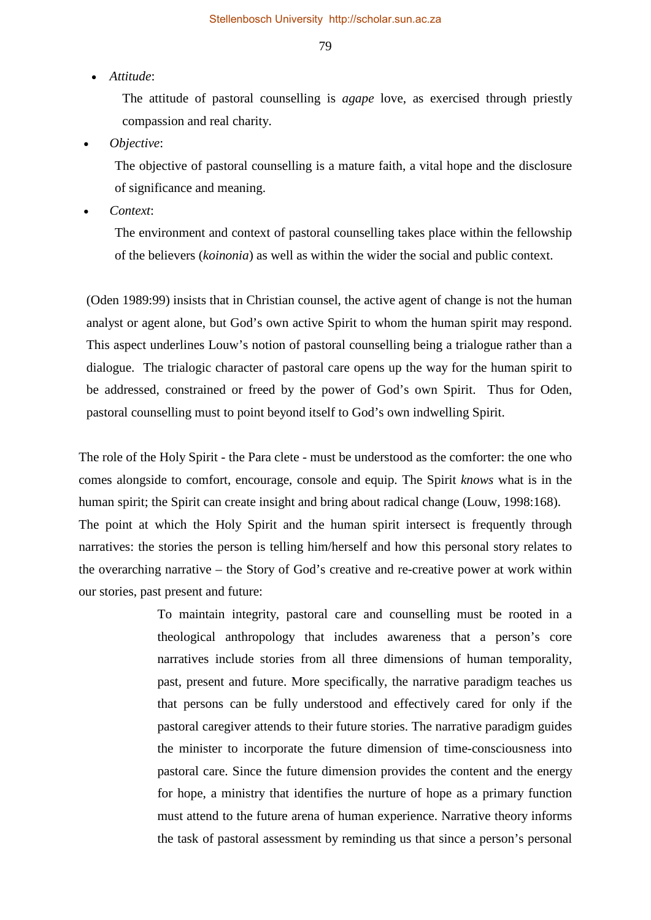- *Attitude*:

  The attitude of pastoral counselling is *agape* love, as exercised through priestly compassion and real charity.

- *Objective*:

  The objective of pastoral counselling is a mature faith, a vital hope and the disclosure of significance and meaning.

- *Context*:

  The environment and context of pastoral counselling takes place within the fellowship of the believers (*koinonia*) as well as within the wider the social and public context.

(Oden 1989:99) insists that in Christian counsel, the active agent of change is not the human analyst or agent alone, but God's own active Spirit to whom the human spirit may respond. This aspect underlines Louw's notion of pastoral counselling being a trialogue rather than a dialogue. The trialogic character of pastoral care opens up the way for the human spirit to be addressed, constrained or freed by the power of God's own Spirit. Thus for Oden, pastoral counselling must to point beyond itself to God's own indwelling Spirit.

The role of the Holy Spirit - the Para clete - must be understood as the comforter: the one who comes alongside to comfort, encourage, console and equip. The Spirit *knows* what is in the human spirit; the Spirit can create insight and bring about radical change (Louw, 1998:168). The point at which the Holy Spirit and the human spirit intersect is frequently through narratives: the stories the person is telling him/herself and how this personal story relates to the overarching narrative – the Story of God's creative and re-creative power at work within our stories, past present and future:

> To maintain integrity, pastoral care and counselling must be rooted in a theological anthropology that includes awareness that a person's core narratives include stories from all three dimensions of human temporality, past, present and future. More specifically, the narrative paradigm teaches us that persons can be fully understood and effectively cared for only if the pastoral caregiver attends to their future stories. The narrative paradigm guides the minister to incorporate the future dimension of time-consciousness into pastoral care. Since the future dimension provides the content and the energy for hope, a ministry that identifies the nurture of hope as a primary function must attend to the future arena of human experience. Narrative theory informs the task of pastoral assessment by reminding us that since a person's personal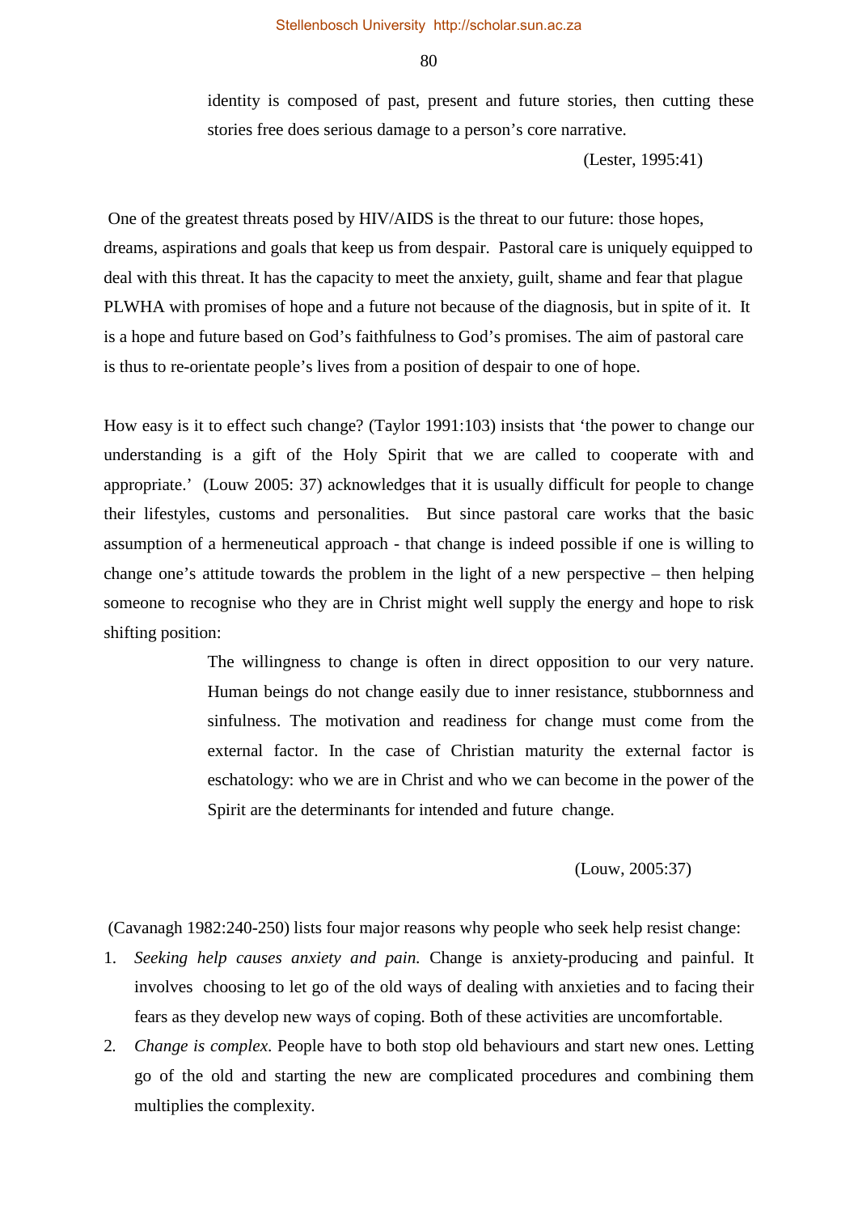> identity is composed of past, present and future stories, then cutting these stories free does serious damage to a person's core narrative.
>
> (Lester, 1995:41)

One of the greatest threats posed by HIV/AIDS is the threat to our future: those hopes, dreams, aspirations and goals that keep us from despair. Pastoral care is uniquely equipped to deal with this threat. It has the capacity to meet the anxiety, guilt, shame and fear that plague PLWHA with promises of hope and a future not because of the diagnosis, but in spite of it. It is a hope and future based on God's faithfulness to God's promises. The aim of pastoral care is thus to re-orientate people's lives from a position of despair to one of hope.

How easy is it to effect such change? (Taylor 1991:103) insists that 'the power to change our understanding is a gift of the Holy Spirit that we are called to cooperate with and appropriate.' (Louw 2005: 37) acknowledges that it is usually difficult for people to change their lifestyles, customs and personalities. But since pastoral care works that the basic assumption of a hermeneutical approach - that change is indeed possible if one is willing to change one's attitude towards the problem in the light of a new perspective – then helping someone to recognise who they are in Christ might well supply the energy and hope to risk shifting position:

> The willingness to change is often in direct opposition to our very nature. Human beings do not change easily due to inner resistance, stubbornness and sinfulness. The motivation and readiness for change must come from the external factor. In the case of Christian maturity the external factor is eschatology: who we are in Christ and who we can become in the power of the Spirit are the determinants for intended and future change.
>
> (Louw, 2005:37)

(Cavanagh 1982:240-250) lists four major reasons why people who seek help resist change:

1. *Seeking help causes anxiety and pain.* Change is anxiety-producing and painful. It involves choosing to let go of the old ways of dealing with anxieties and to facing their fears as they develop new ways of coping. Both of these activities are uncomfortable.
2. *Change is complex.* People have to both stop old behaviours and start new ones. Letting go of the old and starting the new are complicated procedures and combining them multiplies the complexity.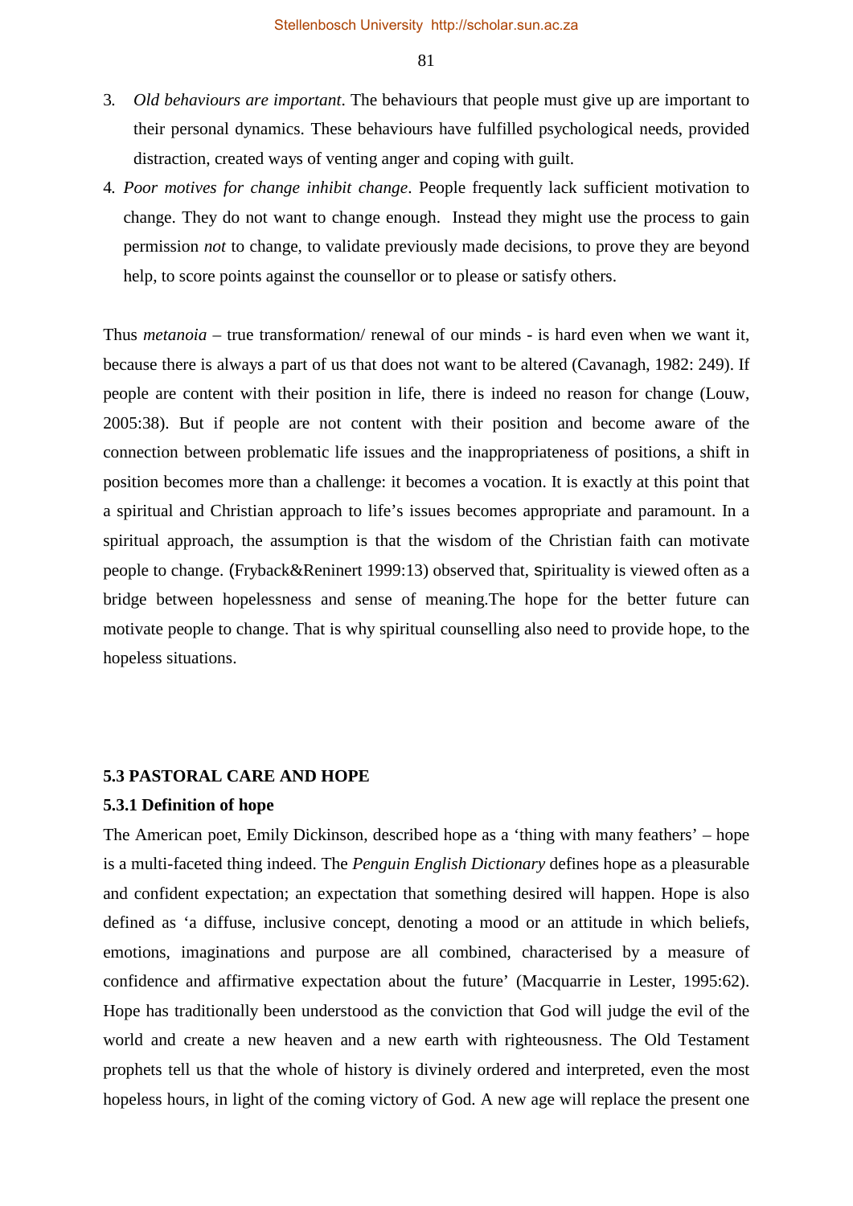3. *Old behaviours are important*. The behaviours that people must give up are important to their personal dynamics. These behaviours have fulfilled psychological needs, provided distraction, created ways of venting anger and coping with guilt.
4. *Poor motives for change inhibit change*. People frequently lack sufficient motivation to change. They do not want to change enough. Instead they might use the process to gain permission *not* to change, to validate previously made decisions, to prove they are beyond help, to score points against the counsellor or to please or satisfy others.

Thus *metanoia* – true transformation/ renewal of our minds - is hard even when we want it, because there is always a part of us that does not want to be altered (Cavanagh, 1982: 249). If people are content with their position in life, there is indeed no reason for change (Louw, 2005:38). But if people are not content with their position and become aware of the connection between problematic life issues and the inappropriateness of positions, a shift in position becomes more than a challenge: it becomes a vocation. It is exactly at this point that a spiritual and Christian approach to life's issues becomes appropriate and paramount. In a spiritual approach, the assumption is that the wisdom of the Christian faith can motivate people to change. (Fryback&Reninert 1999:13) observed that, spirituality is viewed often as a bridge between hopelessness and sense of meaning.The hope for the better future can motivate people to change. That is why spiritual counselling also need to provide hope, to the hopeless situations.

### 5.3 PASTORAL CARE AND HOPE

#### 5.3.1 Definition of hope

The American poet, Emily Dickinson, described hope as a 'thing with many feathers' – hope is a multi-faceted thing indeed. The *Penguin English Dictionary* defines hope as a pleasurable and confident expectation; an expectation that something desired will happen. Hope is also defined as 'a diffuse, inclusive concept, denoting a mood or an attitude in which beliefs, emotions, imaginations and purpose are all combined, characterised by a measure of confidence and affirmative expectation about the future' (Macquarrie in Lester, 1995:62). Hope has traditionally been understood as the conviction that God will judge the evil of the world and create a new heaven and a new earth with righteousness. The Old Testament prophets tell us that the whole of history is divinely ordered and interpreted, even the most hopeless hours, in light of the coming victory of God. A new age will replace the present one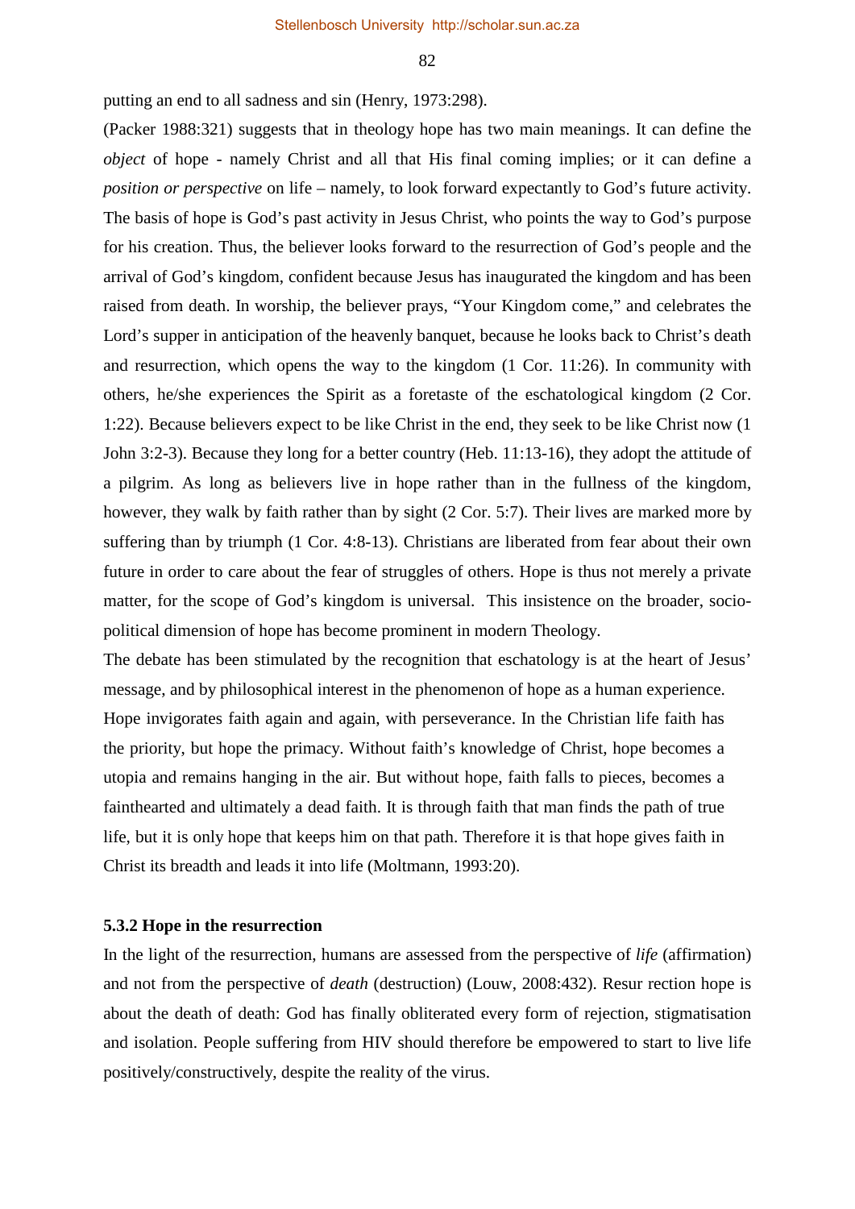putting an end to all sadness and sin (Henry, 1973:298).

(Packer 1988:321) suggests that in theology hope has two main meanings. It can define the *object* of hope - namely Christ and all that His final coming implies; or it can define a *position or perspective* on life – namely, to look forward expectantly to God's future activity. The basis of hope is God's past activity in Jesus Christ, who points the way to God's purpose for his creation. Thus, the believer looks forward to the resurrection of God's people and the arrival of God's kingdom, confident because Jesus has inaugurated the kingdom and has been raised from death. In worship, the believer prays, "Your Kingdom come," and celebrates the Lord's supper in anticipation of the heavenly banquet, because he looks back to Christ's death and resurrection, which opens the way to the kingdom (1 Cor. 11:26). In community with others, he/she experiences the Spirit as a foretaste of the eschatological kingdom (2 Cor. 1:22). Because believers expect to be like Christ in the end, they seek to be like Christ now (1 John 3:2-3). Because they long for a better country (Heb. 11:13-16), they adopt the attitude of a pilgrim. As long as believers live in hope rather than in the fullness of the kingdom, however, they walk by faith rather than by sight (2 Cor. 5:7). Their lives are marked more by suffering than by triumph (1 Cor. 4:8-13). Christians are liberated from fear about their own future in order to care about the fear of struggles of others. Hope is thus not merely a private matter, for the scope of God's kingdom is universal. This insistence on the broader, socio-political dimension of hope has become prominent in modern Theology.

The debate has been stimulated by the recognition that eschatology is at the heart of Jesus' message, and by philosophical interest in the phenomenon of hope as a human experience. Hope invigorates faith again and again, with perseverance. In the Christian life faith has the priority, but hope the primacy. Without faith's knowledge of Christ, hope becomes a utopia and remains hanging in the air. But without hope, faith falls to pieces, becomes a fainthearted and ultimately a dead faith. It is through faith that man finds the path of true life, but it is only hope that keeps him on that path. Therefore it is that hope gives faith in Christ its breadth and leads it into life (Moltmann, 1993:20).

### 5.3.2 Hope in the resurrection

In the light of the resurrection, humans are assessed from the perspective of *life* (affirmation) and not from the perspective of *death* (destruction) (Louw, 2008:432). Resur rection hope is about the death of death: God has finally obliterated every form of rejection, stigmatisation and isolation. People suffering from HIV should therefore be empowered to start to live life positively/constructively, despite the reality of the virus.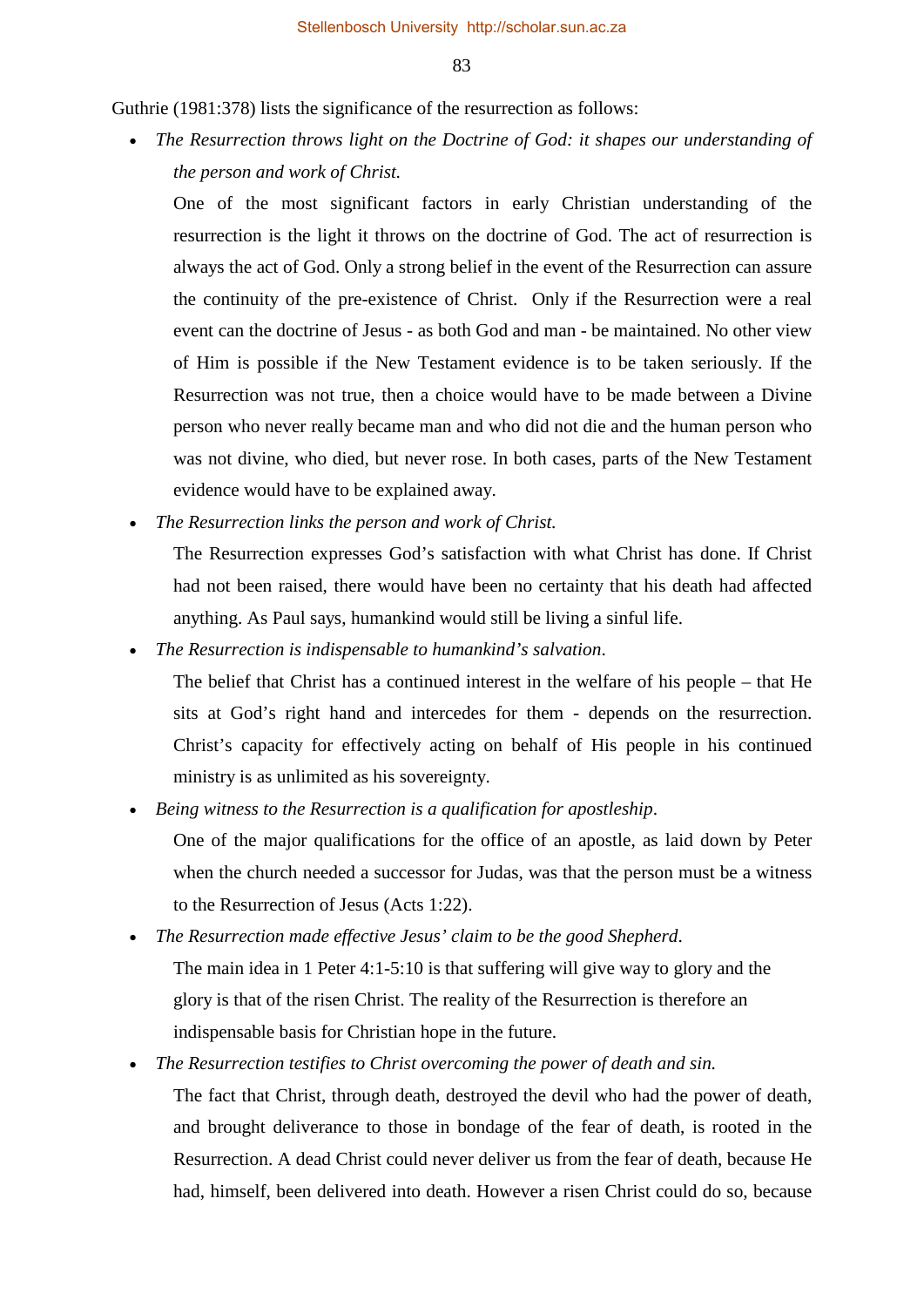Guthrie (1981:378) lists the significance of the resurrection as follows:

- *The Resurrection throws light on the Doctrine of God: it shapes our understanding of the person and work of Christ.*

  One of the most significant factors in early Christian understanding of the resurrection is the light it throws on the doctrine of God. The act of resurrection is always the act of God. Only a strong belief in the event of the Resurrection can assure the continuity of the pre-existence of Christ. Only if the Resurrection were a real event can the doctrine of Jesus - as both God and man - be maintained. No other view of Him is possible if the New Testament evidence is to be taken seriously. If the Resurrection was not true, then a choice would have to be made between a Divine person who never really became man and who did not die and the human person who was not divine, who died, but never rose. In both cases, parts of the New Testament evidence would have to be explained away.

- *The Resurrection links the person and work of Christ.*

  The Resurrection expresses God's satisfaction with what Christ has done. If Christ had not been raised, there would have been no certainty that his death had affected anything. As Paul says, humankind would still be living a sinful life.

- *The Resurrection is indispensable to humankind's salvation*.

  The belief that Christ has a continued interest in the welfare of his people – that He sits at God's right hand and intercedes for them - depends on the resurrection. Christ's capacity for effectively acting on behalf of His people in his continued ministry is as unlimited as his sovereignty.

- *Being witness to the Resurrection is a qualification for apostleship*.

  One of the major qualifications for the office of an apostle, as laid down by Peter when the church needed a successor for Judas, was that the person must be a witness to the Resurrection of Jesus (Acts 1:22).

- *The Resurrection made effective Jesus' claim to be the good Shepherd*.

  The main idea in 1 Peter 4:1-5:10 is that suffering will give way to glory and the glory is that of the risen Christ. The reality of the Resurrection is therefore an indispensable basis for Christian hope in the future.

- *The Resurrection testifies to Christ overcoming the power of death and sin.*

  The fact that Christ, through death, destroyed the devil who had the power of death, and brought deliverance to those in bondage of the fear of death, is rooted in the Resurrection. A dead Christ could never deliver us from the fear of death, because He had, himself, been delivered into death. However a risen Christ could do so, because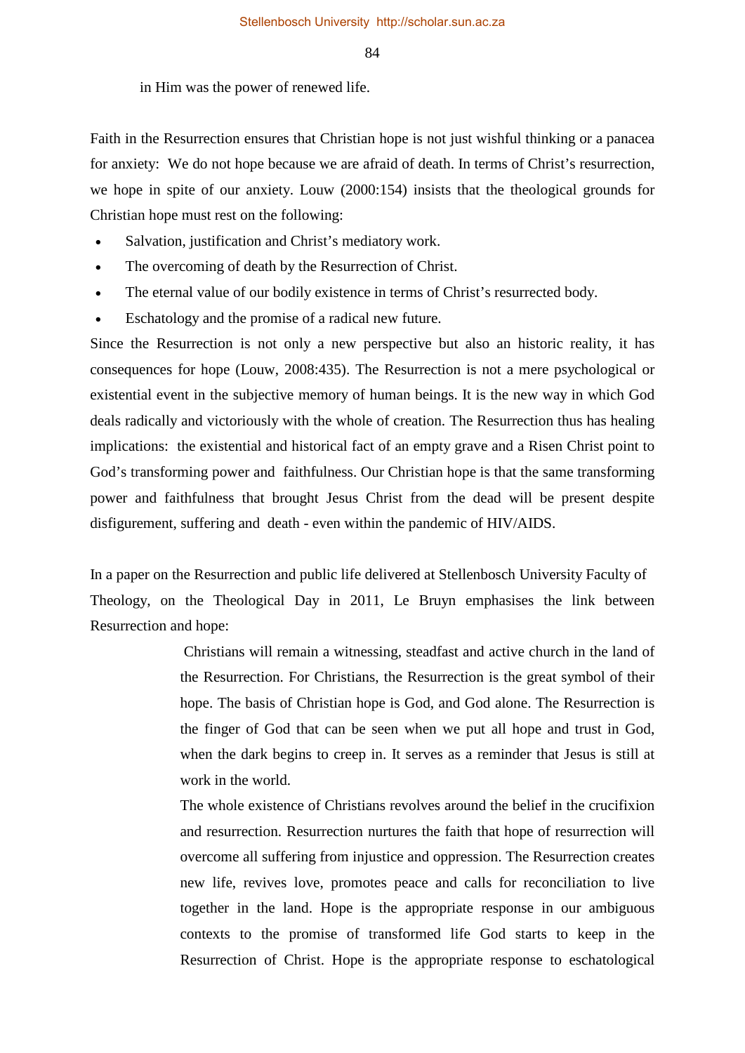in Him was the power of renewed life.

Faith in the Resurrection ensures that Christian hope is not just wishful thinking or a panacea for anxiety:  We do not hope because we are afraid of death. In terms of Christ's resurrection, we hope in spite of our anxiety. Louw (2000:154) insists that the theological grounds for Christian hope must rest on the following:

- Salvation, justification and Christ's mediatory work.
- The overcoming of death by the Resurrection of Christ.
- The eternal value of our bodily existence in terms of Christ's resurrected body.
- Eschatology and the promise of a radical new future.

Since the Resurrection is not only a new perspective but also an historic reality, it has consequences for hope (Louw, 2008:435). The Resurrection is not a mere psychological or existential event in the subjective memory of human beings. It is the new way in which God deals radically and victoriously with the whole of creation. The Resurrection thus has healing implications:  the existential and historical fact of an empty grave and a Risen Christ point to God's transforming power and  faithfulness. Our Christian hope is that the same transforming power and faithfulness that brought Jesus Christ from the dead will be present despite disfigurement, suffering and  death - even within the pandemic of HIV/AIDS.

In a paper on the Resurrection and public life delivered at Stellenbosch University Faculty of Theology, on the Theological Day in 2011, Le Bruyn emphasises the link between Resurrection and hope:

> Christians will remain a witnessing, steadfast and active church in the land of the Resurrection. For Christians, the Resurrection is the great symbol of their hope. The basis of Christian hope is God, and God alone. The Resurrection is the finger of God that can be seen when we put all hope and trust in God, when the dark begins to creep in. It serves as a reminder that Jesus is still at work in the world.
>
> The whole existence of Christians revolves around the belief in the crucifixion and resurrection. Resurrection nurtures the faith that hope of resurrection will overcome all suffering from injustice and oppression. The Resurrection creates new life, revives love, promotes peace and calls for reconciliation to live together in the land. Hope is the appropriate response in our ambiguous contexts to the promise of transformed life God starts to keep in the Resurrection of Christ. Hope is the appropriate response to eschatological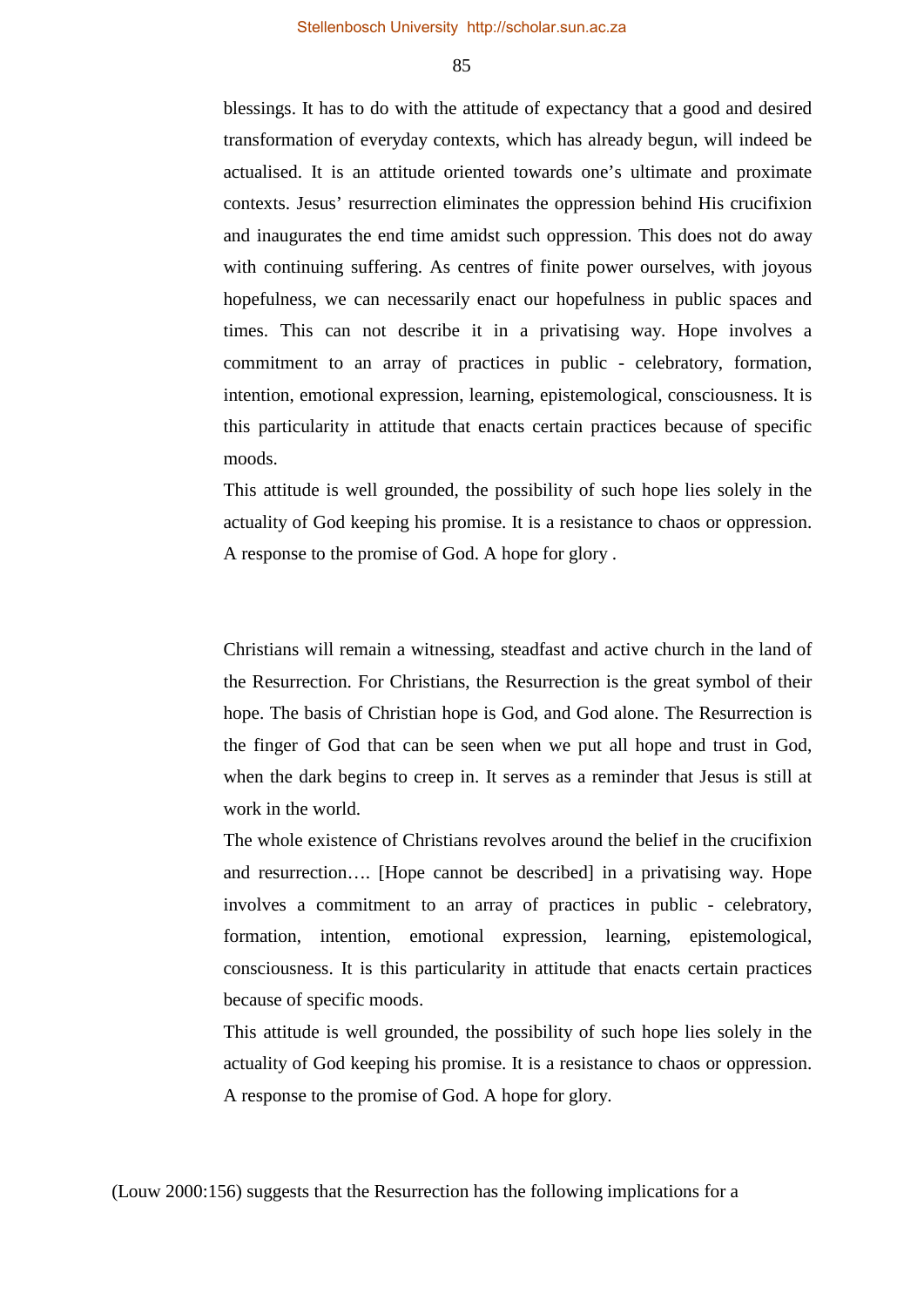blessings. It has to do with the attitude of expectancy that a good and desired transformation of everyday contexts, which has already begun, will indeed be actualised. It is an attitude oriented towards one's ultimate and proximate contexts. Jesus' resurrection eliminates the oppression behind His crucifixion and inaugurates the end time amidst such oppression. This does not do away with continuing suffering. As centres of finite power ourselves, with joyous hopefulness, we can necessarily enact our hopefulness in public spaces and times. This can not describe it in a privatising way. Hope involves a commitment to an array of practices in public - celebratory, formation, intention, emotional expression, learning, epistemological, consciousness. It is this particularity in attitude that enacts certain practices because of specific moods.

This attitude is well grounded, the possibility of such hope lies solely in the actuality of God keeping his promise. It is a resistance to chaos or oppression. A response to the promise of God. A hope for glory .

Christians will remain a witnessing, steadfast and active church in the land of the Resurrection. For Christians, the Resurrection is the great symbol of their hope. The basis of Christian hope is God, and God alone. The Resurrection is the finger of God that can be seen when we put all hope and trust in God, when the dark begins to creep in. It serves as a reminder that Jesus is still at work in the world.

The whole existence of Christians revolves around the belief in the crucifixion and resurrection…. [Hope cannot be described] in a privatising way. Hope involves a commitment to an array of practices in public - celebratory, formation, intention, emotional expression, learning, epistemological, consciousness. It is this particularity in attitude that enacts certain practices because of specific moods.

This attitude is well grounded, the possibility of such hope lies solely in the actuality of God keeping his promise. It is a resistance to chaos or oppression. A response to the promise of God. A hope for glory.

(Louw 2000:156) suggests that the Resurrection has the following implications for a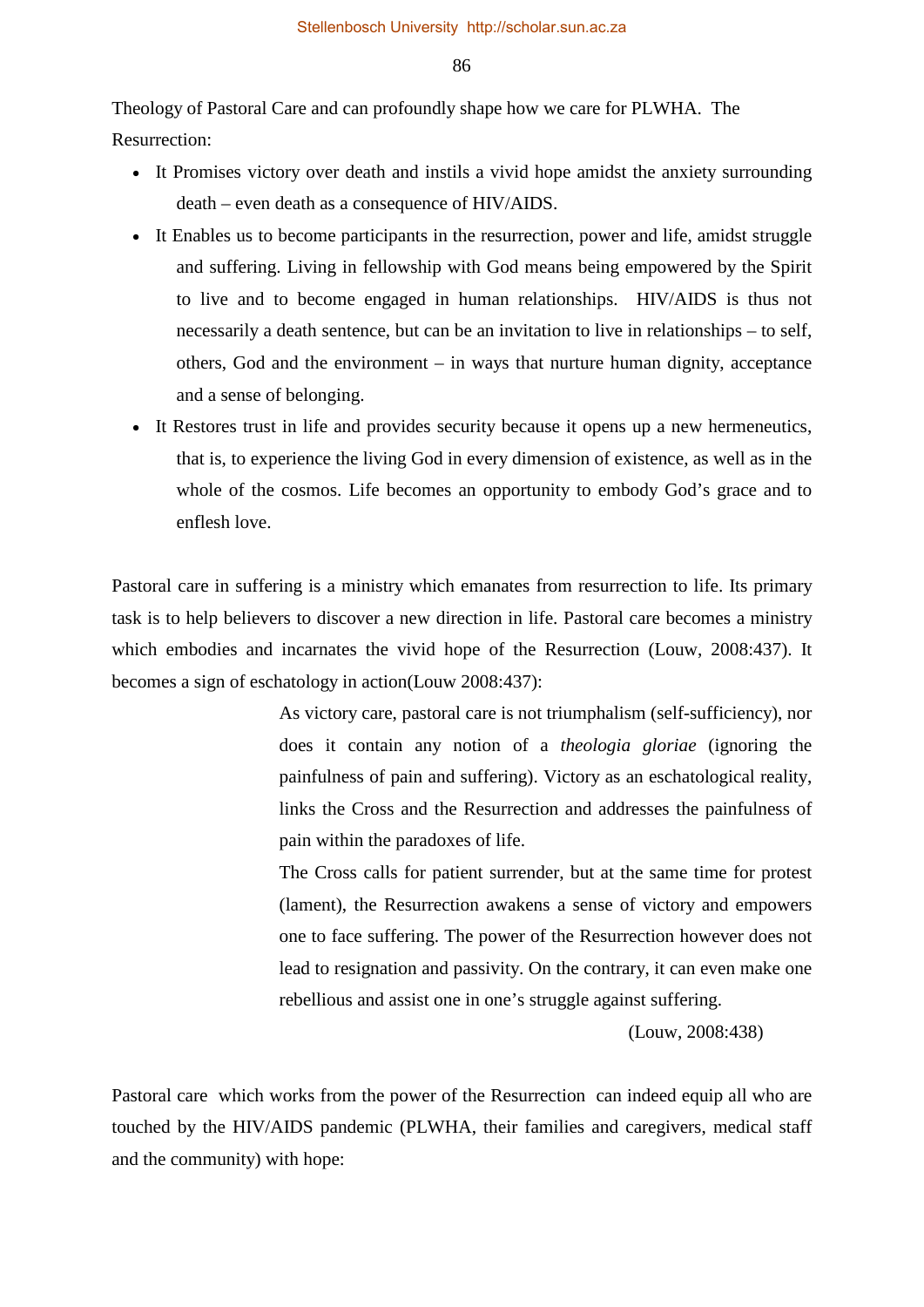Theology of Pastoral Care and can profoundly shape how we care for PLWHA. The Resurrection:

- It Promises victory over death and instils a vivid hope amidst the anxiety surrounding death – even death as a consequence of HIV/AIDS.
- It Enables us to become participants in the resurrection, power and life, amidst struggle and suffering. Living in fellowship with God means being empowered by the Spirit to live and to become engaged in human relationships. HIV/AIDS is thus not necessarily a death sentence, but can be an invitation to live in relationships – to self, others, God and the environment – in ways that nurture human dignity, acceptance and a sense of belonging.
- It Restores trust in life and provides security because it opens up a new hermeneutics, that is, to experience the living God in every dimension of existence, as well as in the whole of the cosmos. Life becomes an opportunity to embody God's grace and to enflesh love.

Pastoral care in suffering is a ministry which emanates from resurrection to life. Its primary task is to help believers to discover a new direction in life. Pastoral care becomes a ministry which embodies and incarnates the vivid hope of the Resurrection (Louw, 2008:437). It becomes a sign of eschatology in action(Louw 2008:437):

> As victory care, pastoral care is not triumphalism (self-sufficiency), nor does it contain any notion of a *theologia gloriae* (ignoring the painfulness of pain and suffering). Victory as an eschatological reality, links the Cross and the Resurrection and addresses the painfulness of pain within the paradoxes of life.
>
> The Cross calls for patient surrender, but at the same time for protest (lament), the Resurrection awakens a sense of victory and empowers one to face suffering. The power of the Resurrection however does not lead to resignation and passivity. On the contrary, it can even make one rebellious and assist one in one's struggle against suffering.
>
> (Louw, 2008:438)

Pastoral care which works from the power of the Resurrection can indeed equip all who are touched by the HIV/AIDS pandemic (PLWHA, their families and caregivers, medical staff and the community) with hope: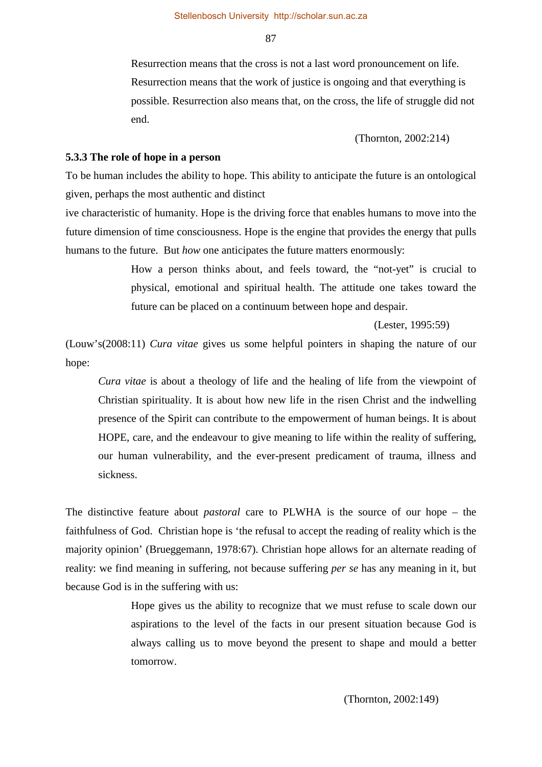> Resurrection means that the cross is not a last word pronouncement on life. Resurrection means that the work of justice is ongoing and that everything is possible. Resurrection also means that, on the cross, the life of struggle did not end.
>
> (Thornton, 2002:214)

### 5.3.3 The role of hope in a person

To be human includes the ability to hope. This ability to anticipate the future is an ontological given, perhaps the most authentic and distinct

ive characteristic of humanity. Hope is the driving force that enables humans to move into the future dimension of time consciousness. Hope is the engine that provides the energy that pulls humans to the future. But *how* one anticipates the future matters enormously:

> How a person thinks about, and feels toward, the "not-yet" is crucial to physical, emotional and spiritual health. The attitude one takes toward the future can be placed on a continuum between hope and despair.
>
> (Lester, 1995:59)

(Louw's(2008:11) *Cura vitae* gives us some helpful pointers in shaping the nature of our hope:

> *Cura vitae* is about a theology of life and the healing of life from the viewpoint of Christian spirituality. It is about how new life in the risen Christ and the indwelling presence of the Spirit can contribute to the empowerment of human beings. It is about HOPE, care, and the endeavour to give meaning to life within the reality of suffering, our human vulnerability, and the ever-present predicament of trauma, illness and sickness.

The distinctive feature about *pastoral* care to PLWHA is the source of our hope – the faithfulness of God. Christian hope is 'the refusal to accept the reading of reality which is the majority opinion' (Brueggemann, 1978:67). Christian hope allows for an alternate reading of reality: we find meaning in suffering, not because suffering *per se* has any meaning in it, but because God is in the suffering with us:

> Hope gives us the ability to recognize that we must refuse to scale down our aspirations to the level of the facts in our present situation because God is always calling us to move beyond the present to shape and mould a better tomorrow.
>
> (Thornton, 2002:149)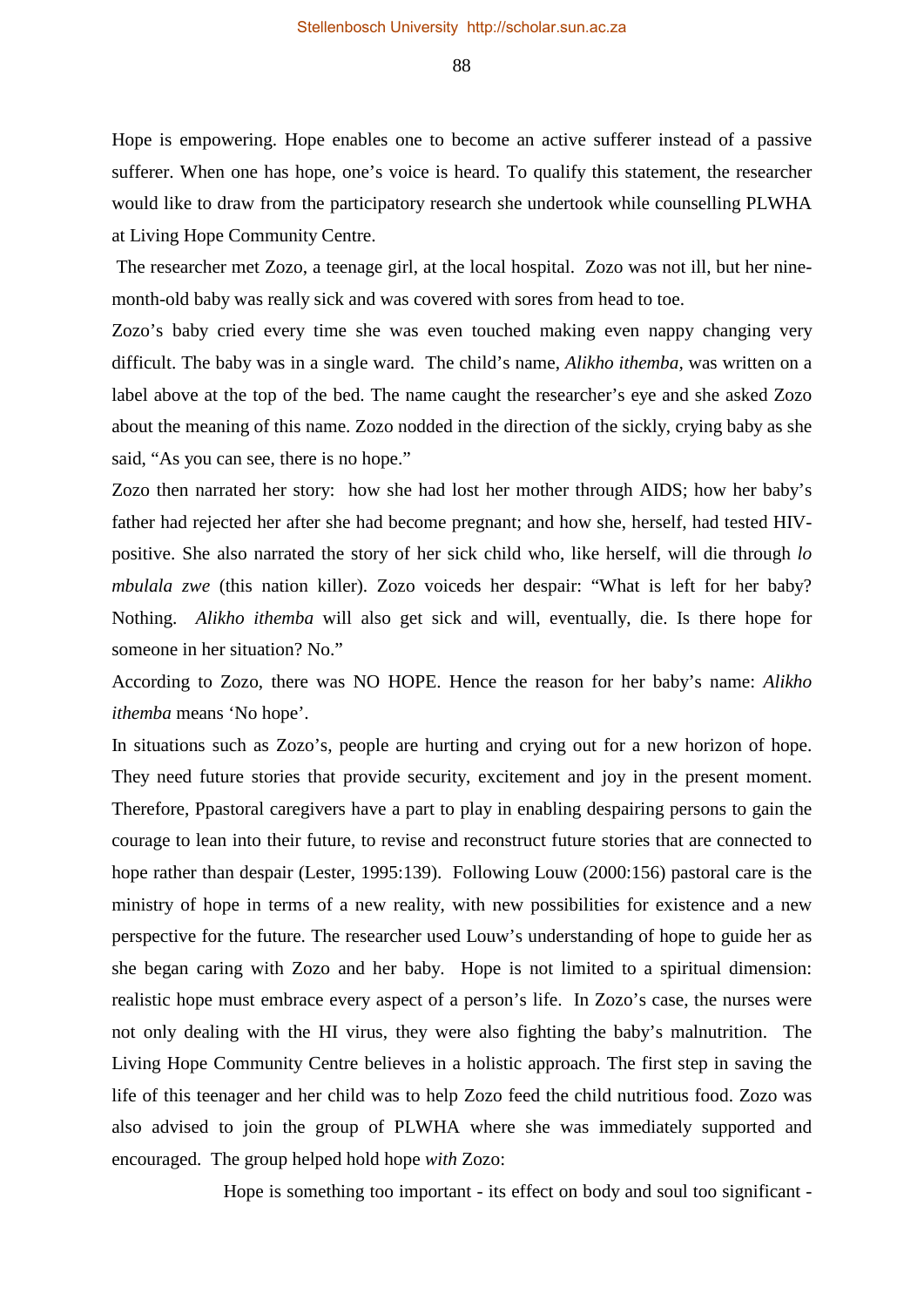Hope is empowering. Hope enables one to become an active sufferer instead of a passive sufferer. When one has hope, one's voice is heard. To qualify this statement, the researcher would like to draw from the participatory research she undertook while counselling PLWHA at Living Hope Community Centre.

The researcher met Zozo, a teenage girl, at the local hospital. Zozo was not ill, but her nine-month-old baby was really sick and was covered with sores from head to toe.

Zozo's baby cried every time she was even touched making even nappy changing very difficult. The baby was in a single ward. The child's name, *Alikho ithemba,* was written on a label above at the top of the bed. The name caught the researcher's eye and she asked Zozo about the meaning of this name. Zozo nodded in the direction of the sickly, crying baby as she said, "As you can see, there is no hope."

Zozo then narrated her story: how she had lost her mother through AIDS; how her baby's father had rejected her after she had become pregnant; and how she, herself, had tested HIV-positive. She also narrated the story of her sick child who, like herself, will die through *lo mbulala zwe* (this nation killer). Zozo voiceds her despair: "What is left for her baby? Nothing. *Alikho ithemba* will also get sick and will, eventually, die. Is there hope for someone in her situation? No."

According to Zozo, there was NO HOPE. Hence the reason for her baby's name: *Alikho ithemba* means 'No hope'.

In situations such as Zozo's, people are hurting and crying out for a new horizon of hope. They need future stories that provide security, excitement and joy in the present moment. Therefore, Ppastoral caregivers have a part to play in enabling despairing persons to gain the courage to lean into their future, to revise and reconstruct future stories that are connected to hope rather than despair (Lester, 1995:139). Following Louw (2000:156) pastoral care is the ministry of hope in terms of a new reality, with new possibilities for existence and a new perspective for the future. The researcher used Louw's understanding of hope to guide her as she began caring with Zozo and her baby. Hope is not limited to a spiritual dimension: realistic hope must embrace every aspect of a person's life. In Zozo's case, the nurses were not only dealing with the HI virus, they were also fighting the baby's malnutrition. The Living Hope Community Centre believes in a holistic approach. The first step in saving the life of this teenager and her child was to help Zozo feed the child nutritious food. Zozo was also advised to join the group of PLWHA where she was immediately supported and encouraged. The group helped hold hope *with* Zozo:

> Hope is something too important - its effect on body and soul too significant -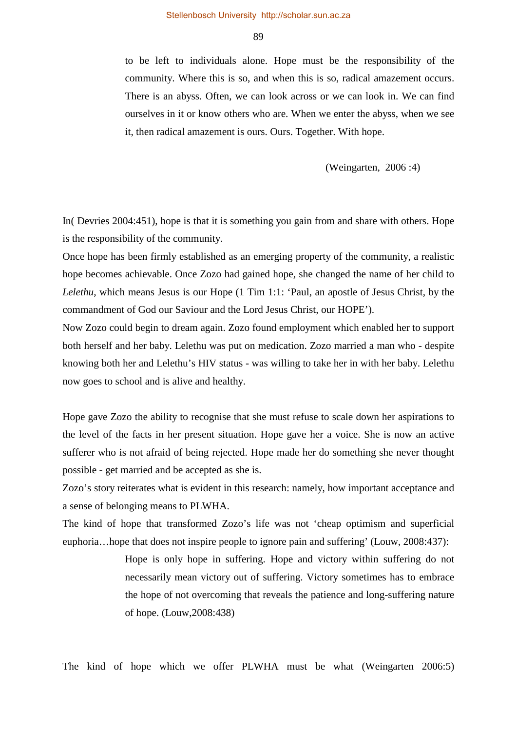> to be left to individuals alone. Hope must be the responsibility of the community. Where this is so, and when this is so, radical amazement occurs. There is an abyss. Often, we can look across or we can look in. We can find ourselves in it or know others who are. When we enter the abyss, when we see it, then radical amazement is ours. Ours. Together. With hope.
>
> (Weingarten, 2006 :4)

In( Devries 2004:451), hope is that it is something you gain from and share with others. Hope is the responsibility of the community.

Once hope has been firmly established as an emerging property of the community, a realistic hope becomes achievable. Once Zozo had gained hope, she changed the name of her child to *Lelethu*, which means Jesus is our Hope (1 Tim 1:1: 'Paul, an apostle of Jesus Christ, by the commandment of God our Saviour and the Lord Jesus Christ, our HOPE').

Now Zozo could begin to dream again. Zozo found employment which enabled her to support both herself and her baby. Lelethu was put on medication. Zozo married a man who - despite knowing both her and Lelethu's HIV status - was willing to take her in with her baby. Lelethu now goes to school and is alive and healthy.

Hope gave Zozo the ability to recognise that she must refuse to scale down her aspirations to the level of the facts in her present situation. Hope gave her a voice. She is now an active sufferer who is not afraid of being rejected. Hope made her do something she never thought possible - get married and be accepted as she is.

Zozo's story reiterates what is evident in this research: namely, how important acceptance and a sense of belonging means to PLWHA.

The kind of hope that transformed Zozo's life was not 'cheap optimism and superficial euphoria…hope that does not inspire people to ignore pain and suffering' (Louw, 2008:437):

> Hope is only hope in suffering. Hope and victory within suffering do not necessarily mean victory out of suffering. Victory sometimes has to embrace the hope of not overcoming that reveals the patience and long-suffering nature of hope. (Louw,2008:438)

The kind of hope which we offer PLWHA must be what (Weingarten 2006:5)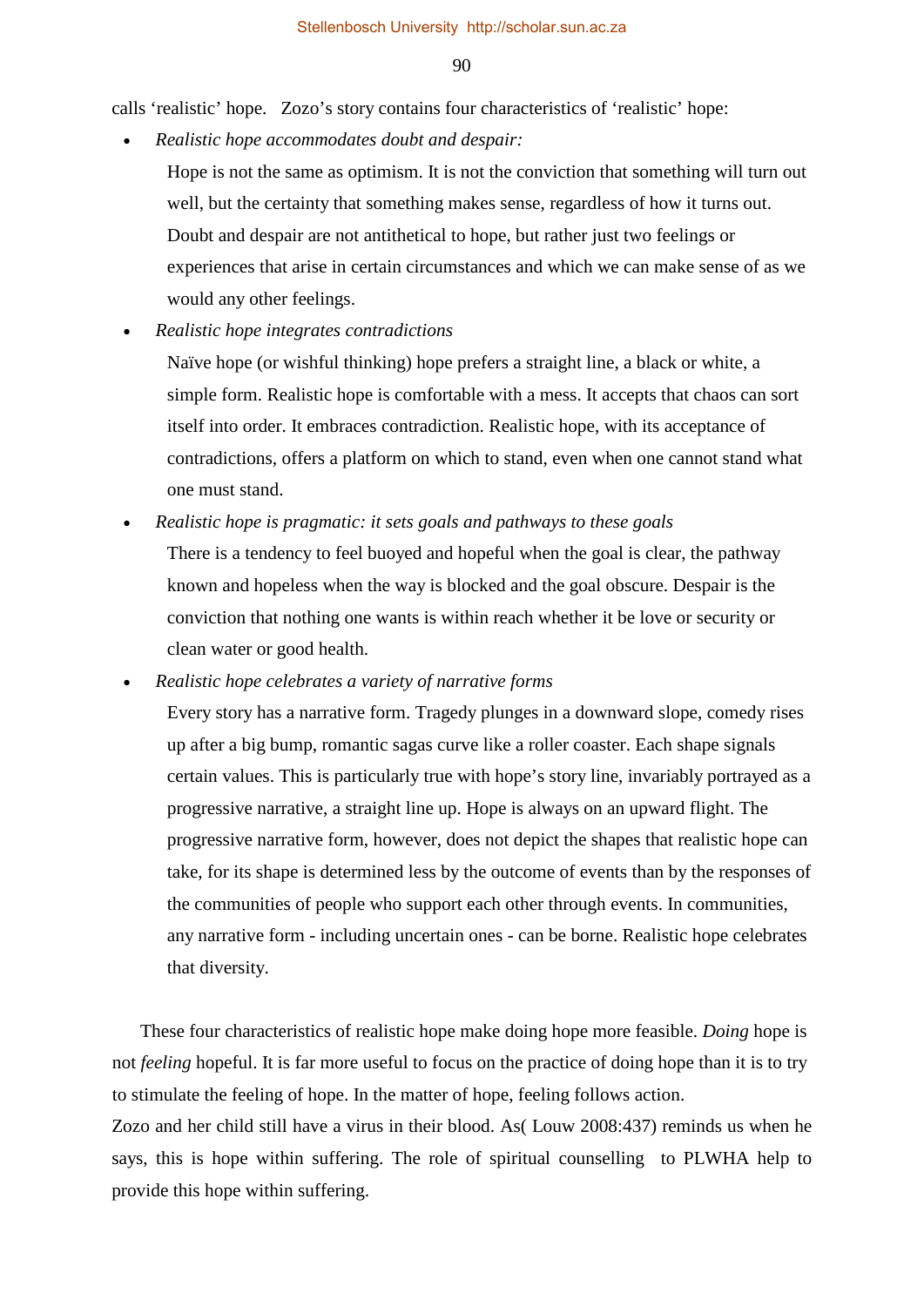calls 'realistic' hope. Zozo's story contains four characteristics of 'realistic' hope:

- *Realistic hope accommodates doubt and despair:*

  Hope is not the same as optimism. It is not the conviction that something will turn out well, but the certainty that something makes sense, regardless of how it turns out. Doubt and despair are not antithetical to hope, but rather just two feelings or experiences that arise in certain circumstances and which we can make sense of as we would any other feelings.

- *Realistic hope integrates contradictions*

  Naïve hope (or wishful thinking) hope prefers a straight line, a black or white, a simple form. Realistic hope is comfortable with a mess. It accepts that chaos can sort itself into order. It embraces contradiction. Realistic hope, with its acceptance of contradictions, offers a platform on which to stand, even when one cannot stand what one must stand.

- *Realistic hope is pragmatic: it sets goals and pathways to these goals*

  There is a tendency to feel buoyed and hopeful when the goal is clear, the pathway known and hopeless when the way is blocked and the goal obscure. Despair is the conviction that nothing one wants is within reach whether it be love or security or clean water or good health.

- *Realistic hope celebrates a variety of narrative forms*

  Every story has a narrative form. Tragedy plunges in a downward slope, comedy rises up after a big bump, romantic sagas curve like a roller coaster. Each shape signals certain values. This is particularly true with hope's story line, invariably portrayed as a progressive narrative, a straight line up. Hope is always on an upward flight. The progressive narrative form, however, does not depict the shapes that realistic hope can take, for its shape is determined less by the outcome of events than by the responses of the communities of people who support each other through events. In communities, any narrative form - including uncertain ones - can be borne. Realistic hope celebrates that diversity.

These four characteristics of realistic hope make doing hope more feasible. *Doing* hope is not *feeling* hopeful. It is far more useful to focus on the practice of doing hope than it is to try to stimulate the feeling of hope. In the matter of hope, feeling follows action.

Zozo and her child still have a virus in their blood. As( Louw 2008:437) reminds us when he says, this is hope within suffering. The role of spiritual counselling to PLWHA help to provide this hope within suffering.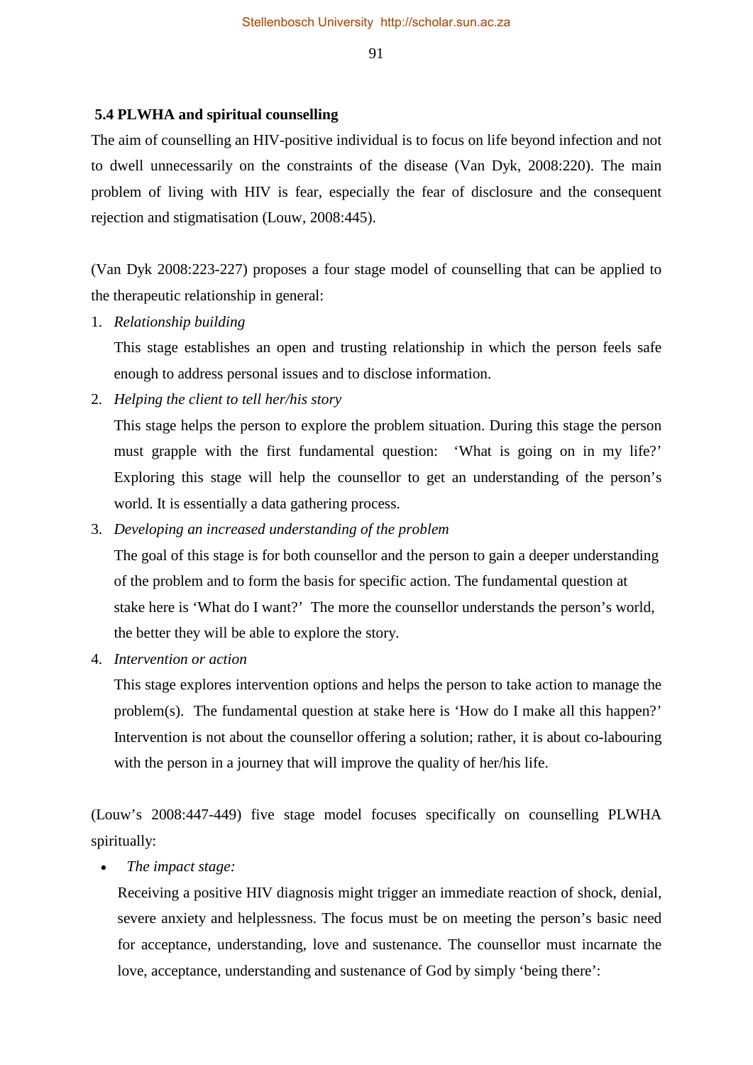### 5.4 PLWHA and spiritual counselling

The aim of counselling an HIV-positive individual is to focus on life beyond infection and not to dwell unnecessarily on the constraints of the disease (Van Dyk, 2008:220). The main problem of living with HIV is fear, especially the fear of disclosure and the consequent rejection and stigmatisation (Louw, 2008:445).

(Van Dyk 2008:223-227) proposes a four stage model of counselling that can be applied to the therapeutic relationship in general:

1. *Relationship building*

   This stage establishes an open and trusting relationship in which the person feels safe enough to address personal issues and to disclose information.

2. *Helping the client to tell her/his story*

   This stage helps the person to explore the problem situation. During this stage the person must grapple with the first fundamental question: 'What is going on in my life?' Exploring this stage will help the counsellor to get an understanding of the person's world. It is essentially a data gathering process.

3. *Developing an increased understanding of the problem*

   The goal of this stage is for both counsellor and the person to gain a deeper understanding of the problem and to form the basis for specific action. The fundamental question at stake here is 'What do I want?' The more the counsellor understands the person's world, the better they will be able to explore the story.

4. *Intervention or action*

   This stage explores intervention options and helps the person to take action to manage the problem(s). The fundamental question at stake here is 'How do I make all this happen?' Intervention is not about the counsellor offering a solution; rather, it is about co-labouring with the person in a journey that will improve the quality of her/his life.

(Louw's 2008:447-449) five stage model focuses specifically on counselling PLWHA spiritually:

- *The impact stage:*

  Receiving a positive HIV diagnosis might trigger an immediate reaction of shock, denial, severe anxiety and helplessness. The focus must be on meeting the person's basic need for acceptance, understanding, love and sustenance. The counsellor must incarnate the love, acceptance, understanding and sustenance of God by simply 'being there':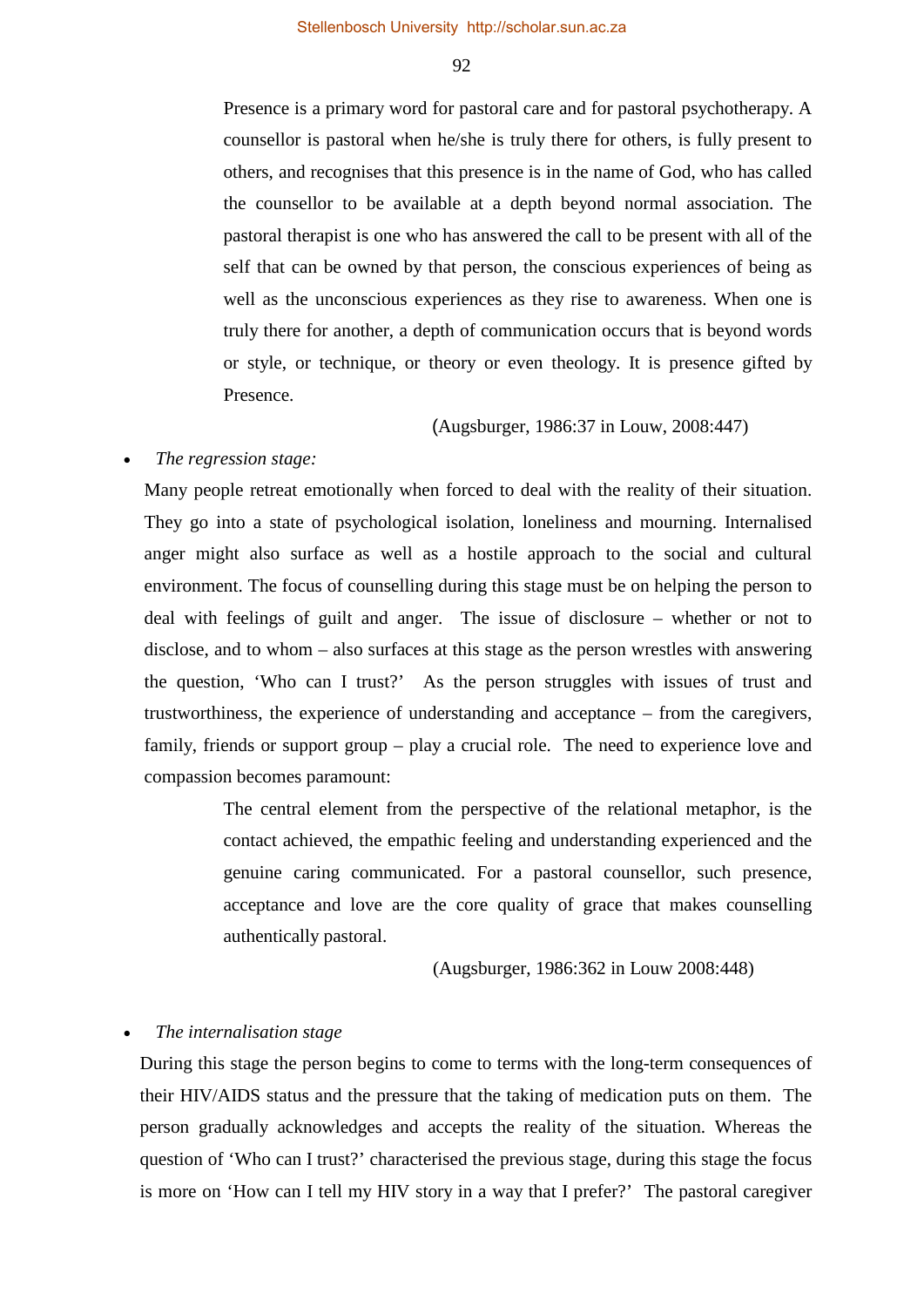> Presence is a primary word for pastoral care and for pastoral psychotherapy. A counsellor is pastoral when he/she is truly there for others, is fully present to others, and recognises that this presence is in the name of God, who has called the counsellor to be available at a depth beyond normal association. The pastoral therapist is one who has answered the call to be present with all of the self that can be owned by that person, the conscious experiences of being as well as the unconscious experiences as they rise to awareness. When one is truly there for another, a depth of communication occurs that is beyond words or style, or technique, or theory or even theology. It is presence gifted by Presence.
>
> (Augsburger, 1986:37 in Louw, 2008:447)

- *The regression stage:*

Many people retreat emotionally when forced to deal with the reality of their situation. They go into a state of psychological isolation, loneliness and mourning. Internalised anger might also surface as well as a hostile approach to the social and cultural environment. The focus of counselling during this stage must be on helping the person to deal with feelings of guilt and anger. The issue of disclosure – whether or not to disclose, and to whom – also surfaces at this stage as the person wrestles with answering the question, 'Who can I trust?' As the person struggles with issues of trust and trustworthiness, the experience of understanding and acceptance – from the caregivers, family, friends or support group – play a crucial role. The need to experience love and compassion becomes paramount:

> The central element from the perspective of the relational metaphor, is the contact achieved, the empathic feeling and understanding experienced and the genuine caring communicated. For a pastoral counsellor, such presence, acceptance and love are the core quality of grace that makes counselling authentically pastoral.
>
> (Augsburger, 1986:362 in Louw 2008:448)

- *The internalisation stage*

During this stage the person begins to come to terms with the long-term consequences of their HIV/AIDS status and the pressure that the taking of medication puts on them. The person gradually acknowledges and accepts the reality of the situation. Whereas the question of 'Who can I trust?' characterised the previous stage, during this stage the focus is more on 'How can I tell my HIV story in a way that I prefer?' The pastoral caregiver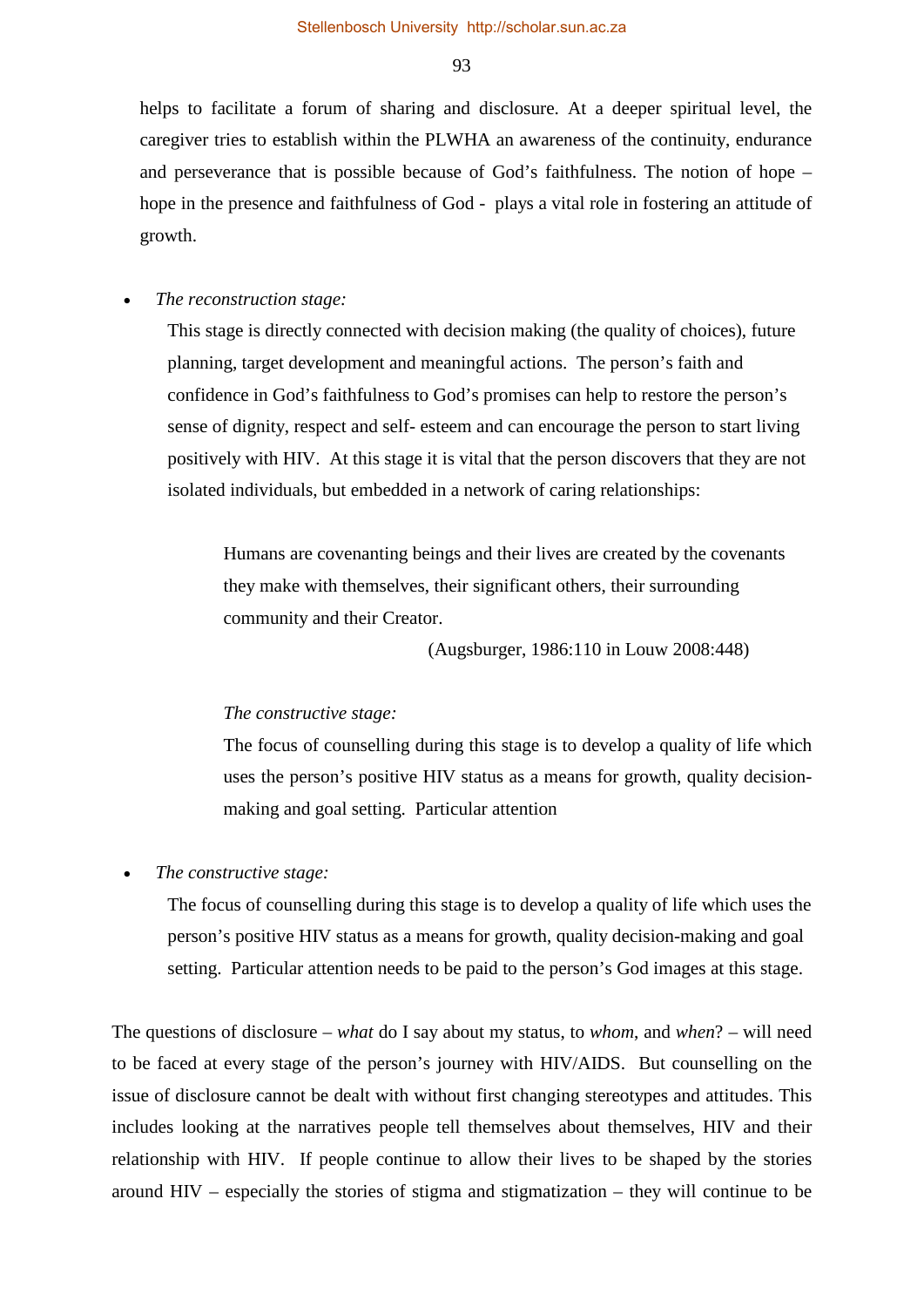helps to facilitate a forum of sharing and disclosure. At a deeper spiritual level, the caregiver tries to establish within the PLWHA an awareness of the continuity, endurance and perseverance that is possible because of God's faithfulness. The notion of hope – hope in the presence and faithfulness of God - plays a vital role in fostering an attitude of growth.

- *The reconstruction stage:*

  This stage is directly connected with decision making (the quality of choices), future planning, target development and meaningful actions. The person's faith and confidence in God's faithfulness to God's promises can help to restore the person's sense of dignity, respect and self- esteem and can encourage the person to start living positively with HIV. At this stage it is vital that the person discovers that they are not isolated individuals, but embedded in a network of caring relationships:

  > Humans are covenanting beings and their lives are created by the covenants they make with themselves, their significant others, their surrounding community and their Creator.
  >
  > (Augsburger, 1986:110 in Louw 2008:448)
  >
  > *The constructive stage:*
  >
  > The focus of counselling during this stage is to develop a quality of life which uses the person's positive HIV status as a means for growth, quality decision-making and goal setting. Particular attention

- *The constructive stage:*

  The focus of counselling during this stage is to develop a quality of life which uses the person's positive HIV status as a means for growth, quality decision-making and goal setting. Particular attention needs to be paid to the person's God images at this stage.

The questions of disclosure – *what* do I say about my status, to *whom*, and *when*? – will need to be faced at every stage of the person's journey with HIV/AIDS. But counselling on the issue of disclosure cannot be dealt with without first changing stereotypes and attitudes. This includes looking at the narratives people tell themselves about themselves, HIV and their relationship with HIV. If people continue to allow their lives to be shaped by the stories around HIV – especially the stories of stigma and stigmatization – they will continue to be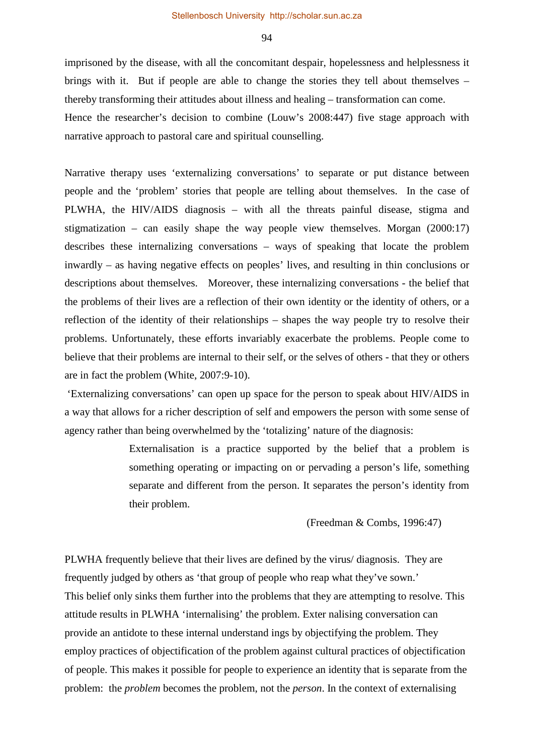imprisoned by the disease, with all the concomitant despair, hopelessness and helplessness it brings with it. But if people are able to change the stories they tell about themselves – thereby transforming their attitudes about illness and healing – transformation can come. Hence the researcher's decision to combine (Louw's 2008:447) five stage approach with narrative approach to pastoral care and spiritual counselling.

Narrative therapy uses 'externalizing conversations' to separate or put distance between people and the 'problem' stories that people are telling about themselves. In the case of PLWHA, the HIV/AIDS diagnosis – with all the threats painful disease, stigma and stigmatization – can easily shape the way people view themselves. Morgan (2000:17) describes these internalizing conversations – ways of speaking that locate the problem inwardly – as having negative effects on peoples' lives, and resulting in thin conclusions or descriptions about themselves. Moreover, these internalizing conversations - the belief that the problems of their lives are a reflection of their own identity or the identity of others, or a reflection of the identity of their relationships – shapes the way people try to resolve their problems. Unfortunately, these efforts invariably exacerbate the problems. People come to believe that their problems are internal to their self, or the selves of others - that they or others are in fact the problem (White, 2007:9-10).

'Externalizing conversations' can open up space for the person to speak about HIV/AIDS in a way that allows for a richer description of self and empowers the person with some sense of agency rather than being overwhelmed by the 'totalizing' nature of the diagnosis:

> Externalisation is a practice supported by the belief that a problem is something operating or impacting on or pervading a person's life, something separate and different from the person. It separates the person's identity from their problem.
>
> (Freedman & Combs, 1996:47)

PLWHA frequently believe that their lives are defined by the virus/ diagnosis. They are frequently judged by others as 'that group of people who reap what they've sown.' This belief only sinks them further into the problems that they are attempting to resolve. This attitude results in PLWHA 'internalising' the problem. Exter nalising conversation can provide an antidote to these internal understand ings by objectifying the problem. They employ practices of objectification of the problem against cultural practices of objectification of people. This makes it possible for people to experience an identity that is separate from the problem: the *problem* becomes the problem, not the *person*. In the context of externalising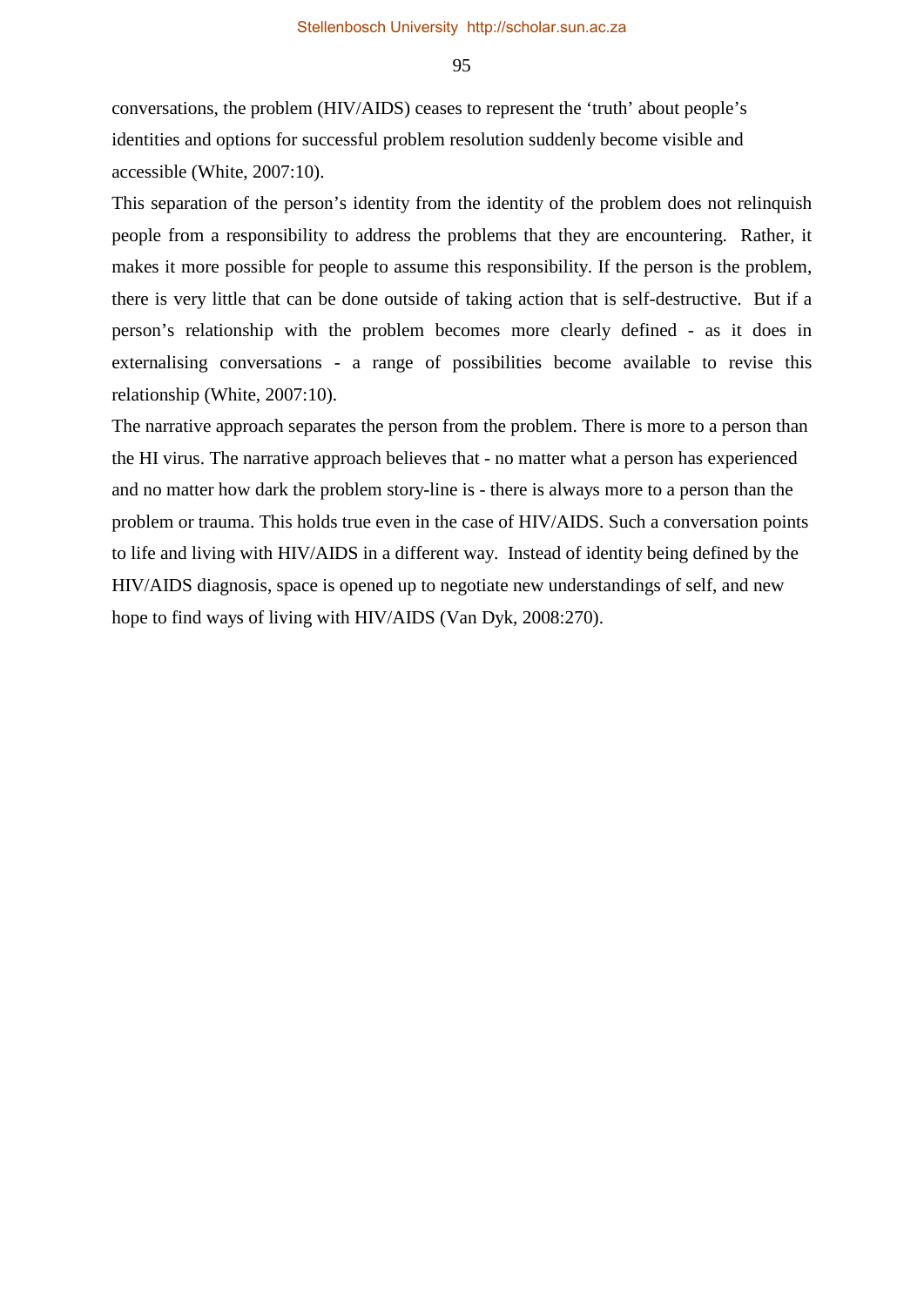conversations, the problem (HIV/AIDS) ceases to represent the 'truth' about people's identities and options for successful problem resolution suddenly become visible and accessible (White, 2007:10).

This separation of the person's identity from the identity of the problem does not relinquish people from a responsibility to address the problems that they are encountering. Rather, it makes it more possible for people to assume this responsibility. If the person is the problem, there is very little that can be done outside of taking action that is self-destructive. But if a person's relationship with the problem becomes more clearly defined - as it does in externalising conversations - a range of possibilities become available to revise this relationship (White, 2007:10).

The narrative approach separates the person from the problem. There is more to a person than the HI virus. The narrative approach believes that - no matter what a person has experienced and no matter how dark the problem story-line is - there is always more to a person than the problem or trauma. This holds true even in the case of HIV/AIDS. Such a conversation points to life and living with HIV/AIDS in a different way. Instead of identity being defined by the HIV/AIDS diagnosis, space is opened up to negotiate new understandings of self, and new hope to find ways of living with HIV/AIDS (Van Dyk, 2008:270).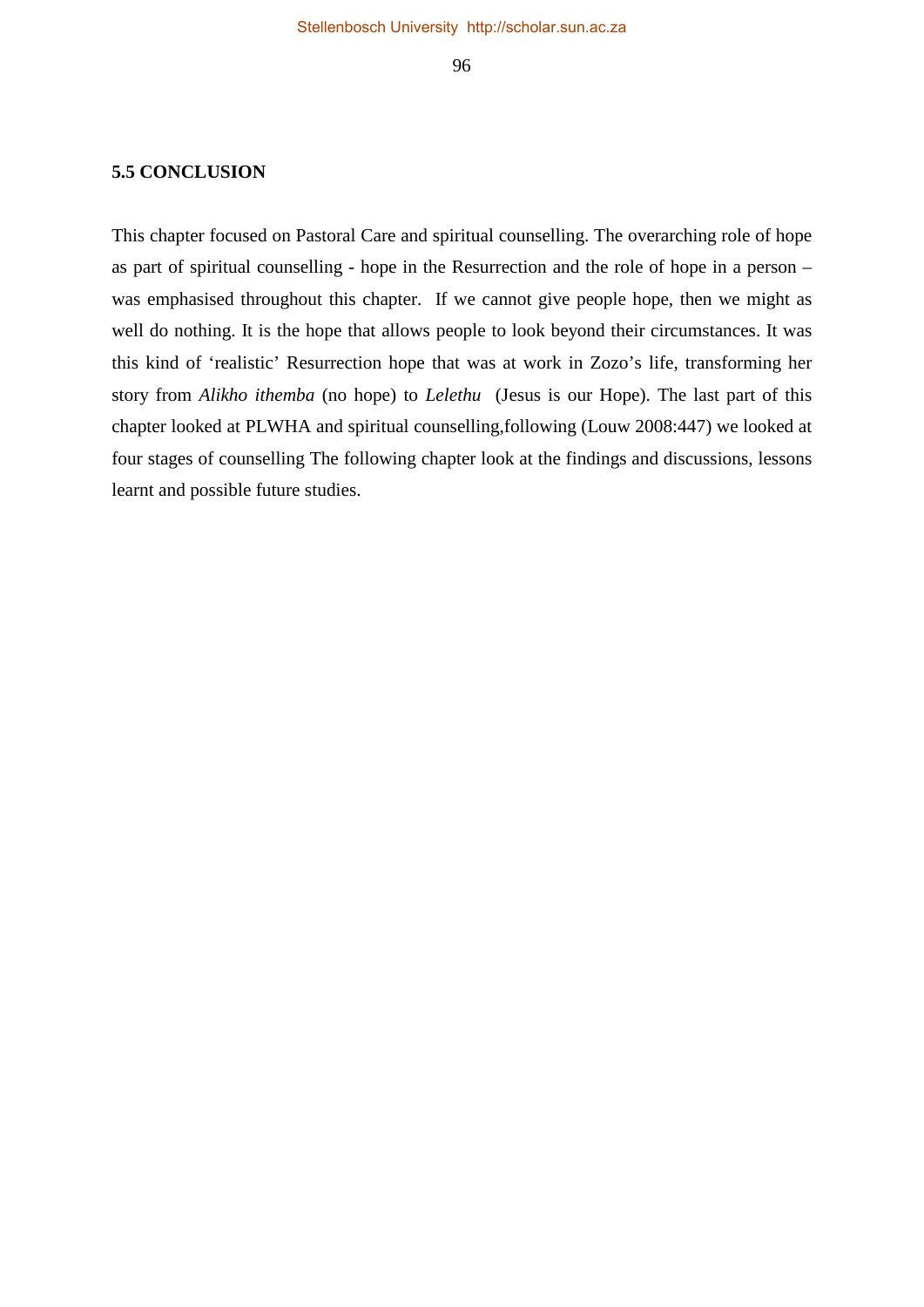## 5.5 CONCLUSION

This chapter focused on Pastoral Care and spiritual counselling. The overarching role of hope as part of spiritual counselling - hope in the Resurrection and the role of hope in a person – was emphasised throughout this chapter. If we cannot give people hope, then we might as well do nothing. It is the hope that allows people to look beyond their circumstances. It was this kind of 'realistic' Resurrection hope that was at work in Zozo's life, transforming her story from *Alikho ithemba* (no hope) to *Lelethu* (Jesus is our Hope). The last part of this chapter looked at PLWHA and spiritual counselling,following (Louw 2008:447) we looked at four stages of counselling The following chapter look at the findings and discussions, lessons learnt and possible future studies.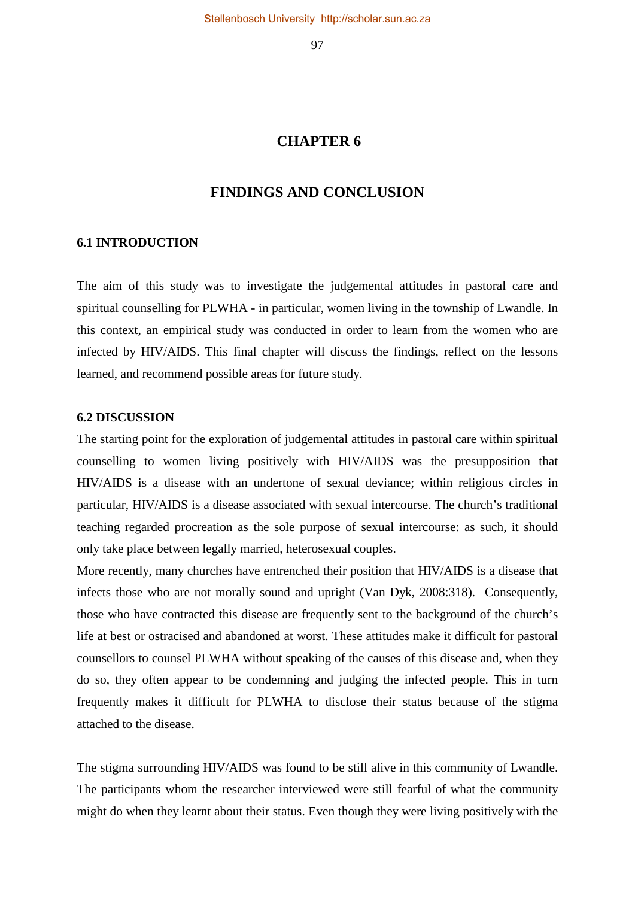# CHAPTER 6

# FINDINGS AND CONCLUSION

## 6.1 INTRODUCTION

The aim of this study was to investigate the judgemental attitudes in pastoral care and spiritual counselling for PLWHA - in particular, women living in the township of Lwandle. In this context, an empirical study was conducted in order to learn from the women who are infected by HIV/AIDS. This final chapter will discuss the findings, reflect on the lessons learned, and recommend possible areas for future study.

## 6.2 DISCUSSION

The starting point for the exploration of judgemental attitudes in pastoral care within spiritual counselling to women living positively with HIV/AIDS was the presupposition that HIV/AIDS is a disease with an undertone of sexual deviance; within religious circles in particular, HIV/AIDS is a disease associated with sexual intercourse. The church's traditional teaching regarded procreation as the sole purpose of sexual intercourse: as such, it should only take place between legally married, heterosexual couples.

More recently, many churches have entrenched their position that HIV/AIDS is a disease that infects those who are not morally sound and upright (Van Dyk, 2008:318). Consequently, those who have contracted this disease are frequently sent to the background of the church's life at best or ostracised and abandoned at worst. These attitudes make it difficult for pastoral counsellors to counsel PLWHA without speaking of the causes of this disease and, when they do so, they often appear to be condemning and judging the infected people. This in turn frequently makes it difficult for PLWHA to disclose their status because of the stigma attached to the disease.

The stigma surrounding HIV/AIDS was found to be still alive in this community of Lwandle. The participants whom the researcher interviewed were still fearful of what the community might do when they learnt about their status. Even though they were living positively with the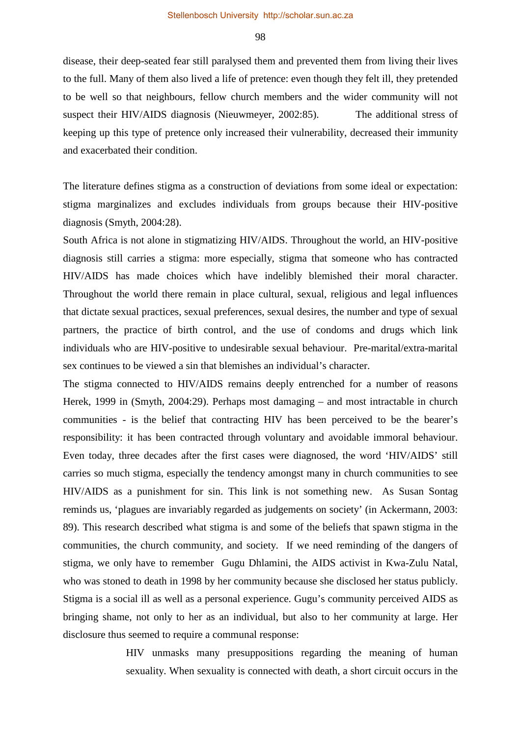disease, their deep-seated fear still paralysed them and prevented them from living their lives to the full. Many of them also lived a life of pretence: even though they felt ill, they pretended to be well so that neighbours, fellow church members and the wider community will not suspect their HIV/AIDS diagnosis (Nieuwmeyer, 2002:85). The additional stress of keeping up this type of pretence only increased their vulnerability, decreased their immunity and exacerbated their condition.

The literature defines stigma as a construction of deviations from some ideal or expectation: stigma marginalizes and excludes individuals from groups because their HIV-positive diagnosis (Smyth, 2004:28).

South Africa is not alone in stigmatizing HIV/AIDS. Throughout the world, an HIV-positive diagnosis still carries a stigma: more especially, stigma that someone who has contracted HIV/AIDS has made choices which have indelibly blemished their moral character. Throughout the world there remain in place cultural, sexual, religious and legal influences that dictate sexual practices, sexual preferences, sexual desires, the number and type of sexual partners, the practice of birth control, and the use of condoms and drugs which link individuals who are HIV-positive to undesirable sexual behaviour. Pre-marital/extra-marital sex continues to be viewed a sin that blemishes an individual's character.

The stigma connected to HIV/AIDS remains deeply entrenched for a number of reasons Herek, 1999 in (Smyth, 2004:29). Perhaps most damaging – and most intractable in church communities - is the belief that contracting HIV has been perceived to be the bearer's responsibility: it has been contracted through voluntary and avoidable immoral behaviour. Even today, three decades after the first cases were diagnosed, the word 'HIV/AIDS' still carries so much stigma, especially the tendency amongst many in church communities to see HIV/AIDS as a punishment for sin. This link is not something new. As Susan Sontag reminds us, 'plagues are invariably regarded as judgements on society' (in Ackermann, 2003: 89). This research described what stigma is and some of the beliefs that spawn stigma in the communities, the church community, and society. If we need reminding of the dangers of stigma, we only have to remember Gugu Dhlamini, the AIDS activist in Kwa-Zulu Natal, who was stoned to death in 1998 by her community because she disclosed her status publicly. Stigma is a social ill as well as a personal experience. Gugu's community perceived AIDS as bringing shame, not only to her as an individual, but also to her community at large. Her disclosure thus seemed to require a communal response:

> HIV unmasks many presuppositions regarding the meaning of human sexuality. When sexuality is connected with death, a short circuit occurs in the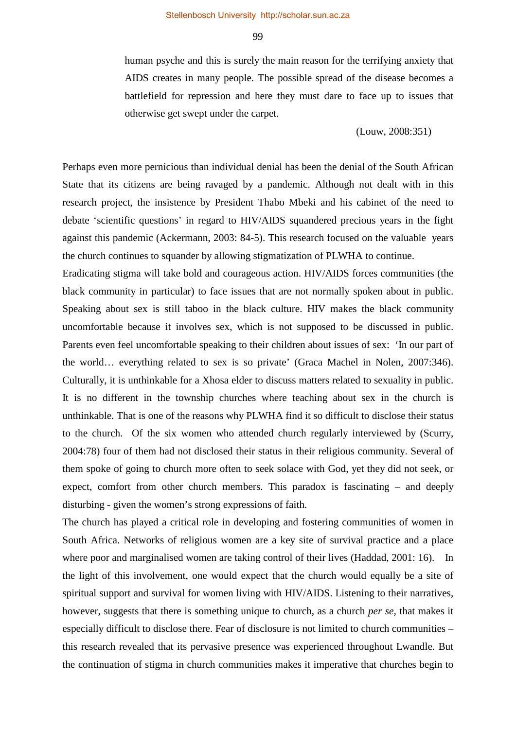> human psyche and this is surely the main reason for the terrifying anxiety that AIDS creates in many people. The possible spread of the disease becomes a battlefield for repression and here they must dare to face up to issues that otherwise get swept under the carpet.
>
> (Louw, 2008:351)

Perhaps even more pernicious than individual denial has been the denial of the South African State that its citizens are being ravaged by a pandemic. Although not dealt with in this research project, the insistence by President Thabo Mbeki and his cabinet of the need to debate 'scientific questions' in regard to HIV/AIDS squandered precious years in the fight against this pandemic (Ackermann, 2003: 84-5). This research focused on the valuable years the church continues to squander by allowing stigmatization of PLWHA to continue.

Eradicating stigma will take bold and courageous action. HIV/AIDS forces communities (the black community in particular) to face issues that are not normally spoken about in public. Speaking about sex is still taboo in the black culture. HIV makes the black community uncomfortable because it involves sex, which is not supposed to be discussed in public. Parents even feel uncomfortable speaking to their children about issues of sex: 'In our part of the world… everything related to sex is so private' (Graca Machel in Nolen, 2007:346). Culturally, it is unthinkable for a Xhosa elder to discuss matters related to sexuality in public. It is no different in the township churches where teaching about sex in the church is unthinkable. That is one of the reasons why PLWHA find it so difficult to disclose their status to the church. Of the six women who attended church regularly interviewed by (Scurry, 2004:78) four of them had not disclosed their status in their religious community. Several of them spoke of going to church more often to seek solace with God, yet they did not seek, or expect, comfort from other church members. This paradox is fascinating – and deeply disturbing - given the women's strong expressions of faith.

The church has played a critical role in developing and fostering communities of women in South Africa. Networks of religious women are a key site of survival practice and a place where poor and marginalised women are taking control of their lives (Haddad, 2001: 16). In the light of this involvement, one would expect that the church would equally be a site of spiritual support and survival for women living with HIV/AIDS. Listening to their narratives, however, suggests that there is something unique to church, as a church *per se*, that makes it especially difficult to disclose there. Fear of disclosure is not limited to church communities – this research revealed that its pervasive presence was experienced throughout Lwandle. But the continuation of stigma in church communities makes it imperative that churches begin to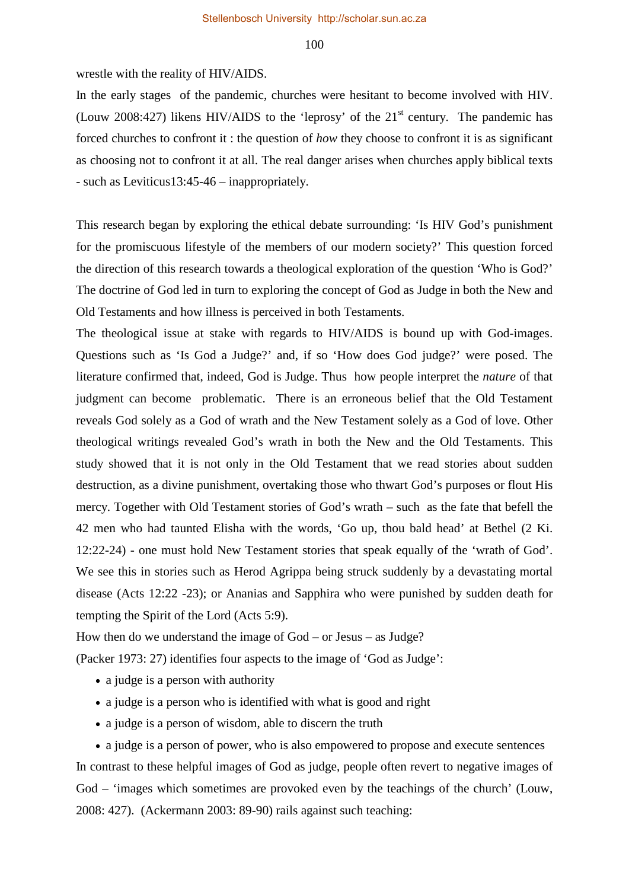wrestle with the reality of HIV/AIDS.

In the early stages of the pandemic, churches were hesitant to become involved with HIV. (Louw 2008:427) likens HIV/AIDS to the 'leprosy' of the 21st century. The pandemic has forced churches to confront it : the question of *how* they choose to confront it is as significant as choosing not to confront it at all. The real danger arises when churches apply biblical texts - such as Leviticus13:45-46 – inappropriately.

This research began by exploring the ethical debate surrounding: 'Is HIV God's punishment for the promiscuous lifestyle of the members of our modern society?' This question forced the direction of this research towards a theological exploration of the question 'Who is God?' The doctrine of God led in turn to exploring the concept of God as Judge in both the New and Old Testaments and how illness is perceived in both Testaments.

The theological issue at stake with regards to HIV/AIDS is bound up with God-images. Questions such as 'Is God a Judge?' and, if so 'How does God judge?' were posed. The literature confirmed that, indeed, God is Judge. Thus how people interpret the *nature* of that judgment can become problematic. There is an erroneous belief that the Old Testament reveals God solely as a God of wrath and the New Testament solely as a God of love. Other theological writings revealed God's wrath in both the New and the Old Testaments. This study showed that it is not only in the Old Testament that we read stories about sudden destruction, as a divine punishment, overtaking those who thwart God's purposes or flout His mercy. Together with Old Testament stories of God's wrath – such as the fate that befell the 42 men who had taunted Elisha with the words, 'Go up, thou bald head' at Bethel (2 Ki. 12:22-24) - one must hold New Testament stories that speak equally of the 'wrath of God'. We see this in stories such as Herod Agrippa being struck suddenly by a devastating mortal disease (Acts 12:22 -23); or Ananias and Sapphira who were punished by sudden death for tempting the Spirit of the Lord (Acts 5:9).

How then do we understand the image of God – or Jesus – as Judge?

(Packer 1973: 27) identifies four aspects to the image of 'God as Judge':

- a judge is a person with authority
- a judge is a person who is identified with what is good and right
- a judge is a person of wisdom, able to discern the truth
- a judge is a person of power, who is also empowered to propose and execute sentences

In contrast to these helpful images of God as judge, people often revert to negative images of God – 'images which sometimes are provoked even by the teachings of the church' (Louw, 2008: 427). (Ackermann 2003: 89-90) rails against such teaching: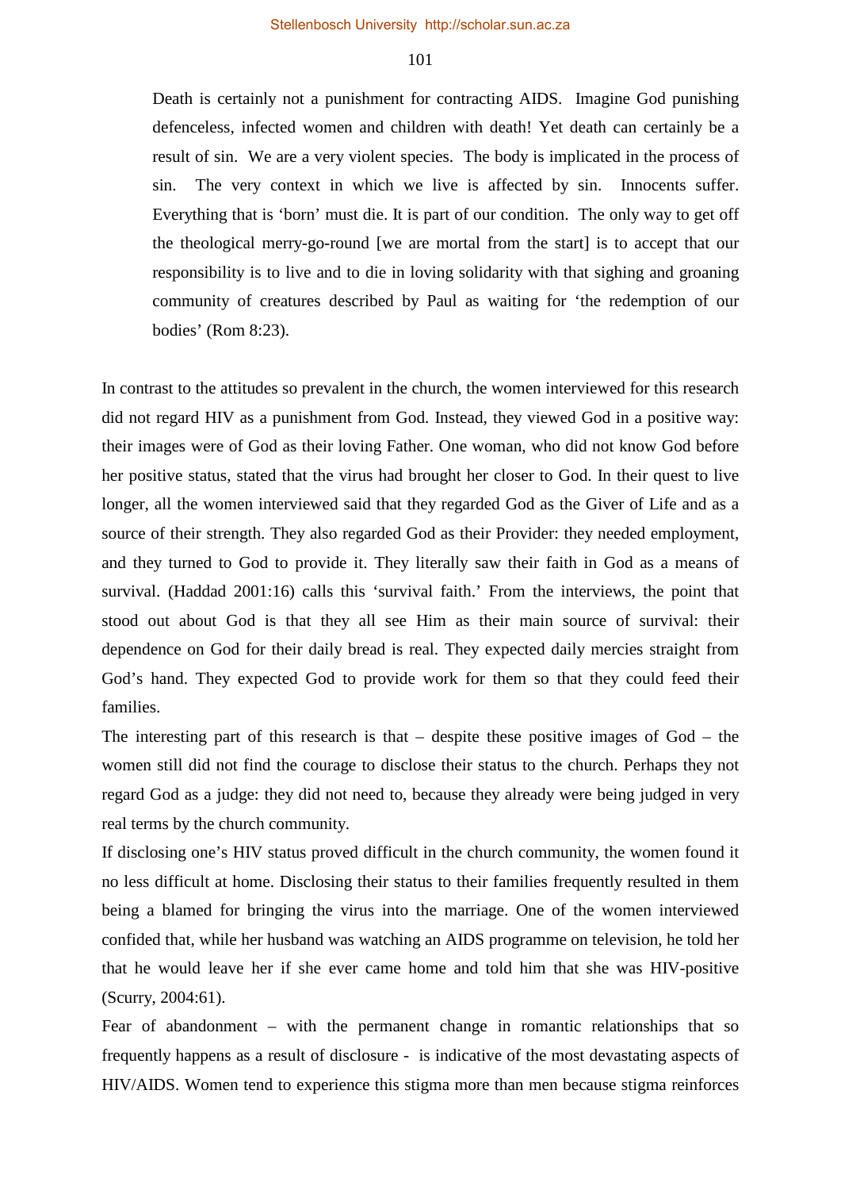> Death is certainly not a punishment for contracting AIDS. Imagine God punishing defenceless, infected women and children with death! Yet death can certainly be a result of sin. We are a very violent species. The body is implicated in the process of sin. The very context in which we live is affected by sin. Innocents suffer. Everything that is 'born' must die. It is part of our condition. The only way to get off the theological merry-go-round [we are mortal from the start] is to accept that our responsibility is to live and to die in loving solidarity with that sighing and groaning community of creatures described by Paul as waiting for 'the redemption of our bodies' (Rom 8:23).

In contrast to the attitudes so prevalent in the church, the women interviewed for this research did not regard HIV as a punishment from God. Instead, they viewed God in a positive way: their images were of God as their loving Father. One woman, who did not know God before her positive status, stated that the virus had brought her closer to God. In their quest to live longer, all the women interviewed said that they regarded God as the Giver of Life and as a source of their strength. They also regarded God as their Provider: they needed employment, and they turned to God to provide it. They literally saw their faith in God as a means of survival. (Haddad 2001:16) calls this 'survival faith.' From the interviews, the point that stood out about God is that they all see Him as their main source of survival: their dependence on God for their daily bread is real. They expected daily mercies straight from God's hand. They expected God to provide work for them so that they could feed their families.

The interesting part of this research is that – despite these positive images of God – the women still did not find the courage to disclose their status to the church. Perhaps they not regard God as a judge: they did not need to, because they already were being judged in very real terms by the church community.

If disclosing one's HIV status proved difficult in the church community, the women found it no less difficult at home. Disclosing their status to their families frequently resulted in them being a blamed for bringing the virus into the marriage. One of the women interviewed confided that, while her husband was watching an AIDS programme on television, he told her that he would leave her if she ever came home and told him that she was HIV-positive (Scurry, 2004:61).

Fear of abandonment – with the permanent change in romantic relationships that so frequently happens as a result of disclosure - is indicative of the most devastating aspects of HIV/AIDS. Women tend to experience this stigma more than men because stigma reinforces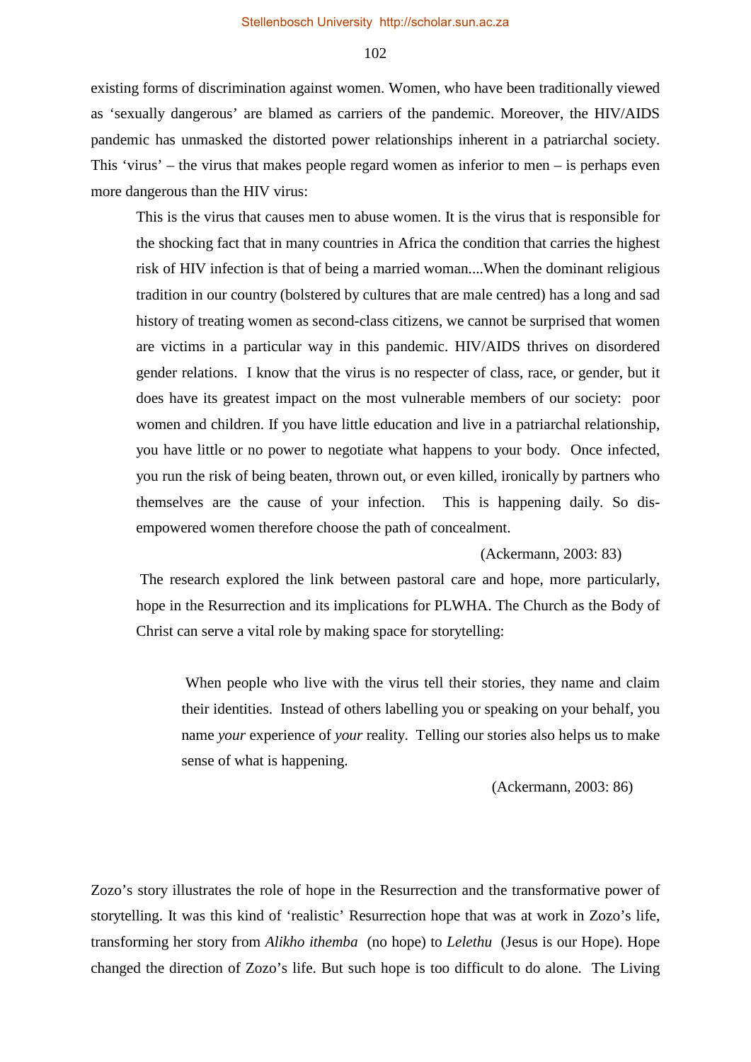existing forms of discrimination against women. Women, who have been traditionally viewed as ‘sexually dangerous’ are blamed as carriers of the pandemic. Moreover, the HIV/AIDS pandemic has unmasked the distorted power relationships inherent in a patriarchal society. This ‘virus’ – the virus that makes people regard women as inferior to men – is perhaps even more dangerous than the HIV virus:

> This is the virus that causes men to abuse women. It is the virus that is responsible for the shocking fact that in many countries in Africa the condition that carries the highest risk of HIV infection is that of being a married woman....When the dominant religious tradition in our country (bolstered by cultures that are male centred) has a long and sad history of treating women as second-class citizens, we cannot be surprised that women are victims in a particular way in this pandemic. HIV/AIDS thrives on disordered gender relations. I know that the virus is no respecter of class, race, or gender, but it does have its greatest impact on the most vulnerable members of our society: poor women and children. If you have little education and live in a patriarchal relationship, you have little or no power to negotiate what happens to your body. Once infected, you run the risk of being beaten, thrown out, or even killed, ironically by partners who themselves are the cause of your infection. This is happening daily. So dis-empowered women therefore choose the path of concealment.
>
> (Ackermann, 2003: 83)

The research explored the link between pastoral care and hope, more particularly, hope in the Resurrection and its implications for PLWHA. The Church as the Body of Christ can serve a vital role by making space for storytelling:

> When people who live with the virus tell their stories, they name and claim their identities. Instead of others labelling you or speaking on your behalf, you name *your* experience of *your* reality. Telling our stories also helps us to make sense of what is happening.
>
> (Ackermann, 2003: 86)

Zozo’s story illustrates the role of hope in the Resurrection and the transformative power of storytelling. It was this kind of ‘realistic’ Resurrection hope that was at work in Zozo’s life, transforming her story from *Alikho ithemba* (no hope) to *Lelethu* (Jesus is our Hope). Hope changed the direction of Zozo’s life. But such hope is too difficult to do alone. The Living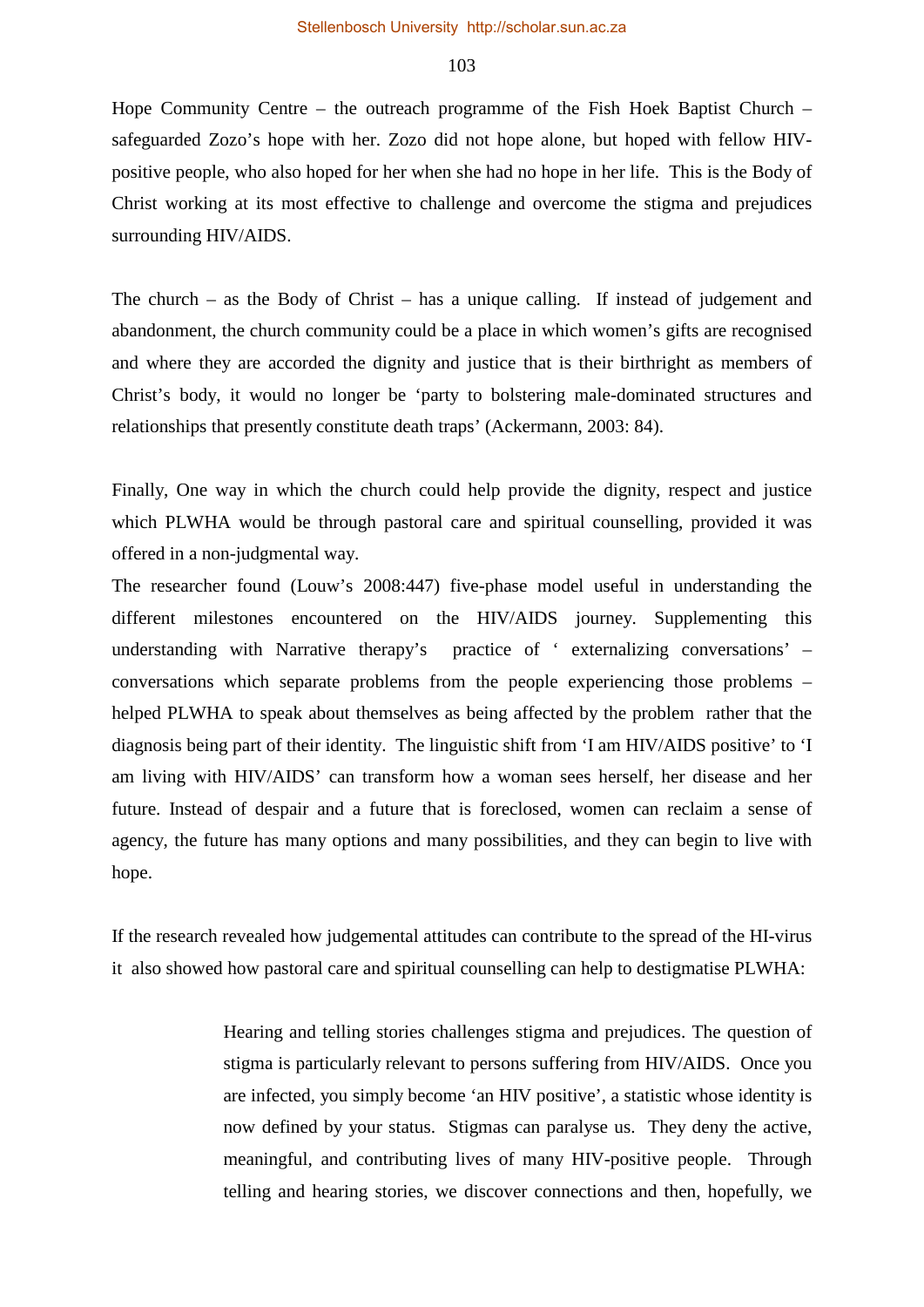Hope Community Centre – the outreach programme of the Fish Hoek Baptist Church – safeguarded Zozo's hope with her. Zozo did not hope alone, but hoped with fellow HIV-positive people, who also hoped for her when she had no hope in her life. This is the Body of Christ working at its most effective to challenge and overcome the stigma and prejudices surrounding HIV/AIDS.

The church – as the Body of Christ – has a unique calling. If instead of judgement and abandonment, the church community could be a place in which women's gifts are recognised and where they are accorded the dignity and justice that is their birthright as members of Christ's body, it would no longer be 'party to bolstering male-dominated structures and relationships that presently constitute death traps' (Ackermann, 2003: 84).

Finally, One way in which the church could help provide the dignity, respect and justice which PLWHA would be through pastoral care and spiritual counselling, provided it was offered in a non-judgmental way.

The researcher found (Louw's 2008:447) five-phase model useful in understanding the different milestones encountered on the HIV/AIDS journey. Supplementing this understanding with Narrative therapy's practice of ' externalizing conversations' – conversations which separate problems from the people experiencing those problems – helped PLWHA to speak about themselves as being affected by the problem rather that the diagnosis being part of their identity. The linguistic shift from 'I am HIV/AIDS positive' to 'I am living with HIV/AIDS' can transform how a woman sees herself, her disease and her future. Instead of despair and a future that is foreclosed, women can reclaim a sense of agency, the future has many options and many possibilities, and they can begin to live with hope.

If the research revealed how judgemental attitudes can contribute to the spread of the HI-virus it also showed how pastoral care and spiritual counselling can help to destigmatise PLWHA:

> Hearing and telling stories challenges stigma and prejudices. The question of stigma is particularly relevant to persons suffering from HIV/AIDS. Once you are infected, you simply become 'an HIV positive', a statistic whose identity is now defined by your status. Stigmas can paralyse us. They deny the active, meaningful, and contributing lives of many HIV-positive people. Through telling and hearing stories, we discover connections and then, hopefully, we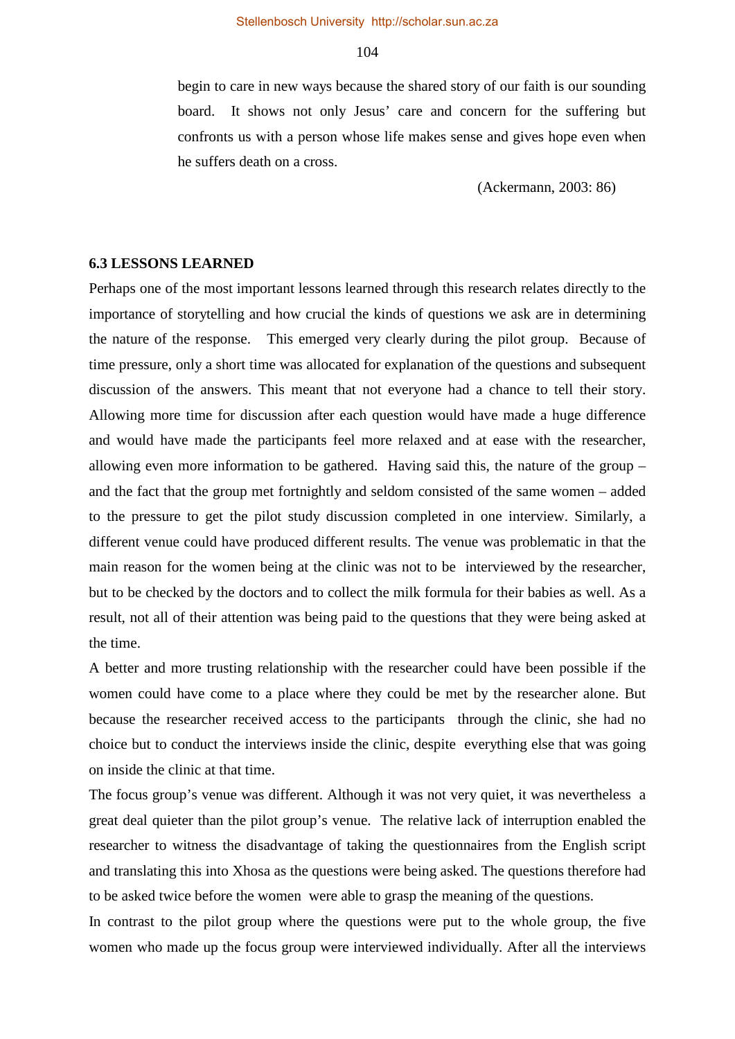> begin to care in new ways because the shared story of our faith is our sounding board. It shows not only Jesus' care and concern for the suffering but confronts us with a person whose life makes sense and gives hope even when he suffers death on a cross.
>
> (Ackermann, 2003: 86)

### 6.3 LESSONS LEARNED

Perhaps one of the most important lessons learned through this research relates directly to the importance of storytelling and how crucial the kinds of questions we ask are in determining the nature of the response. This emerged very clearly during the pilot group. Because of time pressure, only a short time was allocated for explanation of the questions and subsequent discussion of the answers. This meant that not everyone had a chance to tell their story. Allowing more time for discussion after each question would have made a huge difference and would have made the participants feel more relaxed and at ease with the researcher, allowing even more information to be gathered. Having said this, the nature of the group – and the fact that the group met fortnightly and seldom consisted of the same women – added to the pressure to get the pilot study discussion completed in one interview. Similarly, a different venue could have produced different results. The venue was problematic in that the main reason for the women being at the clinic was not to be interviewed by the researcher, but to be checked by the doctors and to collect the milk formula for their babies as well. As a result, not all of their attention was being paid to the questions that they were being asked at the time.

A better and more trusting relationship with the researcher could have been possible if the women could have come to a place where they could be met by the researcher alone. But because the researcher received access to the participants through the clinic, she had no choice but to conduct the interviews inside the clinic, despite everything else that was going on inside the clinic at that time.

The focus group's venue was different. Although it was not very quiet, it was nevertheless a great deal quieter than the pilot group's venue. The relative lack of interruption enabled the researcher to witness the disadvantage of taking the questionnaires from the English script and translating this into Xhosa as the questions were being asked. The questions therefore had to be asked twice before the women were able to grasp the meaning of the questions.

In contrast to the pilot group where the questions were put to the whole group, the five women who made up the focus group were interviewed individually. After all the interviews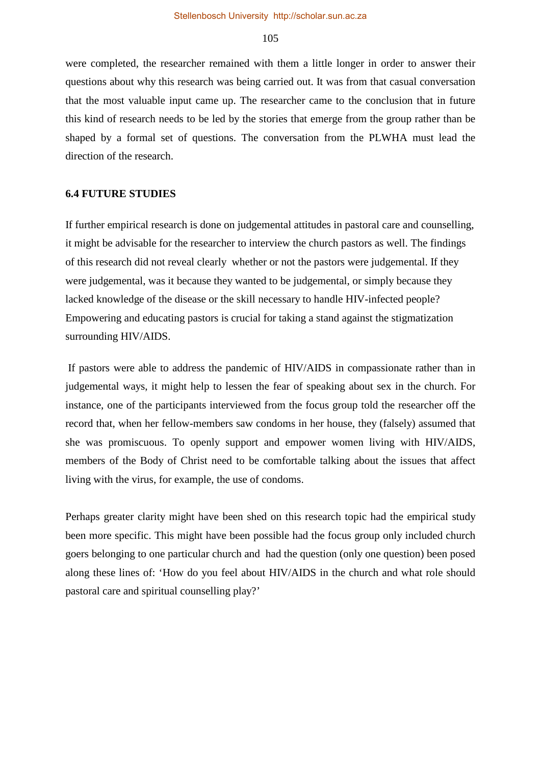were completed, the researcher remained with them a little longer in order to answer their questions about why this research was being carried out. It was from that casual conversation that the most valuable input came up. The researcher came to the conclusion that in future this kind of research needs to be led by the stories that emerge from the group rather than be shaped by a formal set of questions. The conversation from the PLWHA must lead the direction of the research.

### 6.4 FUTURE STUDIES

If further empirical research is done on judgemental attitudes in pastoral care and counselling, it might be advisable for the researcher to interview the church pastors as well. The findings of this research did not reveal clearly whether or not the pastors were judgemental. If they were judgemental, was it because they wanted to be judgemental, or simply because they lacked knowledge of the disease or the skill necessary to handle HIV-infected people? Empowering and educating pastors is crucial for taking a stand against the stigmatization surrounding HIV/AIDS.

If pastors were able to address the pandemic of HIV/AIDS in compassionate rather than in judgemental ways, it might help to lessen the fear of speaking about sex in the church. For instance, one of the participants interviewed from the focus group told the researcher off the record that, when her fellow-members saw condoms in her house, they (falsely) assumed that she was promiscuous. To openly support and empower women living with HIV/AIDS, members of the Body of Christ need to be comfortable talking about the issues that affect living with the virus, for example, the use of condoms.

Perhaps greater clarity might have been shed on this research topic had the empirical study been more specific. This might have been possible had the focus group only included church goers belonging to one particular church and had the question (only one question) been posed along these lines of: 'How do you feel about HIV/AIDS in the church and what role should pastoral care and spiritual counselling play?'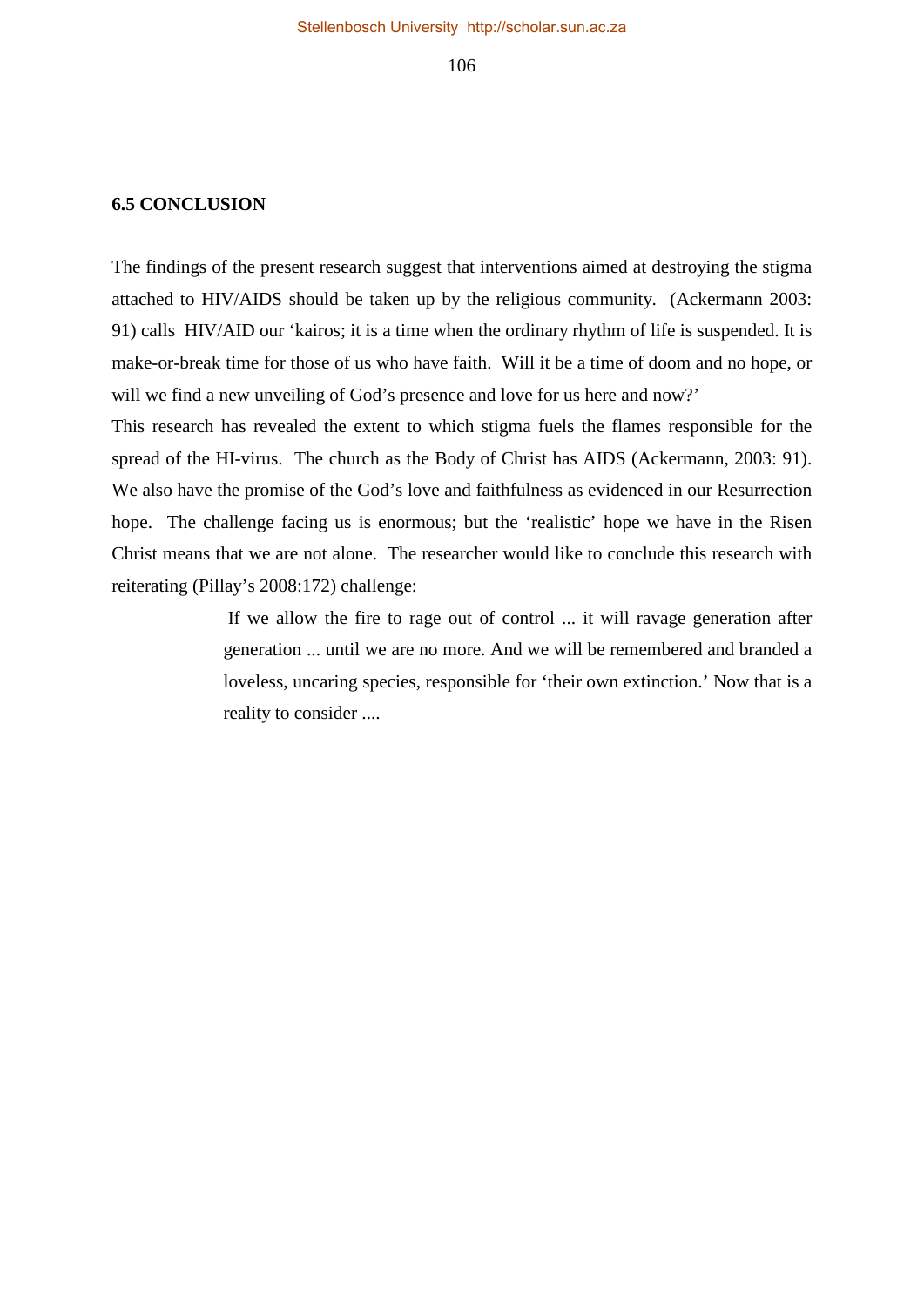## 6.5 CONCLUSION

The findings of the present research suggest that interventions aimed at destroying the stigma attached to HIV/AIDS should be taken up by the religious community. (Ackermann 2003: 91) calls HIV/AID our 'kairos; it is a time when the ordinary rhythm of life is suspended. It is make-or-break time for those of us who have faith. Will it be a time of doom and no hope, or will we find a new unveiling of God's presence and love for us here and now?'

This research has revealed the extent to which stigma fuels the flames responsible for the spread of the HI-virus. The church as the Body of Christ has AIDS (Ackermann, 2003: 91). We also have the promise of the God's love and faithfulness as evidenced in our Resurrection hope. The challenge facing us is enormous; but the 'realistic' hope we have in the Risen Christ means that we are not alone. The researcher would like to conclude this research with reiterating (Pillay's 2008:172) challenge:

> If we allow the fire to rage out of control ... it will ravage generation after generation ... until we are no more. And we will be remembered and branded a loveless, uncaring species, responsible for 'their own extinction.' Now that is a reality to consider ....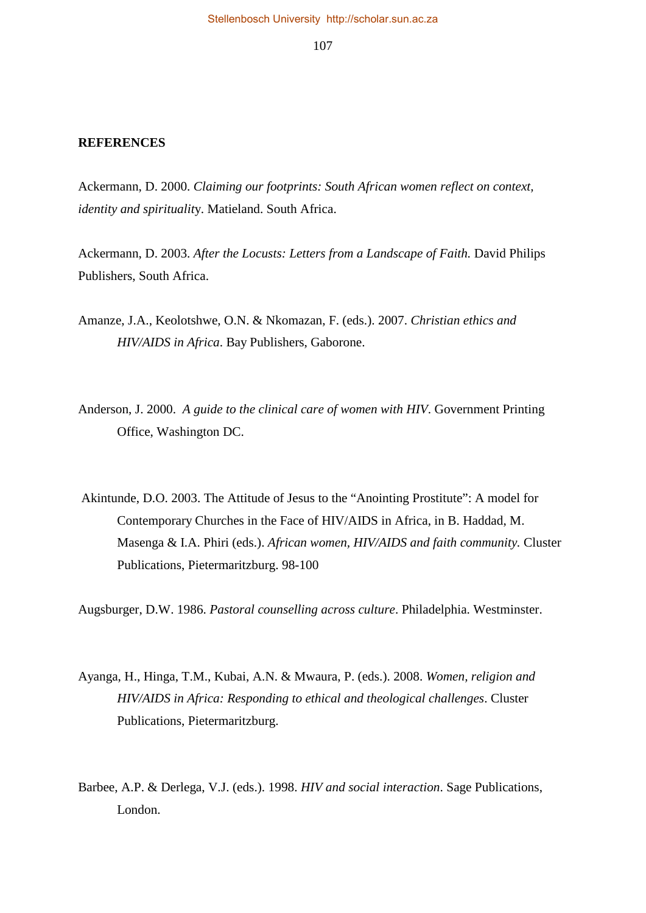**REFERENCES**

Ackermann, D. 2000. *Claiming our footprints: South African women reflect on context, identity and spirituality*. Matieland. South Africa.

Ackermann, D. 2003. *After the Locusts: Letters from a Landscape of Faith.* David Philips Publishers, South Africa.

Amanze, J.A., Keolotshwe, O.N. & Nkomazan, F. (eds.). 2007. *Christian ethics and HIV/AIDS in Africa*. Bay Publishers, Gaborone.

Anderson, J. 2000. *A guide to the clinical care of women with HIV*. Government Printing Office, Washington DC.

Akintunde, D.O. 2003. The Attitude of Jesus to the "Anointing Prostitute": A model for Contemporary Churches in the Face of HIV/AIDS in Africa, in B. Haddad, M. Masenga & I.A. Phiri (eds.). *African women, HIV/AIDS and faith community.* Cluster Publications, Pietermaritzburg. 98-100

Augsburger, D.W. 1986. *Pastoral counselling across culture*. Philadelphia. Westminster.

Ayanga, H., Hinga, T.M., Kubai, A.N. & Mwaura, P. (eds.). 2008. *Women, religion and HIV/AIDS in Africa: Responding to ethical and theological challenges*. Cluster Publications, Pietermaritzburg.

Barbee, A.P. & Derlega, V.J. (eds.). 1998. *HIV and social interaction*. Sage Publications, London.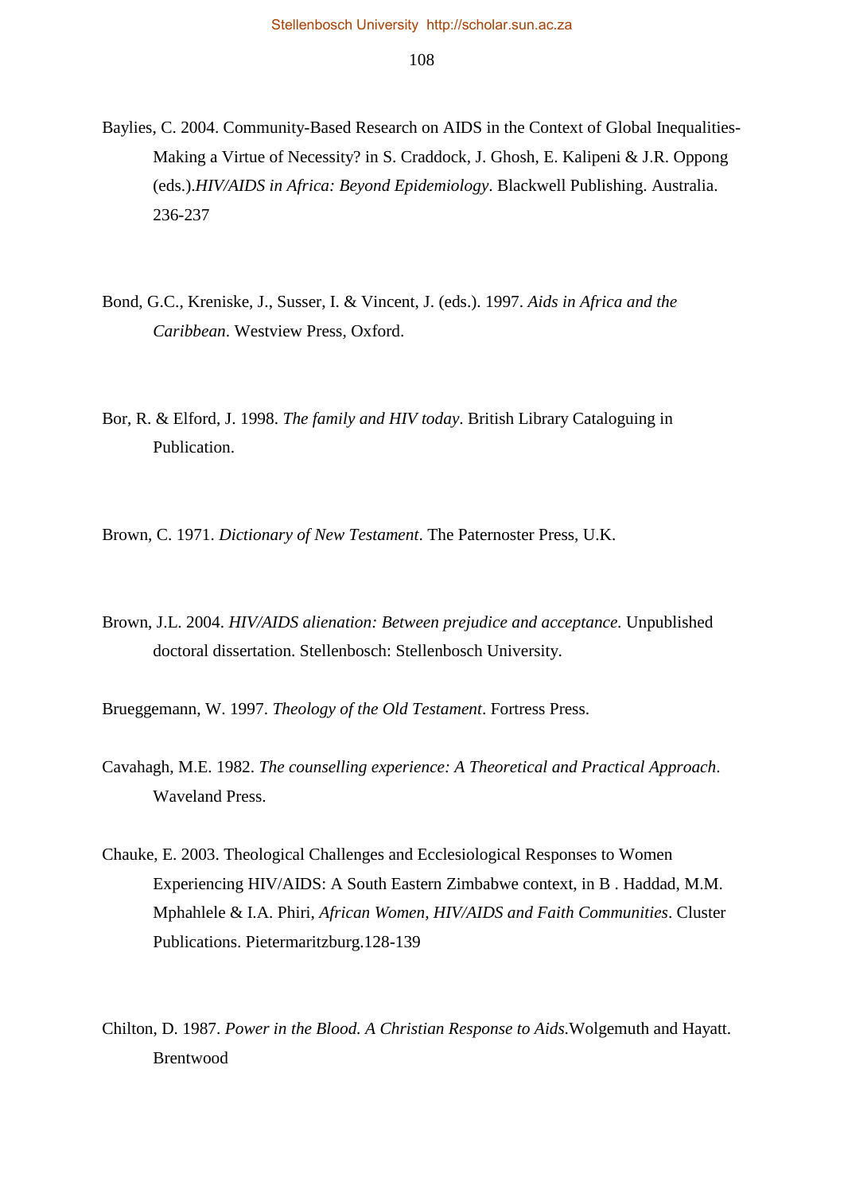Baylies, C. 2004. Community-Based Research on AIDS in the Context of Global Inequalities-Making a Virtue of Necessity? in S. Craddock, J. Ghosh, E. Kalipeni & J.R. Oppong (eds.).*HIV/AIDS in Africa: Beyond Epidemiology*. Blackwell Publishing. Australia. 236-237

Bond, G.C., Kreniske, J., Susser, I. & Vincent, J. (eds.). 1997. *Aids in Africa and the Caribbean*. Westview Press, Oxford.

Bor, R. & Elford, J. 1998. *The family and HIV today*. British Library Cataloguing in Publication.

Brown, C. 1971. *Dictionary of New Testament*. The Paternoster Press, U.K.

Brown, J.L. 2004. *HIV/AIDS alienation: Between prejudice and acceptance.* Unpublished doctoral dissertation. Stellenbosch: Stellenbosch University.

Brueggemann, W. 1997. *Theology of the Old Testament*. Fortress Press.

Cavahagh, M.E. 1982. *The counselling experience: A Theoretical and Practical Approach*. Waveland Press.

Chauke, E. 2003. Theological Challenges and Ecclesiological Responses to Women Experiencing HIV/AIDS: A South Eastern Zimbabwe context, in B . Haddad, M.M. Mphahlele & I.A. Phiri, *African Women, HIV/AIDS and Faith Communities*. Cluster Publications. Pietermaritzburg.128-139

Chilton, D. 1987. *Power in the Blood. A Christian Response to Aids.*Wolgemuth and Hayatt. Brentwood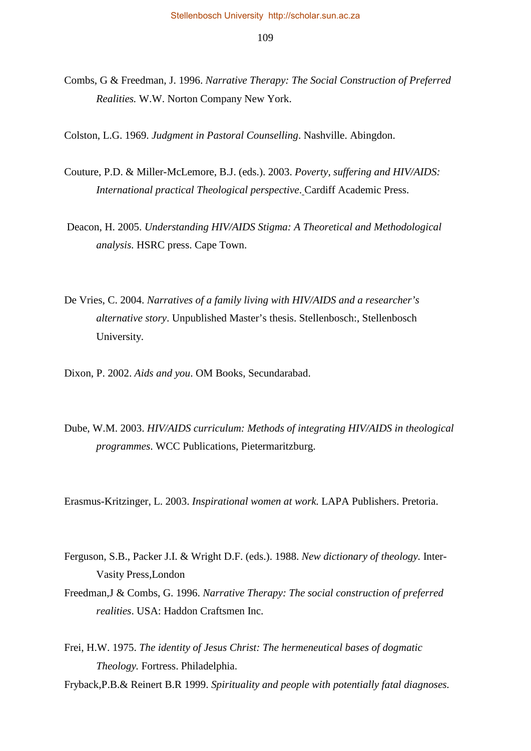Combs, G & Freedman, J. 1996. *Narrative Therapy: The Social Construction of Preferred Realities.* W.W. Norton Company New York.

Colston, L.G. 1969. *Judgment in Pastoral Counselling*. Nashville. Abingdon.

Couture, P.D. & Miller-McLemore, B.J. (eds.). 2003. *Poverty, suffering and HIV/AIDS: International practical Theological perspective*. Cardiff Academic Press.

Deacon, H. 2005. *Understanding HIV/AIDS Stigma: A Theoretical and Methodological analysis*. HSRC press. Cape Town.

De Vries, C. 2004. *Narratives of a family living with HIV/AIDS and a researcher's alternative story*. Unpublished Master's thesis. Stellenbosch:, Stellenbosch University.

Dixon, P. 2002. *Aids and you*. OM Books, Secundarabad.

Dube, W.M. 2003. *HIV/AIDS curriculum: Methods of integrating HIV/AIDS in theological programmes*. WCC Publications, Pietermaritzburg.

Erasmus-Kritzinger, L. 2003. *Inspirational women at work.* LAPA Publishers. Pretoria.

Ferguson, S.B., Packer J.I. & Wright D.F. (eds.). 1988. *New dictionary of theology*. Inter-Vasity Press,London

Freedman,J & Combs, G. 1996. *Narrative Therapy: The social construction of preferred realities*. USA: Haddon Craftsmen Inc.

Frei, H.W. 1975. *The identity of Jesus Christ: The hermeneutical bases of dogmatic Theology.* Fortress. Philadelphia.

Fryback,P.B.& Reinert B.R 1999. *Spirituality and people with potentially fatal diagnoses.*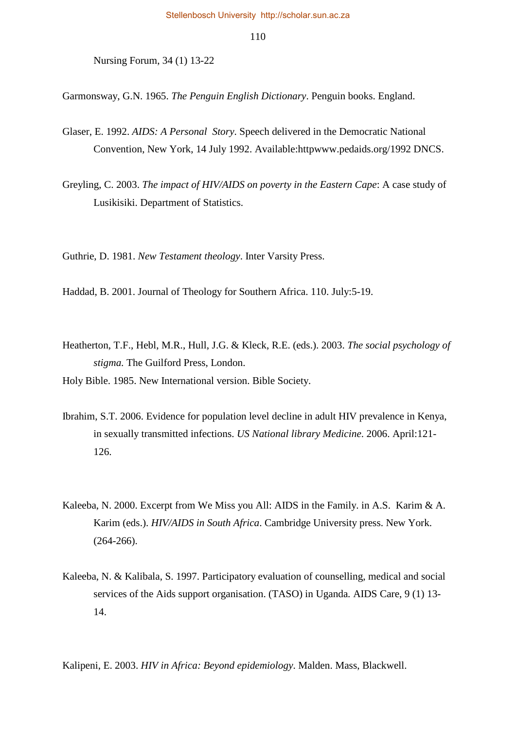Nursing Forum, 34 (1) 13-22

Garmonsway, G.N. 1965. *The Penguin English Dictionary*. Penguin books. England.

Glaser, E. 1992. *AIDS: A Personal Story*. Speech delivered in the Democratic National Convention, New York, 14 July 1992. Available:httpwww.pedaids.org/1992 DNCS.

Greyling, C. 2003. *The impact of HIV/AIDS on poverty in the Eastern Cape*: A case study of Lusikisiki. Department of Statistics.

Guthrie, D. 1981. *New Testament theology*. Inter Varsity Press.

Haddad, B. 2001. Journal of Theology for Southern Africa. 110. July:5-19.

Heatherton, T.F., Hebl, M.R., Hull, J.G. & Kleck, R.E. (eds.). 2003. *The social psychology of stigma.* The Guilford Press, London.

Holy Bible. 1985. New International version. Bible Society.

Ibrahim, S.T. 2006. Evidence for population level decline in adult HIV prevalence in Kenya, in sexually transmitted infections. *US National library Medicine*. 2006. April:121-126.

Kaleeba, N. 2000. Excerpt from We Miss you All: AIDS in the Family. in A.S. Karim & A. Karim (eds.). *HIV/AIDS in South Africa*. Cambridge University press. New York. (264-266).

Kaleeba, N. & Kalibala, S. 1997. Participatory evaluation of counselling, medical and social services of the Aids support organisation. (TASO) in Uganda. AIDS Care, 9 (1) 13-14.

Kalipeni, E. 2003. *HIV in Africa: Beyond epidemiology*. Malden. Mass, Blackwell.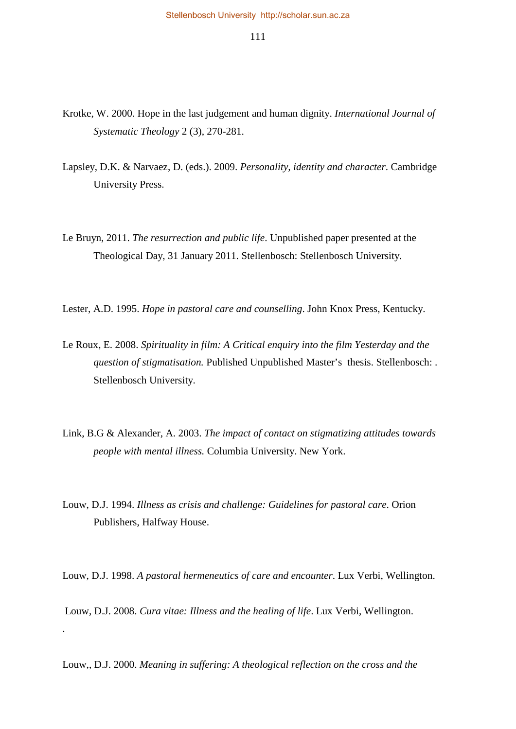Krotke, W. 2000. Hope in the last judgement and human dignity. *International Journal of Systematic Theology* 2 (3), 270-281.

Lapsley, D.K. & Narvaez, D. (eds.). 2009. *Personality, identity and character*. Cambridge University Press.

Le Bruyn, 2011. *The resurrection and public life*. Unpublished paper presented at the Theological Day, 31 January 2011. Stellenbosch: Stellenbosch University.

Lester, A.D. 1995. *Hope in pastoral care and counselling*. John Knox Press, Kentucky.

Le Roux, E. 2008. *Spirituality in film: A Critical enquiry into the film Yesterday and the question of stigmatisation.* Published Unpublished Master's thesis. Stellenbosch: . Stellenbosch University.

Link, B.G & Alexander, A. 2003. *The impact of contact on stigmatizing attitudes towards people with mental illness.* Columbia University. New York.

Louw, D.J. 1994. *Illness as crisis and challenge: Guidelines for pastoral care*. Orion Publishers, Halfway House.

Louw, D.J. 1998. *A pastoral hermeneutics of care and encounter*. Lux Verbi, Wellington.

Louw, D.J. 2008. *Cura vitae: Illness and the healing of life*. Lux Verbi, Wellington.

.

Louw,, D.J. 2000. *Meaning in suffering: A theological reflection on the cross and the*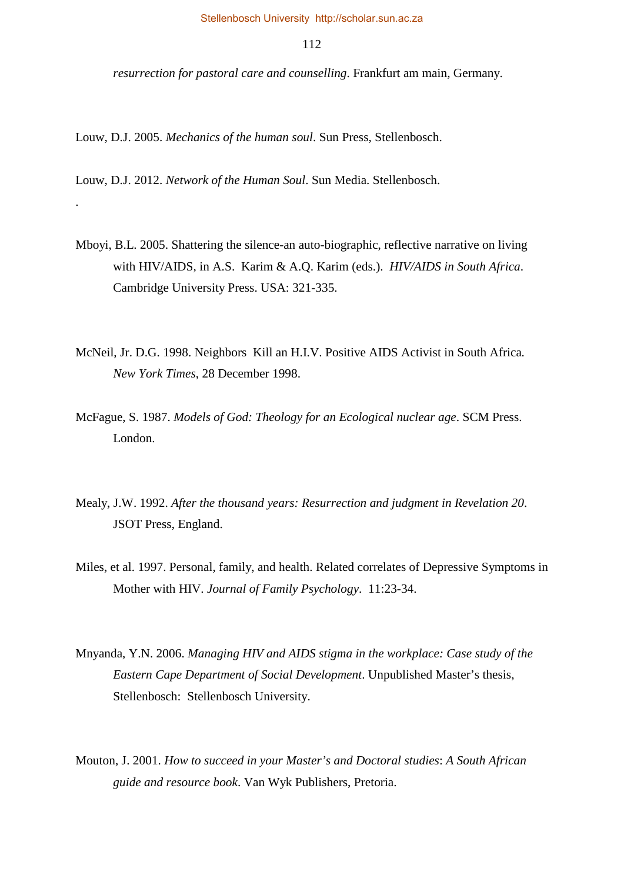*resurrection for pastoral care and counselling*. Frankfurt am main, Germany.

Louw, D.J. 2005. *Mechanics of the human soul*. Sun Press, Stellenbosch.

Louw, D.J. 2012. *Network of the Human Soul*. Sun Media. Stellenbosch.

.

Mboyi, B.L. 2005. Shattering the silence-an auto-biographic, reflective narrative on living with HIV/AIDS, in A.S. Karim & A.Q. Karim (eds.). *HIV/AIDS in South Africa*. Cambridge University Press. USA: 321-335.

McNeil, Jr. D.G. 1998. Neighbors Kill an H.I.V. Positive AIDS Activist in South Africa. *New York Times*, 28 December 1998.

McFague, S. 1987. *Models of God: Theology for an Ecological nuclear age*. SCM Press. London.

Mealy, J.W. 1992. *After the thousand years: Resurrection and judgment in Revelation 20*. JSOT Press, England.

Miles, et al. 1997. Personal, family, and health. Related correlates of Depressive Symptoms in Mother with HIV. *Journal of Family Psychology*. 11:23-34.

Mnyanda, Y.N. 2006. *Managing HIV and AIDS stigma in the workplace: Case study of the Eastern Cape Department of Social Development*. Unpublished Master's thesis, Stellenbosch: Stellenbosch University.

Mouton, J. 2001. *How to succeed in your Master's and Doctoral studies*: *A South African guide and resource book*. Van Wyk Publishers, Pretoria.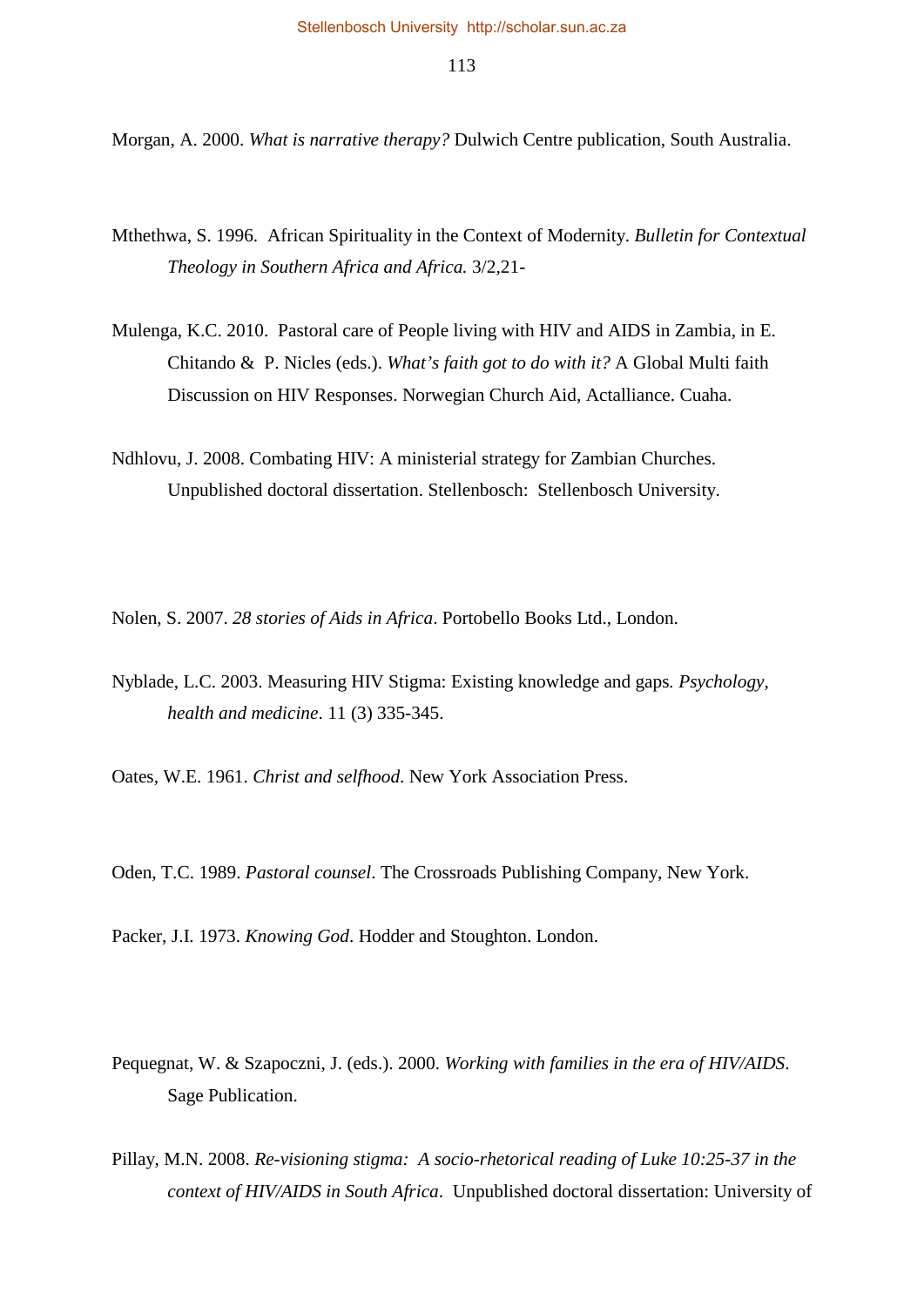Morgan, A. 2000. *What is narrative therapy?* Dulwich Centre publication, South Australia.

Mthethwa, S. 1996. African Spirituality in the Context of Modernity. *Bulletin for Contextual Theology in Southern Africa and Africa.* 3/2,21-

Mulenga, K.C. 2010. Pastoral care of People living with HIV and AIDS in Zambia, in E. Chitando & P. Nicles (eds.). *What's faith got to do with it?* A Global Multi faith Discussion on HIV Responses. Norwegian Church Aid, Actalliance. Cuaha.

Ndhlovu, J. 2008. Combating HIV: A ministerial strategy for Zambian Churches. Unpublished doctoral dissertation. Stellenbosch: Stellenbosch University.

Nolen, S. 2007. *28 stories of Aids in Africa*. Portobello Books Ltd., London.

Nyblade, L.C. 2003. Measuring HIV Stigma: Existing knowledge and gaps. *Psychology, health and medicine*. 11 (3) 335-345.

Oates, W.E. 1961. *Christ and selfhood*. New York Association Press.

Oden, T.C. 1989. *Pastoral counsel*. The Crossroads Publishing Company, New York.

Packer, J.I. 1973. *Knowing God*. Hodder and Stoughton. London.

Pequegnat, W. & Szapoczni, J. (eds.). 2000. *Working with families in the era of HIV/AIDS*. Sage Publication.

Pillay, M.N. 2008. *Re-visioning stigma: A socio-rhetorical reading of Luke 10:25-37 in the context of HIV/AIDS in South Africa*. Unpublished doctoral dissertation: University of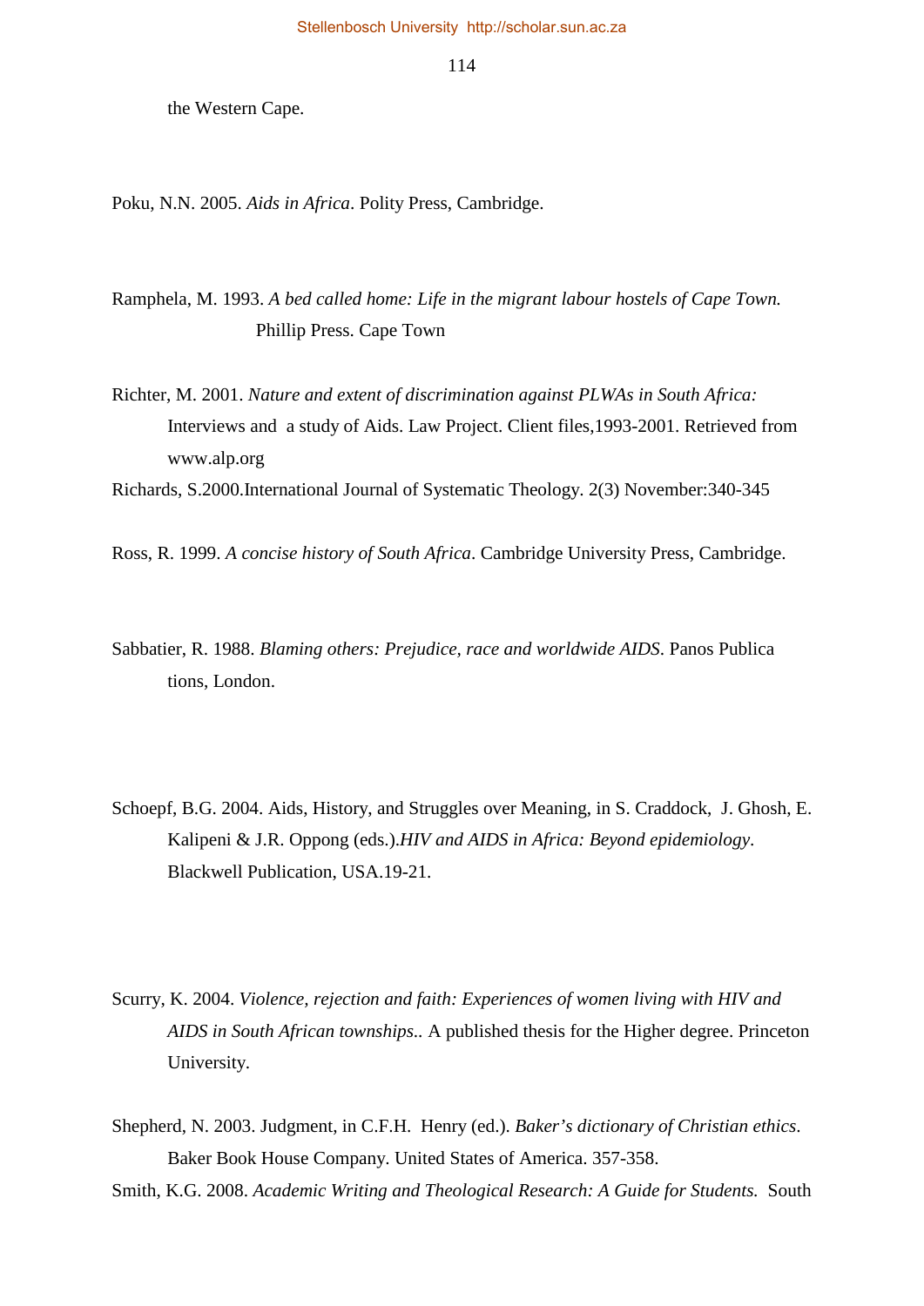the Western Cape.

Poku, N.N. 2005. *Aids in Africa*. Polity Press, Cambridge.

Ramphela, M. 1993. *A bed called home: Life in the migrant labour hostels of Cape Town.* Phillip Press. Cape Town

Richter, M. 2001. *Nature and extent of discrimination against PLWAs in South Africa:* Interviews and a study of Aids. Law Project. Client files,1993-2001. Retrieved from www.alp.org

Richards, S.2000.International Journal of Systematic Theology. 2(3) November:340-345

Ross, R. 1999. *A concise history of South Africa*. Cambridge University Press, Cambridge.

Sabbatier, R. 1988. *Blaming others: Prejudice, race and worldwide AIDS*. Panos Publica tions, London.

Schoepf, B.G. 2004. Aids, History, and Struggles over Meaning, in S. Craddock, J. Ghosh, E. Kalipeni & J.R. Oppong (eds.).*HIV and AIDS in Africa: Beyond epidemiology*. Blackwell Publication, USA.19-21.

Scurry, K. 2004. *Violence, rejection and faith: Experiences of women living with HIV and AIDS in South African townships..* A published thesis for the Higher degree. Princeton University.

Shepherd, N. 2003. Judgment, in C.F.H. Henry (ed.). *Baker's dictionary of Christian ethics*. Baker Book House Company. United States of America. 357-358.

Smith, K.G. 2008. *Academic Writing and Theological Research: A Guide for Students.* South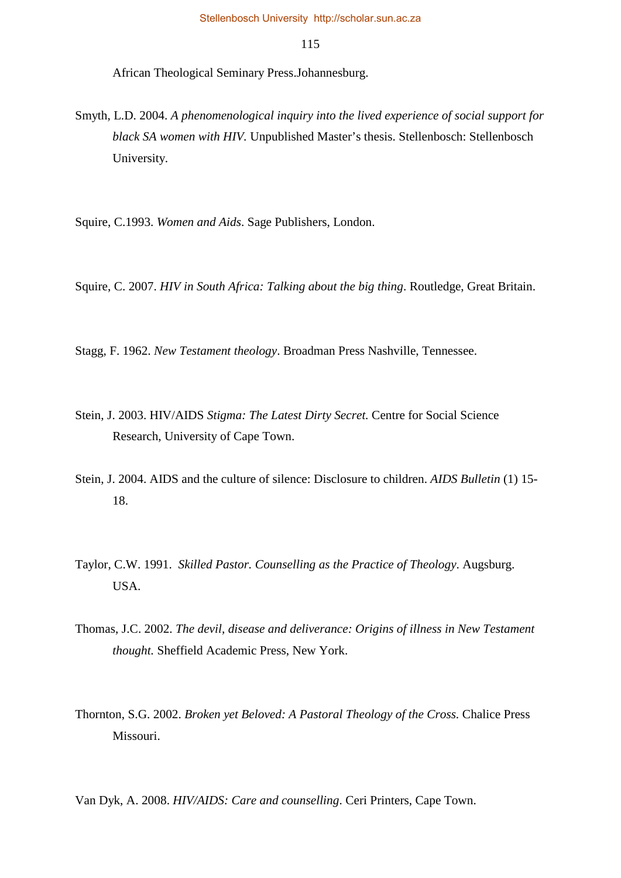African Theological Seminary Press.Johannesburg.

Smyth, L.D. 2004. *A phenomenological inquiry into the lived experience of social support for black SA women with HIV*. Unpublished Master's thesis. Stellenbosch: Stellenbosch University.

Squire, C.1993. *Women and Aids*. Sage Publishers, London.

Squire, C. 2007. *HIV in South Africa: Talking about the big thing*. Routledge, Great Britain.

Stagg, F. 1962. *New Testament theology*. Broadman Press Nashville, Tennessee.

Stein, J. 2003. HIV/AIDS *Stigma: The Latest Dirty Secret*. Centre for Social Science Research, University of Cape Town.

Stein, J. 2004. AIDS and the culture of silence: Disclosure to children. *AIDS Bulletin* (1) 15-18.

Taylor, C.W. 1991. *Skilled Pastor. Counselling as the Practice of Theology*. Augsburg. USA.

Thomas, J.C. 2002. *The devil, disease and deliverance: Origins of illness in New Testament thought.* Sheffield Academic Press, New York.

Thornton, S.G. 2002. *Broken yet Beloved: A Pastoral Theology of the Cross*. Chalice Press Missouri.

Van Dyk, A. 2008. *HIV/AIDS: Care and counselling*. Ceri Printers, Cape Town.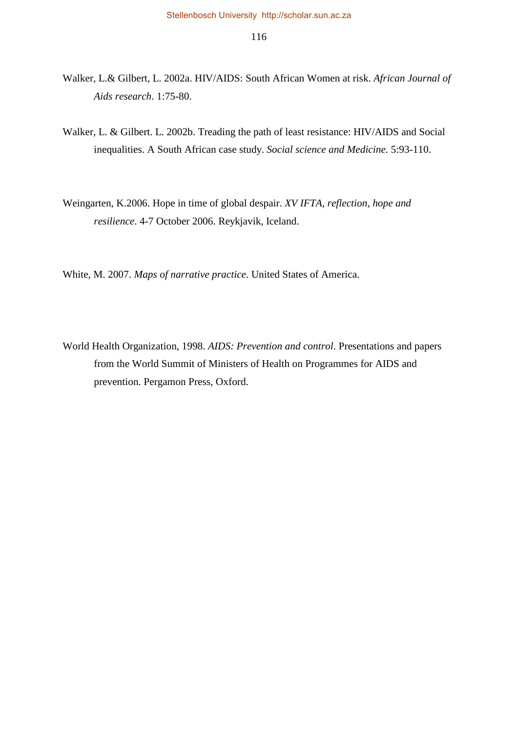Walker, L.& Gilbert, L. 2002a. HIV/AIDS: South African Women at risk. *African Journal of Aids research*. 1:75-80.

Walker, L. & Gilbert. L. 2002b. Treading the path of least resistance: HIV/AIDS and Social inequalities. A South African case study. *Social science and Medicine*. 5:93-110.

Weingarten, K.2006. Hope in time of global despair. *XV IFTA, reflection, hope and resilience*. 4-7 October 2006. Reykjavik, Iceland.

White, M. 2007. *Maps of narrative practice*. United States of America.

World Health Organization, 1998. *AIDS: Prevention and control*. Presentations and papers from the World Summit of Ministers of Health on Programmes for AIDS and prevention. Pergamon Press, Oxford.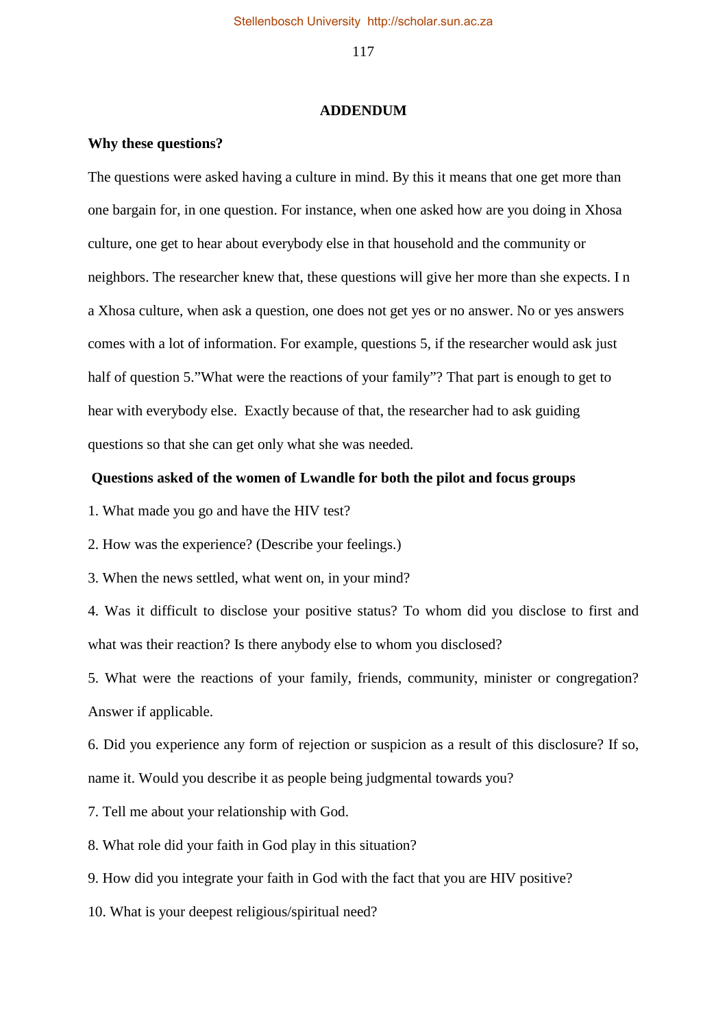## ADDENDUM

**Why these questions?**

The questions were asked having a culture in mind. By this it means that one get more than one bargain for, in one question. For instance, when one asked how are you doing in Xhosa culture, one get to hear about everybody else in that household and the community or neighbors. The researcher knew that, these questions will give her more than she expects. I n a Xhosa culture, when ask a question, one does not get yes or no answer. No or yes answers comes with a lot of information. For example, questions 5, if the researcher would ask just half of question 5."What were the reactions of your family"? That part is enough to get to hear with everybody else. Exactly because of that, the researcher had to ask guiding questions so that she can get only what she was needed.

**Questions asked of the women of Lwandle for both the pilot and focus groups**

1. What made you go and have the HIV test?
2. How was the experience? (Describe your feelings.)
3. When the news settled, what went on, in your mind?
4. Was it difficult to disclose your positive status? To whom did you disclose to first and what was their reaction? Is there anybody else to whom you disclosed?
5. What were the reactions of your family, friends, community, minister or congregation? Answer if applicable.
6. Did you experience any form of rejection or suspicion as a result of this disclosure? If so, name it. Would you describe it as people being judgmental towards you?
7. Tell me about your relationship with God.
8. What role did your faith in God play in this situation?
9. How did you integrate your faith in God with the fact that you are HIV positive?
10. What is your deepest religious/spiritual need?